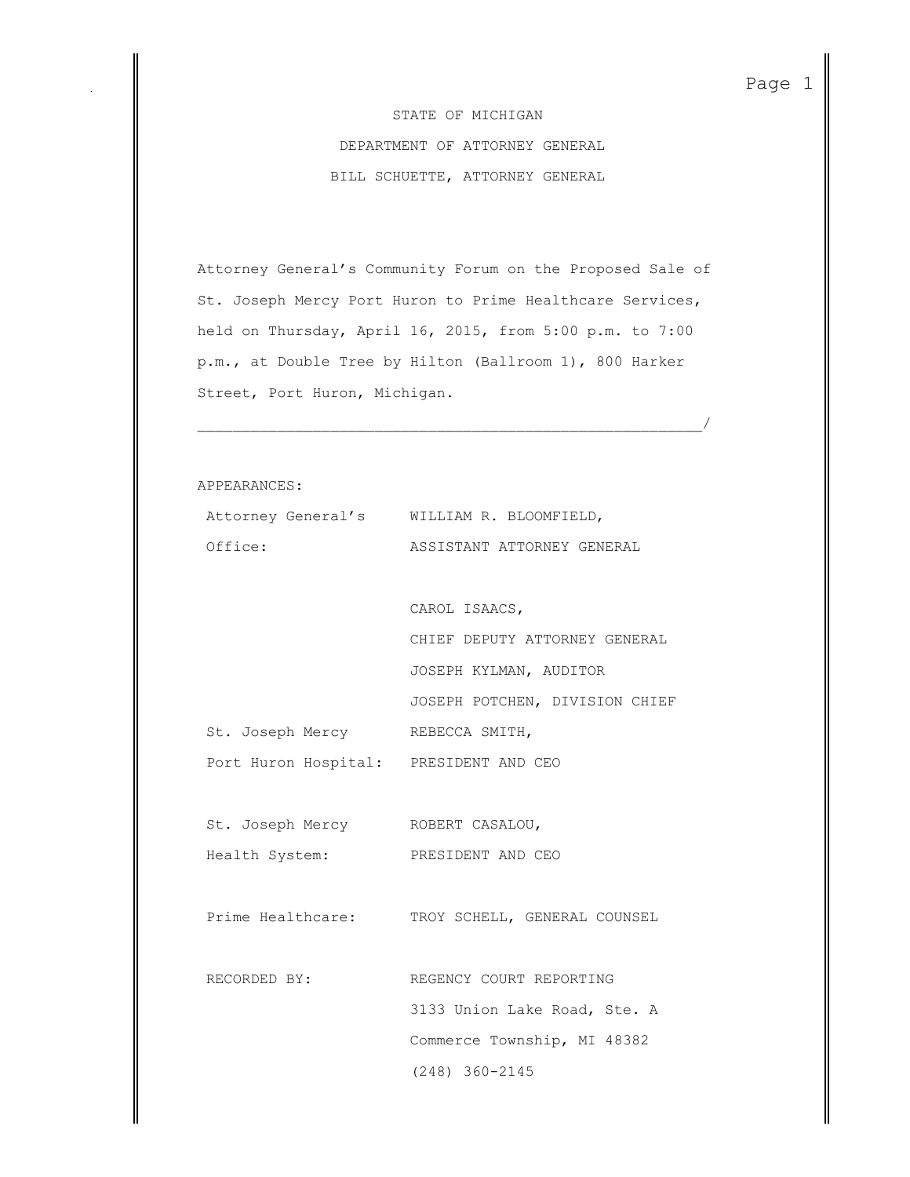STATE OF MICHIGAN

DEPARTMENT OF ATTORNEY GENERAL

BILL SCHUETTE, ATTORNEY GENERAL

Attorney General's Community Forum on the Proposed Sale of St. Joseph Mercy Port Huron to Prime Healthcare Services, held on Thursday, April 16, 2015, from 5:00 p.m. to 7:00 p.m., at Double Tree by Hilton (Ballroom 1), 800 Harker Street, Port Huron, Michigan.

_______________________________________________________/

APPEARANCES:

| | |
|---|---|
| Attorney General's Office: | WILLIAM R. BLOOMFIELD, ASSISTANT ATTORNEY GENERAL |
| | CAROL ISAACS, CHIEF DEPUTY ATTORNEY GENERAL |
| | JOSEPH KYLMAN, AUDITOR |
| | JOSEPH POTCHEN, DIVISION CHIEF |
| St. Joseph Mercy Port Huron Hospital: | REBECCA SMITH, PRESIDENT AND CEO |
| St. Joseph Mercy Health System: | ROBERT CASALOU, PRESIDENT AND CEO |
| Prime Healthcare: | TROY SCHELL, GENERAL COUNSEL |
| RECORDED BY: | REGENCY COURT REPORTING<br>3133 Union Lake Road, Ste. A<br>Commerce Township, MI 48382<br>(248) 360-2145 |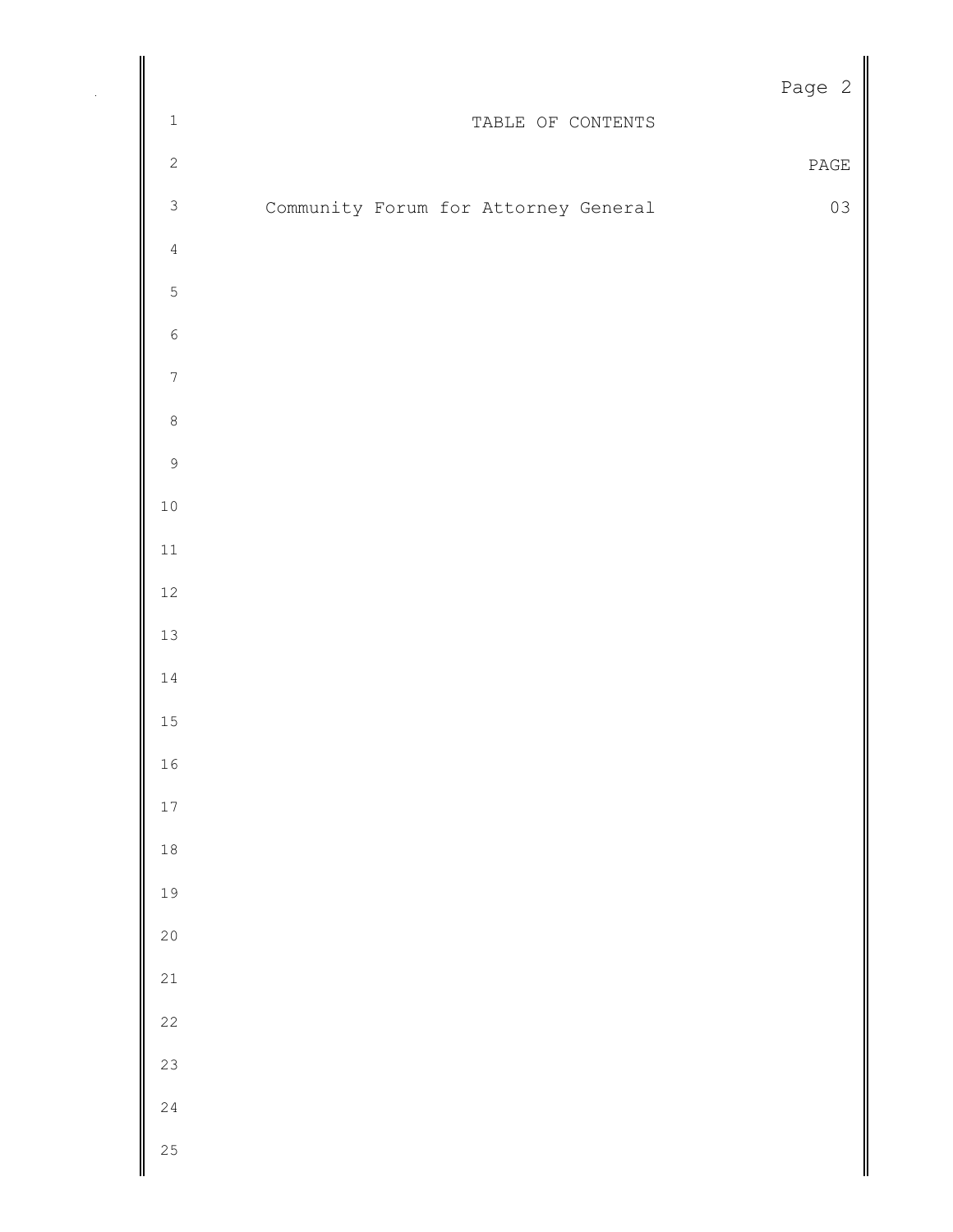# TABLE OF CONTENTS

| | PAGE |
|---|---|
| Community Forum for Attorney General | 03 |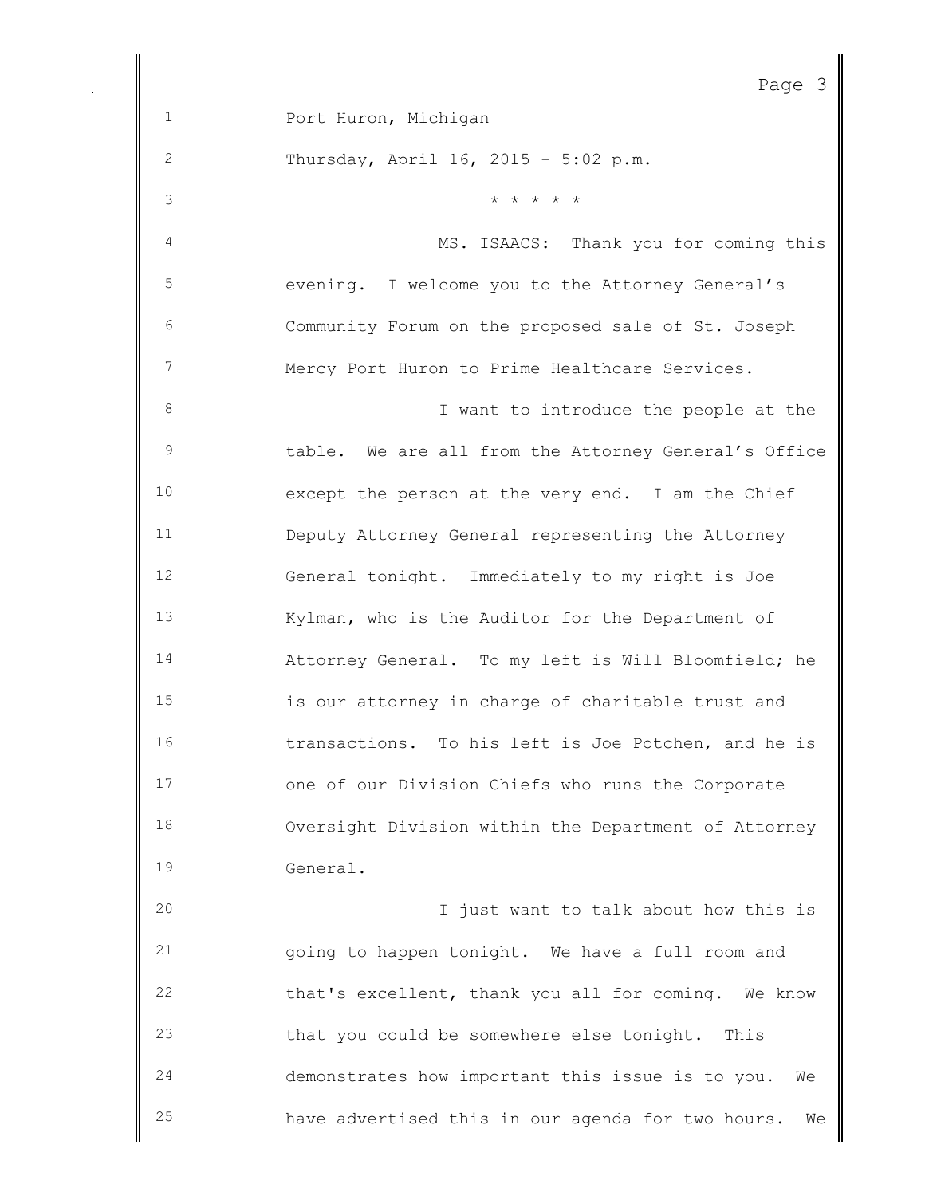Port Huron, Michigan

Thursday, April 16, 2015 - 5:02 p.m.

* * * * *

MS. ISAACS: Thank you for coming this evening. I welcome you to the Attorney General's Community Forum on the proposed sale of St. Joseph Mercy Port Huron to Prime Healthcare Services.

I want to introduce the people at the table. We are all from the Attorney General's Office except the person at the very end. I am the Chief Deputy Attorney General representing the Attorney General tonight. Immediately to my right is Joe Kylman, who is the Auditor for the Department of Attorney General. To my left is Will Bloomfield; he is our attorney in charge of charitable trust and transactions. To his left is Joe Potchen, and he is one of our Division Chiefs who runs the Corporate Oversight Division within the Department of Attorney General.

I just want to talk about how this is going to happen tonight. We have a full room and that's excellent, thank you all for coming. We know that you could be somewhere else tonight. This demonstrates how important this issue is to you. We have advertised this in our agenda for two hours. We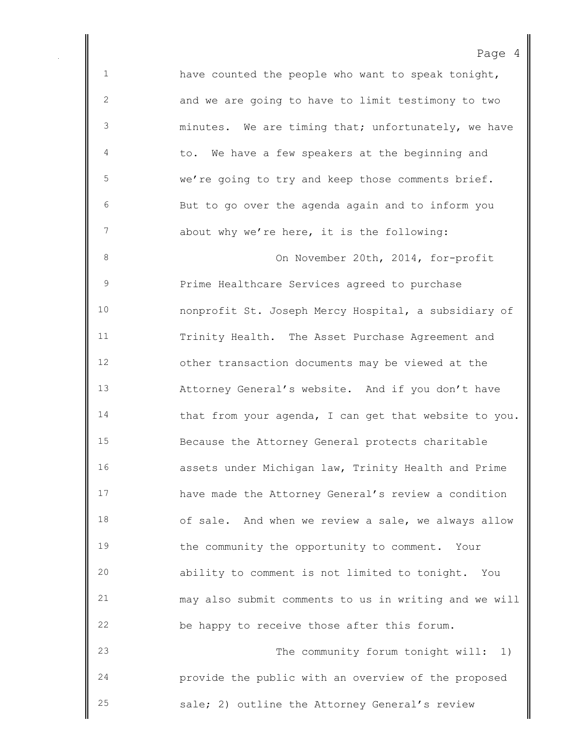have counted the people who want to speak tonight, and we are going to have to limit testimony to two minutes. We are timing that; unfortunately, we have to. We have a few speakers at the beginning and we're going to try and keep those comments brief. But to go over the agenda again and to inform you about why we're here, it is the following:

On November 20th, 2014, for-profit Prime Healthcare Services agreed to purchase nonprofit St. Joseph Mercy Hospital, a subsidiary of Trinity Health. The Asset Purchase Agreement and other transaction documents may be viewed at the Attorney General's website. And if you don't have that from your agenda, I can get that website to you. Because the Attorney General protects charitable assets under Michigan law, Trinity Health and Prime have made the Attorney General's review a condition of sale. And when we review a sale, we always allow the community the opportunity to comment. Your ability to comment is not limited to tonight. You may also submit comments to us in writing and we will be happy to receive those after this forum.

The community forum tonight will: 1) provide the public with an overview of the proposed sale; 2) outline the Attorney General's review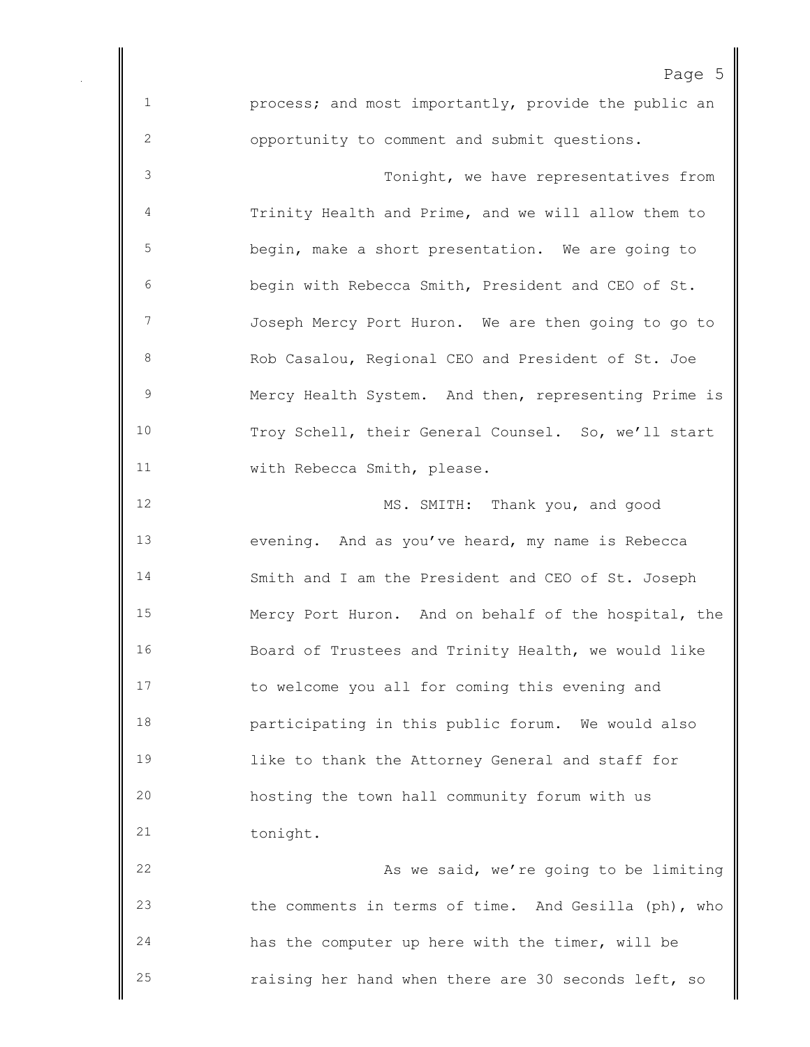process; and most importantly, provide the public an opportunity to comment and submit questions.

Tonight, we have representatives from Trinity Health and Prime, and we will allow them to begin, make a short presentation. We are going to begin with Rebecca Smith, President and CEO of St. Joseph Mercy Port Huron. We are then going to go to Rob Casalou, Regional CEO and President of St. Joe Mercy Health System. And then, representing Prime is Troy Schell, their General Counsel. So, we'll start with Rebecca Smith, please.

MS. SMITH: Thank you, and good evening. And as you've heard, my name is Rebecca Smith and I am the President and CEO of St. Joseph Mercy Port Huron. And on behalf of the hospital, the Board of Trustees and Trinity Health, we would like to welcome you all for coming this evening and participating in this public forum. We would also like to thank the Attorney General and staff for hosting the town hall community forum with us tonight.

As we said, we're going to be limiting the comments in terms of time. And Gesilla (ph), who has the computer up here with the timer, will be raising her hand when there are 30 seconds left, so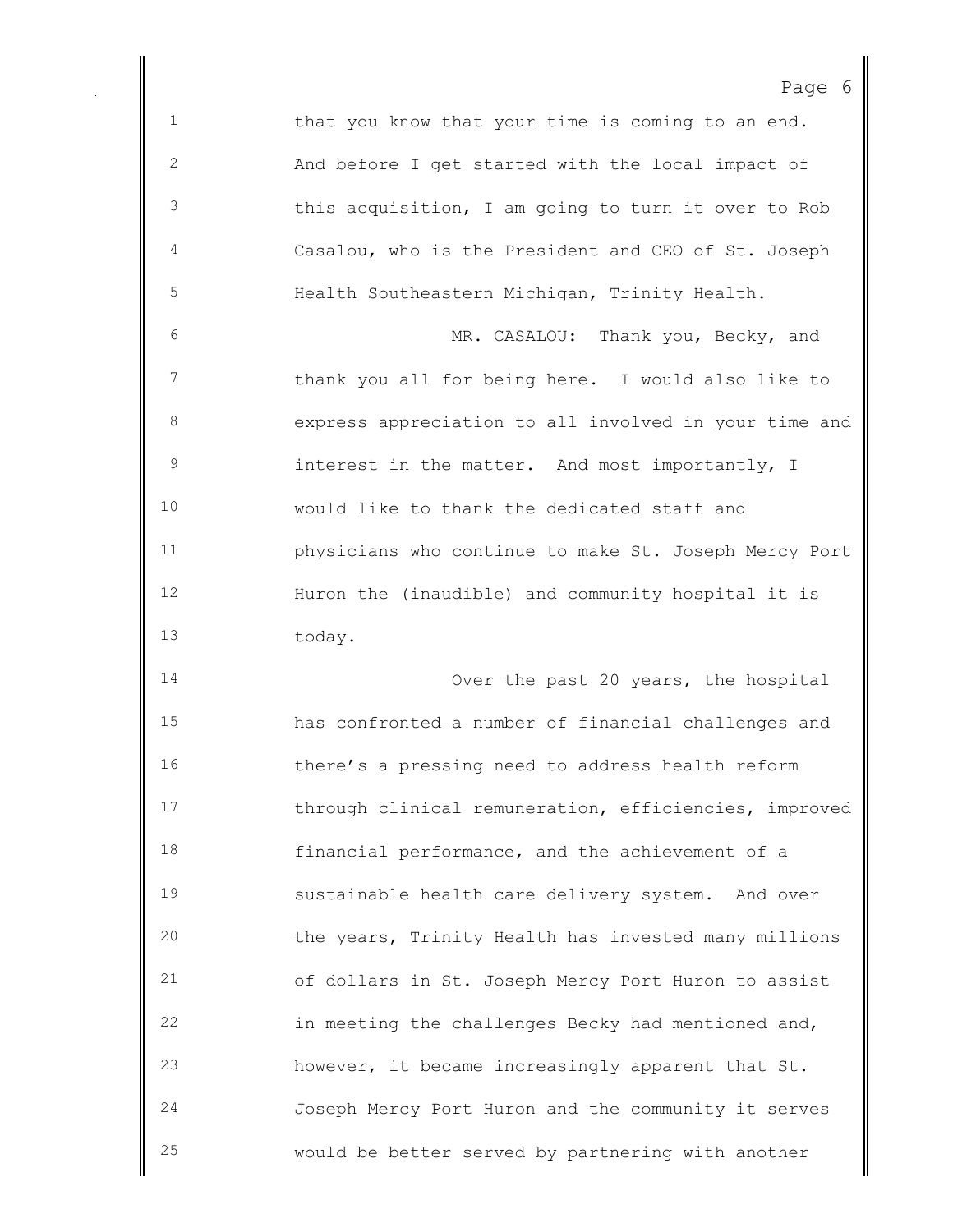that you know that your time is coming to an end. And before I get started with the local impact of this acquisition, I am going to turn it over to Rob Casalou, who is the President and CEO of St. Joseph Health Southeastern Michigan, Trinity Health.

MR. CASALOU: Thank you, Becky, and thank you all for being here. I would also like to express appreciation to all involved in your time and interest in the matter. And most importantly, I would like to thank the dedicated staff and physicians who continue to make St. Joseph Mercy Port Huron the (inaudible) and community hospital it is today.

Over the past 20 years, the hospital has confronted a number of financial challenges and there's a pressing need to address health reform through clinical remuneration, efficiencies, improved financial performance, and the achievement of a sustainable health care delivery system. And over the years, Trinity Health has invested many millions of dollars in St. Joseph Mercy Port Huron to assist in meeting the challenges Becky had mentioned and, however, it became increasingly apparent that St. Joseph Mercy Port Huron and the community it serves would be better served by partnering with another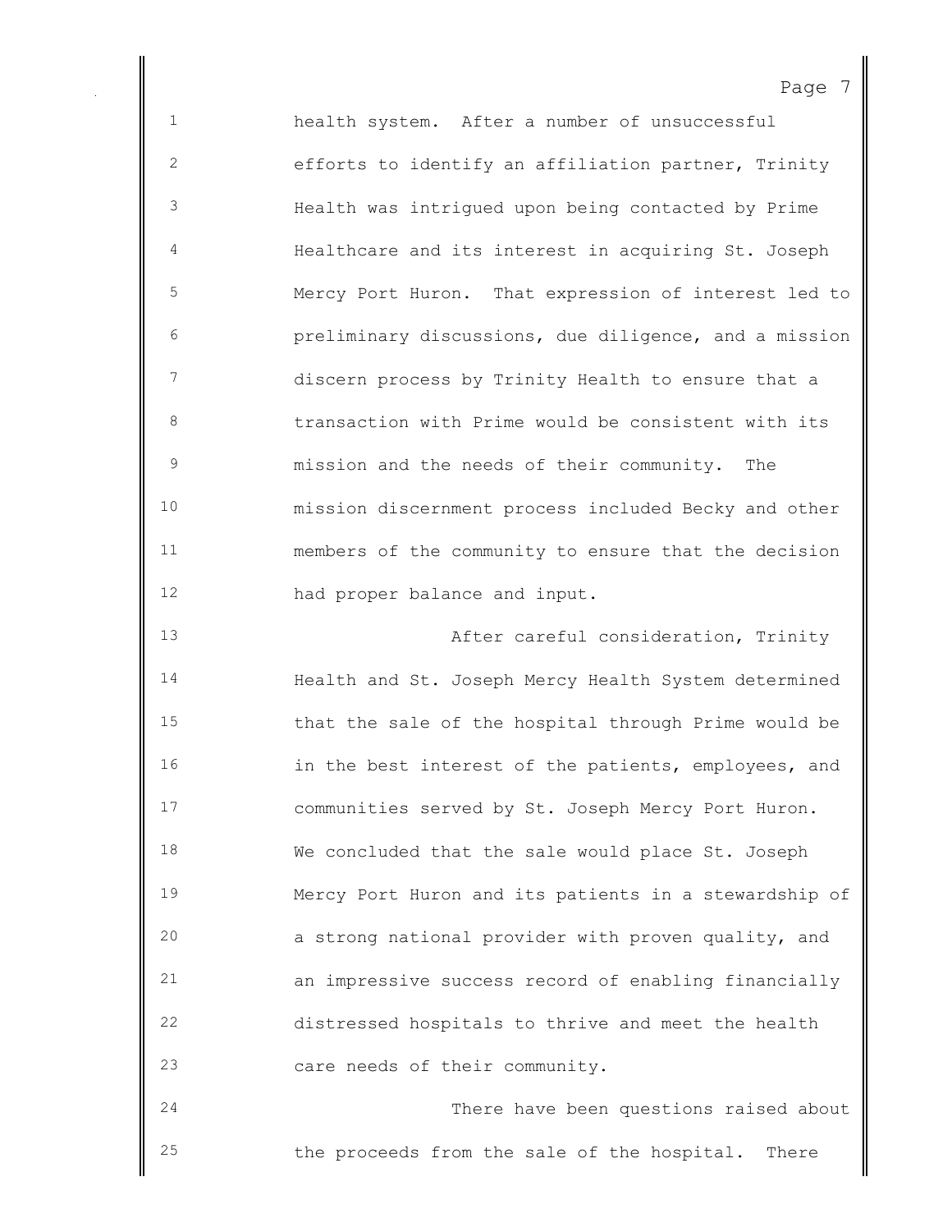health system. After a number of unsuccessful efforts to identify an affiliation partner, Trinity Health was intrigued upon being contacted by Prime Healthcare and its interest in acquiring St. Joseph Mercy Port Huron. That expression of interest led to preliminary discussions, due diligence, and a mission discern process by Trinity Health to ensure that a transaction with Prime would be consistent with its mission and the needs of their community. The mission discernment process included Becky and other members of the community to ensure that the decision had proper balance and input.

After careful consideration, Trinity Health and St. Joseph Mercy Health System determined that the sale of the hospital through Prime would be in the best interest of the patients, employees, and communities served by St. Joseph Mercy Port Huron. We concluded that the sale would place St. Joseph Mercy Port Huron and its patients in a stewardship of a strong national provider with proven quality, and an impressive success record of enabling financially distressed hospitals to thrive and meet the health care needs of their community.

There have been questions raised about the proceeds from the sale of the hospital. There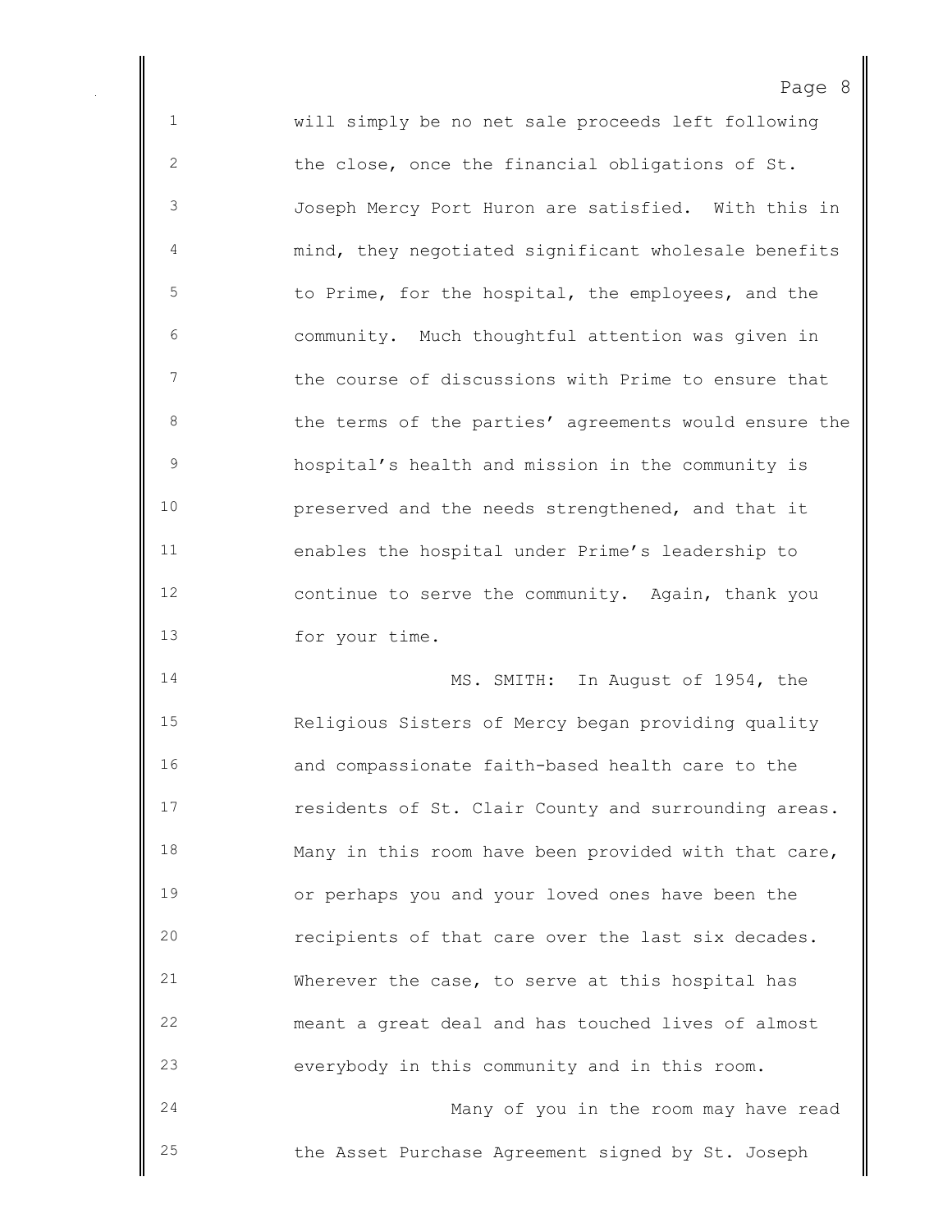will simply be no net sale proceeds left following the close, once the financial obligations of St. Joseph Mercy Port Huron are satisfied. With this in mind, they negotiated significant wholesale benefits to Prime, for the hospital, the employees, and the community. Much thoughtful attention was given in the course of discussions with Prime to ensure that the terms of the parties' agreements would ensure the hospital's health and mission in the community is preserved and the needs strengthened, and that it enables the hospital under Prime's leadership to continue to serve the community. Again, thank you for your time.

MS. SMITH: In August of 1954, the Religious Sisters of Mercy began providing quality and compassionate faith-based health care to the residents of St. Clair County and surrounding areas. Many in this room have been provided with that care, or perhaps you and your loved ones have been the recipients of that care over the last six decades. Wherever the case, to serve at this hospital has meant a great deal and has touched lives of almost everybody in this community and in this room.

Many of you in the room may have read the Asset Purchase Agreement signed by St. Joseph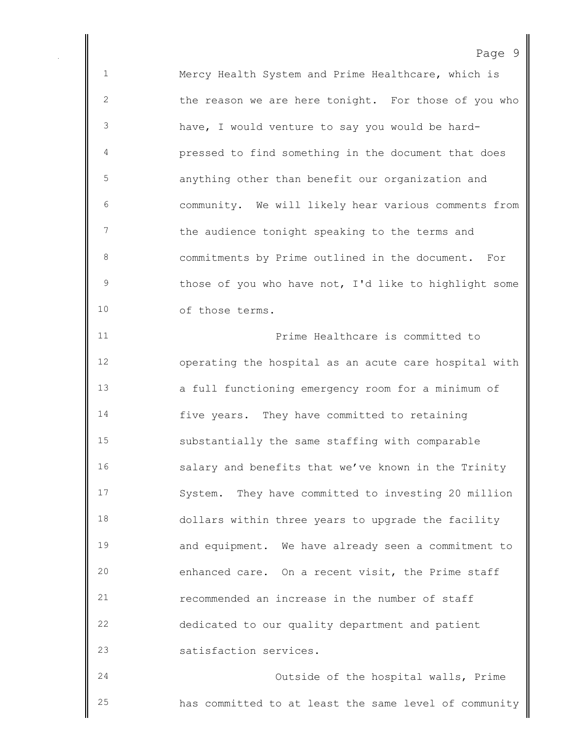Mercy Health System and Prime Healthcare, which is the reason we are here tonight. For those of you who have, I would venture to say you would be hard-pressed to find something in the document that does anything other than benefit our organization and community. We will likely hear various comments from the audience tonight speaking to the terms and commitments by Prime outlined in the document. For those of you who have not, I'd like to highlight some of those terms.

Prime Healthcare is committed to operating the hospital as an acute care hospital with a full functioning emergency room for a minimum of five years. They have committed to retaining substantially the same staffing with comparable salary and benefits that we've known in the Trinity System. They have committed to investing 20 million dollars within three years to upgrade the facility and equipment. We have already seen a commitment to enhanced care. On a recent visit, the Prime staff recommended an increase in the number of staff dedicated to our quality department and patient satisfaction services.

Outside of the hospital walls, Prime has committed to at least the same level of community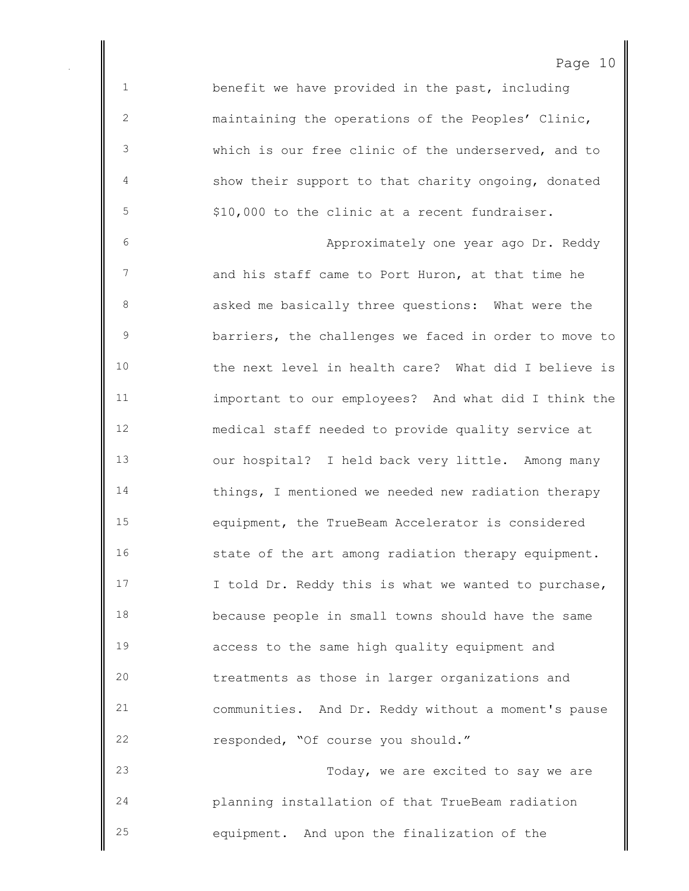benefit we have provided in the past, including maintaining the operations of the Peoples' Clinic, which is our free clinic of the underserved, and to show their support to that charity ongoing, donated $10,000 to the clinic at a recent fundraiser.

Approximately one year ago Dr. Reddy and his staff came to Port Huron, at that time he asked me basically three questions: What were the barriers, the challenges we faced in order to move to the next level in health care? What did I believe is important to our employees? And what did I think the medical staff needed to provide quality service at our hospital? I held back very little. Among many things, I mentioned we needed new radiation therapy equipment, the TrueBeam Accelerator is considered state of the art among radiation therapy equipment. I told Dr. Reddy this is what we wanted to purchase, because people in small towns should have the same access to the same high quality equipment and treatments as those in larger organizations and communities. And Dr. Reddy without a moment's pause responded, "Of course you should."

Today, we are excited to say we are planning installation of that TrueBeam radiation equipment. And upon the finalization of the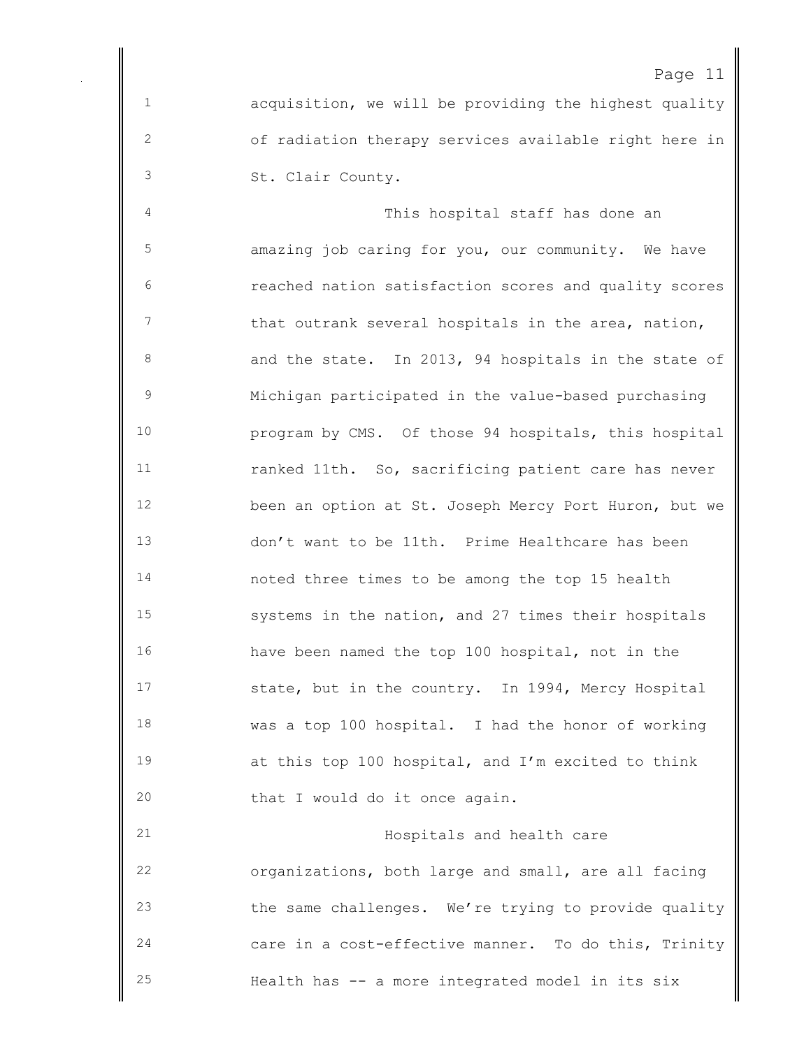acquisition, we will be providing the highest quality of radiation therapy services available right here in St. Clair County.

This hospital staff has done an amazing job caring for you, our community. We have reached nation satisfaction scores and quality scores that outrank several hospitals in the area, nation, and the state. In 2013, 94 hospitals in the state of Michigan participated in the value-based purchasing program by CMS. Of those 94 hospitals, this hospital ranked 11th. So, sacrificing patient care has never been an option at St. Joseph Mercy Port Huron, but we don't want to be 11th. Prime Healthcare has been noted three times to be among the top 15 health systems in the nation, and 27 times their hospitals have been named the top 100 hospital, not in the state, but in the country. In 1994, Mercy Hospital was a top 100 hospital. I had the honor of working at this top 100 hospital, and I'm excited to think that I would do it once again.

Hospitals and health care organizations, both large and small, are all facing the same challenges. We're trying to provide quality care in a cost-effective manner. To do this, Trinity Health has -- a more integrated model in its six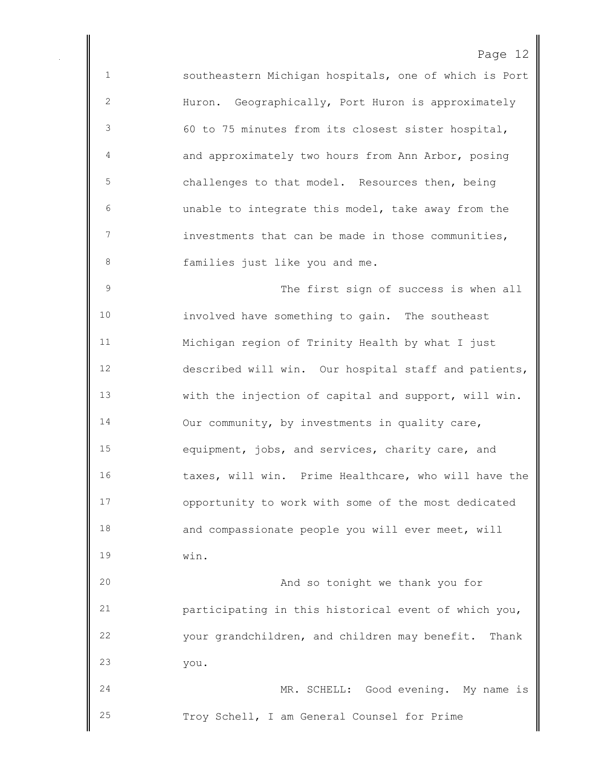southeastern Michigan hospitals, one of which is Port Huron. Geographically, Port Huron is approximately 60 to 75 minutes from its closest sister hospital, and approximately two hours from Ann Arbor, posing challenges to that model. Resources then, being unable to integrate this model, take away from the investments that can be made in those communities, families just like you and me.

The first sign of success is when all involved have something to gain. The southeast Michigan region of Trinity Health by what I just described will win. Our hospital staff and patients, with the injection of capital and support, will win. Our community, by investments in quality care, equipment, jobs, and services, charity care, and taxes, will win. Prime Healthcare, who will have the opportunity to work with some of the most dedicated and compassionate people you will ever meet, will win.

And so tonight we thank you for participating in this historical event of which you, your grandchildren, and children may benefit. Thank you.

MR. SCHELL: Good evening. My name is Troy Schell, I am General Counsel for Prime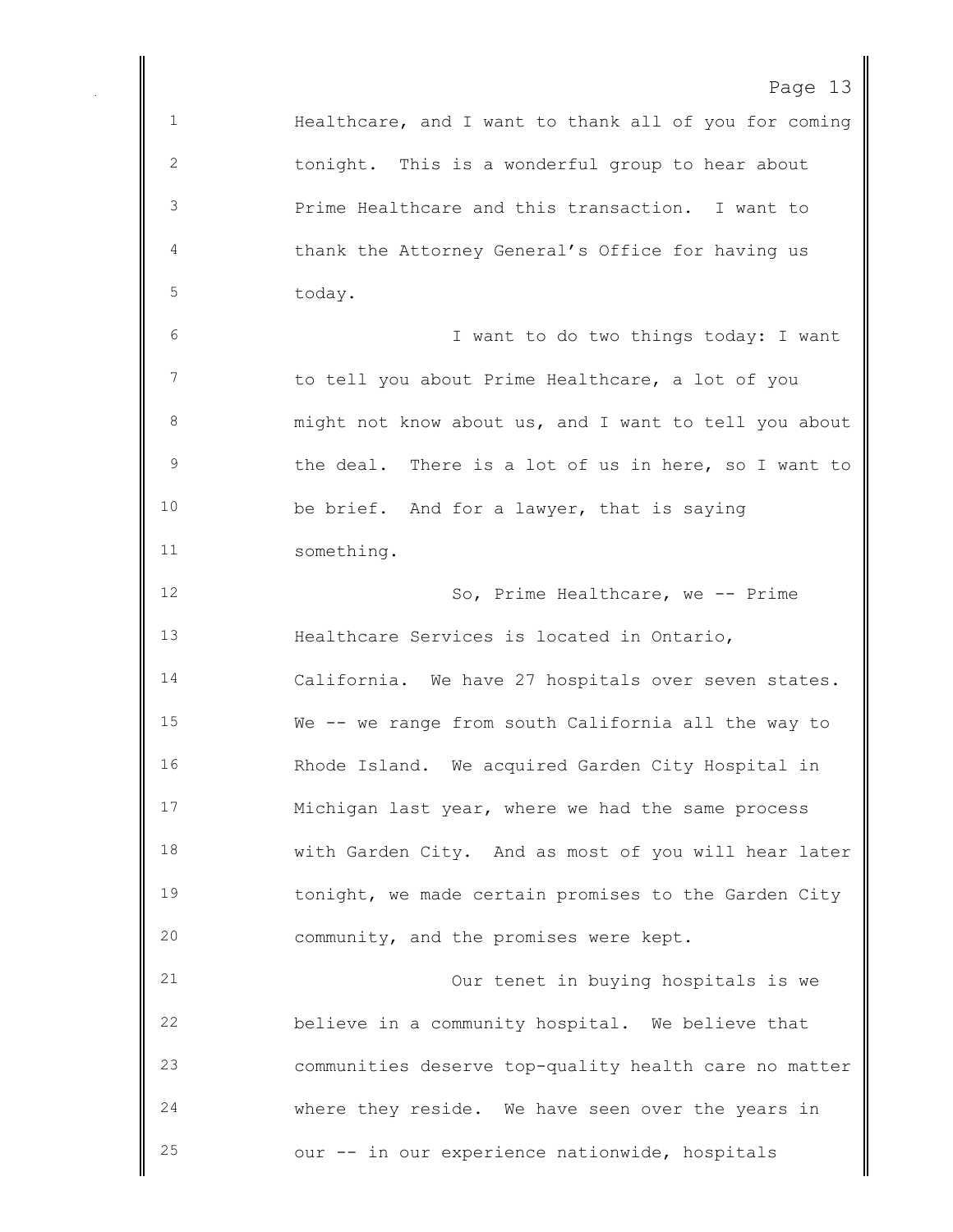Healthcare, and I want to thank all of you for coming tonight. This is a wonderful group to hear about Prime Healthcare and this transaction. I want to thank the Attorney General's Office for having us today.

I want to do two things today: I want to tell you about Prime Healthcare, a lot of you might not know about us, and I want to tell you about the deal. There is a lot of us in here, so I want to be brief. And for a lawyer, that is saying something.

So, Prime Healthcare, we -- Prime Healthcare Services is located in Ontario, California. We have 27 hospitals over seven states. We -- we range from south California all the way to Rhode Island. We acquired Garden City Hospital in Michigan last year, where we had the same process with Garden City. And as most of you will hear later tonight, we made certain promises to the Garden City community, and the promises were kept.

Our tenet in buying hospitals is we believe in a community hospital. We believe that communities deserve top-quality health care no matter where they reside. We have seen over the years in our -- in our experience nationwide, hospitals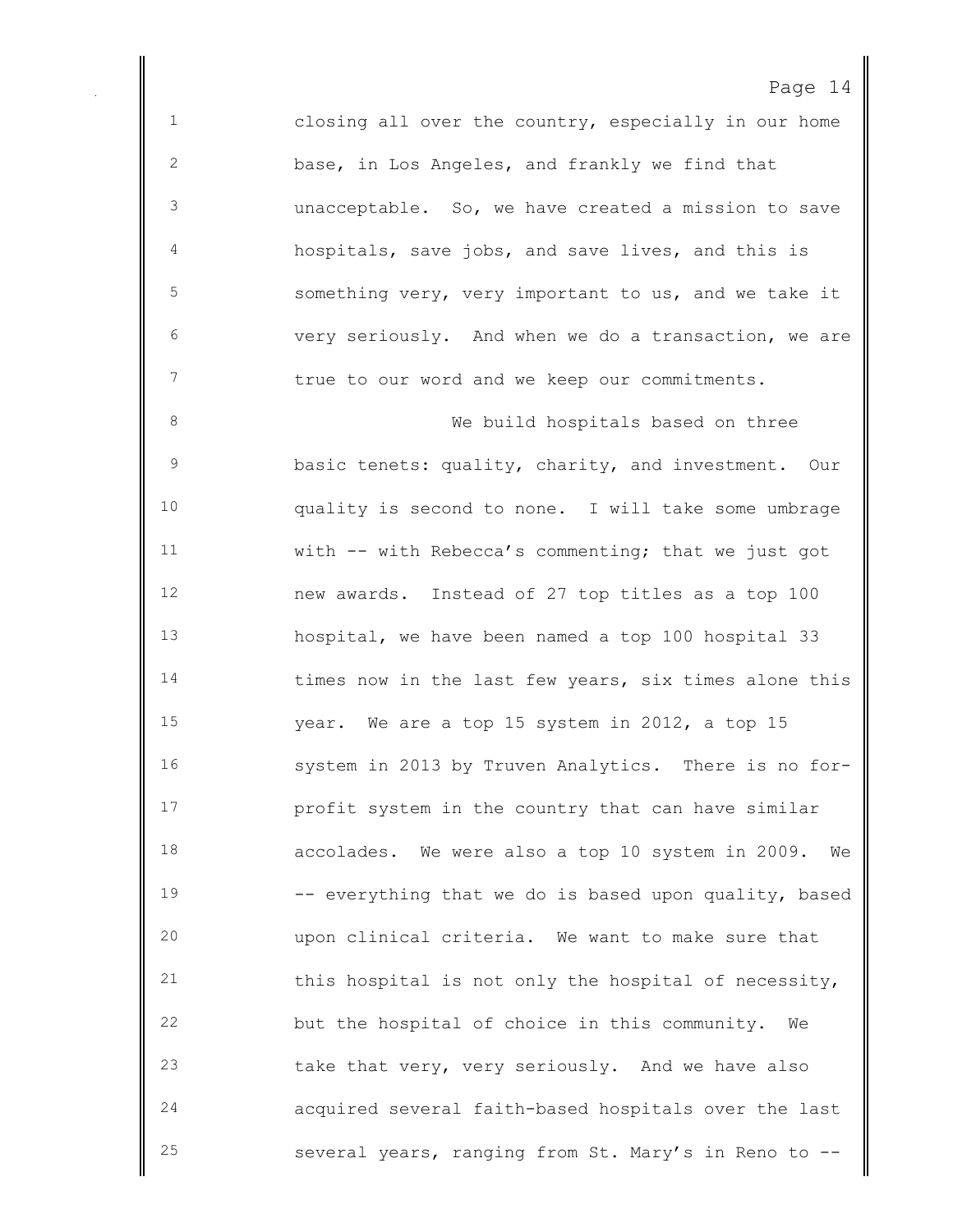closing all over the country, especially in our home base, in Los Angeles, and frankly we find that unacceptable. So, we have created a mission to save hospitals, save jobs, and save lives, and this is something very, very important to us, and we take it very seriously. And when we do a transaction, we are true to our word and we keep our commitments.

We build hospitals based on three basic tenets: quality, charity, and investment. Our quality is second to none. I will take some umbrage with -- with Rebecca's commenting; that we just got new awards. Instead of 27 top titles as a top 100 hospital, we have been named a top 100 hospital 33 times now in the last few years, six times alone this year. We are a top 15 system in 2012, a top 15 system in 2013 by Truven Analytics. There is no for-profit system in the country that can have similar accolades. We were also a top 10 system in 2009. We -- everything that we do is based upon quality, based upon clinical criteria. We want to make sure that this hospital is not only the hospital of necessity, but the hospital of choice in this community. We take that very, very seriously. And we have also acquired several faith-based hospitals over the last several years, ranging from St. Mary's in Reno to --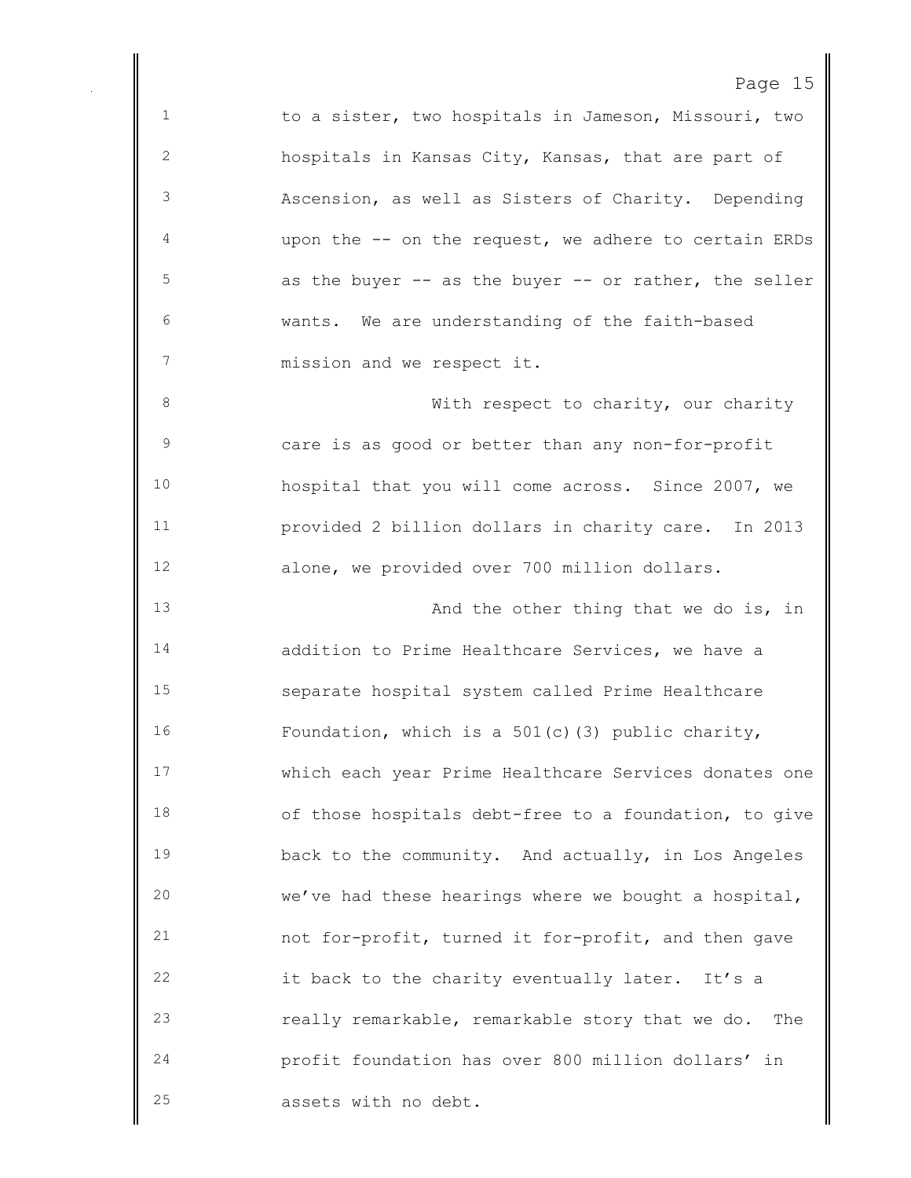to a sister, two hospitals in Jameson, Missouri, two hospitals in Kansas City, Kansas, that are part of Ascension, as well as Sisters of Charity. Depending upon the -- on the request, we adhere to certain ERDs as the buyer -- as the buyer -- or rather, the seller wants. We are understanding of the faith-based mission and we respect it.

With respect to charity, our charity care is as good or better than any non-for-profit hospital that you will come across. Since 2007, we provided 2 billion dollars in charity care. In 2013 alone, we provided over 700 million dollars.

And the other thing that we do is, in addition to Prime Healthcare Services, we have a separate hospital system called Prime Healthcare Foundation, which is a 501(c)(3) public charity, which each year Prime Healthcare Services donates one of those hospitals debt-free to a foundation, to give back to the community. And actually, in Los Angeles we've had these hearings where we bought a hospital, not for-profit, turned it for-profit, and then gave it back to the charity eventually later. It's a really remarkable, remarkable story that we do. The profit foundation has over 800 million dollars' in assets with no debt.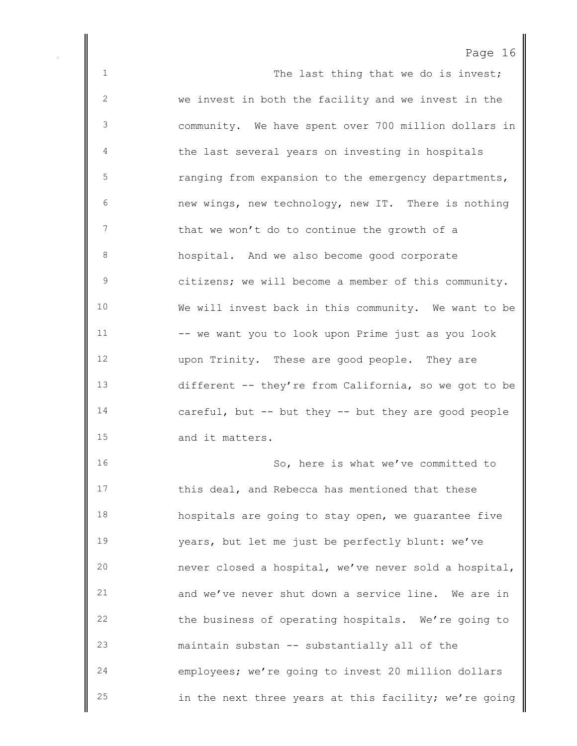The last thing that we do is invest; we invest in both the facility and we invest in the community. We have spent over 700 million dollars in the last several years on investing in hospitals ranging from expansion to the emergency departments, new wings, new technology, new IT. There is nothing that we won't do to continue the growth of a hospital. And we also become good corporate citizens; we will become a member of this community. We will invest back in this community. We want to be -- we want you to look upon Prime just as you look upon Trinity. These are good people. They are different -- they're from California, so we got to be careful, but -- but they -- but they are good people and it matters.

So, here is what we've committed to this deal, and Rebecca has mentioned that these hospitals are going to stay open, we guarantee five years, but let me just be perfectly blunt: we've never closed a hospital, we've never sold a hospital, and we've never shut down a service line. We are in the business of operating hospitals. We're going to maintain substan -- substantially all of the employees; we're going to invest 20 million dollars in the next three years at this facility; we're going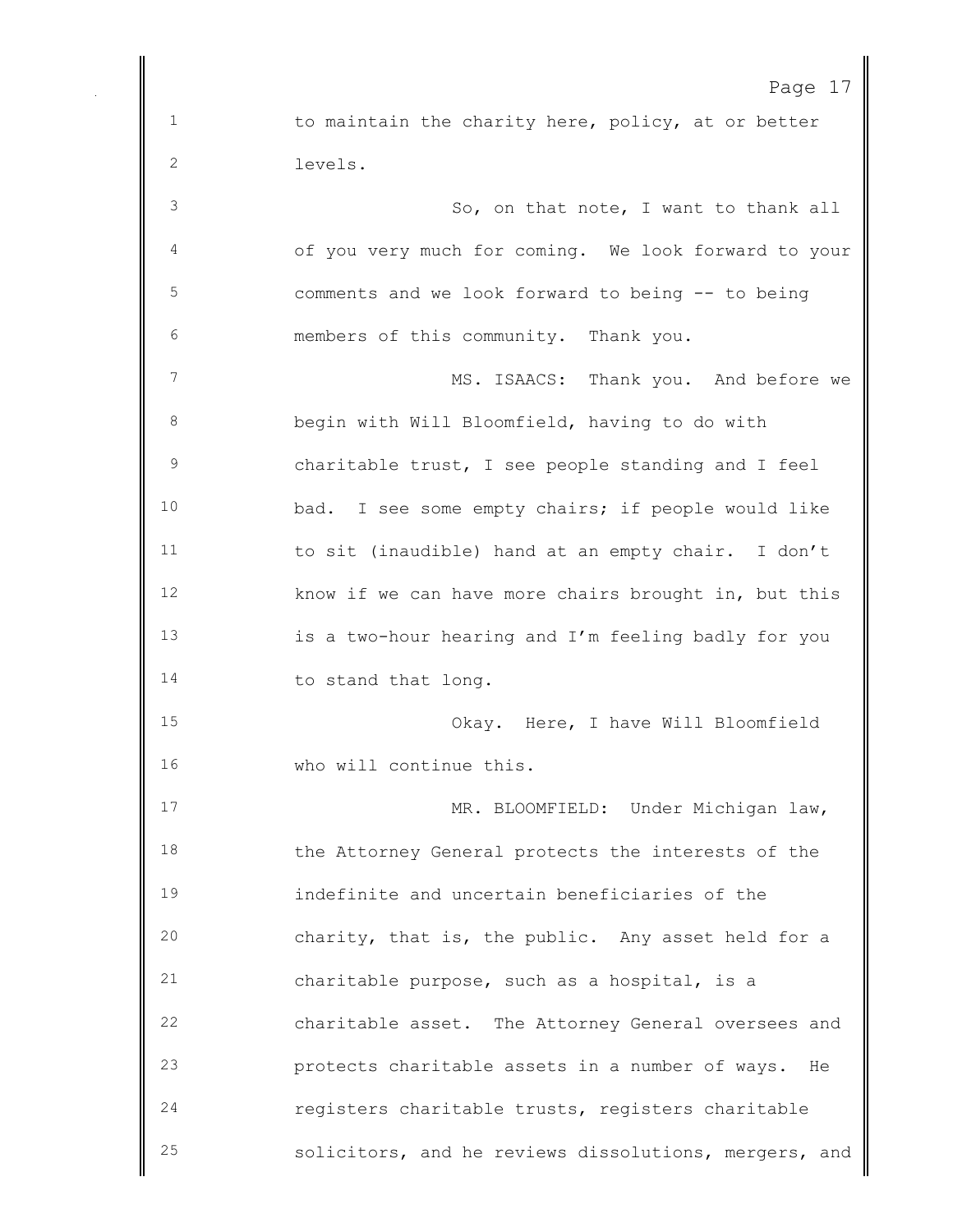to maintain the charity here, policy, at or better levels.

So, on that note, I want to thank all of you very much for coming. We look forward to your comments and we look forward to being -- to being members of this community. Thank you.

MS. ISAACS: Thank you. And before we begin with Will Bloomfield, having to do with charitable trust, I see people standing and I feel bad. I see some empty chairs; if people would like to sit (inaudible) hand at an empty chair. I don't know if we can have more chairs brought in, but this is a two-hour hearing and I'm feeling badly for you to stand that long.

Okay. Here, I have Will Bloomfield who will continue this.

MR. BLOOMFIELD: Under Michigan law, the Attorney General protects the interests of the indefinite and uncertain beneficiaries of the charity, that is, the public. Any asset held for a charitable purpose, such as a hospital, is a charitable asset. The Attorney General oversees and protects charitable assets in a number of ways. He registers charitable trusts, registers charitable solicitors, and he reviews dissolutions, mergers, and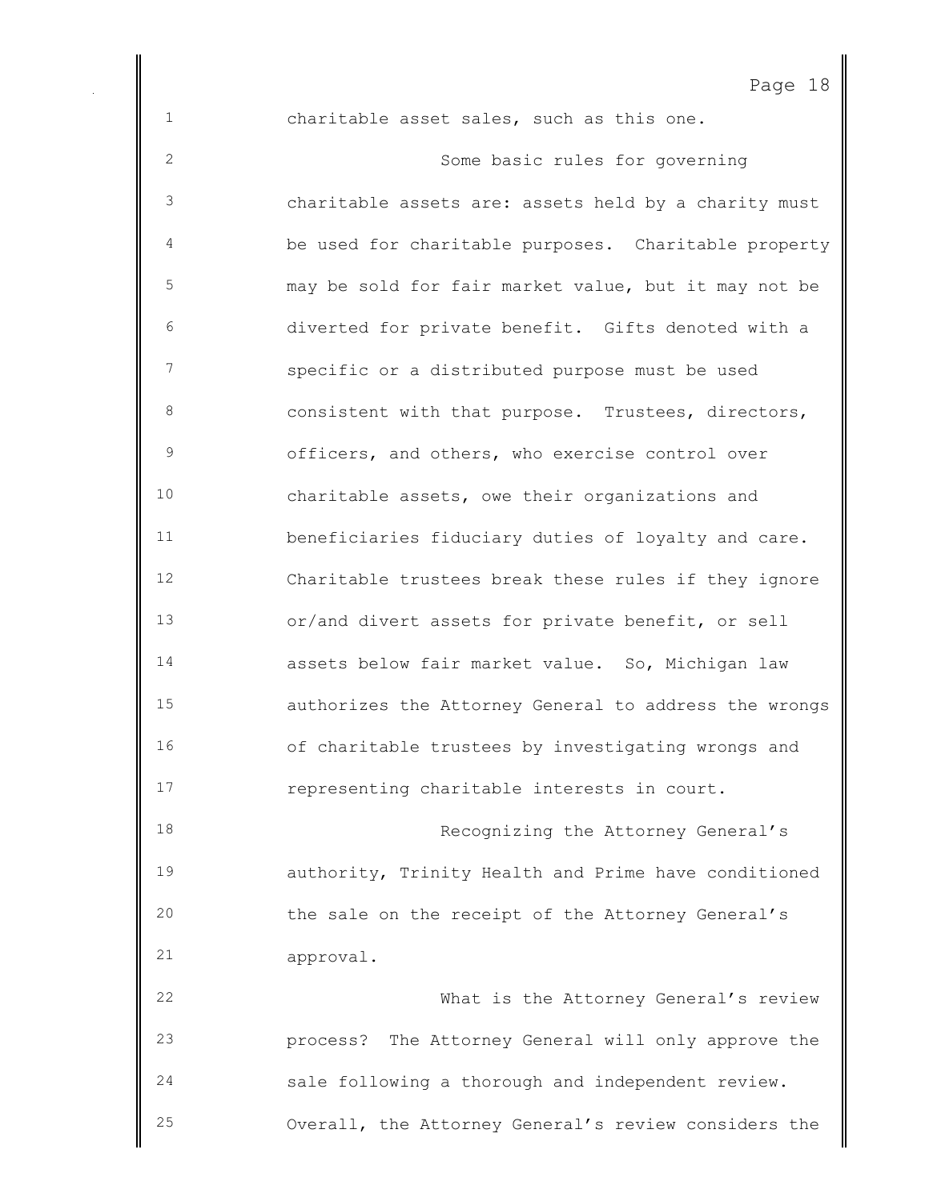charitable asset sales, such as this one.

Some basic rules for governing charitable assets are: assets held by a charity must be used for charitable purposes. Charitable property may be sold for fair market value, but it may not be diverted for private benefit. Gifts denoted with a specific or a distributed purpose must be used consistent with that purpose. Trustees, directors, officers, and others, who exercise control over charitable assets, owe their organizations and beneficiaries fiduciary duties of loyalty and care. Charitable trustees break these rules if they ignore or/and divert assets for private benefit, or sell assets below fair market value. So, Michigan law authorizes the Attorney General to address the wrongs of charitable trustees by investigating wrongs and representing charitable interests in court.

Recognizing the Attorney General's authority, Trinity Health and Prime have conditioned the sale on the receipt of the Attorney General's approval.

What is the Attorney General's review process? The Attorney General will only approve the sale following a thorough and independent review. Overall, the Attorney General's review considers the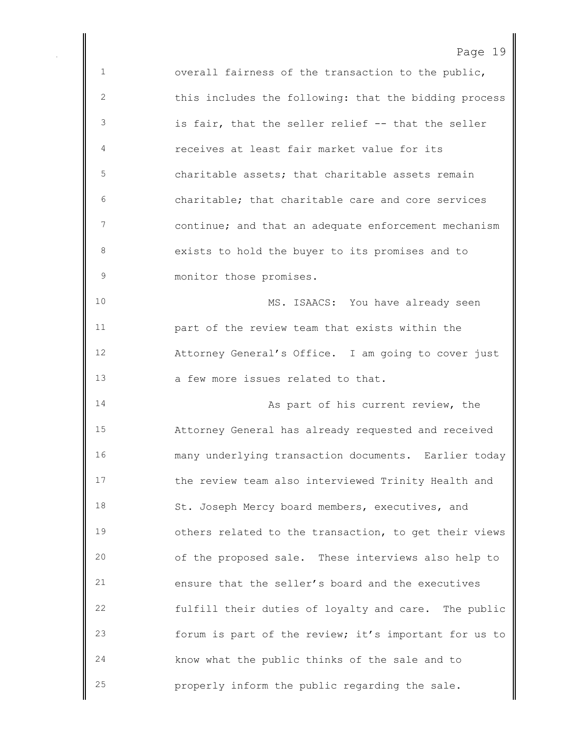overall fairness of the transaction to the public, this includes the following: that the bidding process is fair, that the seller relief -- that the seller receives at least fair market value for its charitable assets; that charitable assets remain charitable; that charitable care and core services continue; and that an adequate enforcement mechanism exists to hold the buyer to its promises and to monitor those promises.

MS. ISAACS: You have already seen part of the review team that exists within the Attorney General's Office. I am going to cover just a few more issues related to that.

As part of his current review, the Attorney General has already requested and received many underlying transaction documents. Earlier today the review team also interviewed Trinity Health and St. Joseph Mercy board members, executives, and others related to the transaction, to get their views of the proposed sale. These interviews also help to ensure that the seller's board and the executives fulfill their duties of loyalty and care. The public forum is part of the review; it's important for us to know what the public thinks of the sale and to properly inform the public regarding the sale.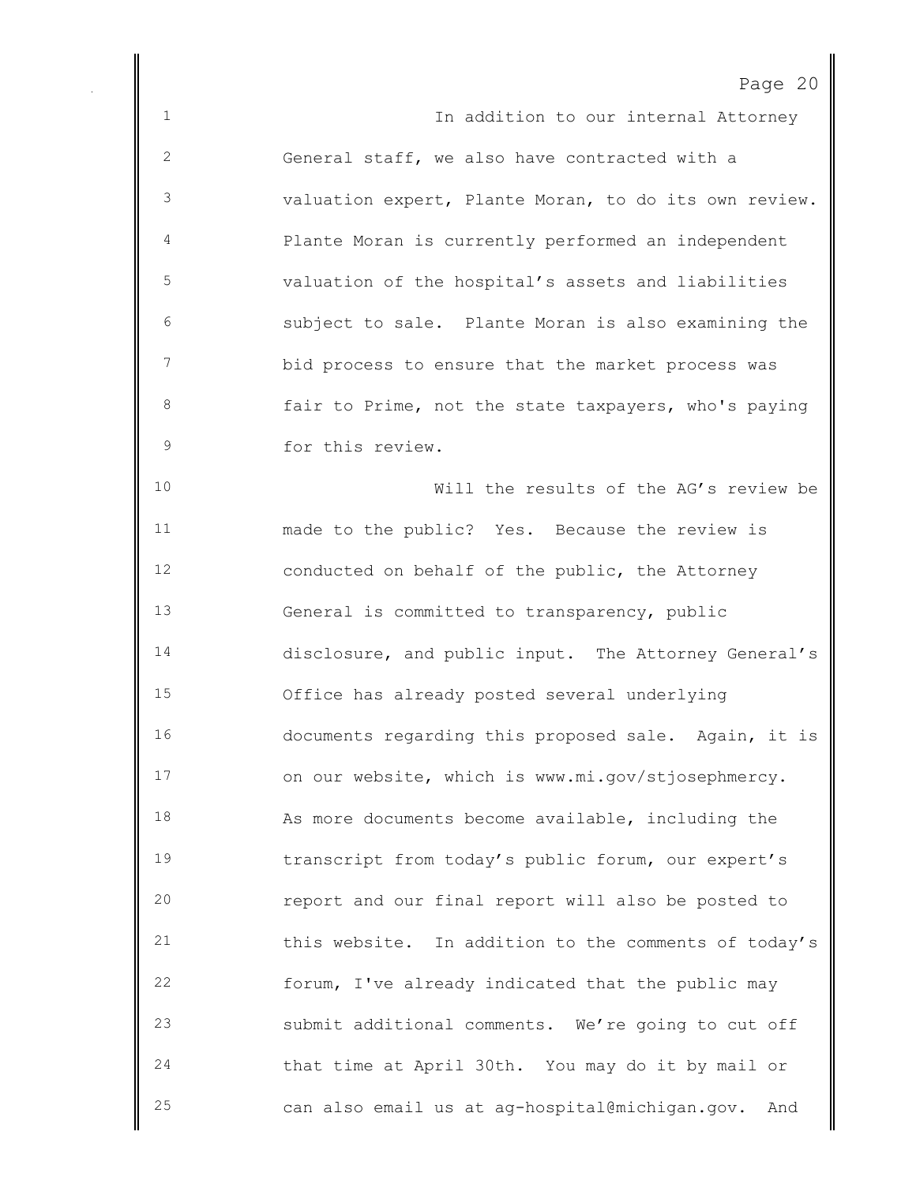In addition to our internal Attorney General staff, we also have contracted with a valuation expert, Plante Moran, to do its own review. Plante Moran is currently performed an independent valuation of the hospital's assets and liabilities subject to sale. Plante Moran is also examining the bid process to ensure that the market process was fair to Prime, not the state taxpayers, who's paying for this review.

Will the results of the AG's review be made to the public? Yes. Because the review is conducted on behalf of the public, the Attorney General is committed to transparency, public disclosure, and public input. The Attorney General's Office has already posted several underlying documents regarding this proposed sale. Again, it is on our website, which is www.mi.gov/stjosephmercy. As more documents become available, including the transcript from today's public forum, our expert's report and our final report will also be posted to this website. In addition to the comments of today's forum, I've already indicated that the public may submit additional comments. We're going to cut off that time at April 30th. You may do it by mail or can also email us at ag-hospital@michigan.gov. And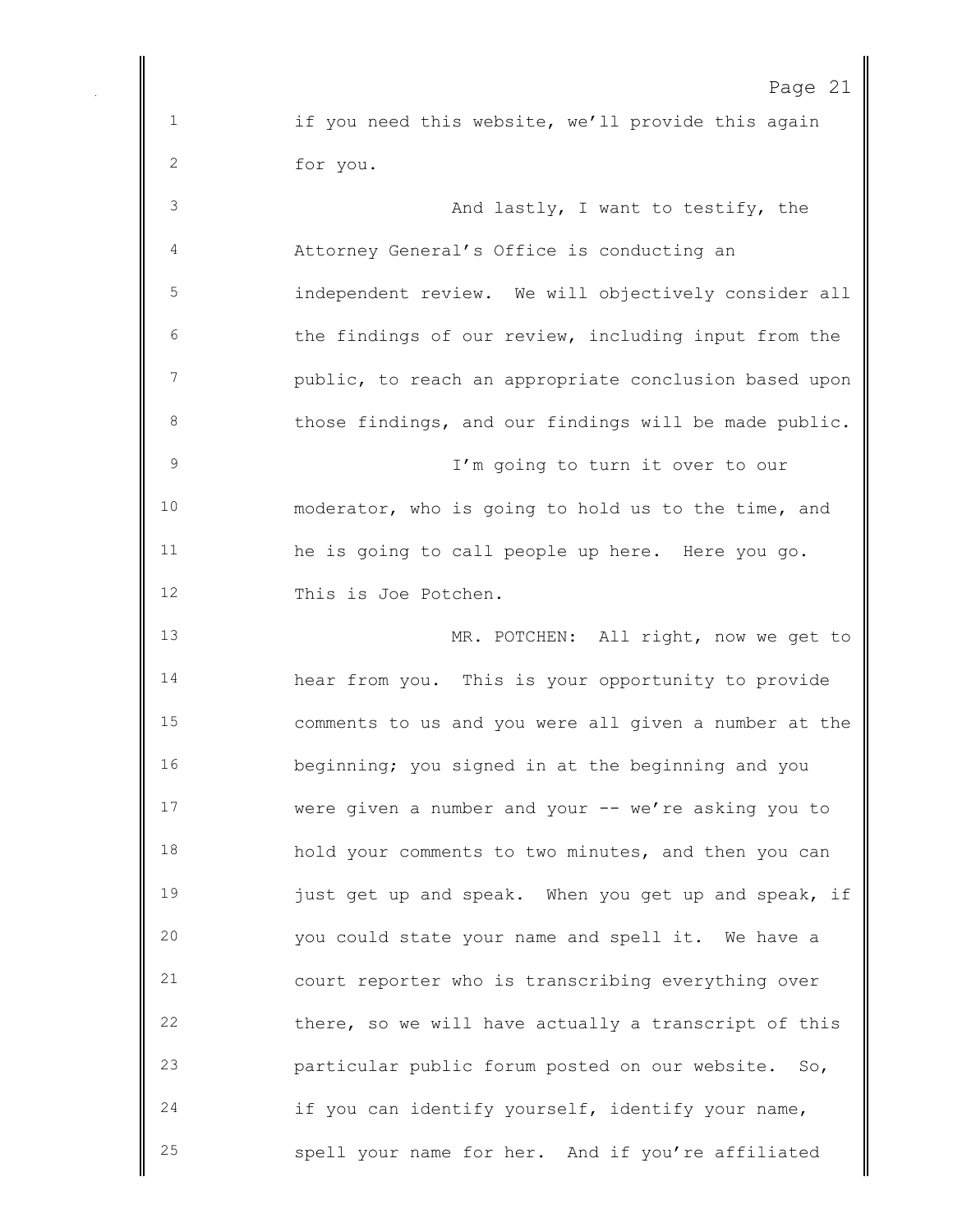if you need this website, we'll provide this again for you.

And lastly, I want to testify, the Attorney General's Office is conducting an independent review. We will objectively consider all the findings of our review, including input from the public, to reach an appropriate conclusion based upon those findings, and our findings will be made public.

I'm going to turn it over to our moderator, who is going to hold us to the time, and he is going to call people up here. Here you go. This is Joe Potchen.

MR. POTCHEN: All right, now we get to hear from you. This is your opportunity to provide comments to us and you were all given a number at the beginning; you signed in at the beginning and you were given a number and your -- we're asking you to hold your comments to two minutes, and then you can just get up and speak. When you get up and speak, if you could state your name and spell it. We have a court reporter who is transcribing everything over there, so we will have actually a transcript of this particular public forum posted on our website. So, if you can identify yourself, identify your name, spell your name for her. And if you're affiliated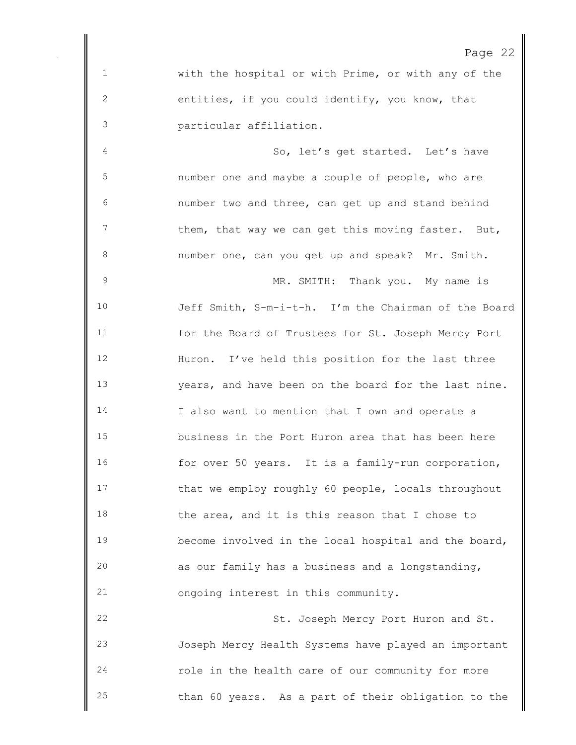with the hospital or with Prime, or with any of the entities, if you could identify, you know, that particular affiliation.

So, let's get started. Let's have number one and maybe a couple of people, who are number two and three, can get up and stand behind them, that way we can get this moving faster. But, number one, can you get up and speak? Mr. Smith.

MR. SMITH: Thank you. My name is Jeff Smith, S-m-i-t-h. I'm the Chairman of the Board for the Board of Trustees for St. Joseph Mercy Port Huron. I've held this position for the last three years, and have been on the board for the last nine. I also want to mention that I own and operate a business in the Port Huron area that has been here for over 50 years. It is a family-run corporation, that we employ roughly 60 people, locals throughout the area, and it is this reason that I chose to become involved in the local hospital and the board, as our family has a business and a longstanding, ongoing interest in this community.

St. Joseph Mercy Port Huron and St. Joseph Mercy Health Systems have played an important role in the health care of our community for more than 60 years. As a part of their obligation to the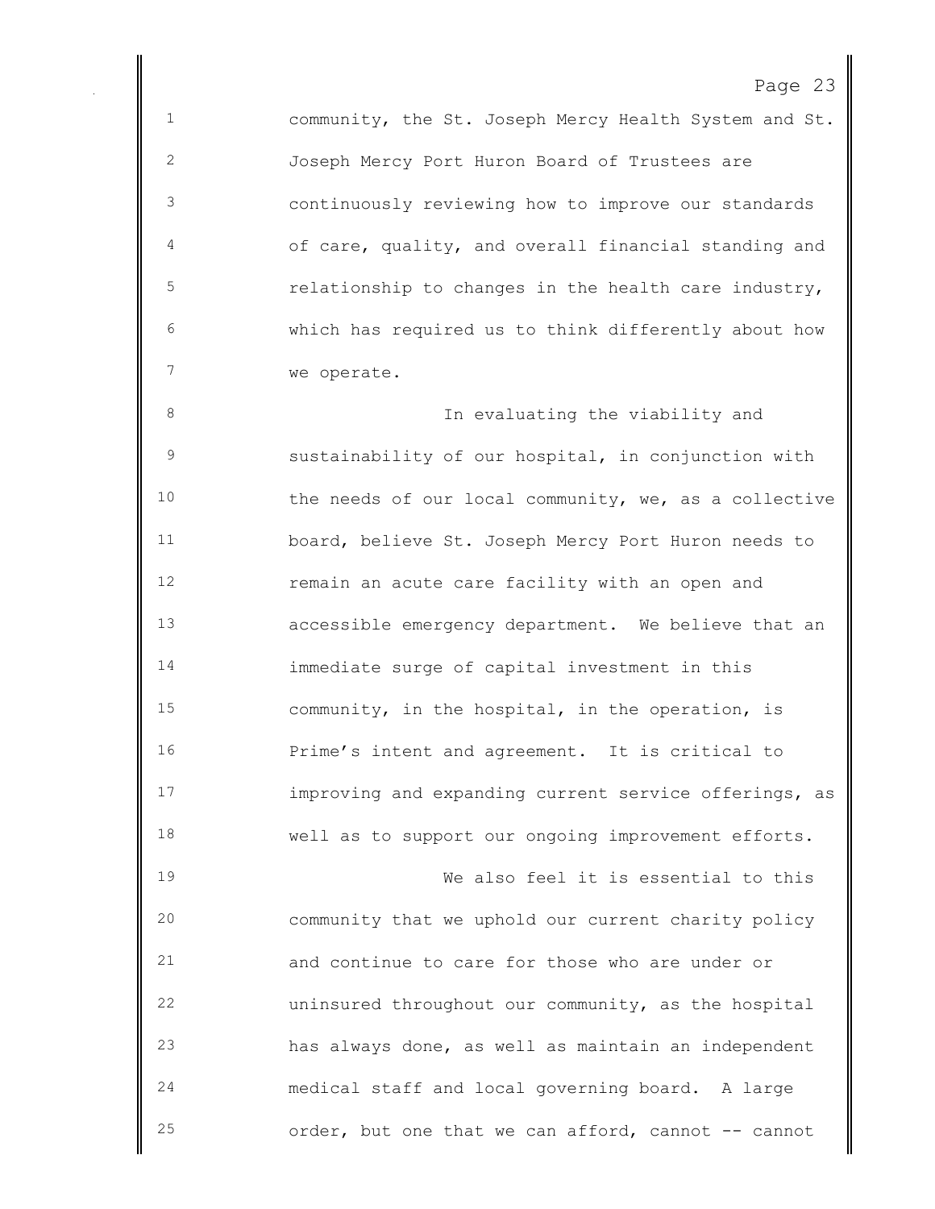community, the St. Joseph Mercy Health System and St. Joseph Mercy Port Huron Board of Trustees are continuously reviewing how to improve our standards of care, quality, and overall financial standing and relationship to changes in the health care industry, which has required us to think differently about how we operate.

In evaluating the viability and sustainability of our hospital, in conjunction with the needs of our local community, we, as a collective board, believe St. Joseph Mercy Port Huron needs to remain an acute care facility with an open and accessible emergency department. We believe that an immediate surge of capital investment in this community, in the hospital, in the operation, is Prime's intent and agreement. It is critical to improving and expanding current service offerings, as well as to support our ongoing improvement efforts.

We also feel it is essential to this community that we uphold our current charity policy and continue to care for those who are under or uninsured throughout our community, as the hospital has always done, as well as maintain an independent medical staff and local governing board. A large order, but one that we can afford, cannot -- cannot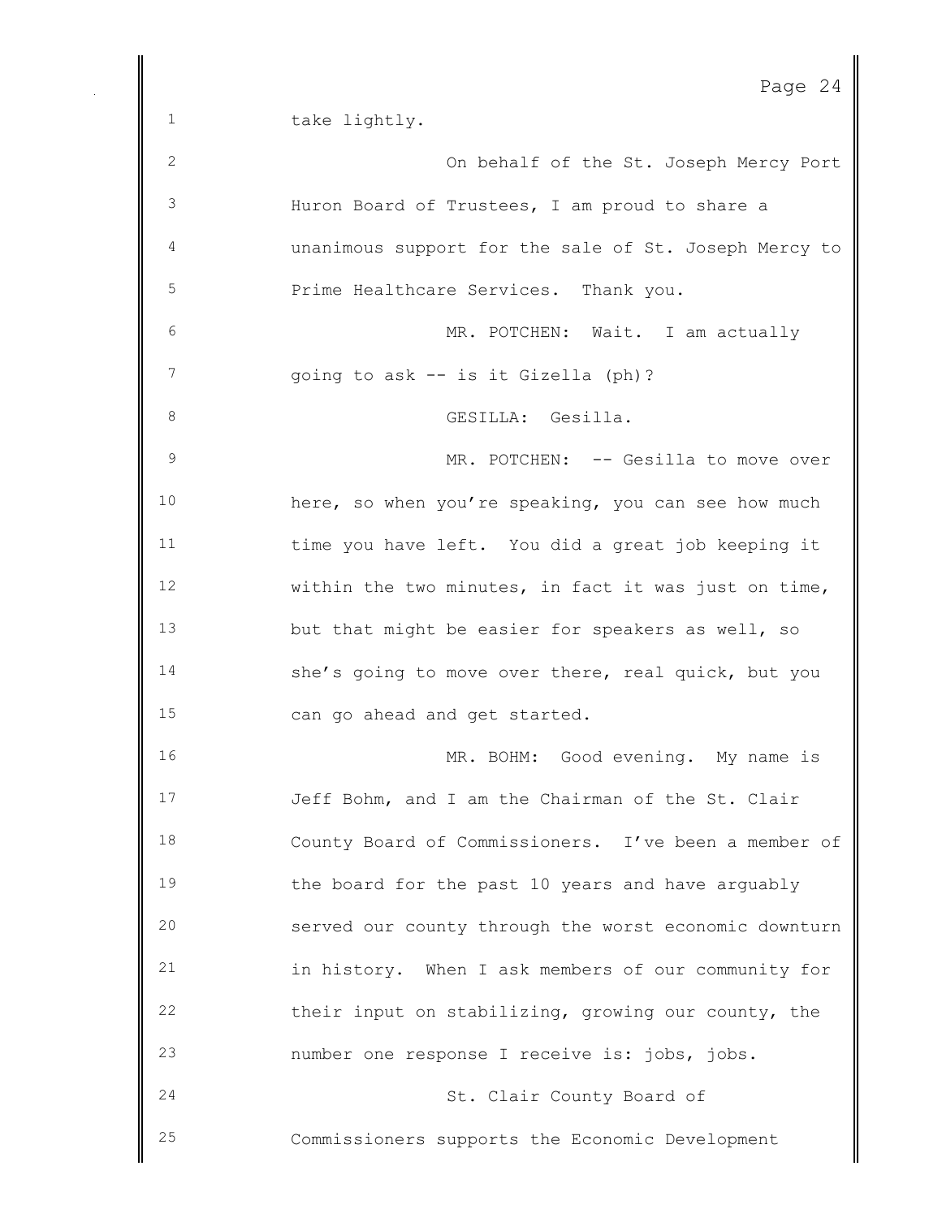take lightly.

On behalf of the St. Joseph Mercy Port Huron Board of Trustees, I am proud to share a unanimous support for the sale of St. Joseph Mercy to Prime Healthcare Services. Thank you.

MR. POTCHEN: Wait. I am actually going to ask -- is it Gizella (ph)?

GESILLA: Gesilla.

MR. POTCHEN: -- Gesilla to move over here, so when you're speaking, you can see how much time you have left. You did a great job keeping it within the two minutes, in fact it was just on time, but that might be easier for speakers as well, so she's going to move over there, real quick, but you can go ahead and get started.

MR. BOHM: Good evening. My name is Jeff Bohm, and I am the Chairman of the St. Clair County Board of Commissioners. I've been a member of the board for the past 10 years and have arguably served our county through the worst economic downturn in history. When I ask members of our community for their input on stabilizing, growing our county, the number one response I receive is: jobs, jobs.

St. Clair County Board of Commissioners supports the Economic Development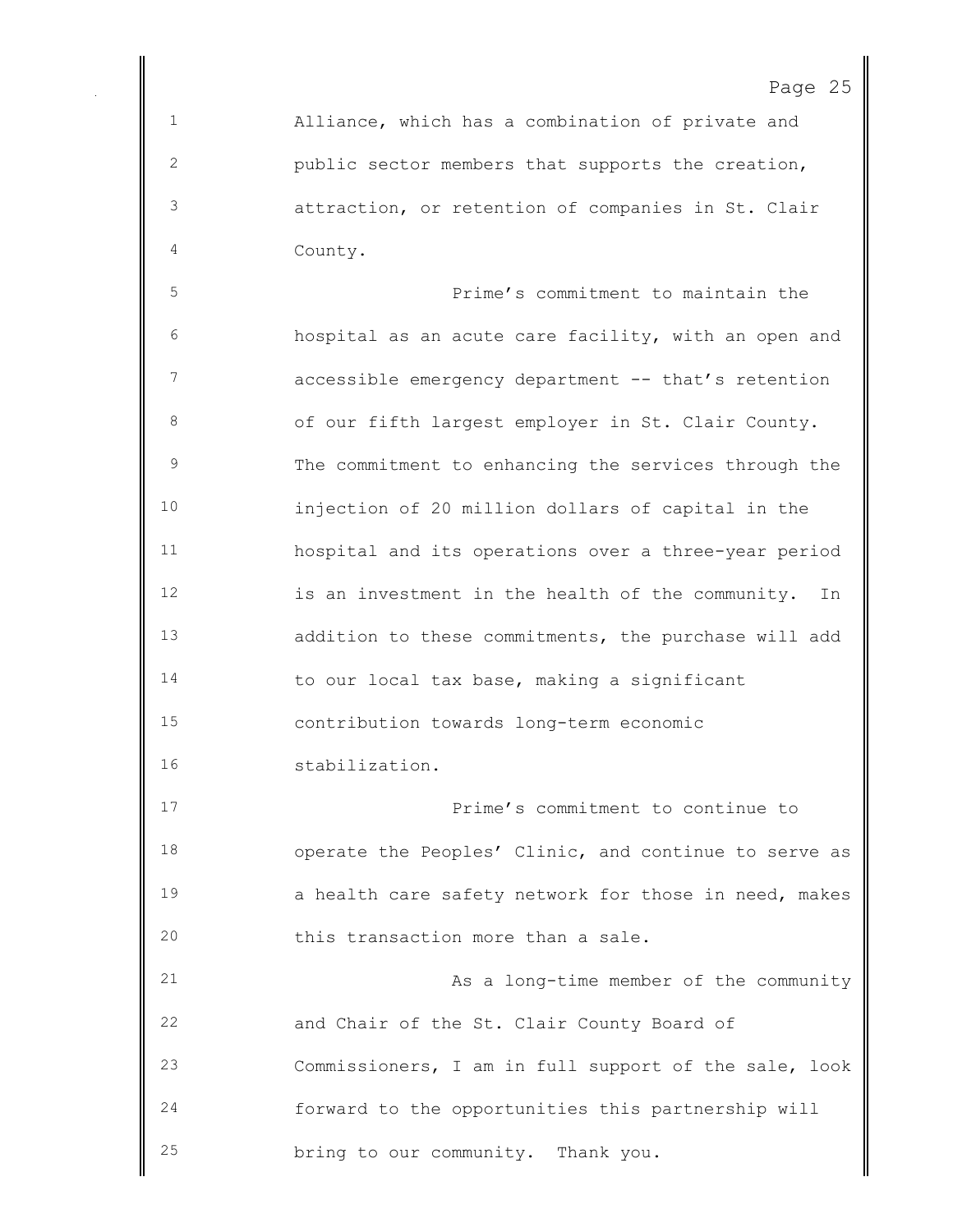Alliance, which has a combination of private and public sector members that supports the creation, attraction, or retention of companies in St. Clair County.

Prime's commitment to maintain the hospital as an acute care facility, with an open and accessible emergency department -- that's retention of our fifth largest employer in St. Clair County. The commitment to enhancing the services through the injection of 20 million dollars of capital in the hospital and its operations over a three-year period is an investment in the health of the community. In addition to these commitments, the purchase will add to our local tax base, making a significant contribution towards long-term economic stabilization.

Prime's commitment to continue to operate the Peoples' Clinic, and continue to serve as a health care safety network for those in need, makes this transaction more than a sale.

As a long-time member of the community and Chair of the St. Clair County Board of Commissioners, I am in full support of the sale, look forward to the opportunities this partnership will bring to our community. Thank you.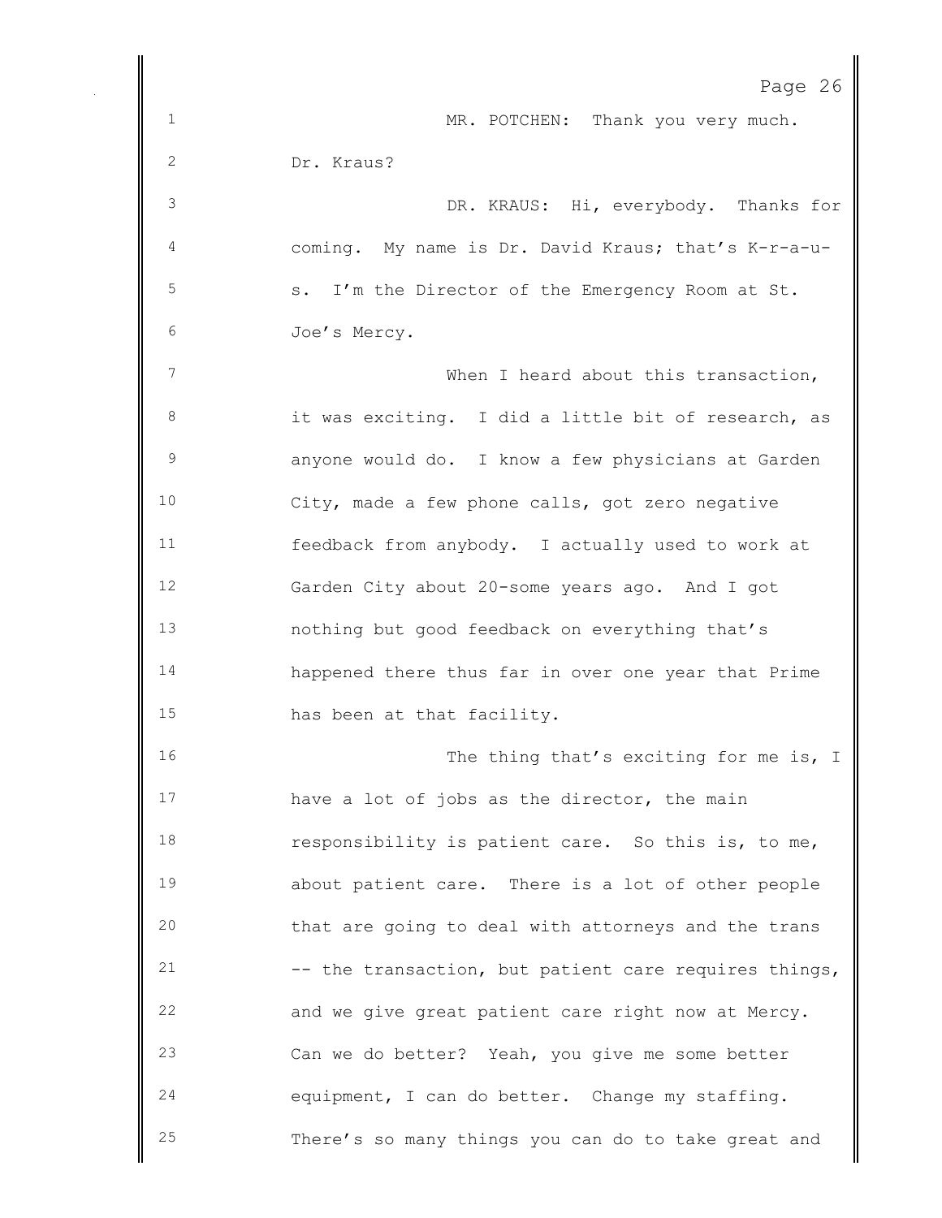MR. POTCHEN: Thank you very much. Dr. Kraus?

DR. KRAUS: Hi, everybody. Thanks for coming. My name is Dr. David Kraus; that's K-r-a-u-s. I'm the Director of the Emergency Room at St. Joe's Mercy.

When I heard about this transaction, it was exciting. I did a little bit of research, as anyone would do. I know a few physicians at Garden City, made a few phone calls, got zero negative feedback from anybody. I actually used to work at Garden City about 20-some years ago. And I got nothing but good feedback on everything that's happened there thus far in over one year that Prime has been at that facility.

The thing that's exciting for me is, I have a lot of jobs as the director, the main responsibility is patient care. So this is, to me, about patient care. There is a lot of other people that are going to deal with attorneys and the trans -- the transaction, but patient care requires things, and we give great patient care right now at Mercy. Can we do better? Yeah, you give me some better equipment, I can do better. Change my staffing. There's so many things you can do to take great and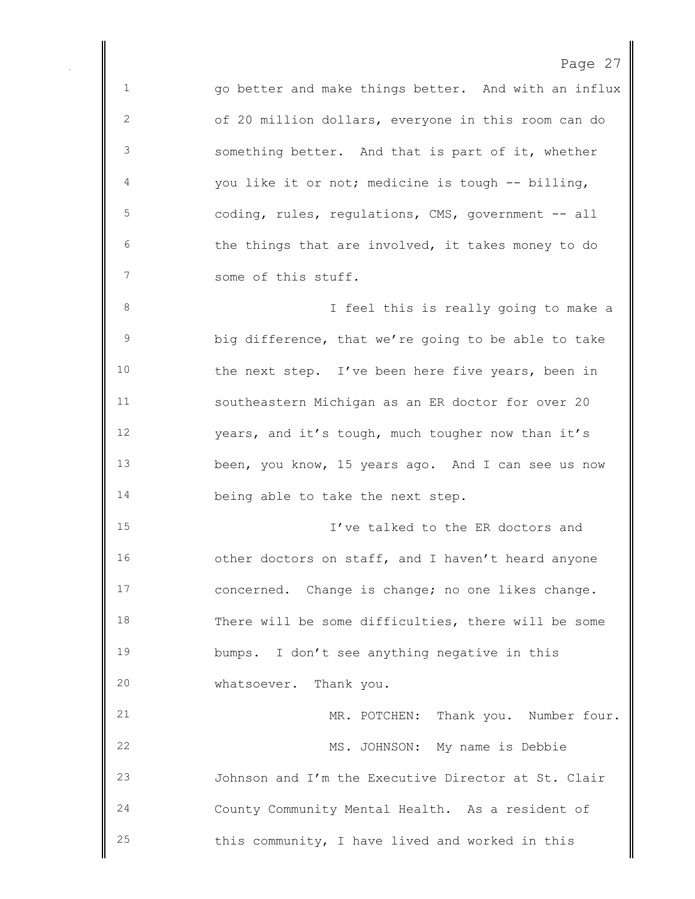go better and make things better. And with an influx of 20 million dollars, everyone in this room can do something better. And that is part of it, whether you like it or not; medicine is tough -- billing, coding, rules, regulations, CMS, government -- all the things that are involved, it takes money to do some of this stuff.

I feel this is really going to make a big difference, that we're going to be able to take the next step. I've been here five years, been in southeastern Michigan as an ER doctor for over 20 years, and it's tough, much tougher now than it's been, you know, 15 years ago. And I can see us now being able to take the next step.

I've talked to the ER doctors and other doctors on staff, and I haven't heard anyone concerned. Change is change; no one likes change. There will be some difficulties, there will be some bumps. I don't see anything negative in this whatsoever. Thank you.

MR. POTCHEN: Thank you. Number four.

MS. JOHNSON: My name is Debbie Johnson and I'm the Executive Director at St. Clair County Community Mental Health. As a resident of this community, I have lived and worked in this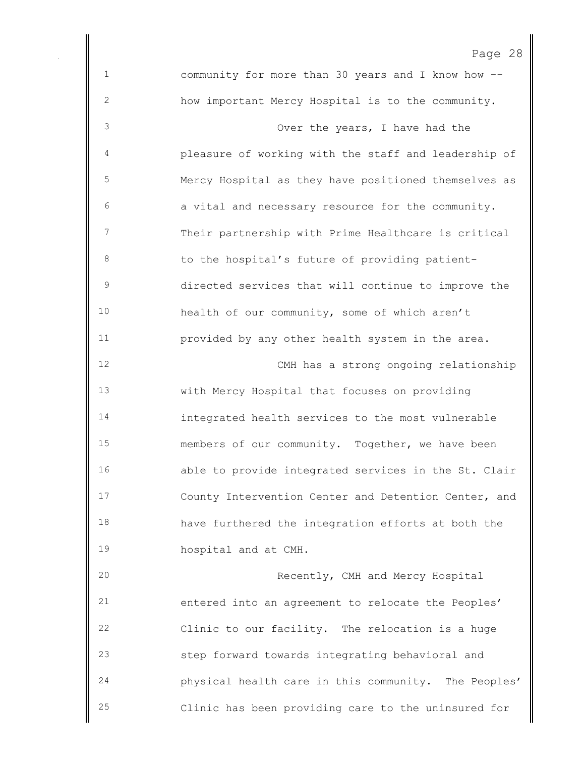community for more than 30 years and I know how -- how important Mercy Hospital is to the community.

Over the years, I have had the pleasure of working with the staff and leadership of Mercy Hospital as they have positioned themselves as a vital and necessary resource for the community. Their partnership with Prime Healthcare is critical to the hospital's future of providing patient-directed services that will continue to improve the health of our community, some of which aren't provided by any other health system in the area.

CMH has a strong ongoing relationship with Mercy Hospital that focuses on providing integrated health services to the most vulnerable members of our community. Together, we have been able to provide integrated services in the St. Clair County Intervention Center and Detention Center, and have furthered the integration efforts at both the hospital and at CMH.

Recently, CMH and Mercy Hospital entered into an agreement to relocate the Peoples' Clinic to our facility. The relocation is a huge step forward towards integrating behavioral and physical health care in this community. The Peoples' Clinic has been providing care to the uninsured for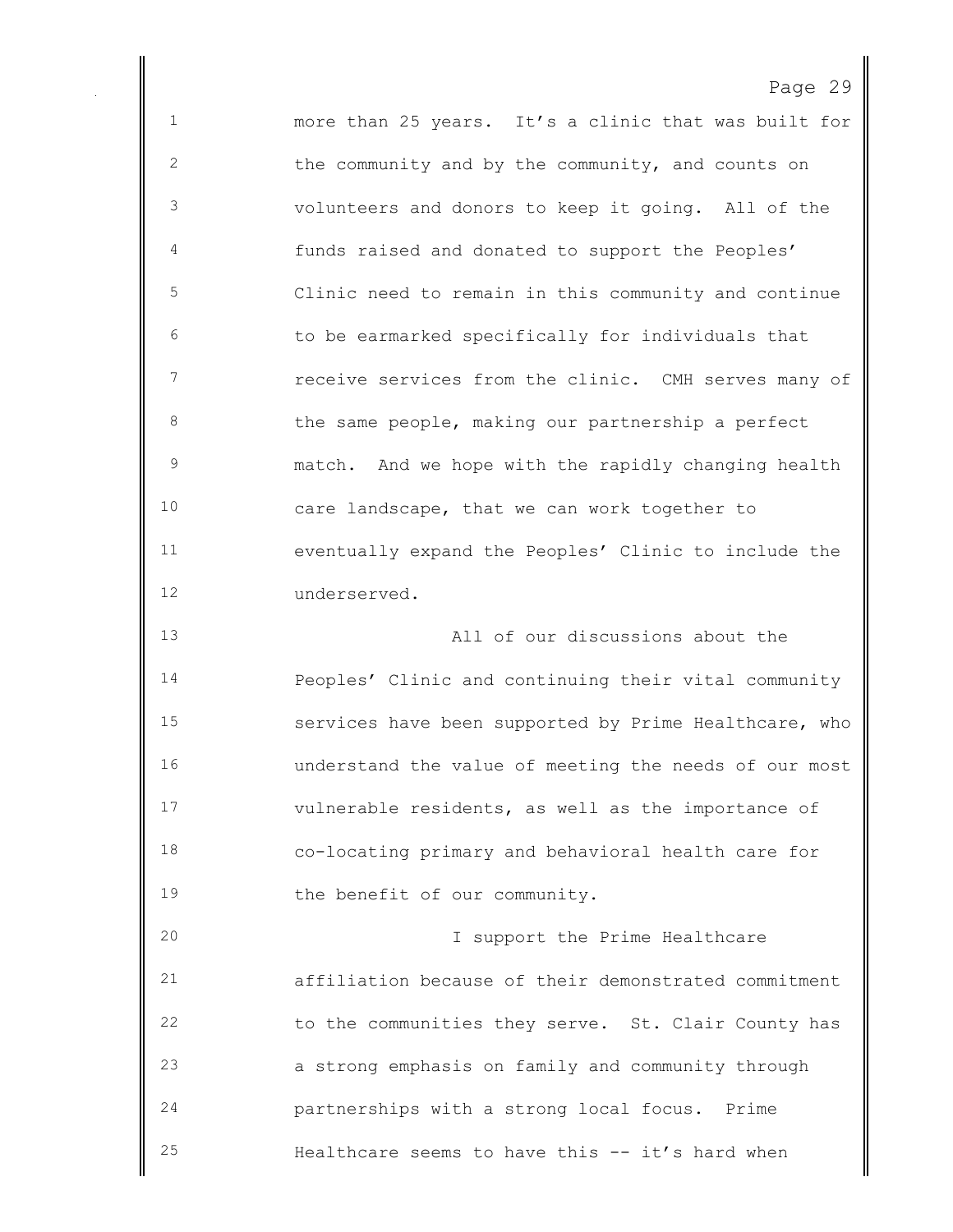more than 25 years. It's a clinic that was built for the community and by the community, and counts on volunteers and donors to keep it going. All of the funds raised and donated to support the Peoples' Clinic need to remain in this community and continue to be earmarked specifically for individuals that receive services from the clinic. CMH serves many of the same people, making our partnership a perfect match. And we hope with the rapidly changing health care landscape, that we can work together to eventually expand the Peoples' Clinic to include the underserved.

All of our discussions about the Peoples' Clinic and continuing their vital community services have been supported by Prime Healthcare, who understand the value of meeting the needs of our most vulnerable residents, as well as the importance of co-locating primary and behavioral health care for the benefit of our community.

I support the Prime Healthcare affiliation because of their demonstrated commitment to the communities they serve. St. Clair County has a strong emphasis on family and community through partnerships with a strong local focus. Prime Healthcare seems to have this -- it's hard when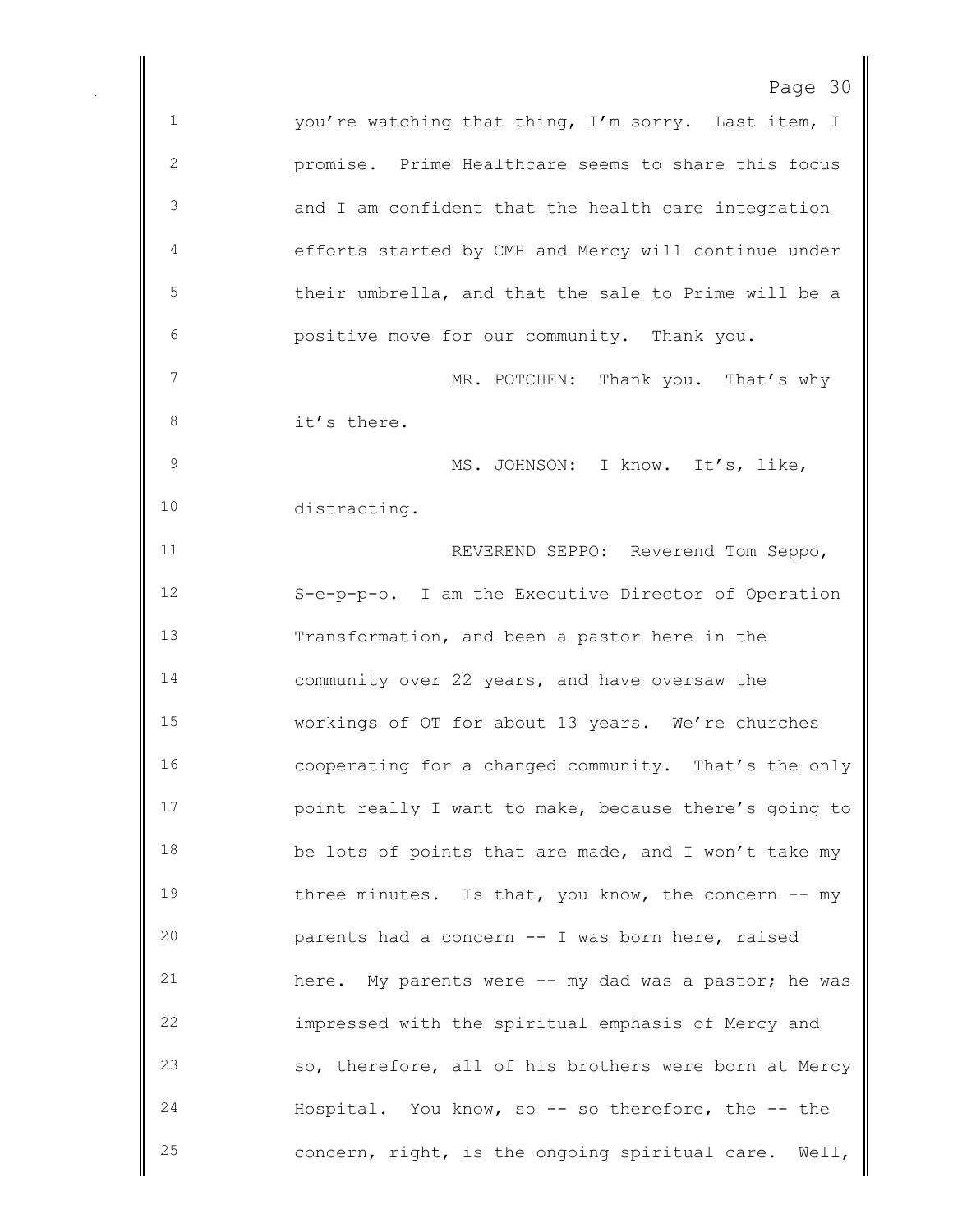you're watching that thing, I'm sorry. Last item, I promise. Prime Healthcare seems to share this focus and I am confident that the health care integration efforts started by CMH and Mercy will continue under their umbrella, and that the sale to Prime will be a positive move for our community. Thank you.

MR. POTCHEN: Thank you. That's why it's there.

MS. JOHNSON: I know. It's, like, distracting.

REVEREND SEPPO: Reverend Tom Seppo, S-e-p-p-o. I am the Executive Director of Operation Transformation, and been a pastor here in the community over 22 years, and have oversaw the workings of OT for about 13 years. We're churches cooperating for a changed community. That's the only point really I want to make, because there's going to be lots of points that are made, and I won't take my three minutes. Is that, you know, the concern -- my parents had a concern -- I was born here, raised here. My parents were -- my dad was a pastor; he was impressed with the spiritual emphasis of Mercy and so, therefore, all of his brothers were born at Mercy Hospital. You know, so -- so therefore, the -- the concern, right, is the ongoing spiritual care. Well,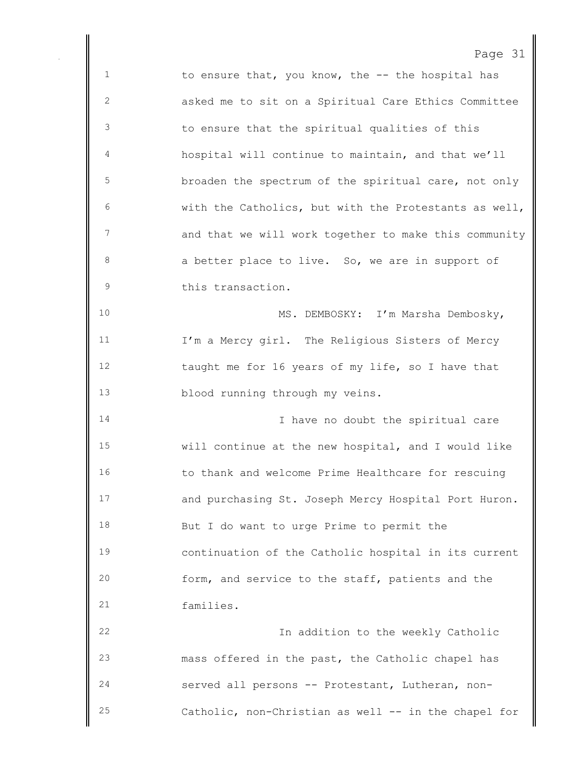to ensure that, you know, the -- the hospital has asked me to sit on a Spiritual Care Ethics Committee to ensure that the spiritual qualities of this hospital will continue to maintain, and that we'll broaden the spectrum of the spiritual care, not only with the Catholics, but with the Protestants as well, and that we will work together to make this community a better place to live. So, we are in support of this transaction.

MS. DEMBOSKY: I'm Marsha Dembosky, I'm a Mercy girl. The Religious Sisters of Mercy taught me for 16 years of my life, so I have that blood running through my veins.

I have no doubt the spiritual care will continue at the new hospital, and I would like to thank and welcome Prime Healthcare for rescuing and purchasing St. Joseph Mercy Hospital Port Huron. But I do want to urge Prime to permit the continuation of the Catholic hospital in its current form, and service to the staff, patients and the families.

In addition to the weekly Catholic mass offered in the past, the Catholic chapel has served all persons -- Protestant, Lutheran, non-Catholic, non-Christian as well -- in the chapel for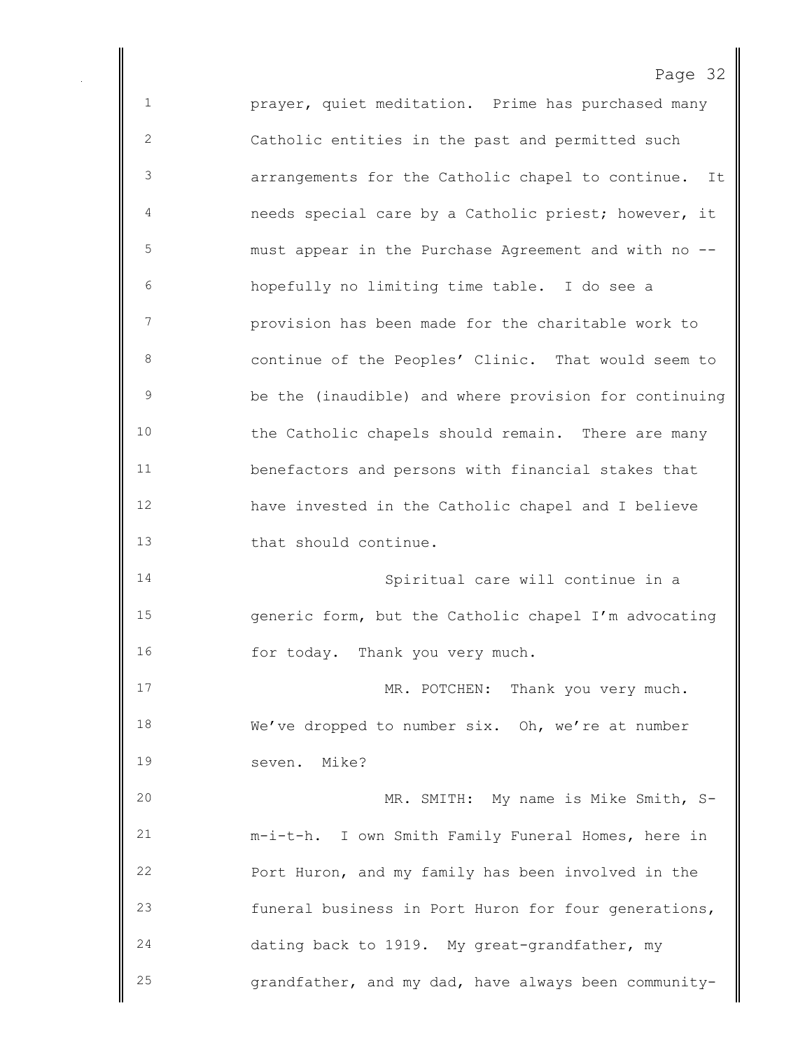prayer, quiet meditation. Prime has purchased many Catholic entities in the past and permitted such arrangements for the Catholic chapel to continue. It needs special care by a Catholic priest; however, it must appear in the Purchase Agreement and with no -- hopefully no limiting time table. I do see a provision has been made for the charitable work to continue of the Peoples' Clinic. That would seem to be the (inaudible) and where provision for continuing the Catholic chapels should remain. There are many benefactors and persons with financial stakes that have invested in the Catholic chapel and I believe that should continue.

Spiritual care will continue in a generic form, but the Catholic chapel I'm advocating for today. Thank you very much.

MR. POTCHEN: Thank you very much. We've dropped to number six. Oh, we're at number seven. Mike?

MR. SMITH: My name is Mike Smith, S-m-i-t-h. I own Smith Family Funeral Homes, here in Port Huron, and my family has been involved in the funeral business in Port Huron for four generations, dating back to 1919. My great-grandfather, my grandfather, and my dad, have always been community-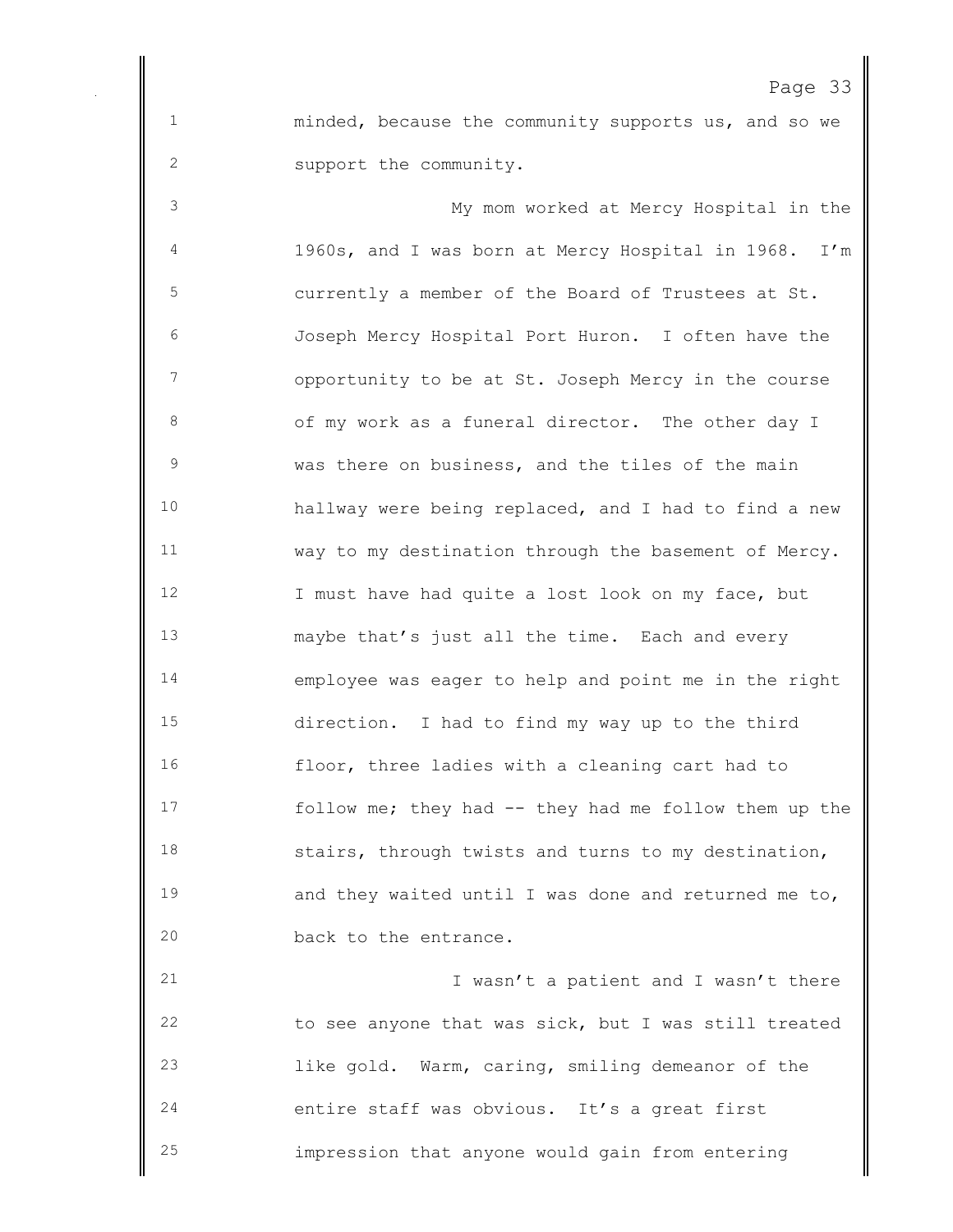minded, because the community supports us, and so we support the community.

My mom worked at Mercy Hospital in the 1960s, and I was born at Mercy Hospital in 1968. I'm currently a member of the Board of Trustees at St. Joseph Mercy Hospital Port Huron. I often have the opportunity to be at St. Joseph Mercy in the course of my work as a funeral director. The other day I was there on business, and the tiles of the main hallway were being replaced, and I had to find a new way to my destination through the basement of Mercy. I must have had quite a lost look on my face, but maybe that's just all the time. Each and every employee was eager to help and point me in the right direction. I had to find my way up to the third floor, three ladies with a cleaning cart had to follow me; they had -- they had me follow them up the stairs, through twists and turns to my destination, and they waited until I was done and returned me to, back to the entrance.

I wasn't a patient and I wasn't there to see anyone that was sick, but I was still treated like gold. Warm, caring, smiling demeanor of the entire staff was obvious. It's a great first impression that anyone would gain from entering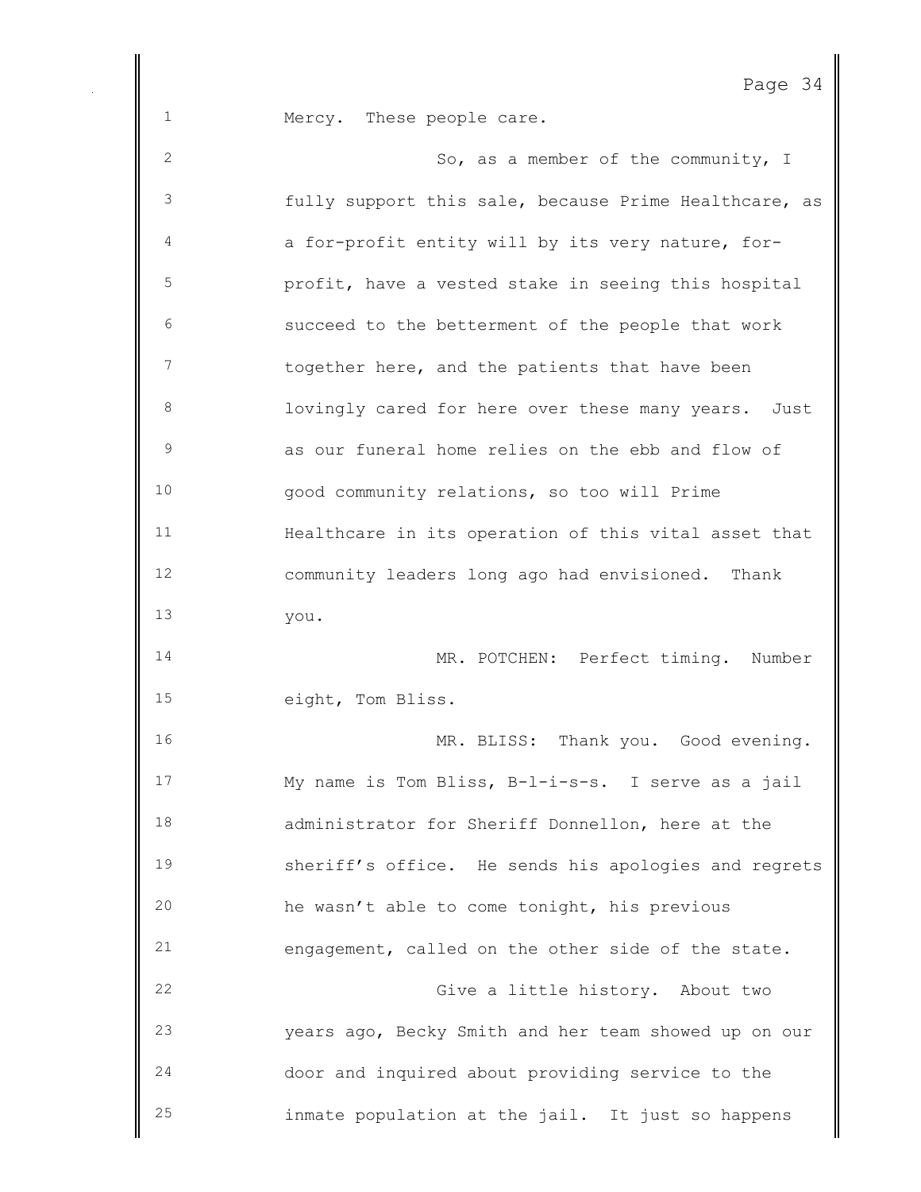Mercy. These people care.

So, as a member of the community, I fully support this sale, because Prime Healthcare, as a for-profit entity will by its very nature, for-profit, have a vested stake in seeing this hospital succeed to the betterment of the people that work together here, and the patients that have been lovingly cared for here over these many years. Just as our funeral home relies on the ebb and flow of good community relations, so too will Prime Healthcare in its operation of this vital asset that community leaders long ago had envisioned. Thank you.

MR. POTCHEN: Perfect timing. Number eight, Tom Bliss.

MR. BLISS: Thank you. Good evening. My name is Tom Bliss, B-l-i-s-s. I serve as a jail administrator for Sheriff Donnellon, here at the sheriff's office. He sends his apologies and regrets he wasn't able to come tonight, his previous engagement, called on the other side of the state.

Give a little history. About two years ago, Becky Smith and her team showed up on our door and inquired about providing service to the inmate population at the jail. It just so happens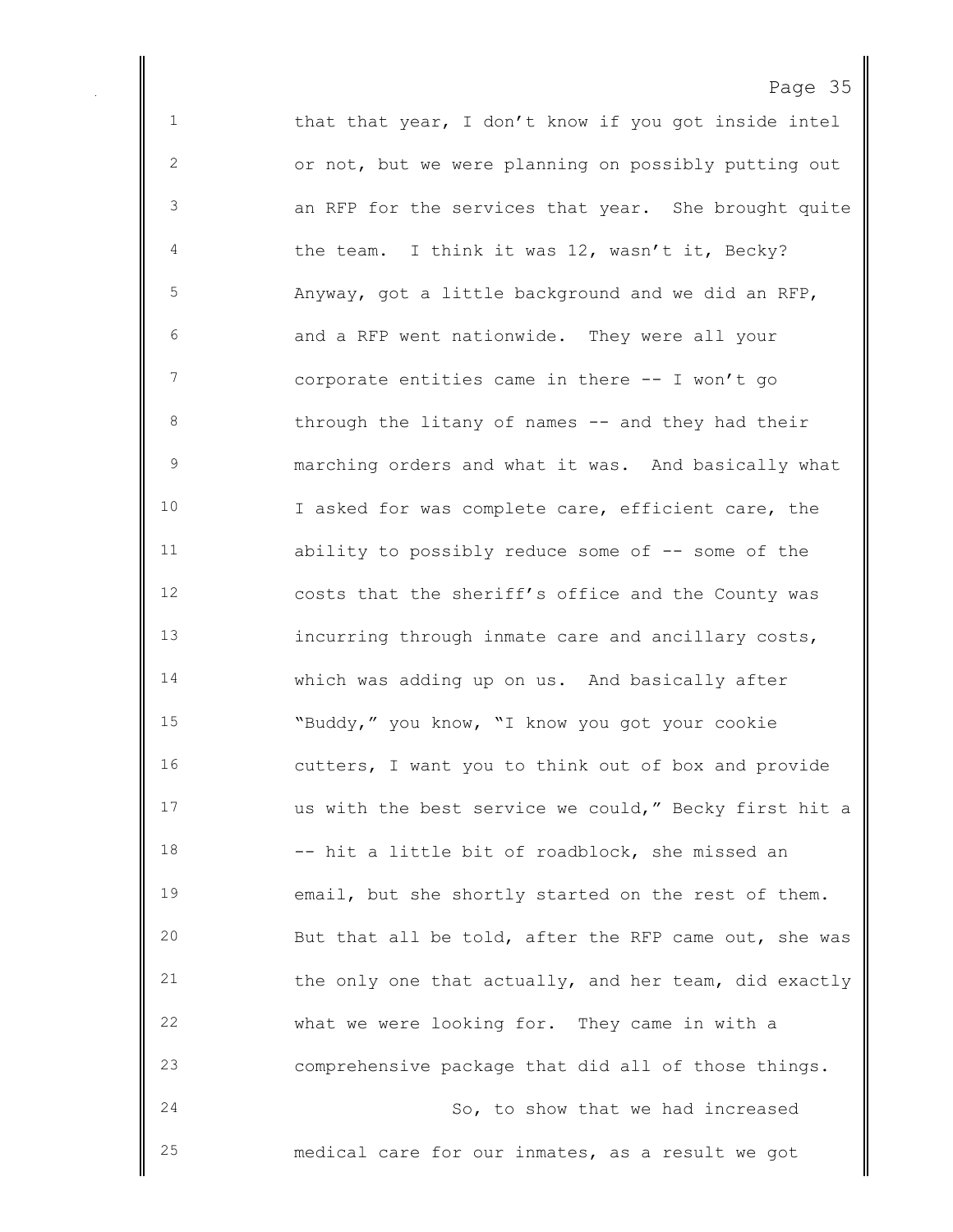that that year, I don't know if you got inside intel or not, but we were planning on possibly putting out an RFP for the services that year. She brought quite the team. I think it was 12, wasn't it, Becky? Anyway, got a little background and we did an RFP, and a RFP went nationwide. They were all your corporate entities came in there -- I won't go through the litany of names -- and they had their marching orders and what it was. And basically what I asked for was complete care, efficient care, the ability to possibly reduce some of -- some of the costs that the sheriff's office and the County was incurring through inmate care and ancillary costs, which was adding up on us. And basically after "Buddy," you know, "I know you got your cookie cutters, I want you to think out of box and provide us with the best service we could," Becky first hit a -- hit a little bit of roadblock, she missed an email, but she shortly started on the rest of them. But that all be told, after the RFP came out, she was the only one that actually, and her team, did exactly what we were looking for. They came in with a comprehensive package that did all of those things.

So, to show that we had increased medical care for our inmates, as a result we got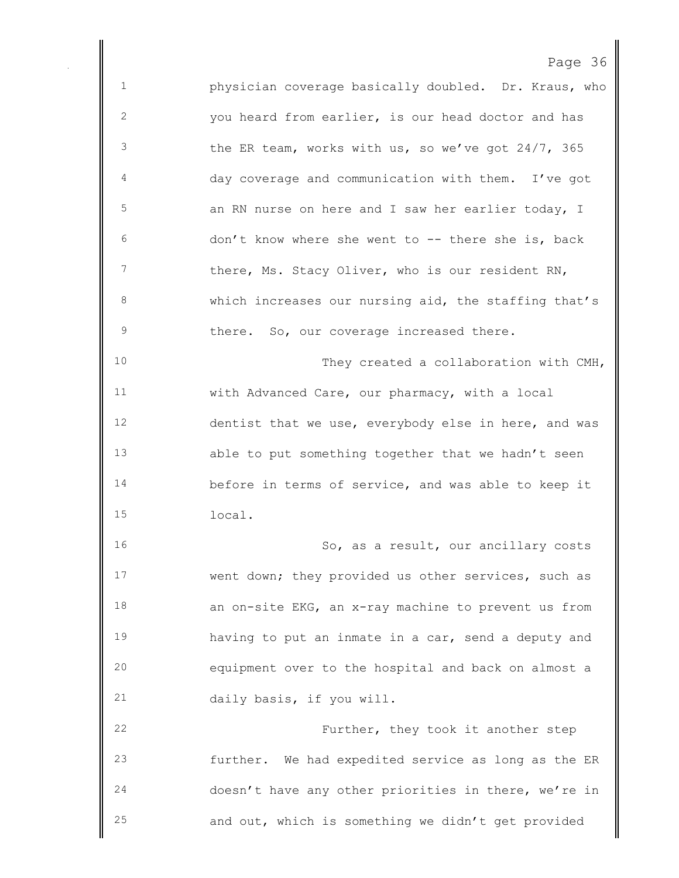physician coverage basically doubled. Dr. Kraus, who you heard from earlier, is our head doctor and has the ER team, works with us, so we've got 24/7, 365 day coverage and communication with them. I've got an RN nurse on here and I saw her earlier today, I don't know where she went to -- there she is, back there, Ms. Stacy Oliver, who is our resident RN, which increases our nursing aid, the staffing that's there. So, our coverage increased there.

They created a collaboration with CMH, with Advanced Care, our pharmacy, with a local dentist that we use, everybody else in here, and was able to put something together that we hadn't seen before in terms of service, and was able to keep it local.

So, as a result, our ancillary costs went down; they provided us other services, such as an on-site EKG, an x-ray machine to prevent us from having to put an inmate in a car, send a deputy and equipment over to the hospital and back on almost a daily basis, if you will.

Further, they took it another step further. We had expedited service as long as the ER doesn't have any other priorities in there, we're in and out, which is something we didn't get provided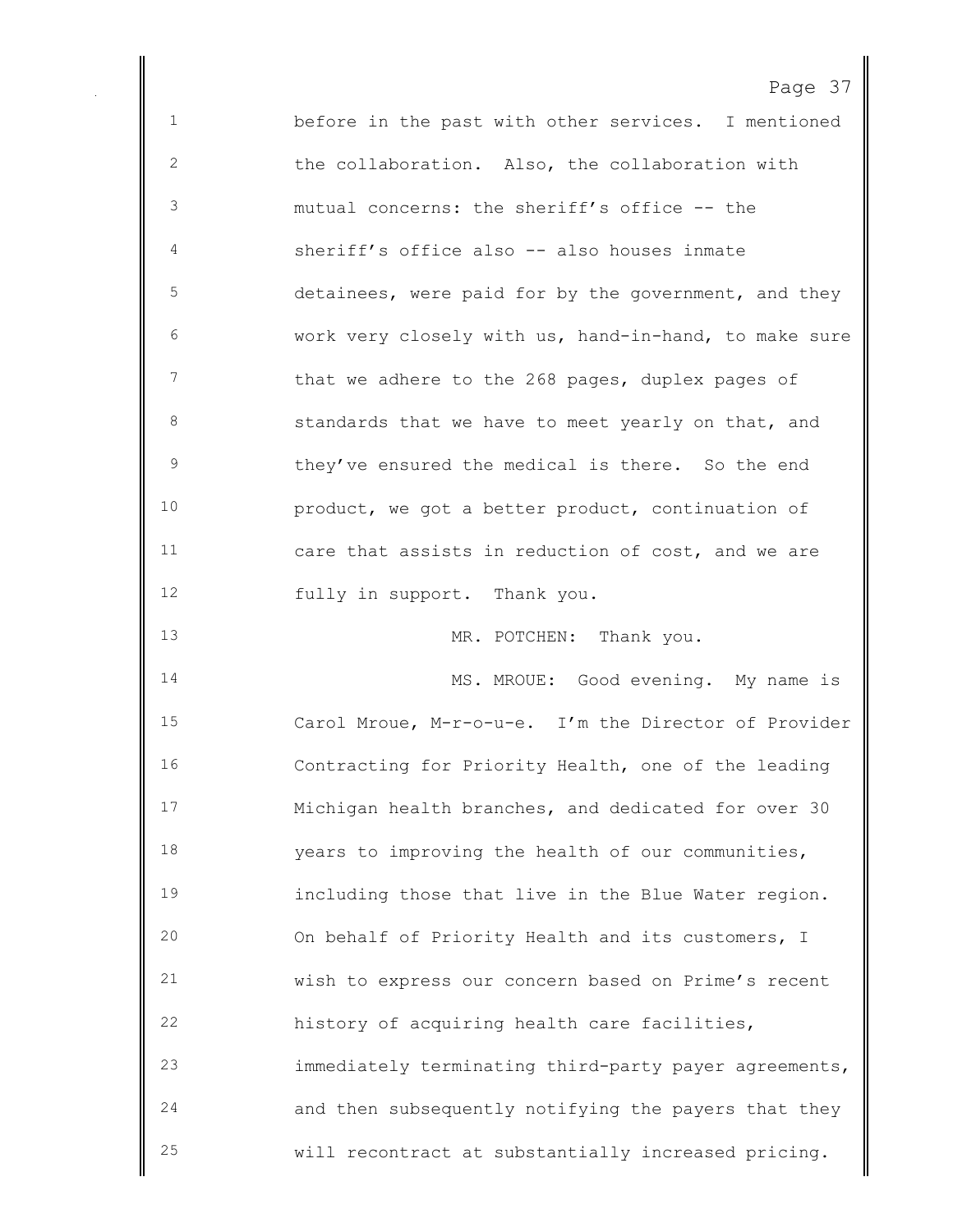before in the past with other services. I mentioned the collaboration. Also, the collaboration with mutual concerns: the sheriff's office -- the sheriff's office also -- also houses inmate detainees, were paid for by the government, and they work very closely with us, hand-in-hand, to make sure that we adhere to the 268 pages, duplex pages of standards that we have to meet yearly on that, and they've ensured the medical is there. So the end product, we got a better product, continuation of care that assists in reduction of cost, and we are fully in support. Thank you.

MR. POTCHEN: Thank you.

MS. MROUE: Good evening. My name is Carol Mroue, M-r-o-u-e. I'm the Director of Provider Contracting for Priority Health, one of the leading Michigan health branches, and dedicated for over 30 years to improving the health of our communities, including those that live in the Blue Water region. On behalf of Priority Health and its customers, I wish to express our concern based on Prime's recent history of acquiring health care facilities, immediately terminating third-party payer agreements, and then subsequently notifying the payers that they will recontract at substantially increased pricing.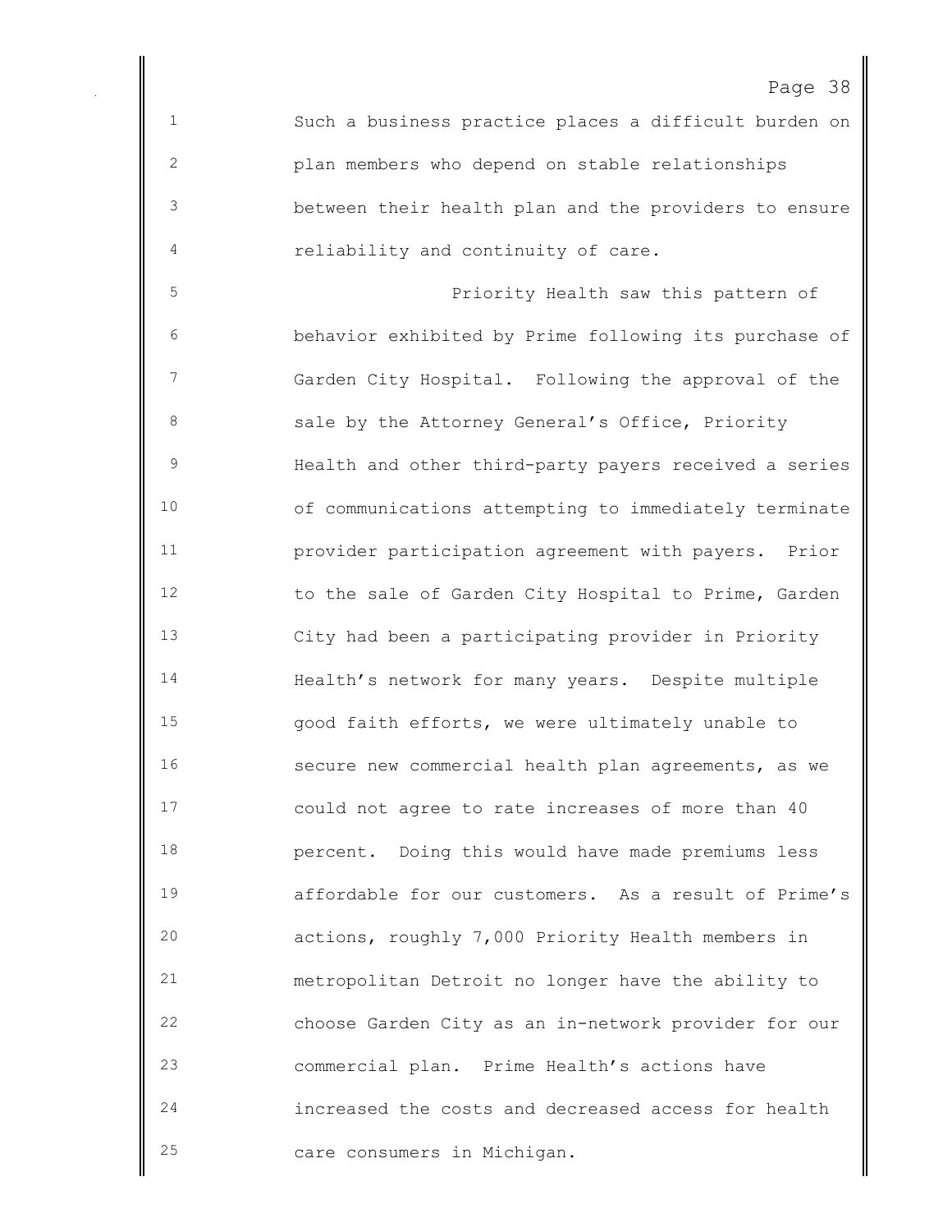Such a business practice places a difficult burden on plan members who depend on stable relationships between their health plan and the providers to ensure reliability and continuity of care.

Priority Health saw this pattern of behavior exhibited by Prime following its purchase of Garden City Hospital. Following the approval of the sale by the Attorney General's Office, Priority Health and other third-party payers received a series of communications attempting to immediately terminate provider participation agreement with payers. Prior to the sale of Garden City Hospital to Prime, Garden City had been a participating provider in Priority Health's network for many years. Despite multiple good faith efforts, we were ultimately unable to secure new commercial health plan agreements, as we could not agree to rate increases of more than 40 percent. Doing this would have made premiums less affordable for our customers. As a result of Prime's actions, roughly 7,000 Priority Health members in metropolitan Detroit no longer have the ability to choose Garden City as an in-network provider for our commercial plan. Prime Health's actions have increased the costs and decreased access for health care consumers in Michigan.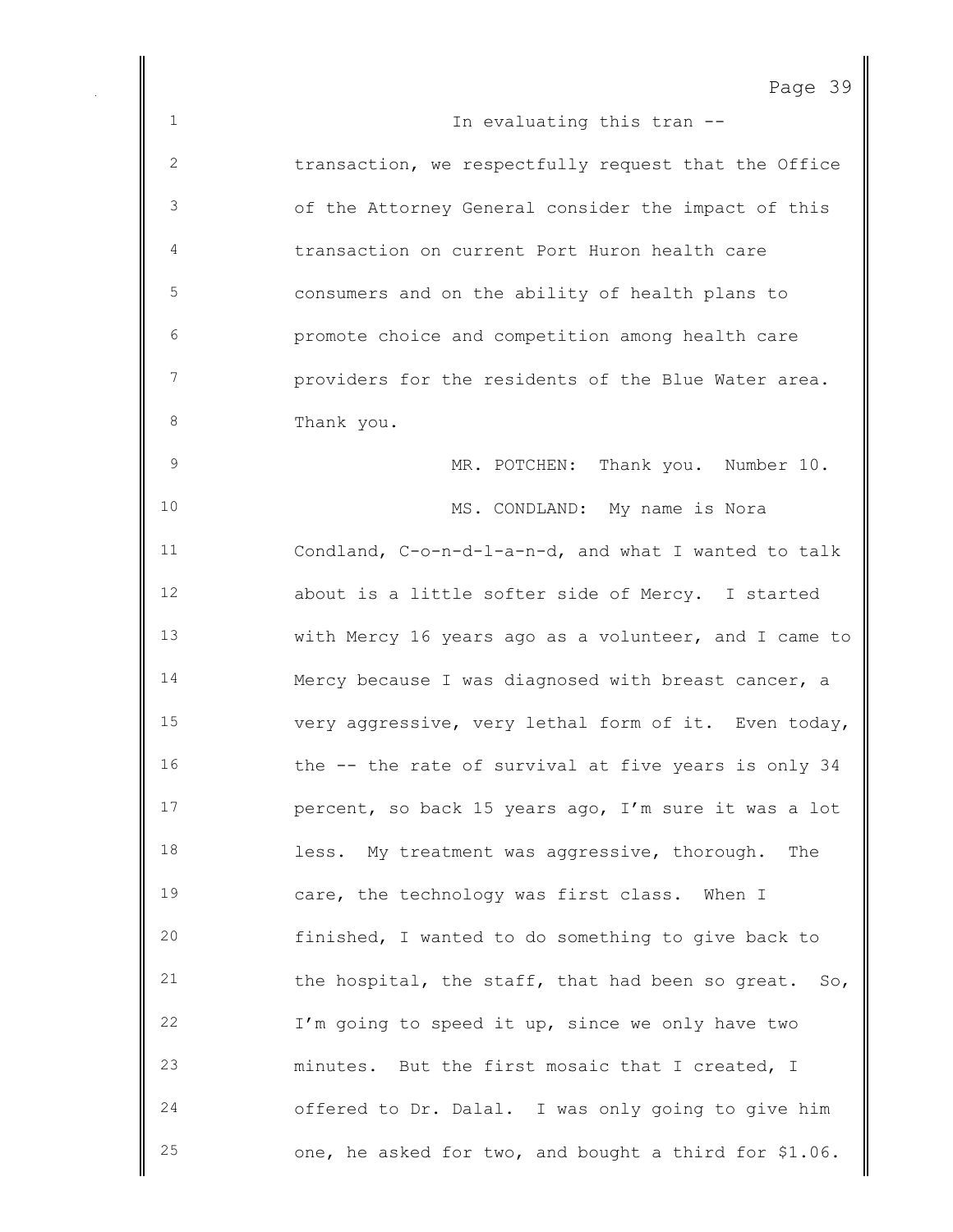In evaluating this tran -- transaction, we respectfully request that the Office of the Attorney General consider the impact of this transaction on current Port Huron health care consumers and on the ability of health plans to promote choice and competition among health care providers for the residents of the Blue Water area. Thank you.

MR. POTCHEN: Thank you. Number 10.

MS. CONDLAND: My name is Nora Condland, C-o-n-d-l-a-n-d, and what I wanted to talk about is a little softer side of Mercy. I started with Mercy 16 years ago as a volunteer, and I came to Mercy because I was diagnosed with breast cancer, a very aggressive, very lethal form of it. Even today, the -- the rate of survival at five years is only 34 percent, so back 15 years ago, I'm sure it was a lot less. My treatment was aggressive, thorough. The care, the technology was first class. When I finished, I wanted to do something to give back to the hospital, the staff, that had been so great. So, I'm going to speed it up, since we only have two minutes. But the first mosaic that I created, I offered to Dr. Dalal. I was only going to give him one, he asked for two, and bought a third for $1.06.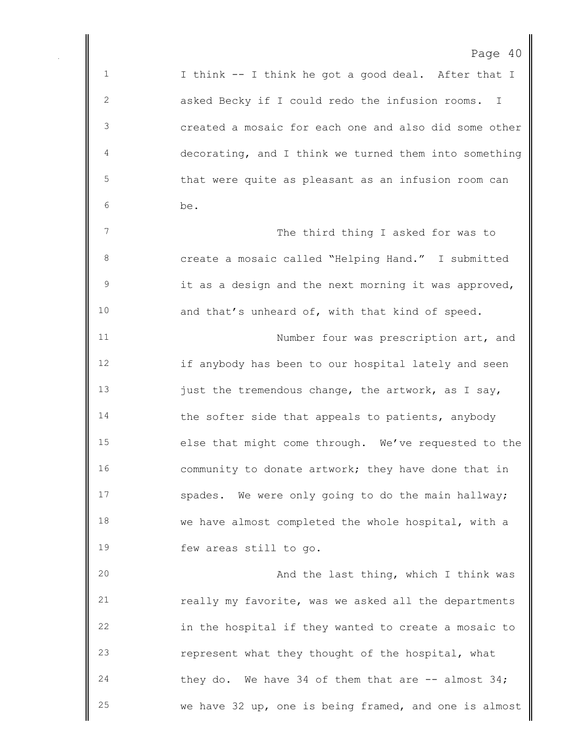I think -- I think he got a good deal. After that I asked Becky if I could redo the infusion rooms. I created a mosaic for each one and also did some other decorating, and I think we turned them into something that were quite as pleasant as an infusion room can be.

The third thing I asked for was to create a mosaic called "Helping Hand." I submitted it as a design and the next morning it was approved, and that's unheard of, with that kind of speed.

Number four was prescription art, and if anybody has been to our hospital lately and seen just the tremendous change, the artwork, as I say, the softer side that appeals to patients, anybody else that might come through. We've requested to the community to donate artwork; they have done that in spades. We were only going to do the main hallway; we have almost completed the whole hospital, with a few areas still to go.

And the last thing, which I think was really my favorite, was we asked all the departments in the hospital if they wanted to create a mosaic to represent what they thought of the hospital, what they do. We have 34 of them that are -- almost 34; we have 32 up, one is being framed, and one is almost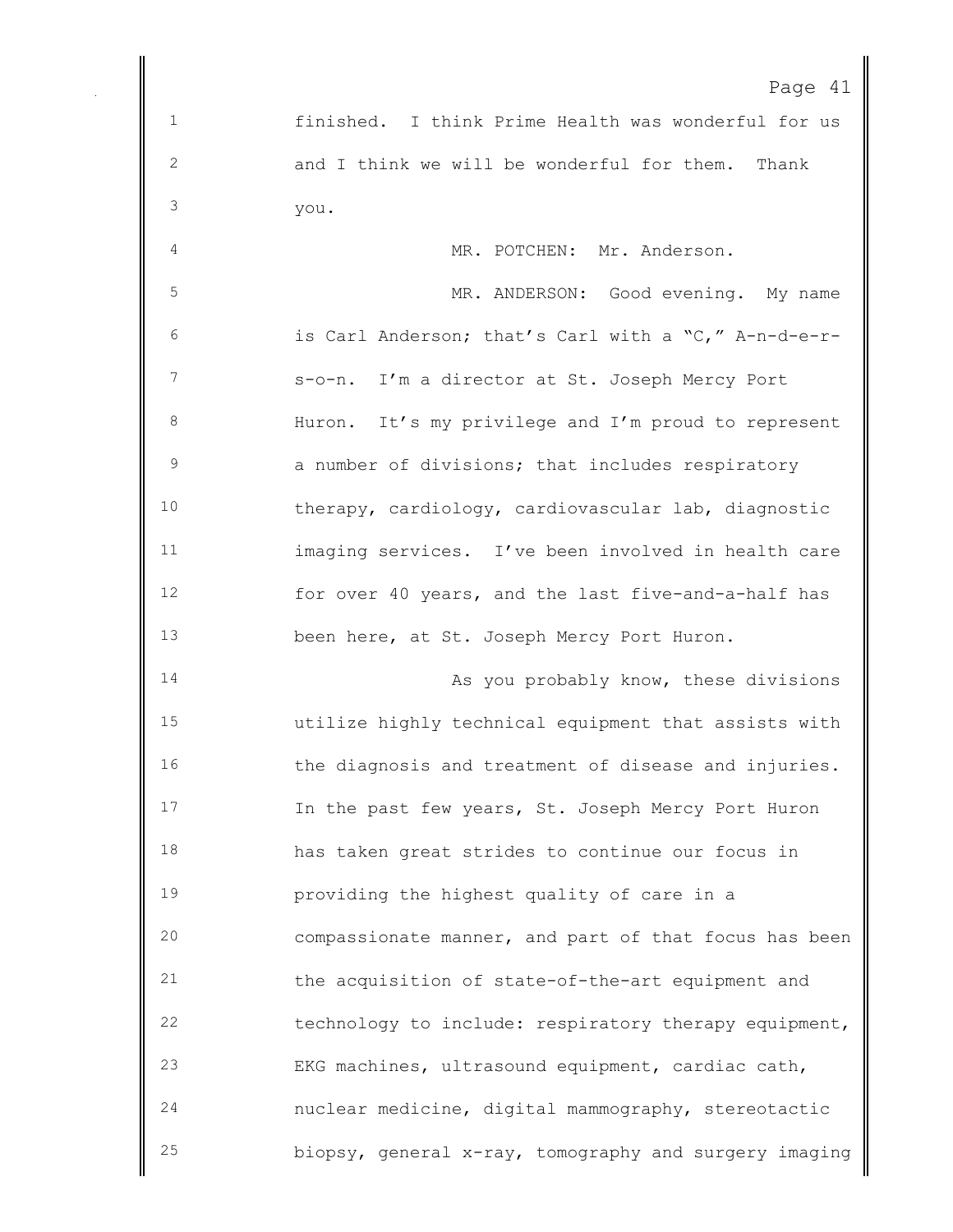finished. I think Prime Health was wonderful for us and I think we will be wonderful for them. Thank you.

MR. POTCHEN: Mr. Anderson.

MR. ANDERSON: Good evening. My name is Carl Anderson; that's Carl with a "C," A-n-d-e-r-s-o-n. I'm a director at St. Joseph Mercy Port Huron. It's my privilege and I'm proud to represent a number of divisions; that includes respiratory therapy, cardiology, cardiovascular lab, diagnostic imaging services. I've been involved in health care for over 40 years, and the last five-and-a-half has been here, at St. Joseph Mercy Port Huron.

As you probably know, these divisions utilize highly technical equipment that assists with the diagnosis and treatment of disease and injuries. In the past few years, St. Joseph Mercy Port Huron has taken great strides to continue our focus in providing the highest quality of care in a compassionate manner, and part of that focus has been the acquisition of state-of-the-art equipment and technology to include: respiratory therapy equipment, EKG machines, ultrasound equipment, cardiac cath, nuclear medicine, digital mammography, stereotactic biopsy, general x-ray, tomography and surgery imaging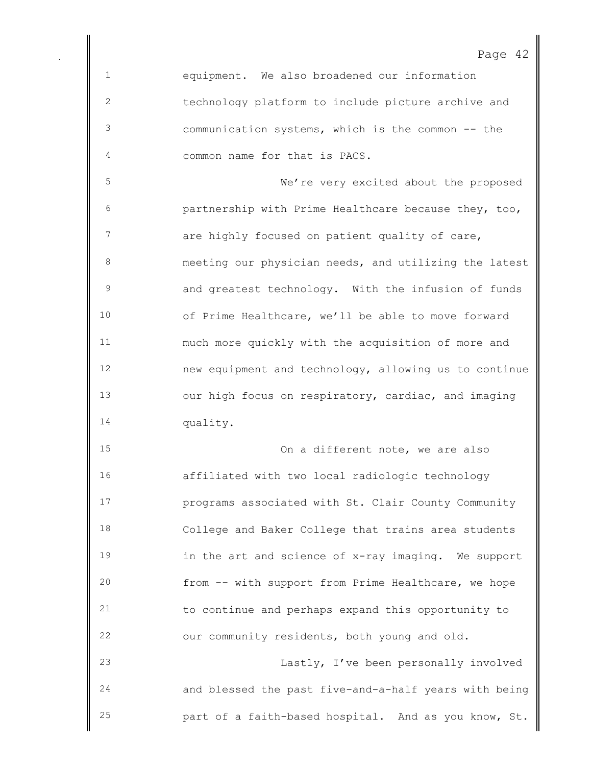equipment. We also broadened our information technology platform to include picture archive and communication systems, which is the common -- the common name for that is PACS.

We're very excited about the proposed partnership with Prime Healthcare because they, too, are highly focused on patient quality of care, meeting our physician needs, and utilizing the latest and greatest technology. With the infusion of funds of Prime Healthcare, we'll be able to move forward much more quickly with the acquisition of more and new equipment and technology, allowing us to continue our high focus on respiratory, cardiac, and imaging quality.

On a different note, we are also affiliated with two local radiologic technology programs associated with St. Clair County Community College and Baker College that trains area students in the art and science of x-ray imaging. We support from -- with support from Prime Healthcare, we hope to continue and perhaps expand this opportunity to our community residents, both young and old.

Lastly, I've been personally involved and blessed the past five-and-a-half years with being part of a faith-based hospital. And as you know, St.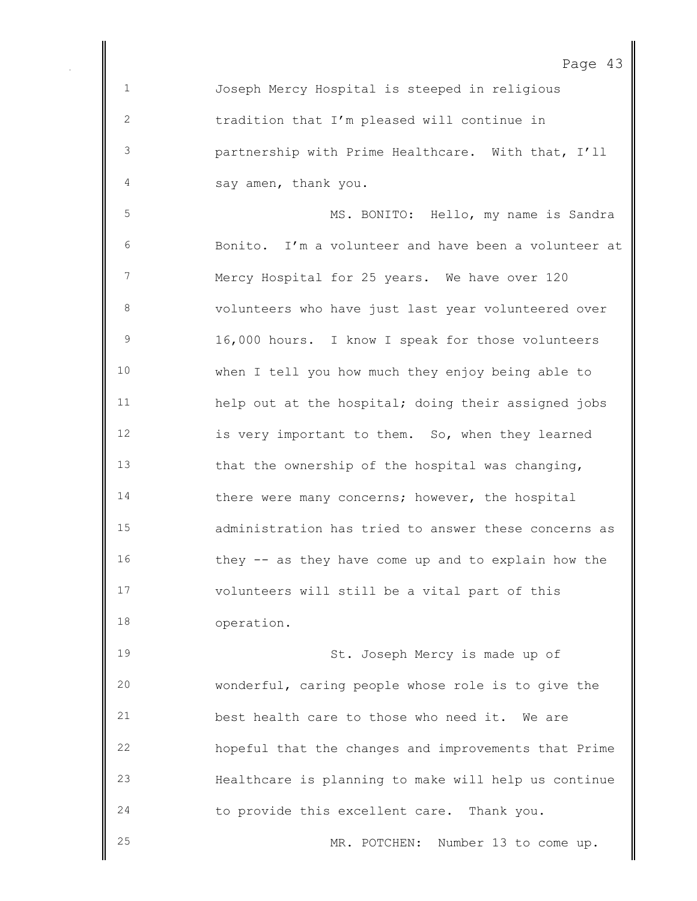Joseph Mercy Hospital is steeped in religious tradition that I'm pleased will continue in partnership with Prime Healthcare. With that, I'll say amen, thank you.

MS. BONITO: Hello, my name is Sandra Bonito. I'm a volunteer and have been a volunteer at Mercy Hospital for 25 years. We have over 120 volunteers who have just last year volunteered over 16,000 hours. I know I speak for those volunteers when I tell you how much they enjoy being able to help out at the hospital; doing their assigned jobs is very important to them. So, when they learned that the ownership of the hospital was changing, there were many concerns; however, the hospital administration has tried to answer these concerns as they -- as they have come up and to explain how the volunteers will still be a vital part of this operation.

St. Joseph Mercy is made up of wonderful, caring people whose role is to give the best health care to those who need it. We are hopeful that the changes and improvements that Prime Healthcare is planning to make will help us continue to provide this excellent care. Thank you.

MR. POTCHEN: Number 13 to come up.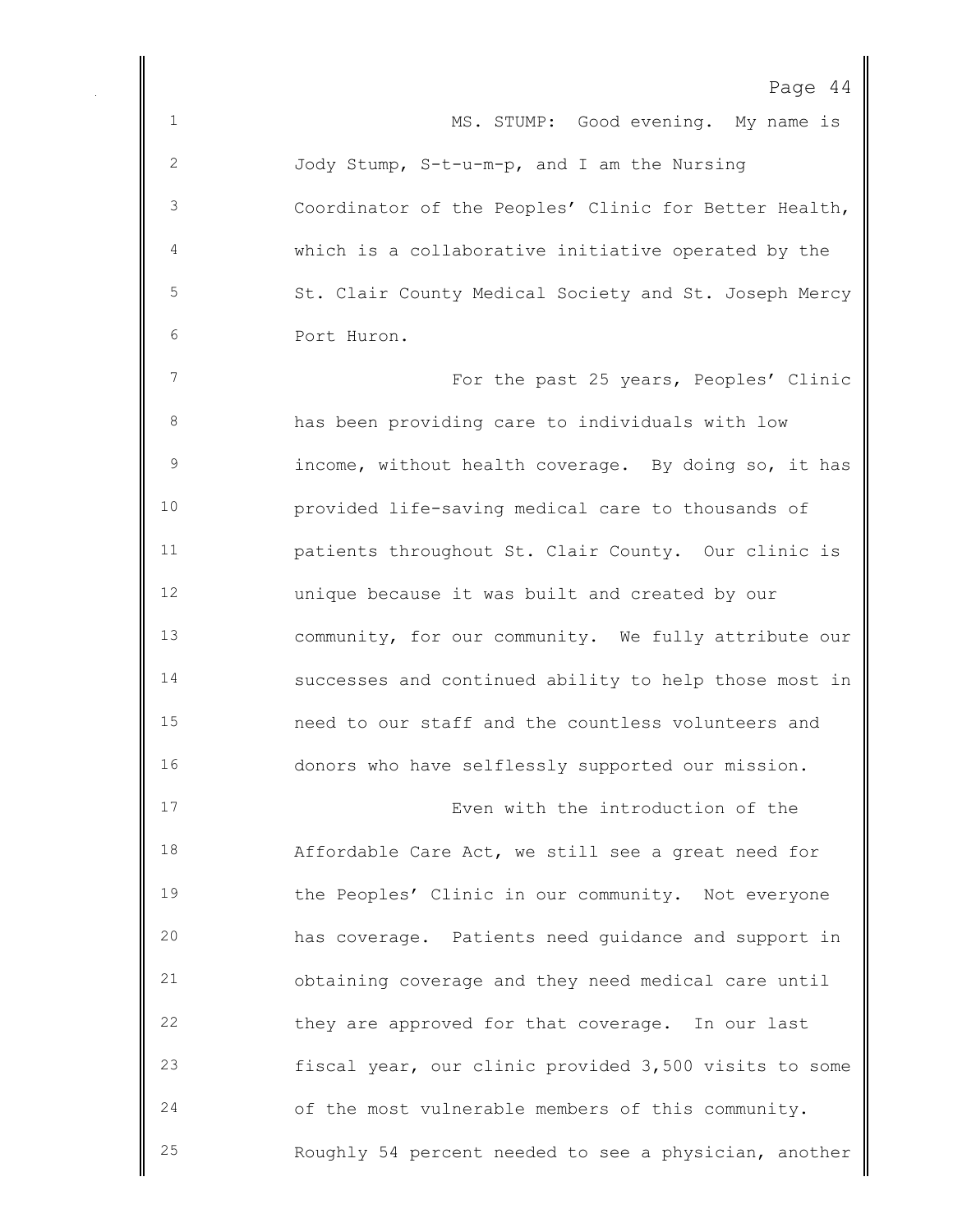MS. STUMP: Good evening. My name is Jody Stump, S-t-u-m-p, and I am the Nursing Coordinator of the Peoples' Clinic for Better Health, which is a collaborative initiative operated by the St. Clair County Medical Society and St. Joseph Mercy Port Huron.

For the past 25 years, Peoples' Clinic has been providing care to individuals with low income, without health coverage. By doing so, it has provided life-saving medical care to thousands of patients throughout St. Clair County. Our clinic is unique because it was built and created by our community, for our community. We fully attribute our successes and continued ability to help those most in need to our staff and the countless volunteers and donors who have selflessly supported our mission.

Even with the introduction of the Affordable Care Act, we still see a great need for the Peoples' Clinic in our community. Not everyone has coverage. Patients need guidance and support in obtaining coverage and they need medical care until they are approved for that coverage. In our last fiscal year, our clinic provided 3,500 visits to some of the most vulnerable members of this community. Roughly 54 percent needed to see a physician, another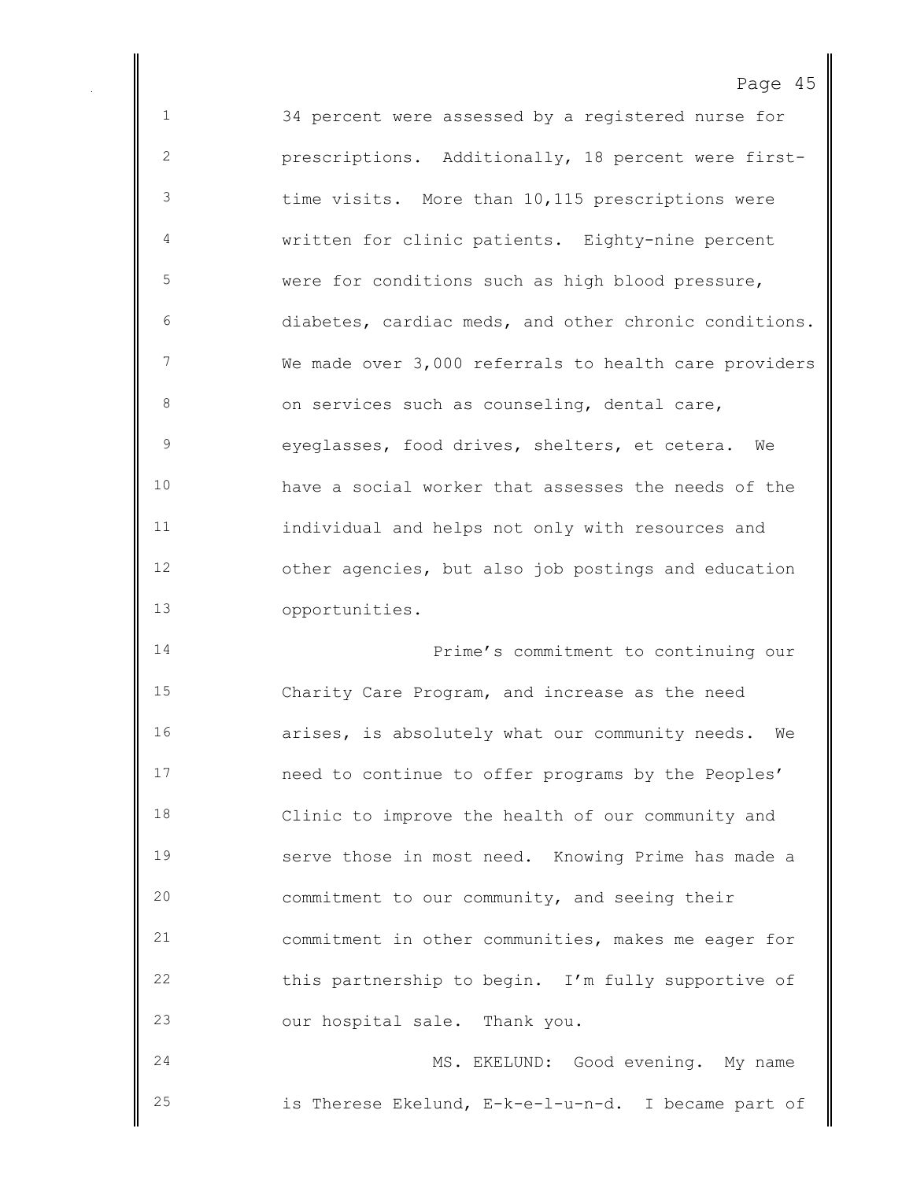34 percent were assessed by a registered nurse for prescriptions. Additionally, 18 percent were first-time visits. More than 10,115 prescriptions were written for clinic patients. Eighty-nine percent were for conditions such as high blood pressure, diabetes, cardiac meds, and other chronic conditions. We made over 3,000 referrals to health care providers on services such as counseling, dental care, eyeglasses, food drives, shelters, et cetera. We have a social worker that assesses the needs of the individual and helps not only with resources and other agencies, but also job postings and education opportunities.

Prime's commitment to continuing our Charity Care Program, and increase as the need arises, is absolutely what our community needs. We need to continue to offer programs by the Peoples' Clinic to improve the health of our community and serve those in most need. Knowing Prime has made a commitment to our community, and seeing their commitment in other communities, makes me eager for this partnership to begin. I'm fully supportive of our hospital sale. Thank you.

MS. EKELUND: Good evening. My name is Therese Ekelund, E-k-e-l-u-n-d. I became part of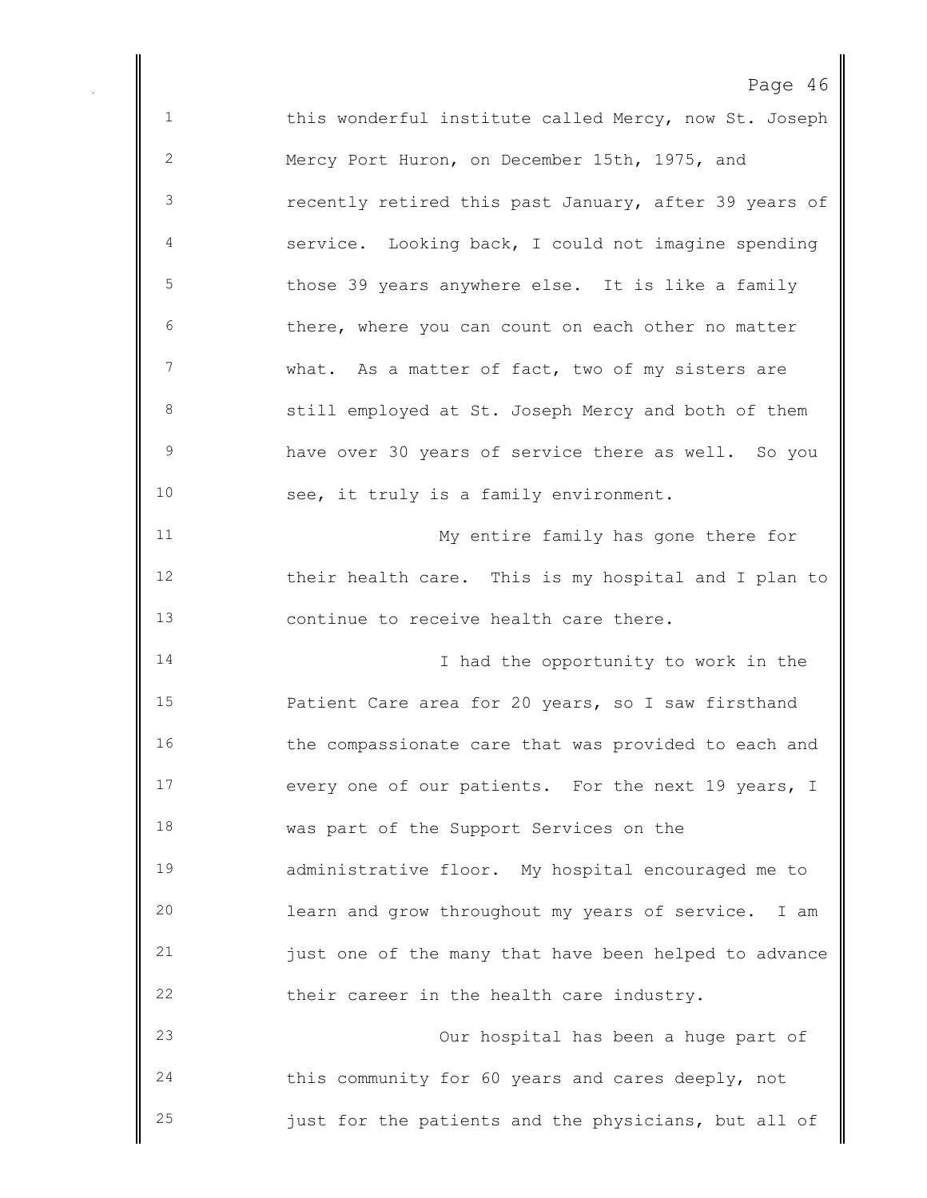this wonderful institute called Mercy, now St. Joseph Mercy Port Huron, on December 15th, 1975, and recently retired this past January, after 39 years of service. Looking back, I could not imagine spending those 39 years anywhere else. It is like a family there, where you can count on each other no matter what. As a matter of fact, two of my sisters are still employed at St. Joseph Mercy and both of them have over 30 years of service there as well. So you see, it truly is a family environment.

My entire family has gone there for their health care. This is my hospital and I plan to continue to receive health care there.

I had the opportunity to work in the Patient Care area for 20 years, so I saw firsthand the compassionate care that was provided to each and every one of our patients. For the next 19 years, I was part of the Support Services on the administrative floor. My hospital encouraged me to learn and grow throughout my years of service. I am just one of the many that have been helped to advance their career in the health care industry.

Our hospital has been a huge part of this community for 60 years and cares deeply, not just for the patients and the physicians, but all of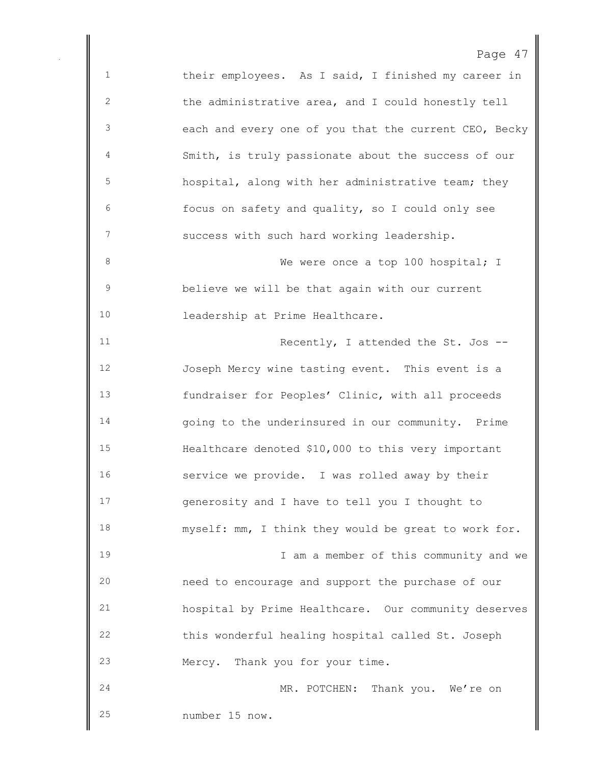their employees. As I said, I finished my career in the administrative area, and I could honestly tell each and every one of you that the current CEO, Becky Smith, is truly passionate about the success of our hospital, along with her administrative team; they focus on safety and quality, so I could only see success with such hard working leadership.

We were once a top 100 hospital; I believe we will be that again with our current leadership at Prime Healthcare.

Recently, I attended the St. Jos -- Joseph Mercy wine tasting event. This event is a fundraiser for Peoples' Clinic, with all proceeds going to the underinsured in our community. Prime Healthcare denoted $10,000 to this very important service we provide. I was rolled away by their generosity and I have to tell you I thought to myself: mm, I think they would be great to work for.

I am a member of this community and we need to encourage and support the purchase of our hospital by Prime Healthcare. Our community deserves this wonderful healing hospital called St. Joseph Mercy. Thank you for your time.

MR. POTCHEN: Thank you. We're on number 15 now.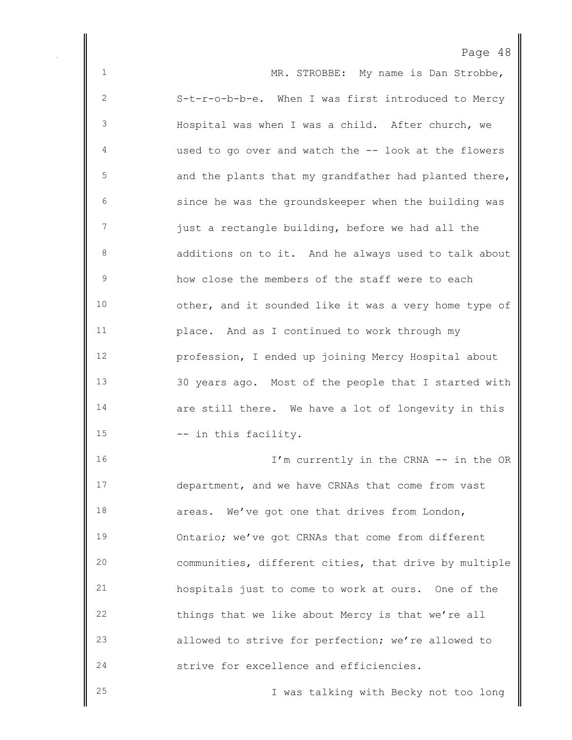MR. STROBBE: My name is Dan Strobbe, S-t-r-o-b-b-e. When I was first introduced to Mercy Hospital was when I was a child. After church, we used to go over and watch the -- look at the flowers and the plants that my grandfather had planted there, since he was the groundskeeper when the building was just a rectangle building, before we had all the additions on to it. And he always used to talk about how close the members of the staff were to each other, and it sounded like it was a very home type of place. And as I continued to work through my profession, I ended up joining Mercy Hospital about 30 years ago. Most of the people that I started with are still there. We have a lot of longevity in this -- in this facility.

I'm currently in the CRNA -- in the OR department, and we have CRNAs that come from vast areas. We've got one that drives from London, Ontario; we've got CRNAs that come from different communities, different cities, that drive by multiple hospitals just to come to work at ours. One of the things that we like about Mercy is that we're all allowed to strive for perfection; we're allowed to strive for excellence and efficiencies.

I was talking with Becky not too long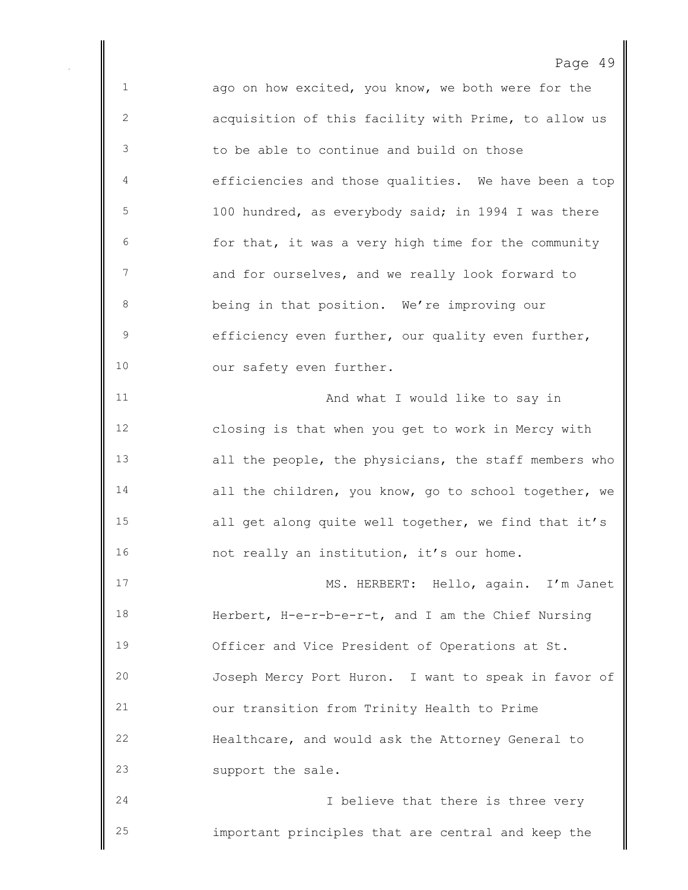ago on how excited, you know, we both were for the acquisition of this facility with Prime, to allow us to be able to continue and build on those efficiencies and those qualities. We have been a top 100 hundred, as everybody said; in 1994 I was there for that, it was a very high time for the community and for ourselves, and we really look forward to being in that position. We're improving our efficiency even further, our quality even further, our safety even further.

And what I would like to say in closing is that when you get to work in Mercy with all the people, the physicians, the staff members who all the children, you know, go to school together, we all get along quite well together, we find that it's not really an institution, it's our home.

MS. HERBERT: Hello, again. I'm Janet Herbert, H-e-r-b-e-r-t, and I am the Chief Nursing Officer and Vice President of Operations at St. Joseph Mercy Port Huron. I want to speak in favor of our transition from Trinity Health to Prime Healthcare, and would ask the Attorney General to support the sale.

I believe that there is three very important principles that are central and keep the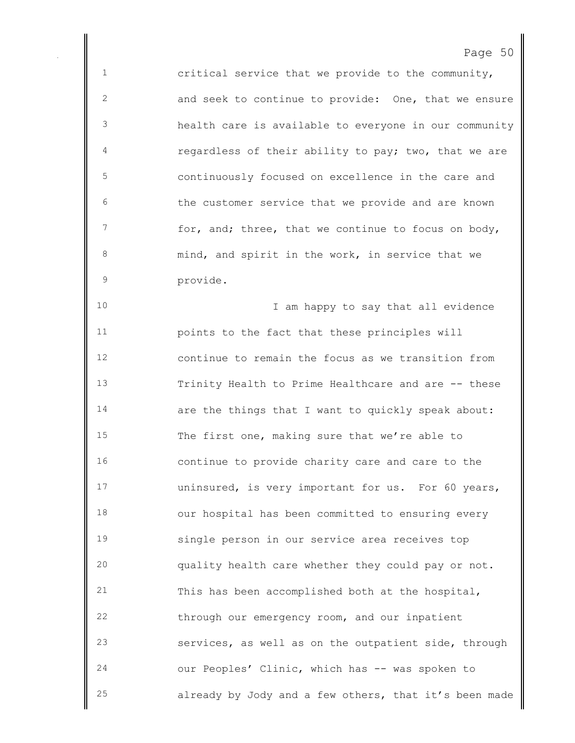critical service that we provide to the community, and seek to continue to provide: One, that we ensure health care is available to everyone in our community regardless of their ability to pay; two, that we are continuously focused on excellence in the care and the customer service that we provide and are known for, and; three, that we continue to focus on body, mind, and spirit in the work, in service that we provide.

I am happy to say that all evidence points to the fact that these principles will continue to remain the focus as we transition from Trinity Health to Prime Healthcare and are -- these are the things that I want to quickly speak about: The first one, making sure that we're able to continue to provide charity care and care to the uninsured, is very important for us. For 60 years, our hospital has been committed to ensuring every single person in our service area receives top quality health care whether they could pay or not. This has been accomplished both at the hospital, through our emergency room, and our inpatient services, as well as on the outpatient side, through our Peoples' Clinic, which has -- was spoken to already by Jody and a few others, that it's been made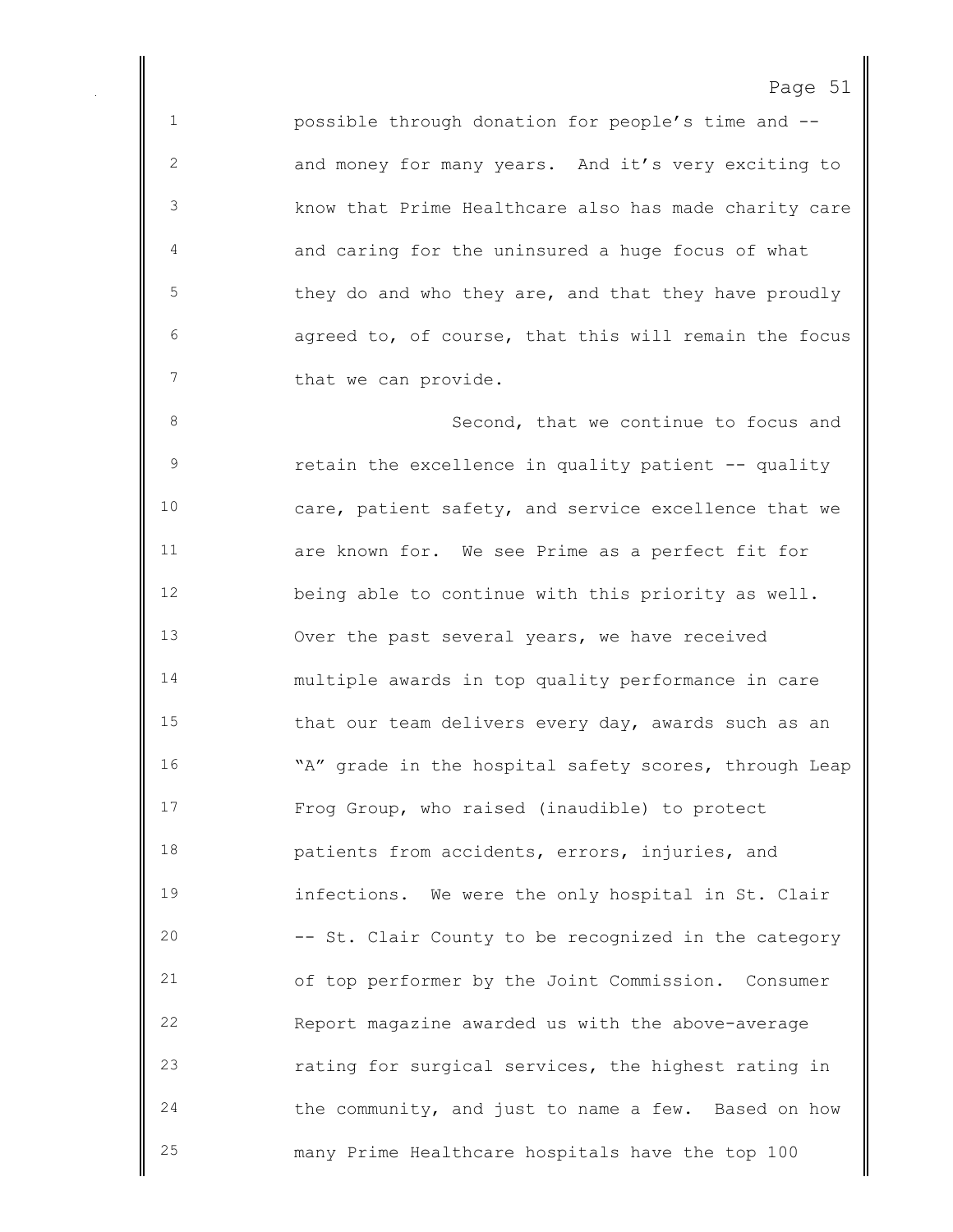possible through donation for people's time and -- and money for many years. And it's very exciting to know that Prime Healthcare also has made charity care and caring for the uninsured a huge focus of what they do and who they are, and that they have proudly agreed to, of course, that this will remain the focus that we can provide.

Second, that we continue to focus and retain the excellence in quality patient -- quality care, patient safety, and service excellence that we are known for. We see Prime as a perfect fit for being able to continue with this priority as well. Over the past several years, we have received multiple awards in top quality performance in care that our team delivers every day, awards such as an "A" grade in the hospital safety scores, through Leap Frog Group, who raised (inaudible) to protect patients from accidents, errors, injuries, and infections. We were the only hospital in St. Clair -- St. Clair County to be recognized in the category of top performer by the Joint Commission. Consumer Report magazine awarded us with the above-average rating for surgical services, the highest rating in the community, and just to name a few. Based on how many Prime Healthcare hospitals have the top 100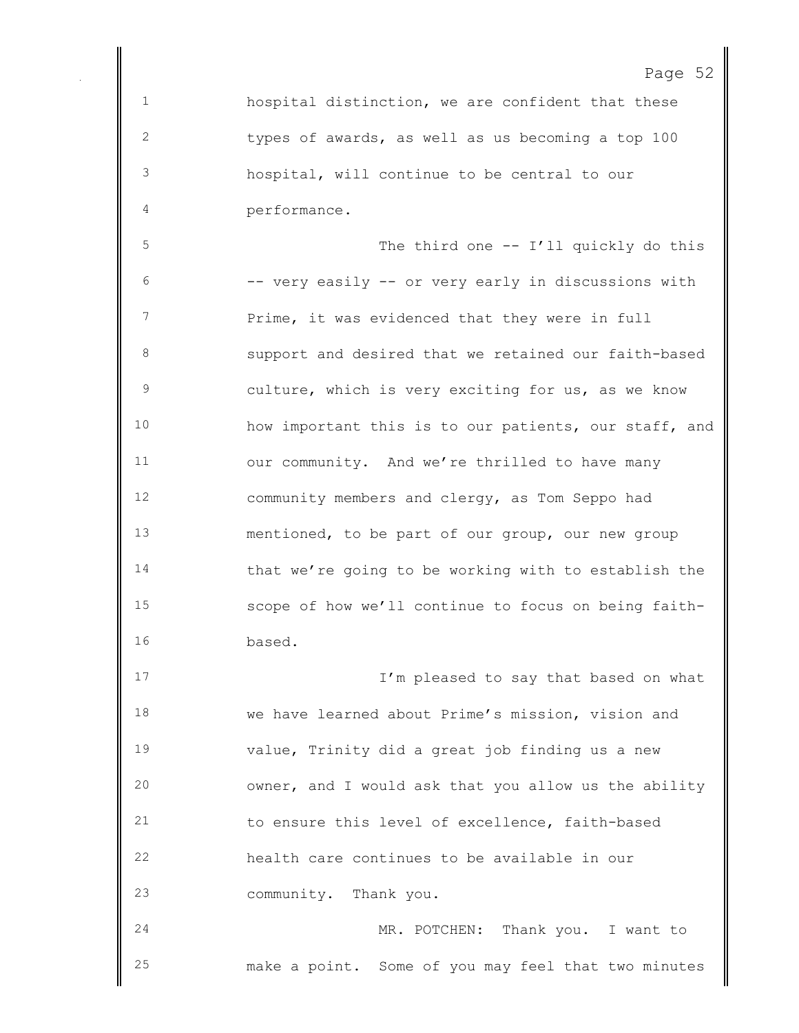hospital distinction, we are confident that these types of awards, as well as us becoming a top 100 hospital, will continue to be central to our performance.

The third one -- I'll quickly do this -- very easily -- or very early in discussions with Prime, it was evidenced that they were in full support and desired that we retained our faith-based culture, which is very exciting for us, as we know how important this is to our patients, our staff, and our community. And we're thrilled to have many community members and clergy, as Tom Seppo had mentioned, to be part of our group, our new group that we're going to be working with to establish the scope of how we'll continue to focus on being faith-based.

I'm pleased to say that based on what we have learned about Prime's mission, vision and value, Trinity did a great job finding us a new owner, and I would ask that you allow us the ability to ensure this level of excellence, faith-based health care continues to be available in our community. Thank you.

MR. POTCHEN: Thank you. I want to make a point. Some of you may feel that two minutes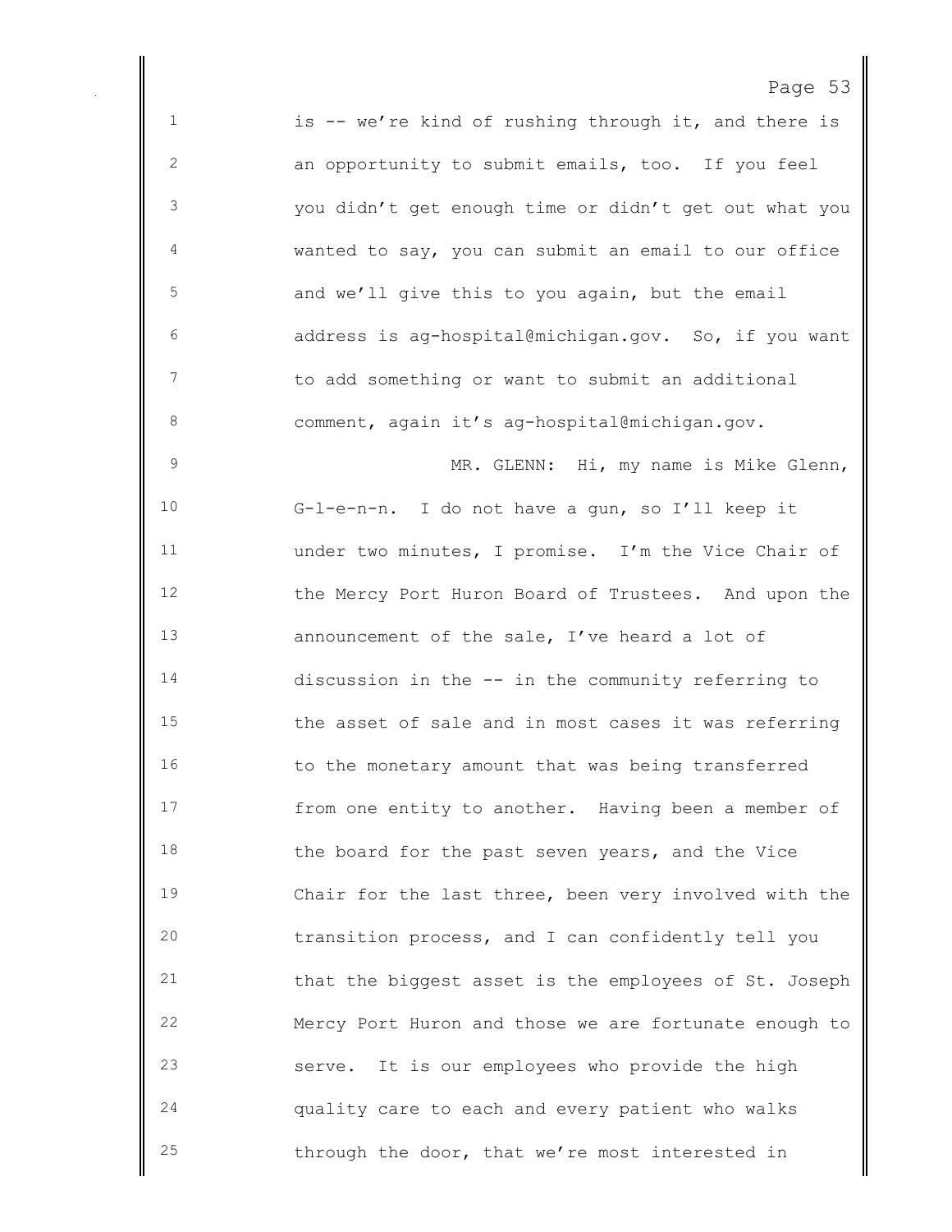is -- we're kind of rushing through it, and there is an opportunity to submit emails, too. If you feel you didn't get enough time or didn't get out what you wanted to say, you can submit an email to our office and we'll give this to you again, but the email address is ag-hospital@michigan.gov. So, if you want to add something or want to submit an additional comment, again it's ag-hospital@michigan.gov.

MR. GLENN: Hi, my name is Mike Glenn, G-l-e-n-n. I do not have a gun, so I'll keep it under two minutes, I promise. I'm the Vice Chair of the Mercy Port Huron Board of Trustees. And upon the announcement of the sale, I've heard a lot of discussion in the -- in the community referring to the asset of sale and in most cases it was referring to the monetary amount that was being transferred from one entity to another. Having been a member of the board for the past seven years, and the Vice Chair for the last three, been very involved with the transition process, and I can confidently tell you that the biggest asset is the employees of St. Joseph Mercy Port Huron and those we are fortunate enough to serve. It is our employees who provide the high quality care to each and every patient who walks through the door, that we're most interested in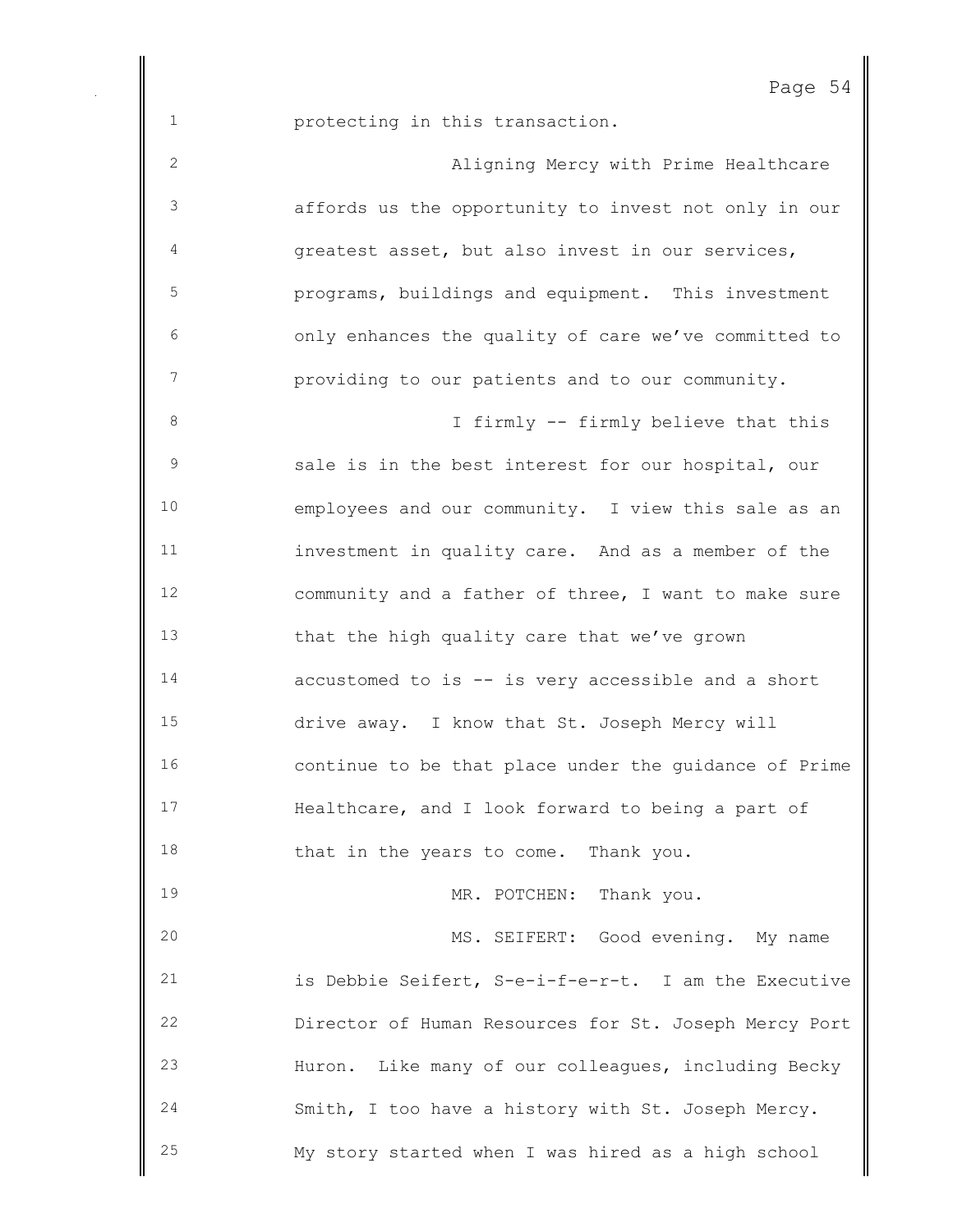protecting in this transaction.

Aligning Mercy with Prime Healthcare affords us the opportunity to invest not only in our greatest asset, but also invest in our services, programs, buildings and equipment. This investment only enhances the quality of care we've committed to providing to our patients and to our community.

I firmly -- firmly believe that this sale is in the best interest for our hospital, our employees and our community. I view this sale as an investment in quality care. And as a member of the community and a father of three, I want to make sure that the high quality care that we've grown accustomed to is -- is very accessible and a short drive away. I know that St. Joseph Mercy will continue to be that place under the guidance of Prime Healthcare, and I look forward to being a part of that in the years to come. Thank you.

MR. POTCHEN: Thank you.

MS. SEIFERT: Good evening. My name is Debbie Seifert, S-e-i-f-e-r-t. I am the Executive Director of Human Resources for St. Joseph Mercy Port Huron. Like many of our colleagues, including Becky Smith, I too have a history with St. Joseph Mercy. My story started when I was hired as a high school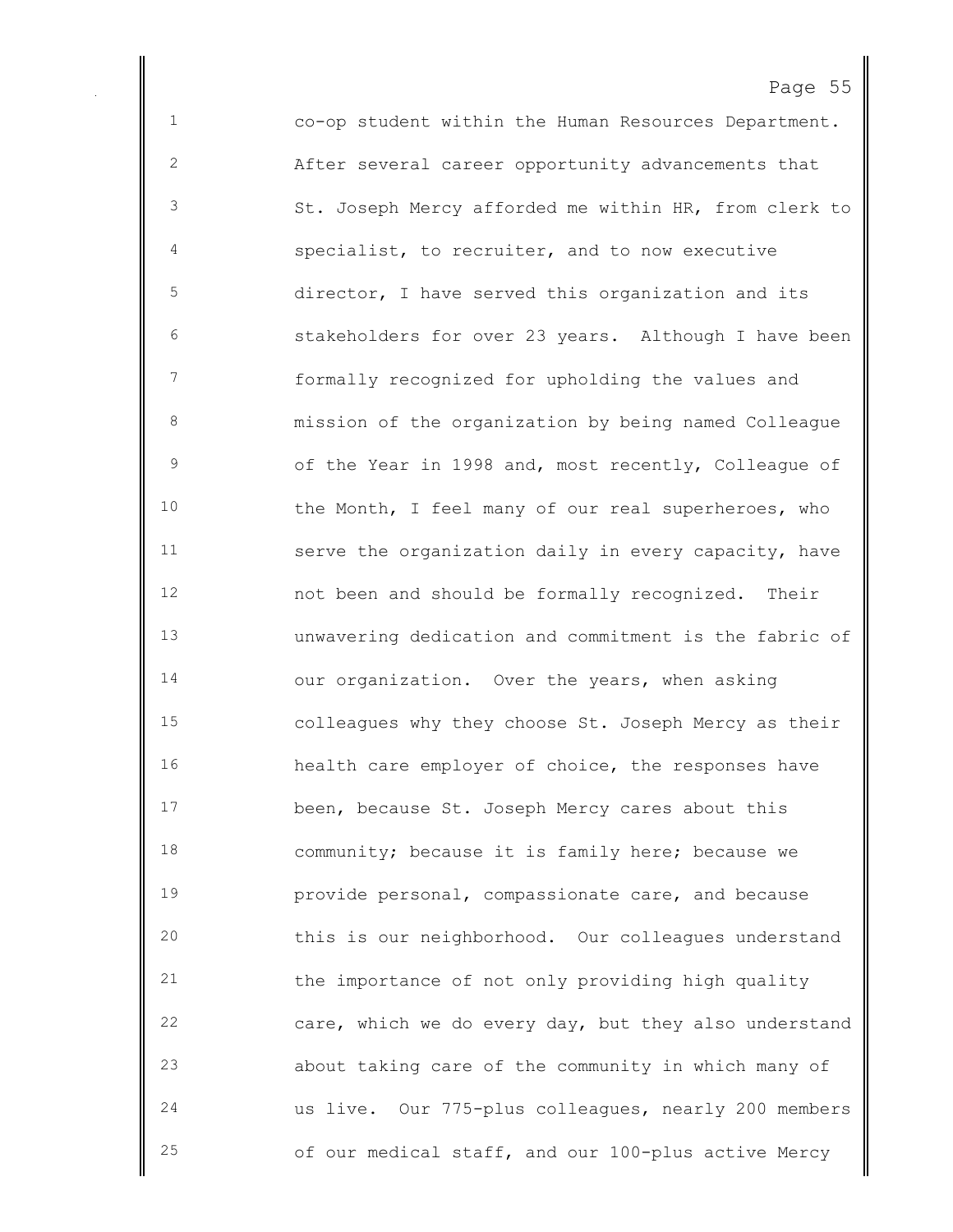co-op student within the Human Resources Department. After several career opportunity advancements that St. Joseph Mercy afforded me within HR, from clerk to specialist, to recruiter, and to now executive director, I have served this organization and its stakeholders for over 23 years. Although I have been formally recognized for upholding the values and mission of the organization by being named Colleague of the Year in 1998 and, most recently, Colleague of the Month, I feel many of our real superheroes, who serve the organization daily in every capacity, have not been and should be formally recognized. Their unwavering dedication and commitment is the fabric of our organization. Over the years, when asking colleagues why they choose St. Joseph Mercy as their health care employer of choice, the responses have been, because St. Joseph Mercy cares about this community; because it is family here; because we provide personal, compassionate care, and because this is our neighborhood. Our colleagues understand the importance of not only providing high quality care, which we do every day, but they also understand about taking care of the community in which many of us live. Our 775-plus colleagues, nearly 200 members of our medical staff, and our 100-plus active Mercy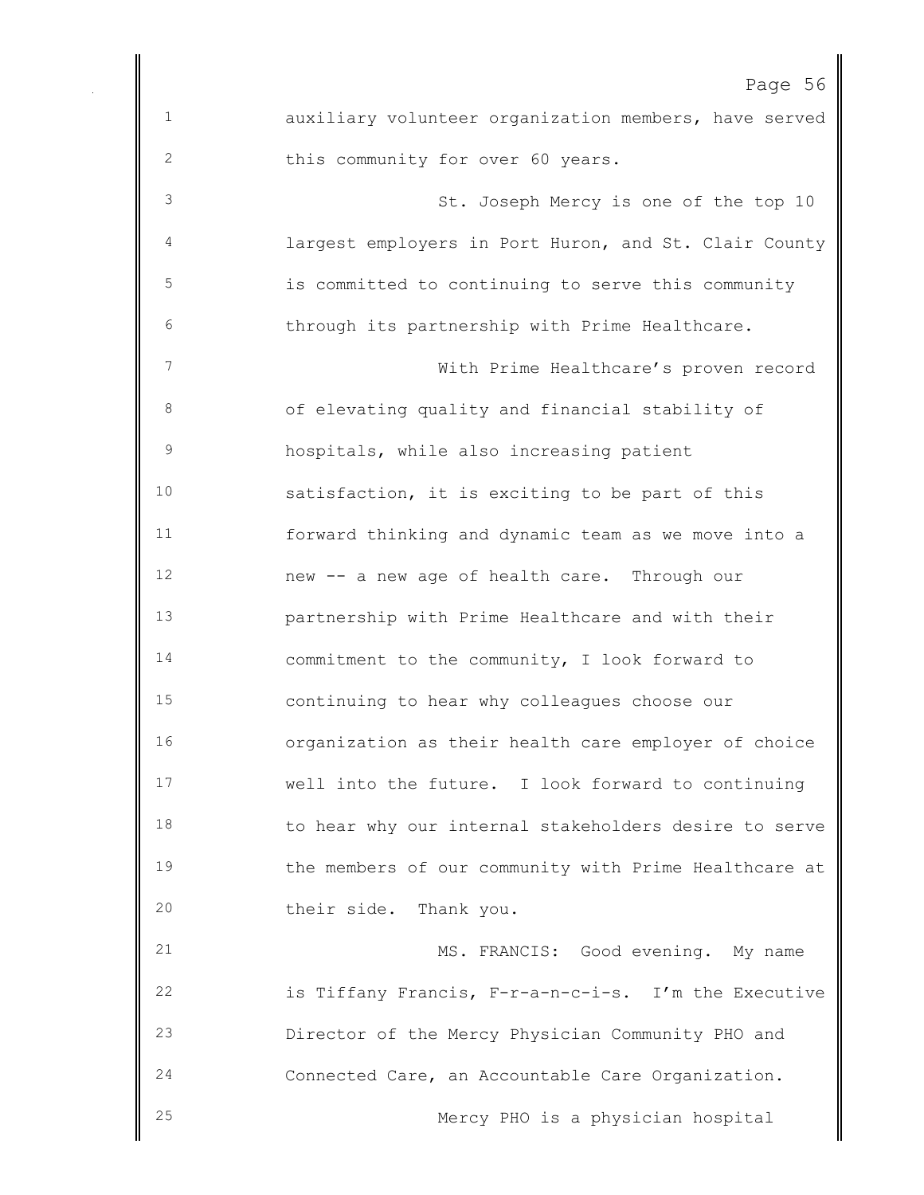auxiliary volunteer organization members, have served this community for over 60 years.

St. Joseph Mercy is one of the top 10 largest employers in Port Huron, and St. Clair County is committed to continuing to serve this community through its partnership with Prime Healthcare.

With Prime Healthcare's proven record of elevating quality and financial stability of hospitals, while also increasing patient satisfaction, it is exciting to be part of this forward thinking and dynamic team as we move into a new -- a new age of health care. Through our partnership with Prime Healthcare and with their commitment to the community, I look forward to continuing to hear why colleagues choose our organization as their health care employer of choice well into the future. I look forward to continuing to hear why our internal stakeholders desire to serve the members of our community with Prime Healthcare at their side. Thank you.

MS. FRANCIS: Good evening. My name is Tiffany Francis, F-r-a-n-c-i-s. I'm the Executive Director of the Mercy Physician Community PHO and Connected Care, an Accountable Care Organization.

Mercy PHO is a physician hospital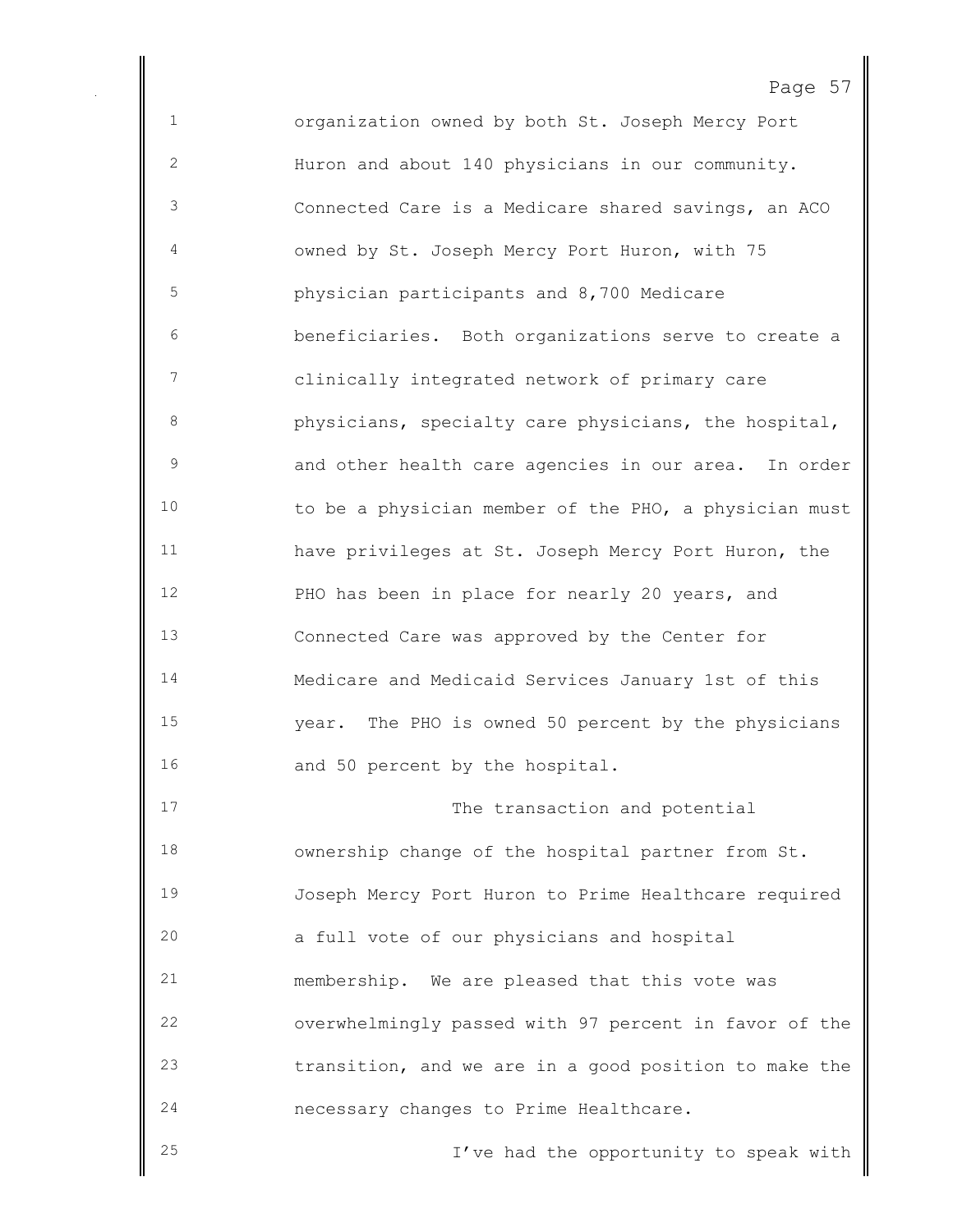organization owned by both St. Joseph Mercy Port Huron and about 140 physicians in our community. Connected Care is a Medicare shared savings, an ACO owned by St. Joseph Mercy Port Huron, with 75 physician participants and 8,700 Medicare beneficiaries. Both organizations serve to create a clinically integrated network of primary care physicians, specialty care physicians, the hospital, and other health care agencies in our area. In order to be a physician member of the PHO, a physician must have privileges at St. Joseph Mercy Port Huron, the PHO has been in place for nearly 20 years, and Connected Care was approved by the Center for Medicare and Medicaid Services January 1st of this year. The PHO is owned 50 percent by the physicians and 50 percent by the hospital.

The transaction and potential ownership change of the hospital partner from St. Joseph Mercy Port Huron to Prime Healthcare required a full vote of our physicians and hospital membership. We are pleased that this vote was overwhelmingly passed with 97 percent in favor of the transition, and we are in a good position to make the necessary changes to Prime Healthcare.

I've had the opportunity to speak with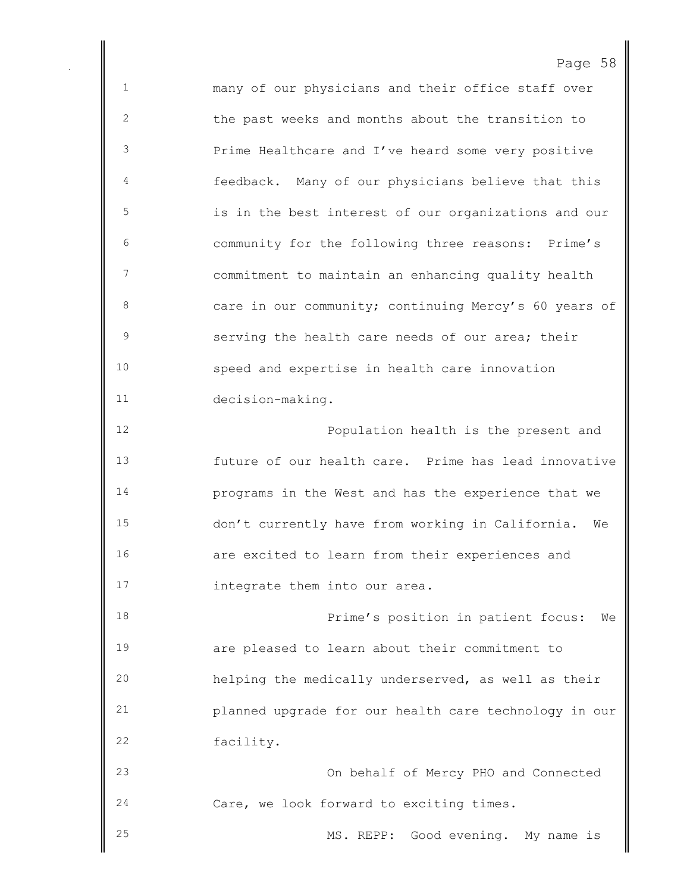many of our physicians and their office staff over the past weeks and months about the transition to Prime Healthcare and I've heard some very positive feedback. Many of our physicians believe that this is in the best interest of our organizations and our community for the following three reasons: Prime's commitment to maintain an enhancing quality health care in our community; continuing Mercy's 60 years of serving the health care needs of our area; their speed and expertise in health care innovation decision-making.

Population health is the present and future of our health care. Prime has lead innovative programs in the West and has the experience that we don't currently have from working in California. We are excited to learn from their experiences and integrate them into our area.

Prime's position in patient focus: We are pleased to learn about their commitment to helping the medically underserved, as well as their planned upgrade for our health care technology in our facility.

On behalf of Mercy PHO and Connected Care, we look forward to exciting times.

MS. REPP: Good evening. My name is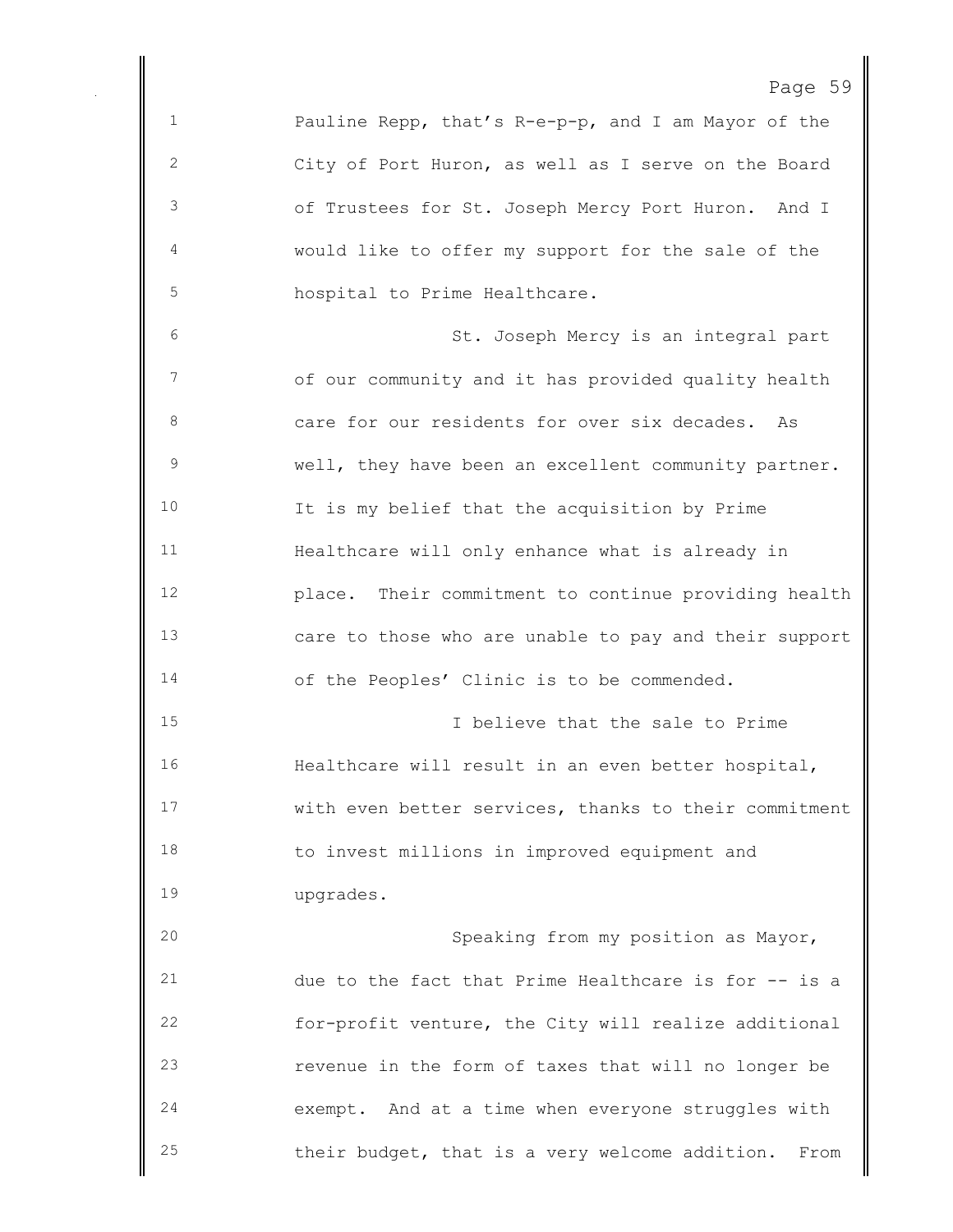Pauline Repp, that's R-e-p-p, and I am Mayor of the City of Port Huron, as well as I serve on the Board of Trustees for St. Joseph Mercy Port Huron. And I would like to offer my support for the sale of the hospital to Prime Healthcare.

St. Joseph Mercy is an integral part of our community and it has provided quality health care for our residents for over six decades. As well, they have been an excellent community partner. It is my belief that the acquisition by Prime Healthcare will only enhance what is already in place. Their commitment to continue providing health care to those who are unable to pay and their support of the Peoples' Clinic is to be commended.

I believe that the sale to Prime Healthcare will result in an even better hospital, with even better services, thanks to their commitment to invest millions in improved equipment and upgrades.

Speaking from my position as Mayor, due to the fact that Prime Healthcare is for -- is a for-profit venture, the City will realize additional revenue in the form of taxes that will no longer be exempt. And at a time when everyone struggles with their budget, that is a very welcome addition. From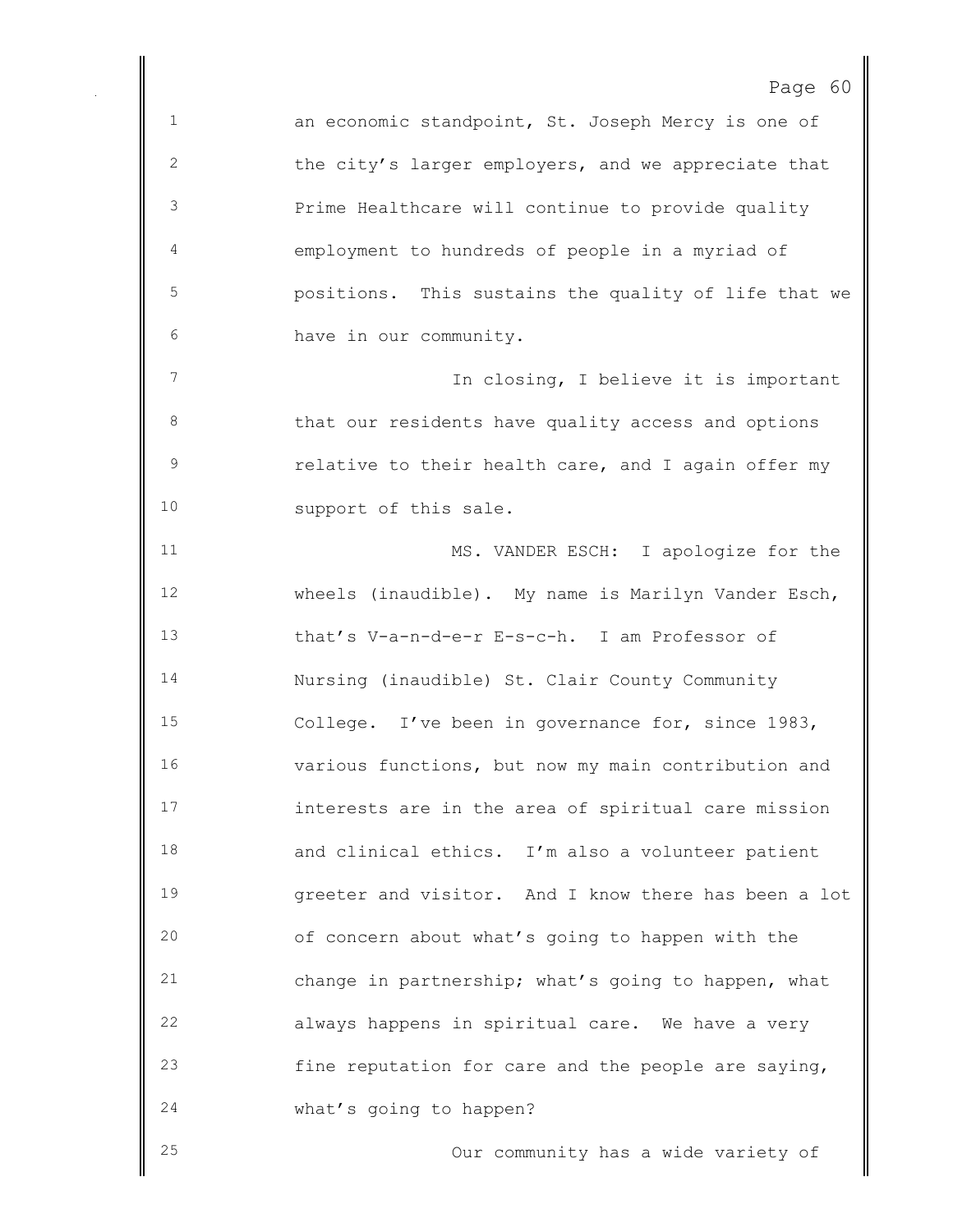an economic standpoint, St. Joseph Mercy is one of the city's larger employers, and we appreciate that Prime Healthcare will continue to provide quality employment to hundreds of people in a myriad of positions. This sustains the quality of life that we have in our community.

In closing, I believe it is important that our residents have quality access and options relative to their health care, and I again offer my support of this sale.

MS. VANDER ESCH: I apologize for the wheels (inaudible). My name is Marilyn Vander Esch, that's V-a-n-d-e-r E-s-c-h. I am Professor of Nursing (inaudible) St. Clair County Community College. I've been in governance for, since 1983, various functions, but now my main contribution and interests are in the area of spiritual care mission and clinical ethics. I'm also a volunteer patient greeter and visitor. And I know there has been a lot of concern about what's going to happen with the change in partnership; what's going to happen, what always happens in spiritual care. We have a very fine reputation for care and the people are saying, what's going to happen?

Our community has a wide variety of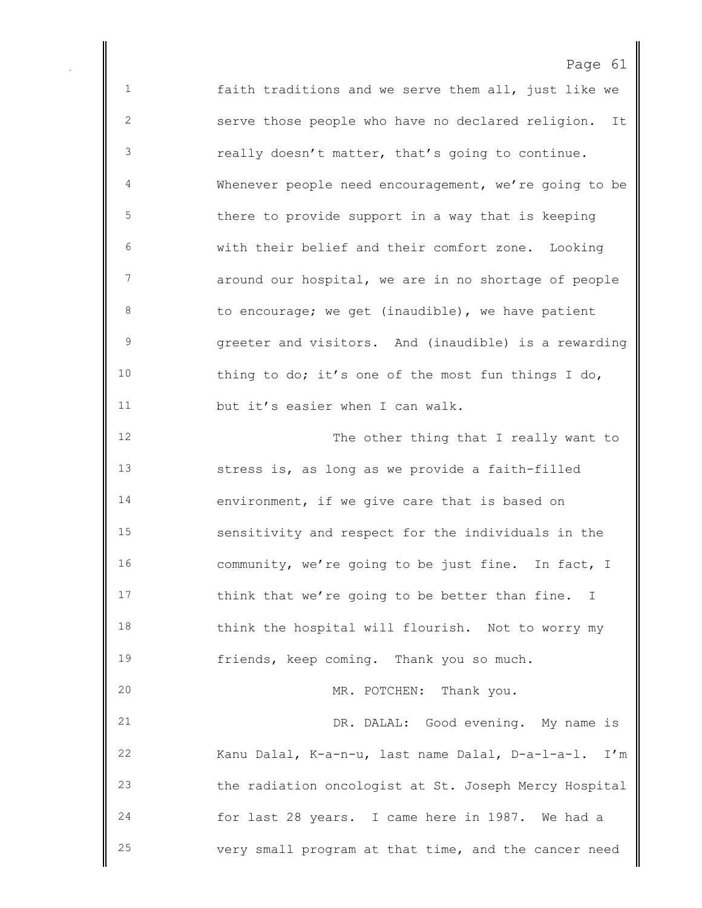faith traditions and we serve them all, just like we serve those people who have no declared religion. It really doesn't matter, that's going to continue. Whenever people need encouragement, we're going to be there to provide support in a way that is keeping with their belief and their comfort zone. Looking around our hospital, we are in no shortage of people to encourage; we get (inaudible), we have patient greeter and visitors. And (inaudible) is a rewarding thing to do; it's one of the most fun things I do, but it's easier when I can walk.

The other thing that I really want to stress is, as long as we provide a faith-filled environment, if we give care that is based on sensitivity and respect for the individuals in the community, we're going to be just fine. In fact, I think that we're going to be better than fine. I think the hospital will flourish. Not to worry my friends, keep coming. Thank you so much.

MR. POTCHEN: Thank you.

DR. DALAL: Good evening. My name is Kanu Dalal, K-a-n-u, last name Dalal, D-a-l-a-l. I'm the radiation oncologist at St. Joseph Mercy Hospital for last 28 years. I came here in 1987. We had a very small program at that time, and the cancer need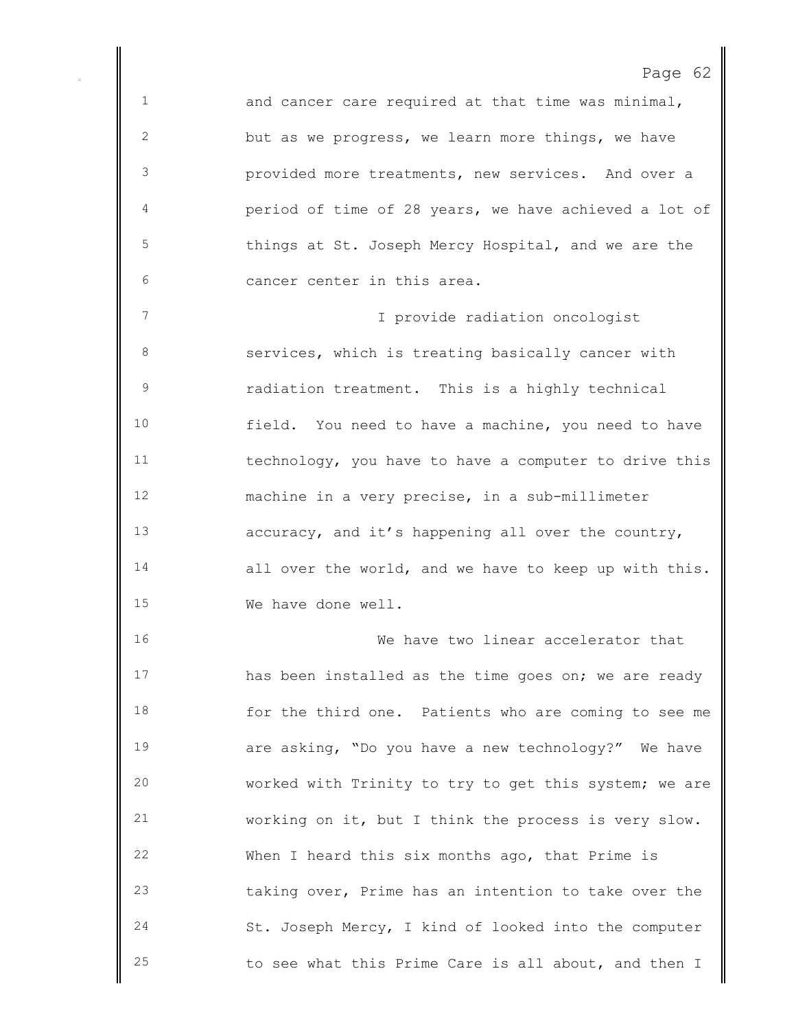and cancer care required at that time was minimal, but as we progress, we learn more things, we have provided more treatments, new services. And over a period of time of 28 years, we have achieved a lot of things at St. Joseph Mercy Hospital, and we are the cancer center in this area.

I provide radiation oncologist services, which is treating basically cancer with radiation treatment. This is a highly technical field. You need to have a machine, you need to have technology, you have to have a computer to drive this machine in a very precise, in a sub-millimeter accuracy, and it's happening all over the country, all over the world, and we have to keep up with this. We have done well.

We have two linear accelerator that has been installed as the time goes on; we are ready for the third one. Patients who are coming to see me are asking, "Do you have a new technology?" We have worked with Trinity to try to get this system; we are working on it, but I think the process is very slow. When I heard this six months ago, that Prime is taking over, Prime has an intention to take over the St. Joseph Mercy, I kind of looked into the computer to see what this Prime Care is all about, and then I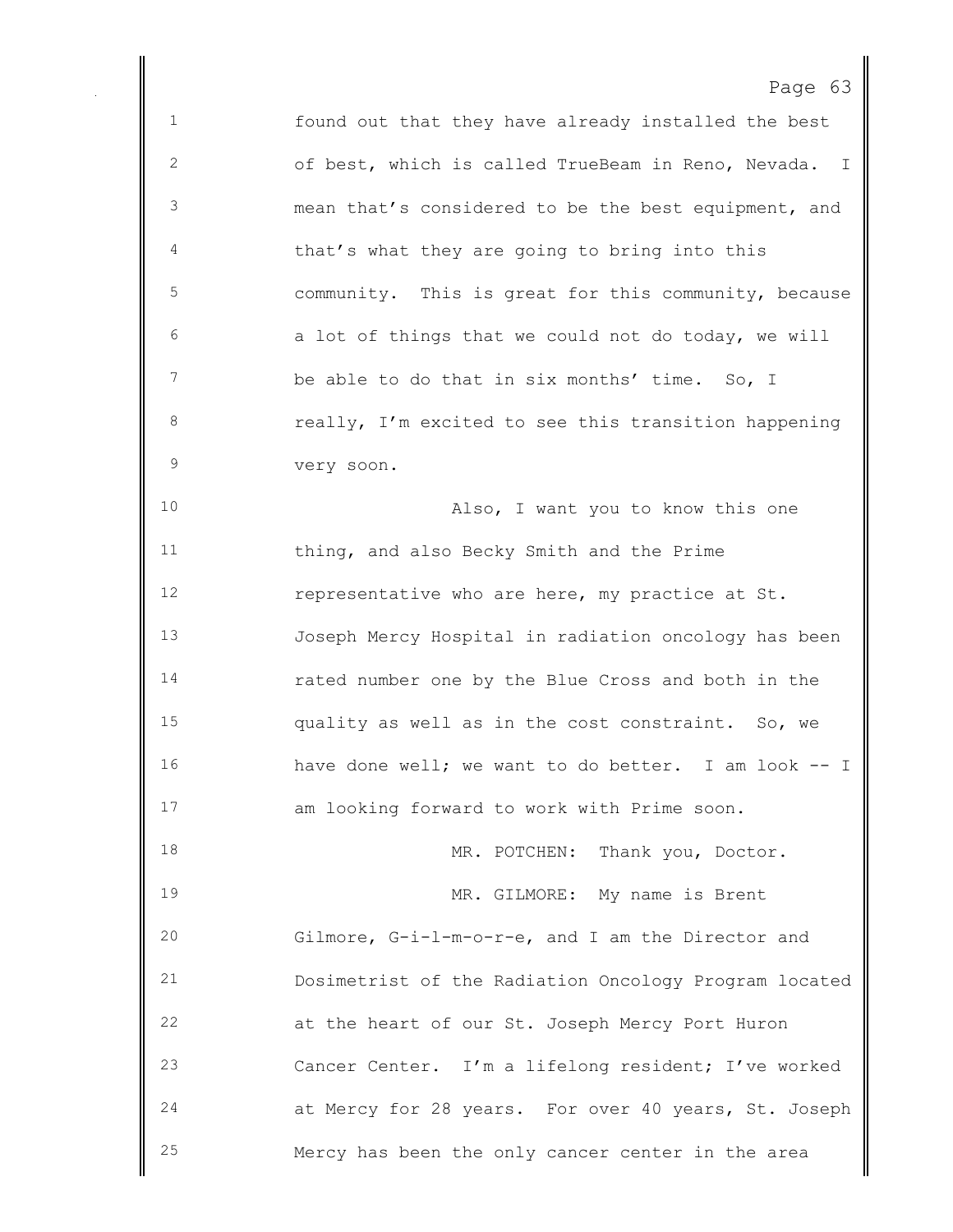found out that they have already installed the best of best, which is called TrueBeam in Reno, Nevada. I mean that's considered to be the best equipment, and that's what they are going to bring into this community. This is great for this community, because a lot of things that we could not do today, we will be able to do that in six months' time. So, I really, I'm excited to see this transition happening very soon.

Also, I want you to know this one thing, and also Becky Smith and the Prime representative who are here, my practice at St. Joseph Mercy Hospital in radiation oncology has been rated number one by the Blue Cross and both in the quality as well as in the cost constraint. So, we have done well; we want to do better. I am look -- I am looking forward to work with Prime soon.

MR. POTCHEN: Thank you, Doctor.

MR. GILMORE: My name is Brent Gilmore, G-i-l-m-o-r-e, and I am the Director and Dosimetrist of the Radiation Oncology Program located at the heart of our St. Joseph Mercy Port Huron Cancer Center. I'm a lifelong resident; I've worked at Mercy for 28 years. For over 40 years, St. Joseph Mercy has been the only cancer center in the area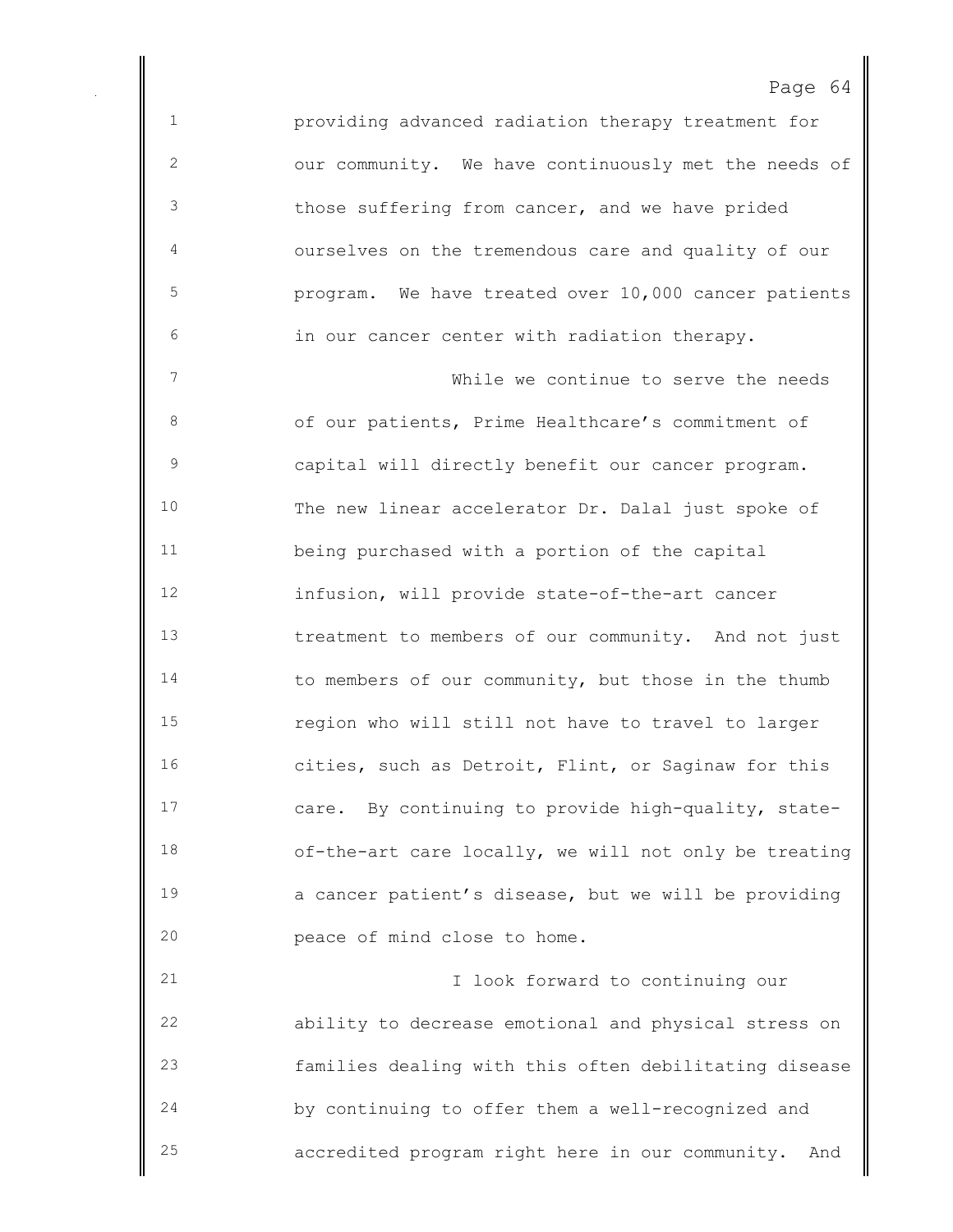providing advanced radiation therapy treatment for our community. We have continuously met the needs of those suffering from cancer, and we have prided ourselves on the tremendous care and quality of our program. We have treated over 10,000 cancer patients in our cancer center with radiation therapy.

While we continue to serve the needs of our patients, Prime Healthcare's commitment of capital will directly benefit our cancer program. The new linear accelerator Dr. Dalal just spoke of being purchased with a portion of the capital infusion, will provide state-of-the-art cancer treatment to members of our community. And not just to members of our community, but those in the thumb region who will still not have to travel to larger cities, such as Detroit, Flint, or Saginaw for this care. By continuing to provide high-quality, state-of-the-art care locally, we will not only be treating a cancer patient's disease, but we will be providing peace of mind close to home.

I look forward to continuing our ability to decrease emotional and physical stress on families dealing with this often debilitating disease by continuing to offer them a well-recognized and accredited program right here in our community. And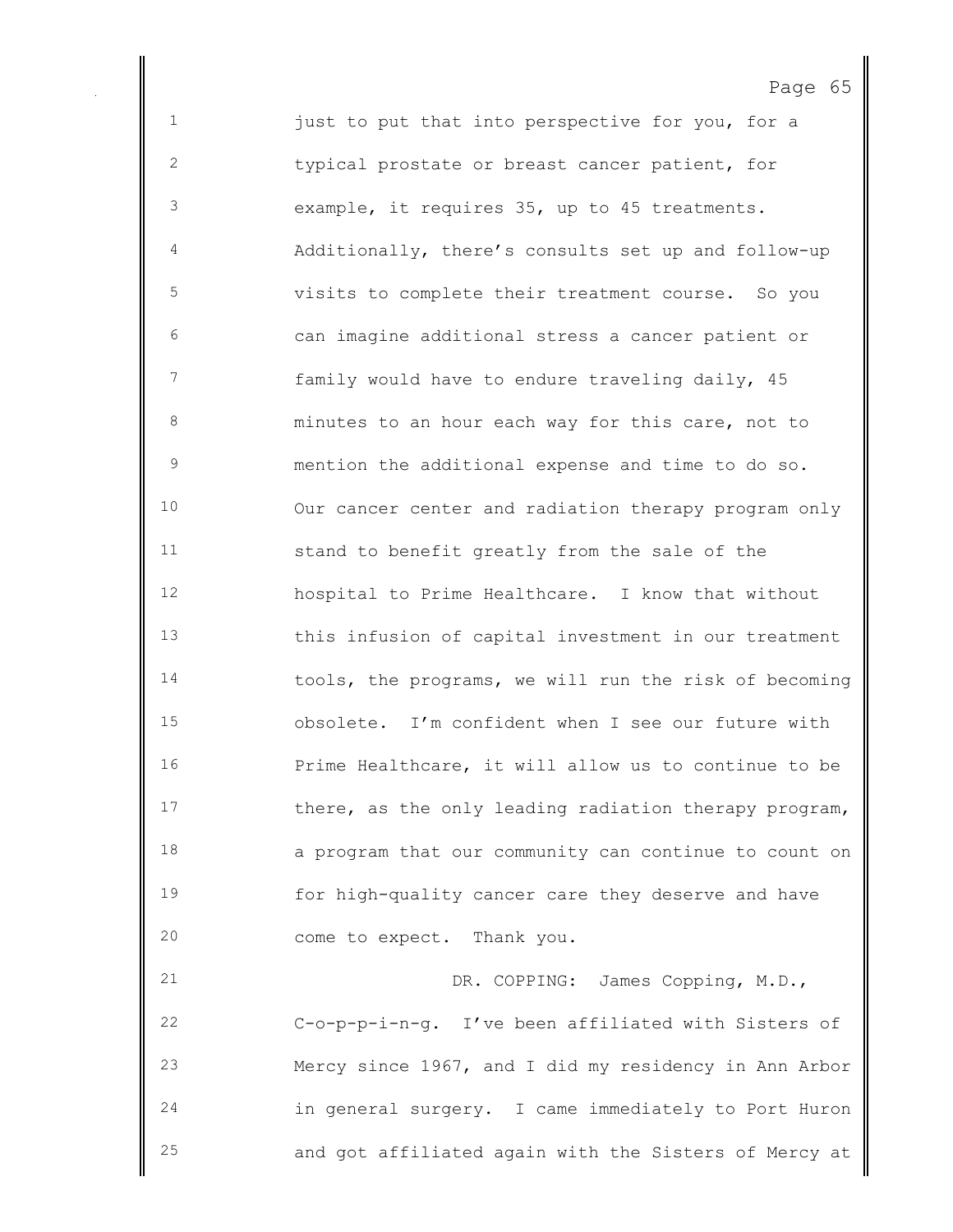just to put that into perspective for you, for a typical prostate or breast cancer patient, for example, it requires 35, up to 45 treatments. Additionally, there's consults set up and follow-up visits to complete their treatment course. So you can imagine additional stress a cancer patient or family would have to endure traveling daily, 45 minutes to an hour each way for this care, not to mention the additional expense and time to do so. Our cancer center and radiation therapy program only stand to benefit greatly from the sale of the hospital to Prime Healthcare. I know that without this infusion of capital investment in our treatment tools, the programs, we will run the risk of becoming obsolete. I'm confident when I see our future with Prime Healthcare, it will allow us to continue to be there, as the only leading radiation therapy program, a program that our community can continue to count on for high-quality cancer care they deserve and have come to expect. Thank you.

DR. COPPING: James Copping, M.D., C-o-p-p-i-n-g. I've been affiliated with Sisters of Mercy since 1967, and I did my residency in Ann Arbor in general surgery. I came immediately to Port Huron and got affiliated again with the Sisters of Mercy at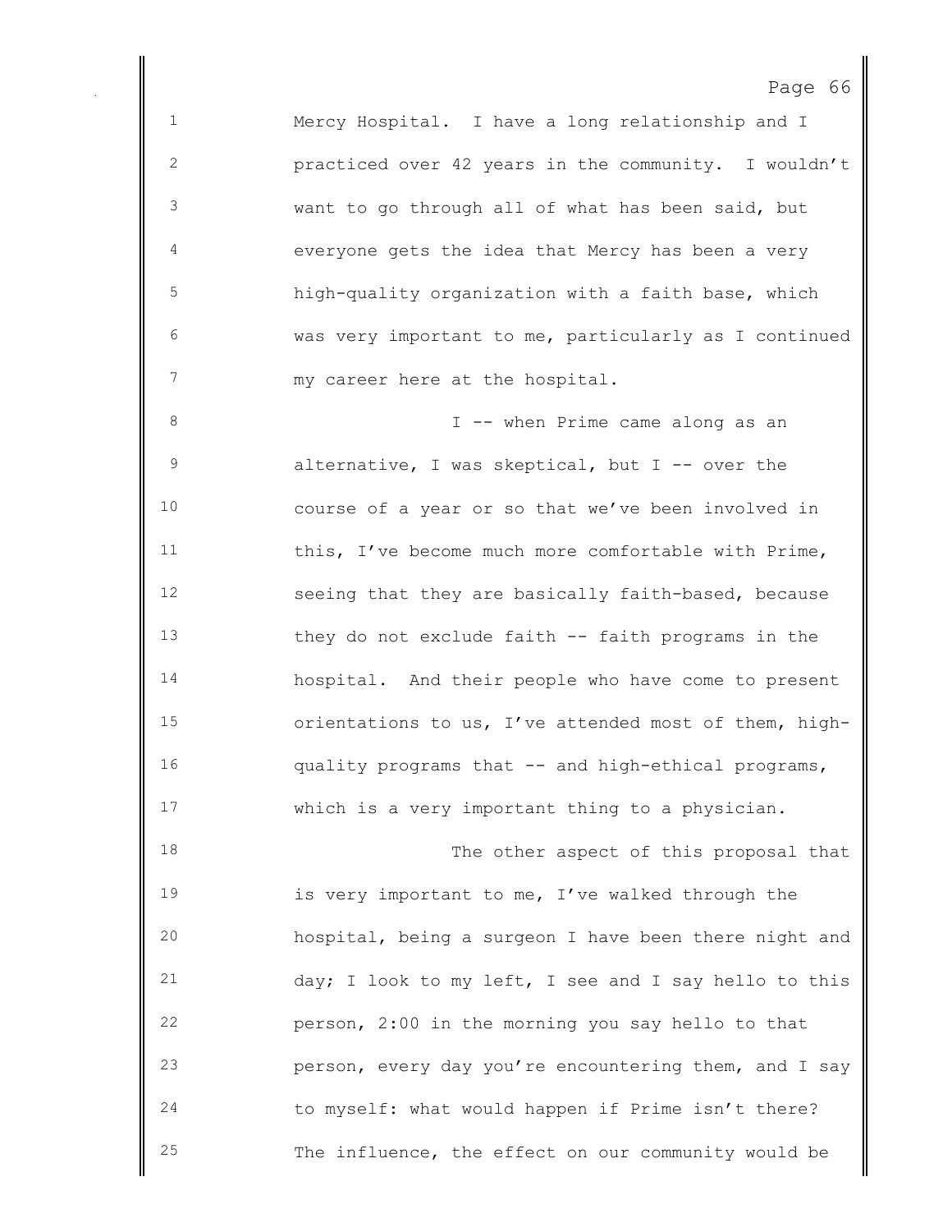Mercy Hospital. I have a long relationship and I practiced over 42 years in the community. I wouldn't want to go through all of what has been said, but everyone gets the idea that Mercy has been a very high-quality organization with a faith base, which was very important to me, particularly as I continued my career here at the hospital.

I -- when Prime came along as an alternative, I was skeptical, but I -- over the course of a year or so that we've been involved in this, I've become much more comfortable with Prime, seeing that they are basically faith-based, because they do not exclude faith -- faith programs in the hospital. And their people who have come to present orientations to us, I've attended most of them, high-quality programs that -- and high-ethical programs, which is a very important thing to a physician.

The other aspect of this proposal that is very important to me, I've walked through the hospital, being a surgeon I have been there night and day; I look to my left, I see and I say hello to this person, 2:00 in the morning you say hello to that person, every day you're encountering them, and I say to myself: what would happen if Prime isn't there? The influence, the effect on our community would be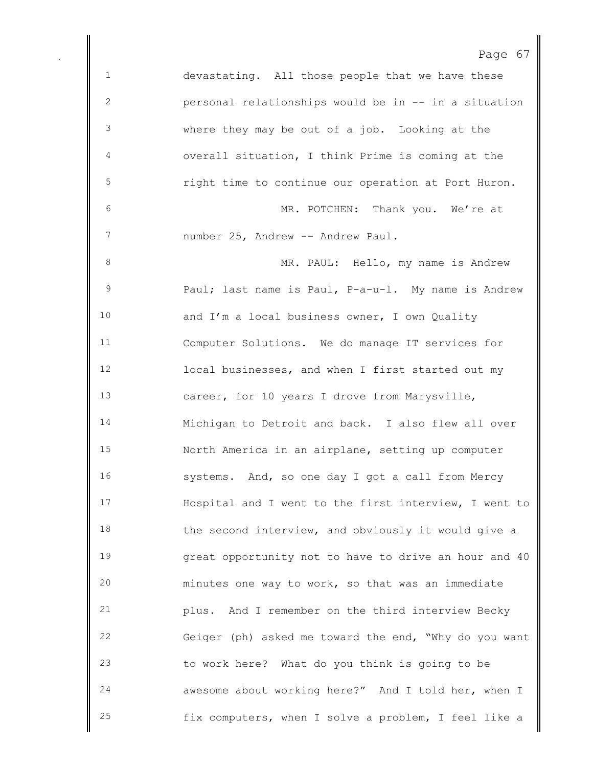devastating. All those people that we have these personal relationships would be in -- in a situation where they may be out of a job. Looking at the overall situation, I think Prime is coming at the right time to continue our operation at Port Huron.

MR. POTCHEN: Thank you. We're at number 25, Andrew -- Andrew Paul.

MR. PAUL: Hello, my name is Andrew Paul; last name is Paul, P-a-u-l. My name is Andrew and I'm a local business owner, I own Quality Computer Solutions. We do manage IT services for local businesses, and when I first started out my career, for 10 years I drove from Marysville, Michigan to Detroit and back. I also flew all over North America in an airplane, setting up computer systems. And, so one day I got a call from Mercy Hospital and I went to the first interview, I went to the second interview, and obviously it would give a great opportunity not to have to drive an hour and 40 minutes one way to work, so that was an immediate plus. And I remember on the third interview Becky Geiger (ph) asked me toward the end, "Why do you want to work here? What do you think is going to be awesome about working here?" And I told her, when I fix computers, when I solve a problem, I feel like a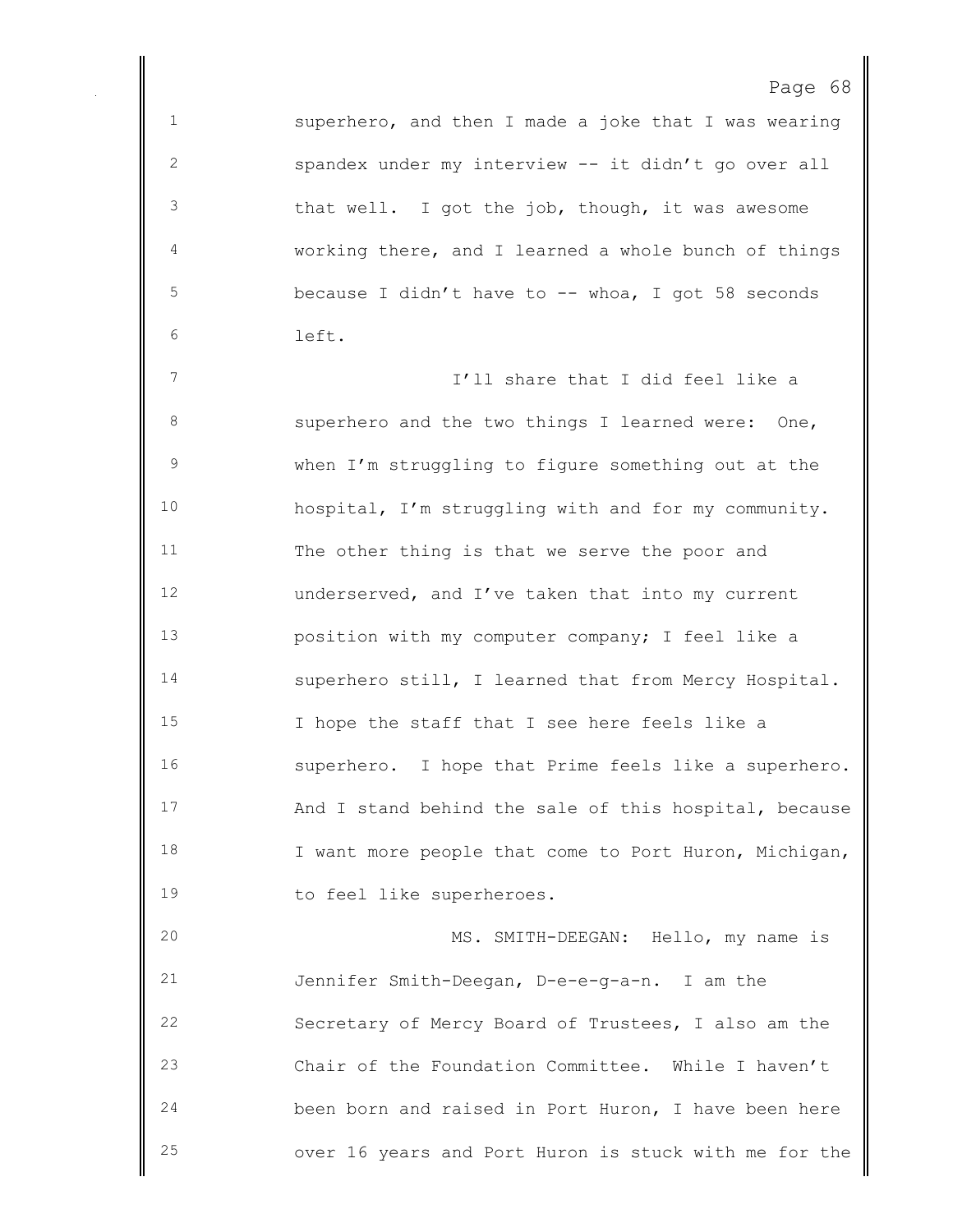superhero, and then I made a joke that I was wearing spandex under my interview -- it didn't go over all that well. I got the job, though, it was awesome working there, and I learned a whole bunch of things because I didn't have to -- whoa, I got 58 seconds left.

I'll share that I did feel like a superhero and the two things I learned were: One, when I'm struggling to figure something out at the hospital, I'm struggling with and for my community. The other thing is that we serve the poor and underserved, and I've taken that into my current position with my computer company; I feel like a superhero still, I learned that from Mercy Hospital. I hope the staff that I see here feels like a superhero. I hope that Prime feels like a superhero. And I stand behind the sale of this hospital, because I want more people that come to Port Huron, Michigan, to feel like superheroes.

MS. SMITH-DEEGAN: Hello, my name is Jennifer Smith-Deegan, D-e-e-g-a-n. I am the Secretary of Mercy Board of Trustees, I also am the Chair of the Foundation Committee. While I haven't been born and raised in Port Huron, I have been here over 16 years and Port Huron is stuck with me for the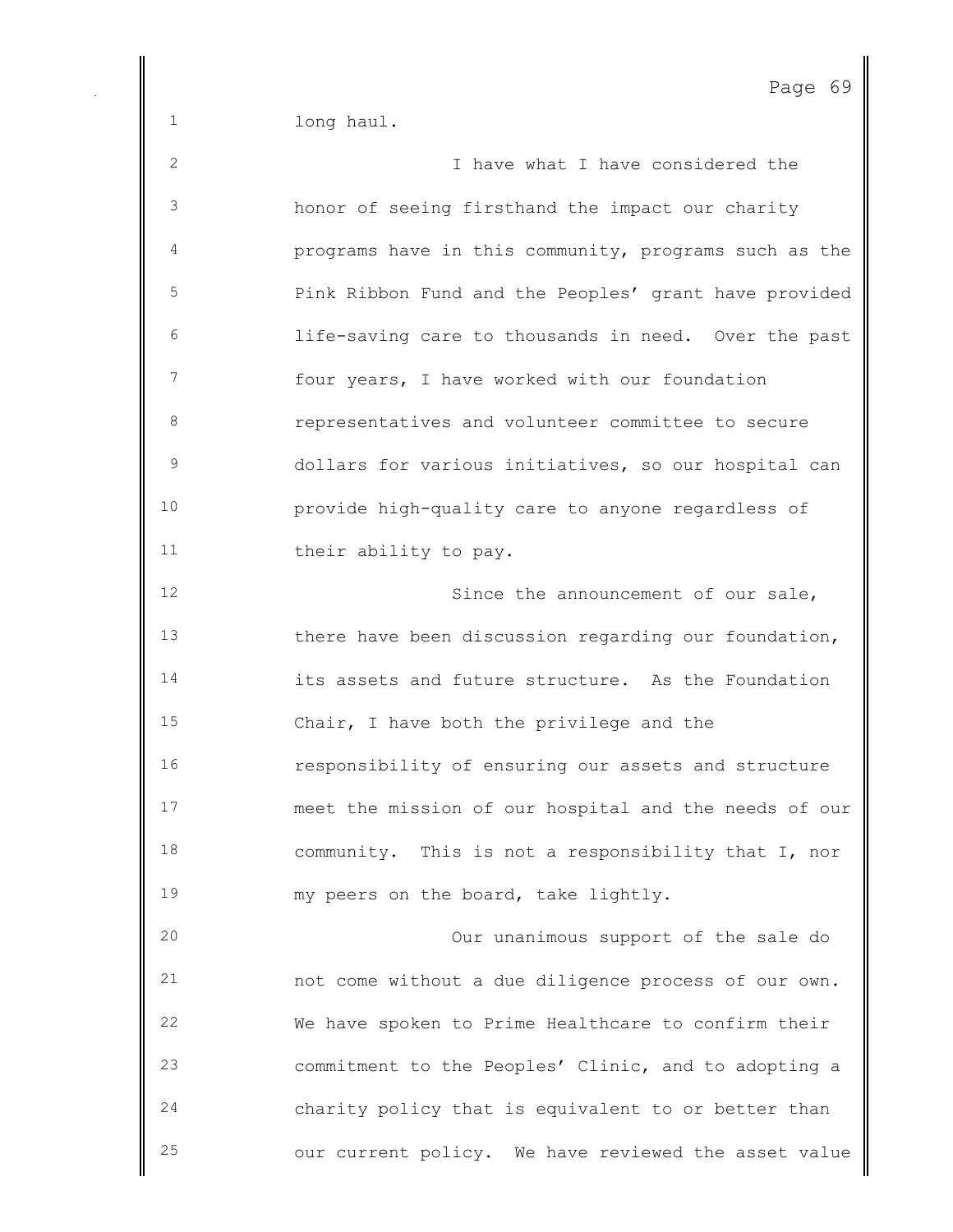long haul.

I have what I have considered the honor of seeing firsthand the impact our charity programs have in this community, programs such as the Pink Ribbon Fund and the Peoples' grant have provided life-saving care to thousands in need. Over the past four years, I have worked with our foundation representatives and volunteer committee to secure dollars for various initiatives, so our hospital can provide high-quality care to anyone regardless of their ability to pay.

Since the announcement of our sale, there have been discussion regarding our foundation, its assets and future structure. As the Foundation Chair, I have both the privilege and the responsibility of ensuring our assets and structure meet the mission of our hospital and the needs of our community. This is not a responsibility that I, nor my peers on the board, take lightly.

Our unanimous support of the sale do not come without a due diligence process of our own. We have spoken to Prime Healthcare to confirm their commitment to the Peoples' Clinic, and to adopting a charity policy that is equivalent to or better than our current policy. We have reviewed the asset value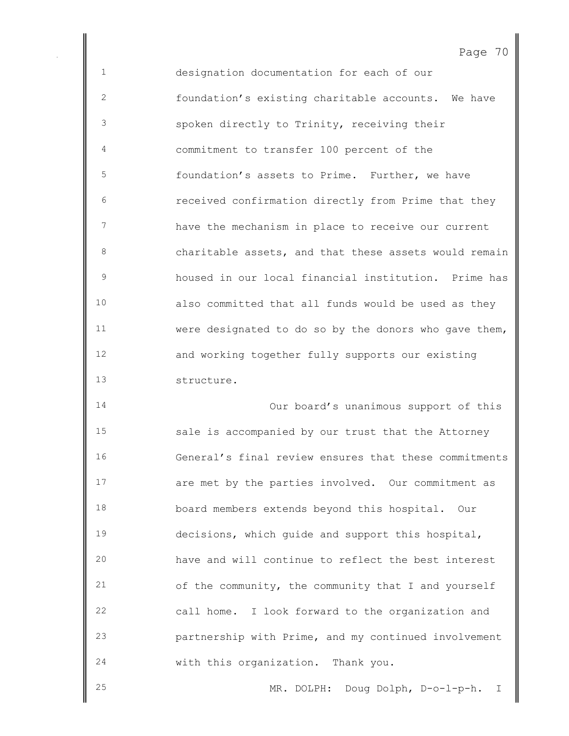designation documentation for each of our foundation's existing charitable accounts. We have spoken directly to Trinity, receiving their commitment to transfer 100 percent of the foundation's assets to Prime. Further, we have received confirmation directly from Prime that they have the mechanism in place to receive our current charitable assets, and that these assets would remain housed in our local financial institution. Prime has also committed that all funds would be used as they were designated to do so by the donors who gave them, and working together fully supports our existing structure.

Our board's unanimous support of this sale is accompanied by our trust that the Attorney General's final review ensures that these commitments are met by the parties involved. Our commitment as board members extends beyond this hospital. Our decisions, which guide and support this hospital, have and will continue to reflect the best interest of the community, the community that I and yourself call home. I look forward to the organization and partnership with Prime, and my continued involvement with this organization. Thank you.

MR. DOLPH: Doug Dolph, D-o-l-p-h. I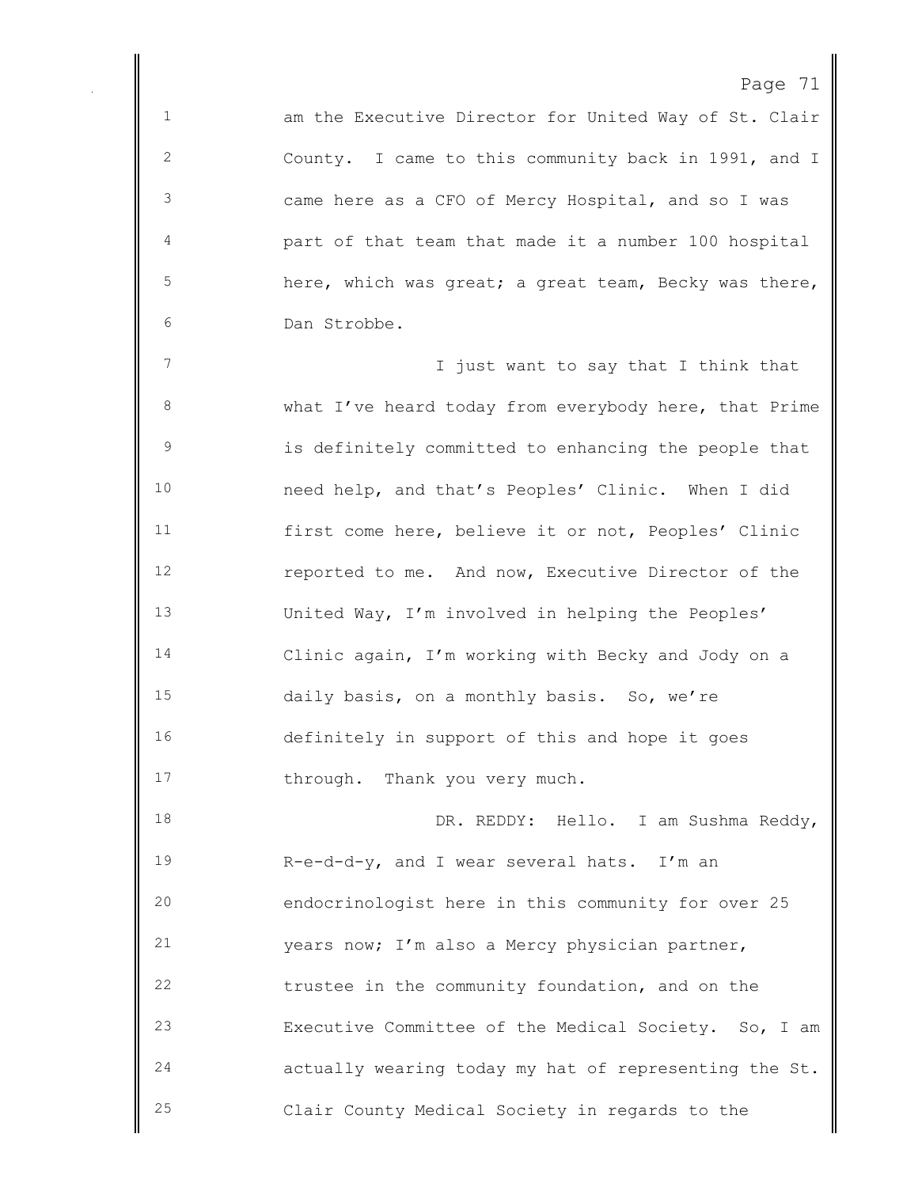am the Executive Director for United Way of St. Clair County. I came to this community back in 1991, and I came here as a CFO of Mercy Hospital, and so I was part of that team that made it a number 100 hospital here, which was great; a great team, Becky was there, Dan Strobbe.

I just want to say that I think that what I've heard today from everybody here, that Prime is definitely committed to enhancing the people that need help, and that's Peoples' Clinic. When I did first come here, believe it or not, Peoples' Clinic reported to me. And now, Executive Director of the United Way, I'm involved in helping the Peoples' Clinic again, I'm working with Becky and Jody on a daily basis, on a monthly basis. So, we're definitely in support of this and hope it goes through. Thank you very much.

DR. REDDY: Hello. I am Sushma Reddy, R-e-d-d-y, and I wear several hats. I'm an endocrinologist here in this community for over 25 years now; I'm also a Mercy physician partner, trustee in the community foundation, and on the Executive Committee of the Medical Society. So, I am actually wearing today my hat of representing the St. Clair County Medical Society in regards to the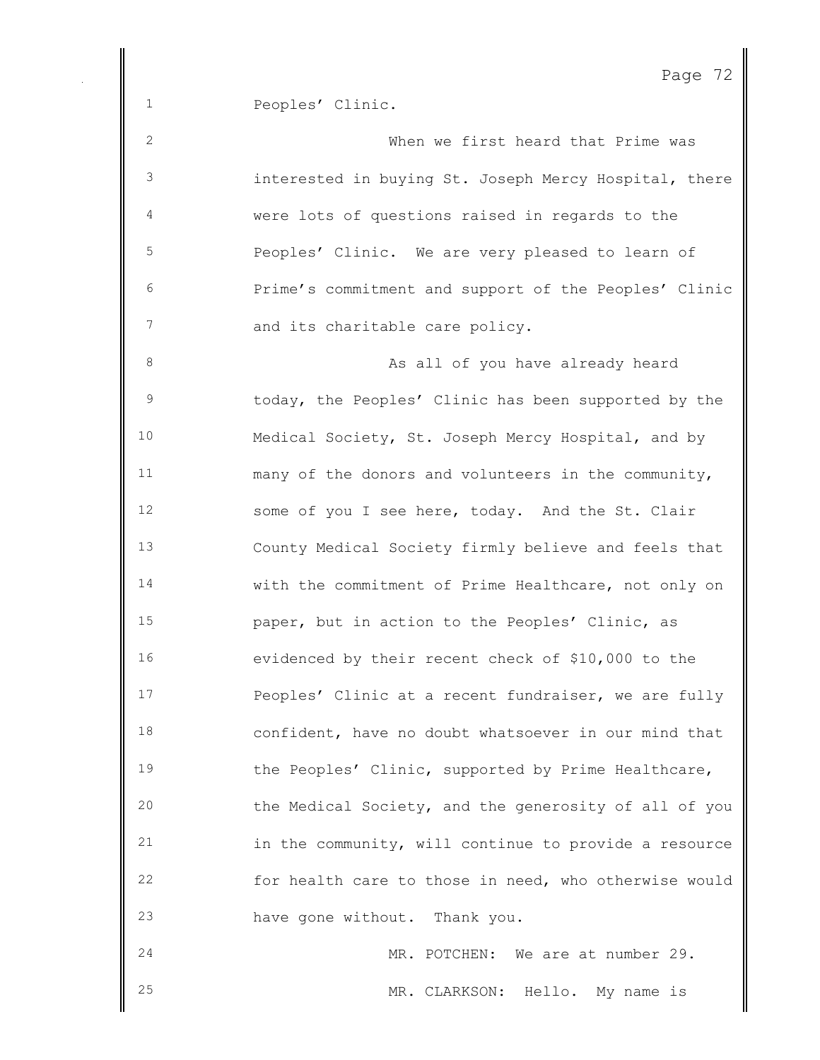Peoples' Clinic.

When we first heard that Prime was interested in buying St. Joseph Mercy Hospital, there were lots of questions raised in regards to the Peoples' Clinic. We are very pleased to learn of Prime's commitment and support of the Peoples' Clinic and its charitable care policy.

As all of you have already heard today, the Peoples' Clinic has been supported by the Medical Society, St. Joseph Mercy Hospital, and by many of the donors and volunteers in the community, some of you I see here, today. And the St. Clair County Medical Society firmly believe and feels that with the commitment of Prime Healthcare, not only on paper, but in action to the Peoples' Clinic, as evidenced by their recent check of $10,000 to the Peoples' Clinic at a recent fundraiser, we are fully confident, have no doubt whatsoever in our mind that the Peoples' Clinic, supported by Prime Healthcare, the Medical Society, and the generosity of all of you in the community, will continue to provide a resource for health care to those in need, who otherwise would have gone without. Thank you.

MR. POTCHEN: We are at number 29.

MR. CLARKSON: Hello. My name is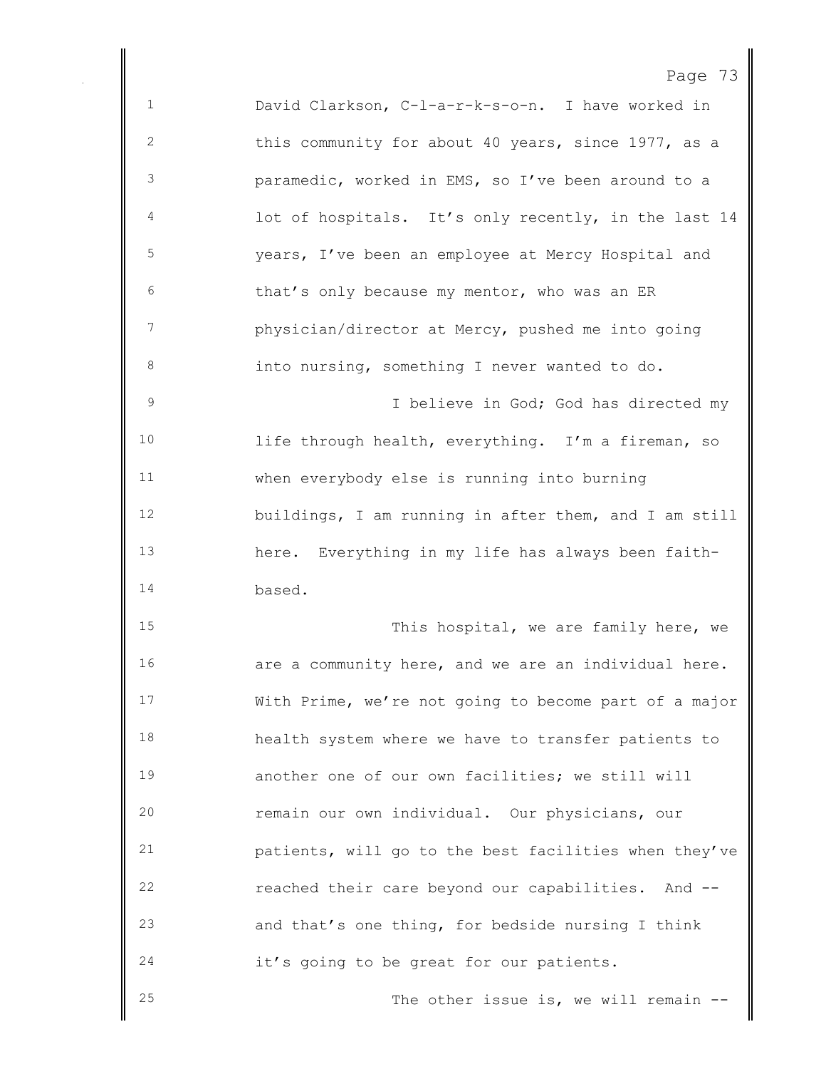David Clarkson, C-l-a-r-k-s-o-n. I have worked in this community for about 40 years, since 1977, as a paramedic, worked in EMS, so I've been around to a lot of hospitals. It's only recently, in the last 14 years, I've been an employee at Mercy Hospital and that's only because my mentor, who was an ER physician/director at Mercy, pushed me into going into nursing, something I never wanted to do.

I believe in God; God has directed my life through health, everything. I'm a fireman, so when everybody else is running into burning buildings, I am running in after them, and I am still here. Everything in my life has always been faith-based.

This hospital, we are family here, we are a community here, and we are an individual here. With Prime, we're not going to become part of a major health system where we have to transfer patients to another one of our own facilities; we still will remain our own individual. Our physicians, our patients, will go to the best facilities when they've reached their care beyond our capabilities. And -- and that's one thing, for bedside nursing I think it's going to be great for our patients.

The other issue is, we will remain --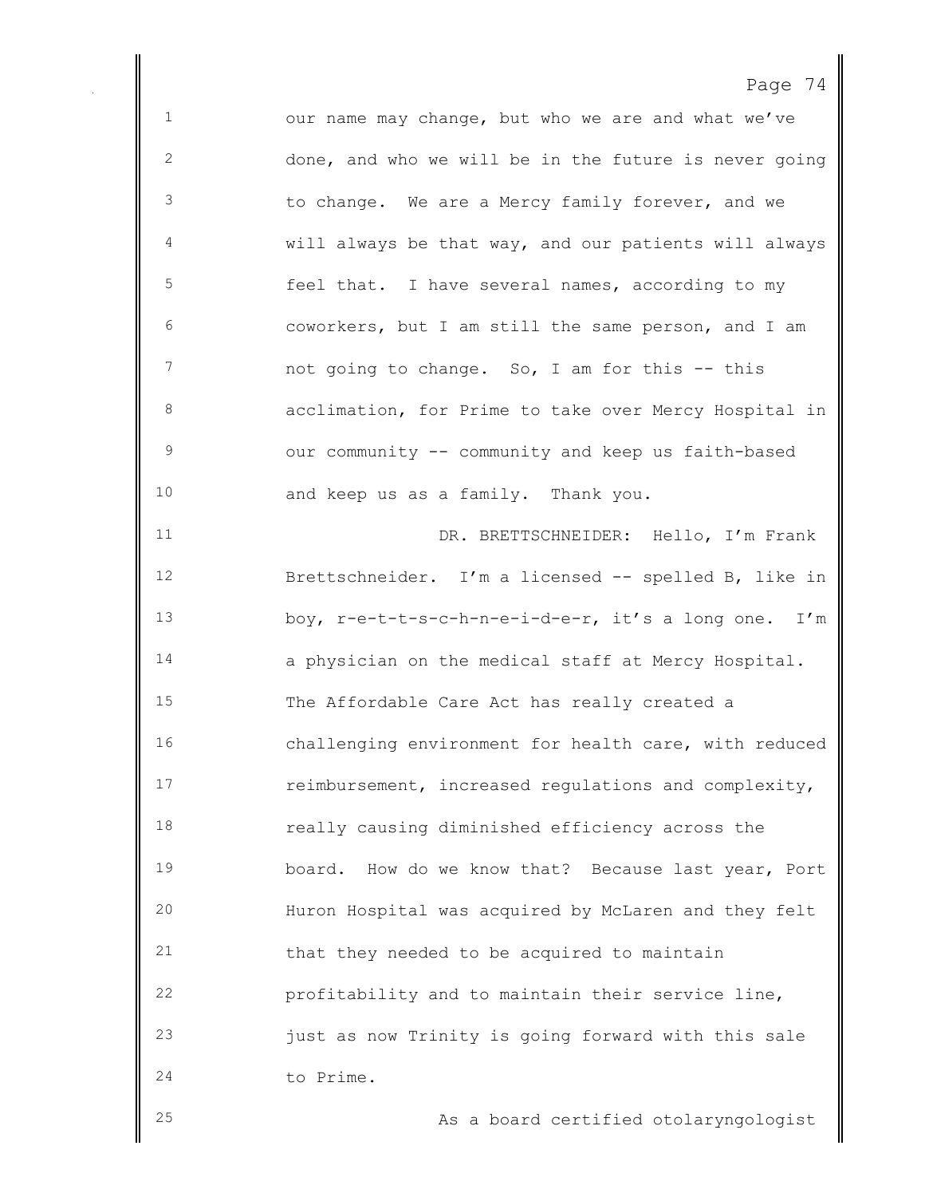our name may change, but who we are and what we've done, and who we will be in the future is never going to change. We are a Mercy family forever, and we will always be that way, and our patients will always feel that. I have several names, according to my coworkers, but I am still the same person, and I am not going to change. So, I am for this -- this acclimation, for Prime to take over Mercy Hospital in our community -- community and keep us faith-based and keep us as a family. Thank you.

DR. BRETTSCHNEIDER: Hello, I'm Frank Brettschneider. I'm a licensed -- spelled B, like in boy, r-e-t-t-s-c-h-n-e-i-d-e-r, it's a long one. I'm a physician on the medical staff at Mercy Hospital. The Affordable Care Act has really created a challenging environment for health care, with reduced reimbursement, increased regulations and complexity, really causing diminished efficiency across the board. How do we know that? Because last year, Port Huron Hospital was acquired by McLaren and they felt that they needed to be acquired to maintain profitability and to maintain their service line, just as now Trinity is going forward with this sale to Prime.

As a board certified otolaryngologist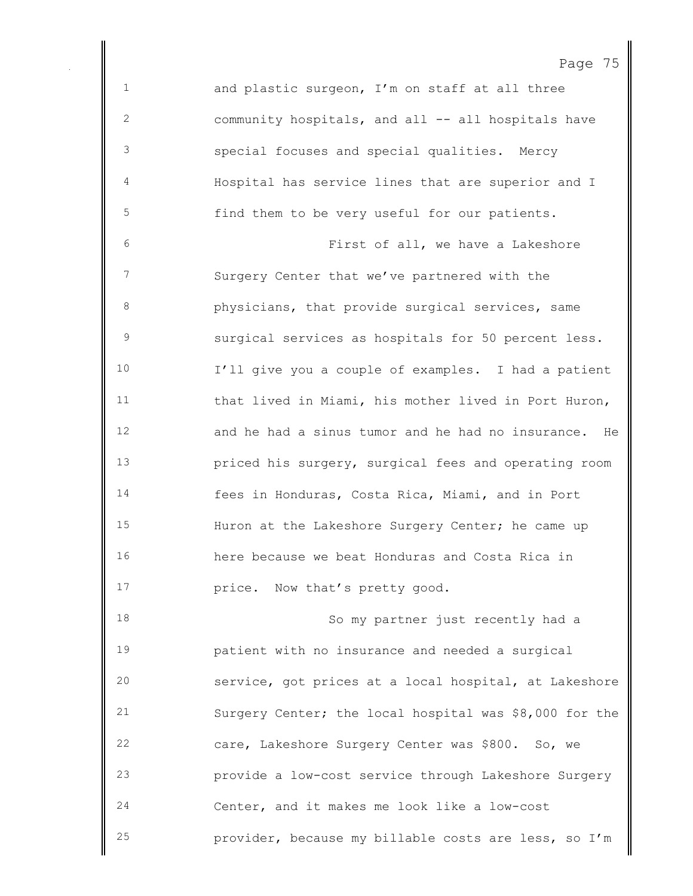and plastic surgeon, I'm on staff at all three community hospitals, and all -- all hospitals have special focuses and special qualities. Mercy Hospital has service lines that are superior and I find them to be very useful for our patients.

First of all, we have a Lakeshore Surgery Center that we've partnered with the physicians, that provide surgical services, same surgical services as hospitals for 50 percent less. I'll give you a couple of examples. I had a patient that lived in Miami, his mother lived in Port Huron, and he had a sinus tumor and he had no insurance. He priced his surgery, surgical fees and operating room fees in Honduras, Costa Rica, Miami, and in Port Huron at the Lakeshore Surgery Center; he came up here because we beat Honduras and Costa Rica in price. Now that's pretty good.

So my partner just recently had a patient with no insurance and needed a surgical service, got prices at a local hospital, at Lakeshore Surgery Center; the local hospital was $8,000 for the care, Lakeshore Surgery Center was $800. So, we provide a low-cost service through Lakeshore Surgery Center, and it makes me look like a low-cost provider, because my billable costs are less, so I'm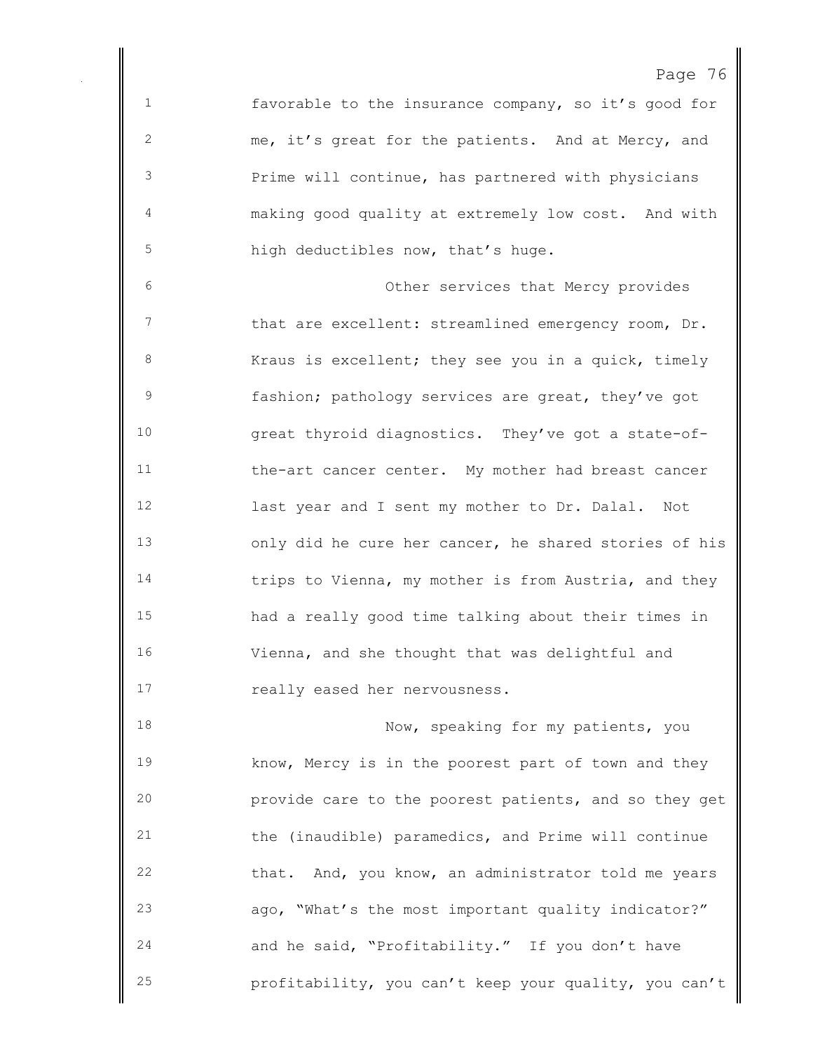favorable to the insurance company, so it's good for me, it's great for the patients. And at Mercy, and Prime will continue, has partnered with physicians making good quality at extremely low cost. And with high deductibles now, that's huge.

Other services that Mercy provides that are excellent: streamlined emergency room, Dr. Kraus is excellent; they see you in a quick, timely fashion; pathology services are great, they've got great thyroid diagnostics. They've got a state-of-the-art cancer center. My mother had breast cancer last year and I sent my mother to Dr. Dalal. Not only did he cure her cancer, he shared stories of his trips to Vienna, my mother is from Austria, and they had a really good time talking about their times in Vienna, and she thought that was delightful and really eased her nervousness.

Now, speaking for my patients, you know, Mercy is in the poorest part of town and they provide care to the poorest patients, and so they get the (inaudible) paramedics, and Prime will continue that. And, you know, an administrator told me years ago, "What's the most important quality indicator?" and he said, "Profitability." If you don't have profitability, you can't keep your quality, you can't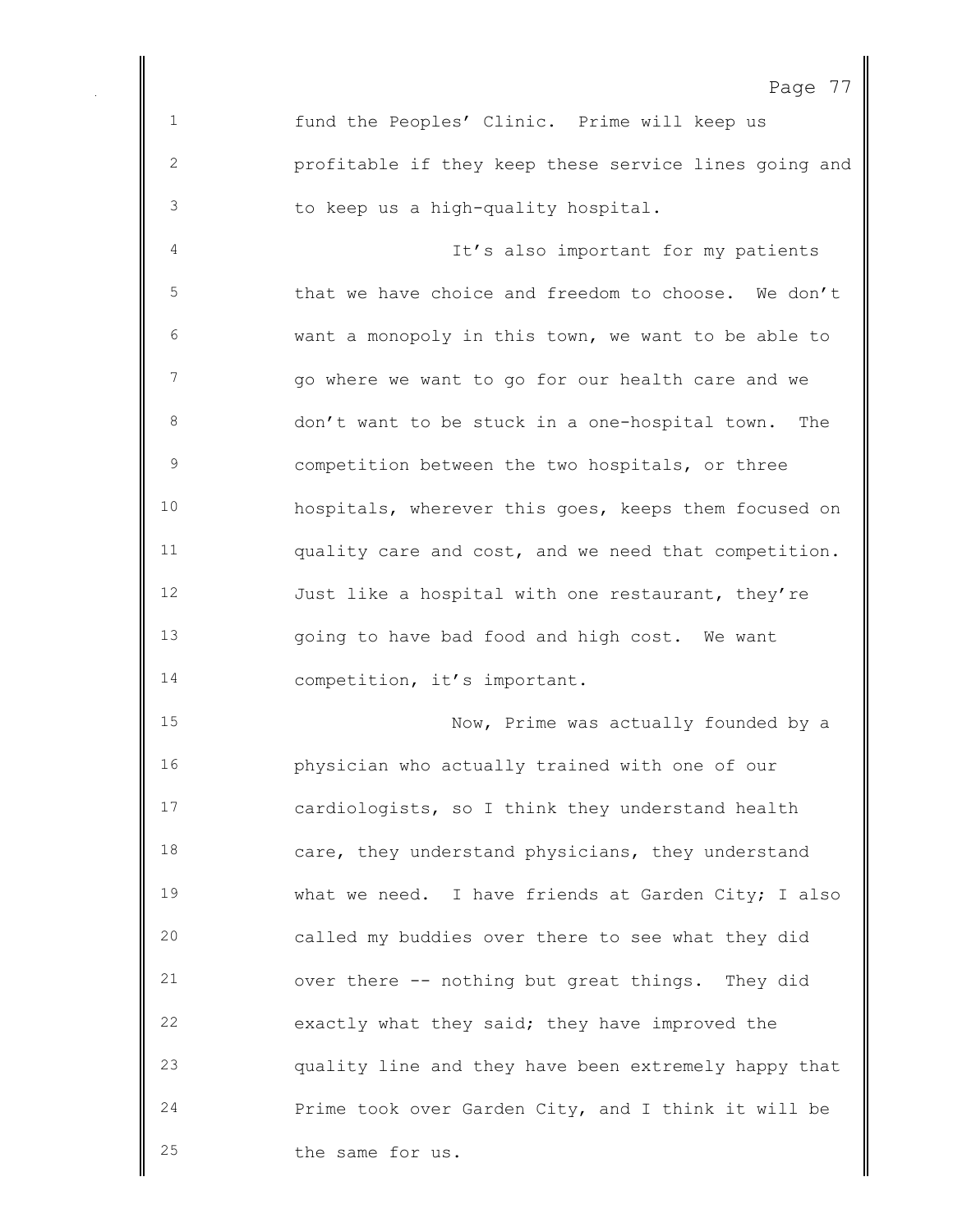fund the Peoples' Clinic. Prime will keep us profitable if they keep these service lines going and to keep us a high-quality hospital.

It's also important for my patients that we have choice and freedom to choose. We don't want a monopoly in this town, we want to be able to go where we want to go for our health care and we don't want to be stuck in a one-hospital town. The competition between the two hospitals, or three hospitals, wherever this goes, keeps them focused on quality care and cost, and we need that competition. Just like a hospital with one restaurant, they're going to have bad food and high cost. We want competition, it's important.

Now, Prime was actually founded by a physician who actually trained with one of our cardiologists, so I think they understand health care, they understand physicians, they understand what we need. I have friends at Garden City; I also called my buddies over there to see what they did over there -- nothing but great things. They did exactly what they said; they have improved the quality line and they have been extremely happy that Prime took over Garden City, and I think it will be the same for us.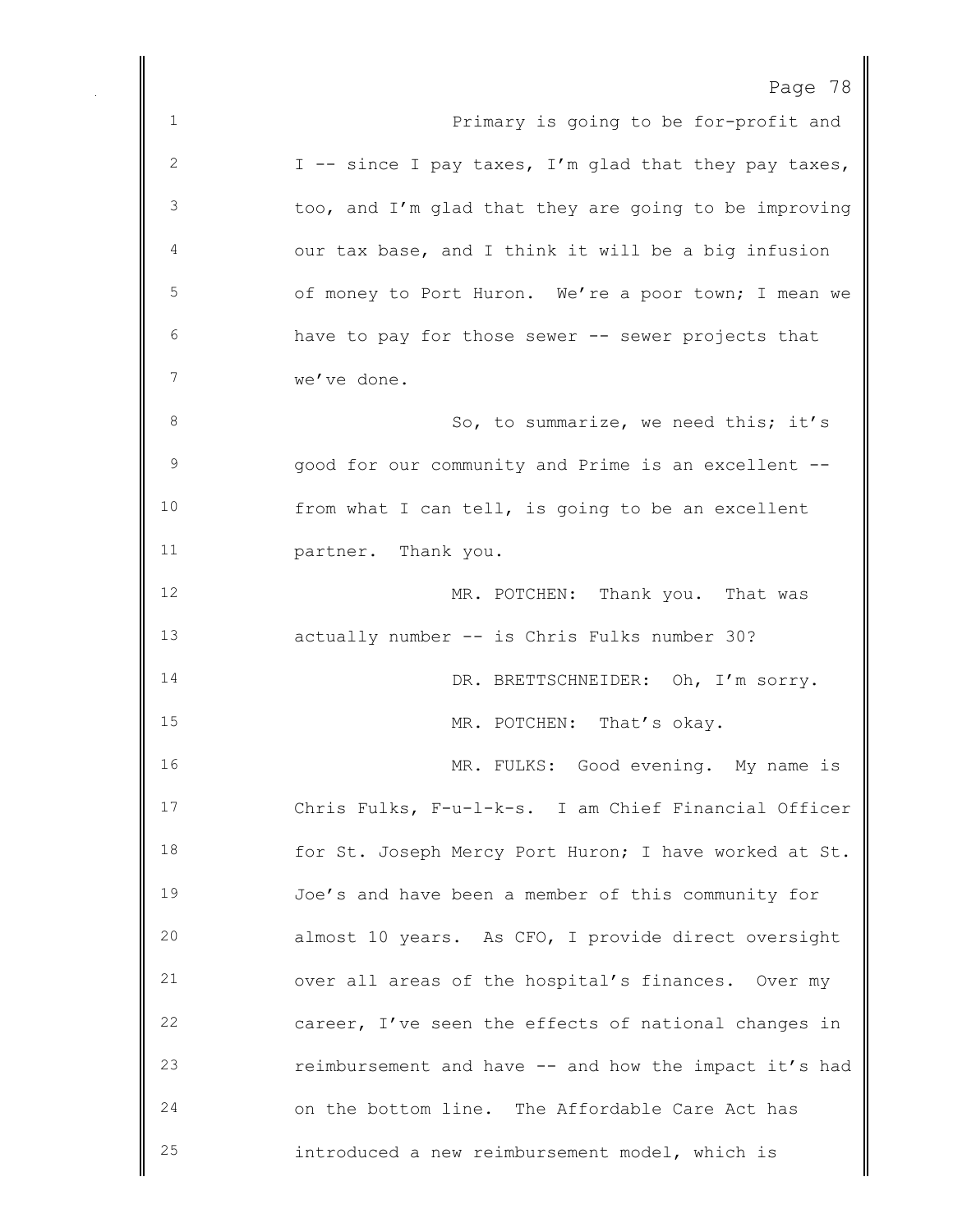Primary is going to be for-profit and I -- since I pay taxes, I'm glad that they pay taxes, too, and I'm glad that they are going to be improving our tax base, and I think it will be a big infusion of money to Port Huron. We're a poor town; I mean we have to pay for those sewer -- sewer projects that we've done.

So, to summarize, we need this; it's good for our community and Prime is an excellent -- from what I can tell, is going to be an excellent partner. Thank you.

MR. POTCHEN: Thank you. That was actually number -- is Chris Fulks number 30?

DR. BRETTSCHNEIDER: Oh, I'm sorry.

MR. POTCHEN: That's okay.

MR. FULKS: Good evening. My name is Chris Fulks, F-u-l-k-s. I am Chief Financial Officer for St. Joseph Mercy Port Huron; I have worked at St. Joe's and have been a member of this community for almost 10 years. As CFO, I provide direct oversight over all areas of the hospital's finances. Over my career, I've seen the effects of national changes in reimbursement and have -- and how the impact it's had on the bottom line. The Affordable Care Act has introduced a new reimbursement model, which is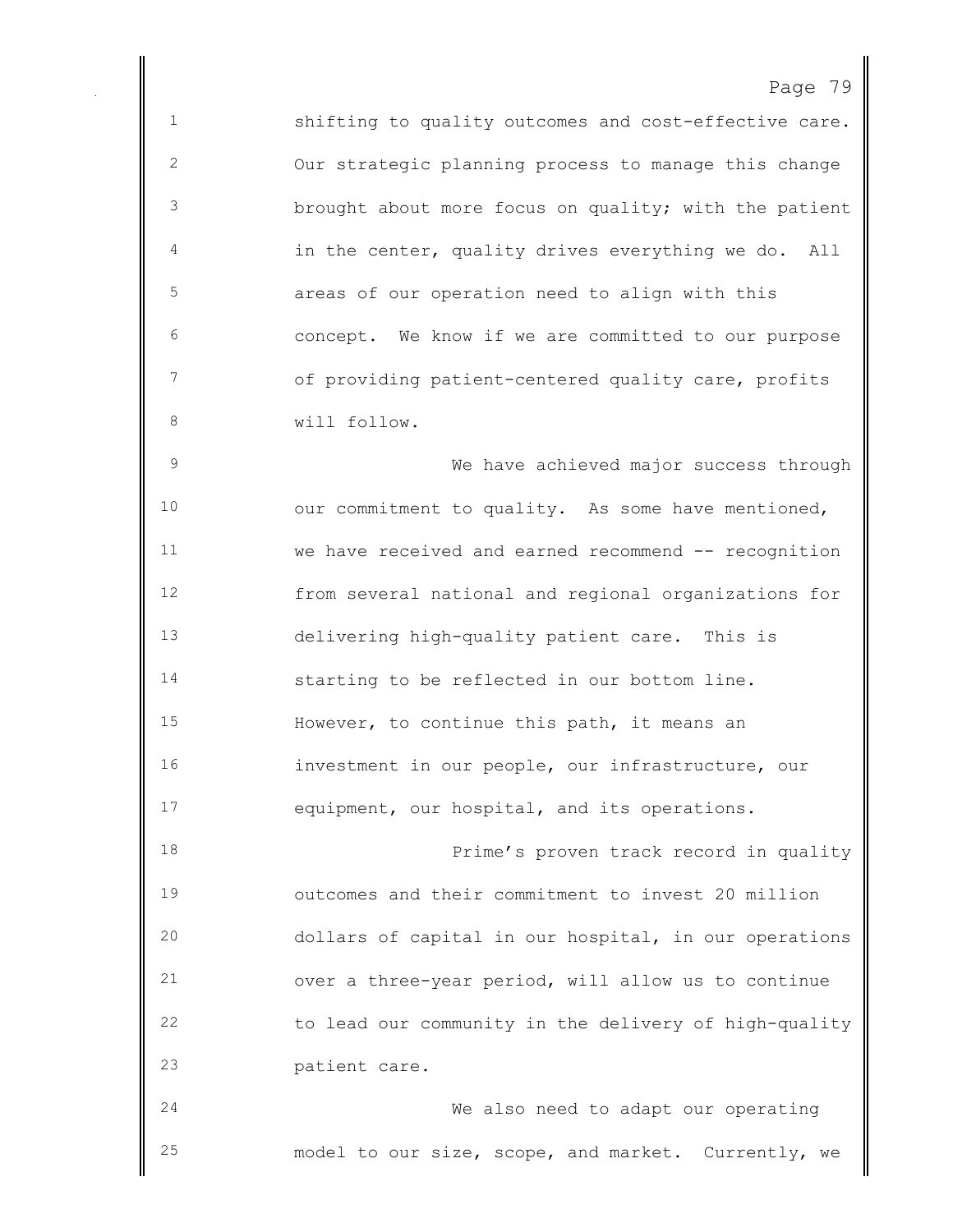shifting to quality outcomes and cost-effective care. Our strategic planning process to manage this change brought about more focus on quality; with the patient in the center, quality drives everything we do. All areas of our operation need to align with this concept. We know if we are committed to our purpose of providing patient-centered quality care, profits will follow.

We have achieved major success through our commitment to quality. As some have mentioned, we have received and earned recommend -- recognition from several national and regional organizations for delivering high-quality patient care. This is starting to be reflected in our bottom line. However, to continue this path, it means an investment in our people, our infrastructure, our equipment, our hospital, and its operations.

Prime's proven track record in quality outcomes and their commitment to invest 20 million dollars of capital in our hospital, in our operations over a three-year period, will allow us to continue to lead our community in the delivery of high-quality patient care.

We also need to adapt our operating model to our size, scope, and market. Currently, we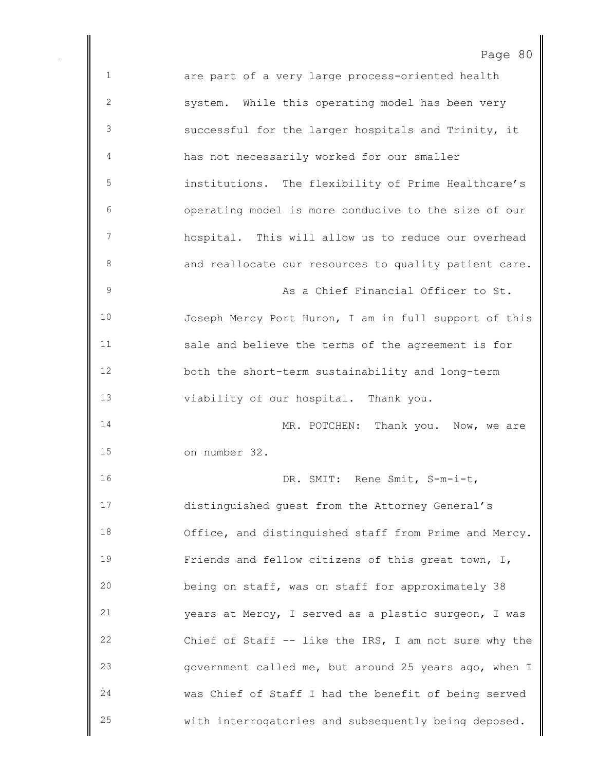are part of a very large process-oriented health system. While this operating model has been very successful for the larger hospitals and Trinity, it has not necessarily worked for our smaller institutions. The flexibility of Prime Healthcare's operating model is more conducive to the size of our hospital. This will allow us to reduce our overhead and reallocate our resources to quality patient care.

As a Chief Financial Officer to St. Joseph Mercy Port Huron, I am in full support of this sale and believe the terms of the agreement is for both the short-term sustainability and long-term viability of our hospital. Thank you.

MR. POTCHEN: Thank you. Now, we are on number 32.

DR. SMIT: Rene Smit, S-m-i-t, distinguished guest from the Attorney General's Office, and distinguished staff from Prime and Mercy. Friends and fellow citizens of this great town, I, being on staff, was on staff for approximately 38 years at Mercy, I served as a plastic surgeon, I was Chief of Staff -- like the IRS, I am not sure why the government called me, but around 25 years ago, when I was Chief of Staff I had the benefit of being served with interrogatories and subsequently being deposed.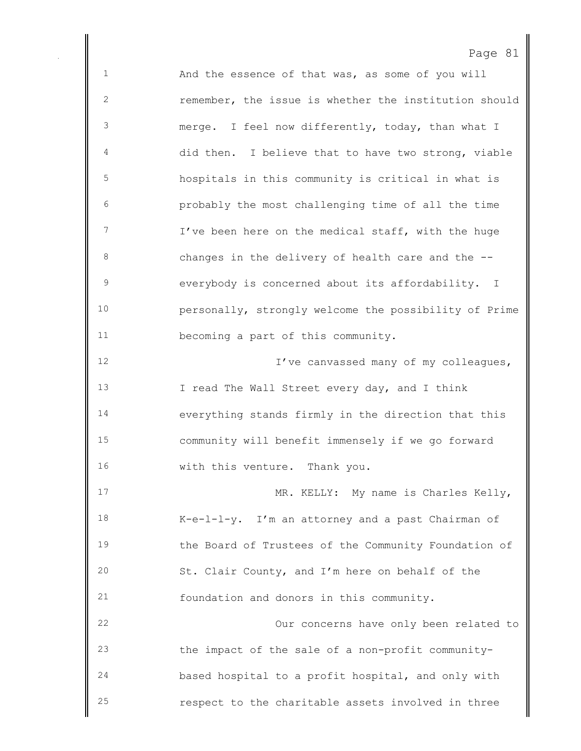And the essence of that was, as some of you will remember, the issue is whether the institution should merge. I feel now differently, today, than what I did then. I believe that to have two strong, viable hospitals in this community is critical in what is probably the most challenging time of all the time I've been here on the medical staff, with the huge changes in the delivery of health care and the -- everybody is concerned about its affordability. I personally, strongly welcome the possibility of Prime becoming a part of this community.

I've canvassed many of my colleagues, I read The Wall Street every day, and I think everything stands firmly in the direction that this community will benefit immensely if we go forward with this venture. Thank you.

MR. KELLY: My name is Charles Kelly, K-e-l-l-y. I'm an attorney and a past Chairman of the Board of Trustees of the Community Foundation of St. Clair County, and I'm here on behalf of the foundation and donors in this community.

Our concerns have only been related to the impact of the sale of a non-profit community-based hospital to a profit hospital, and only with respect to the charitable assets involved in three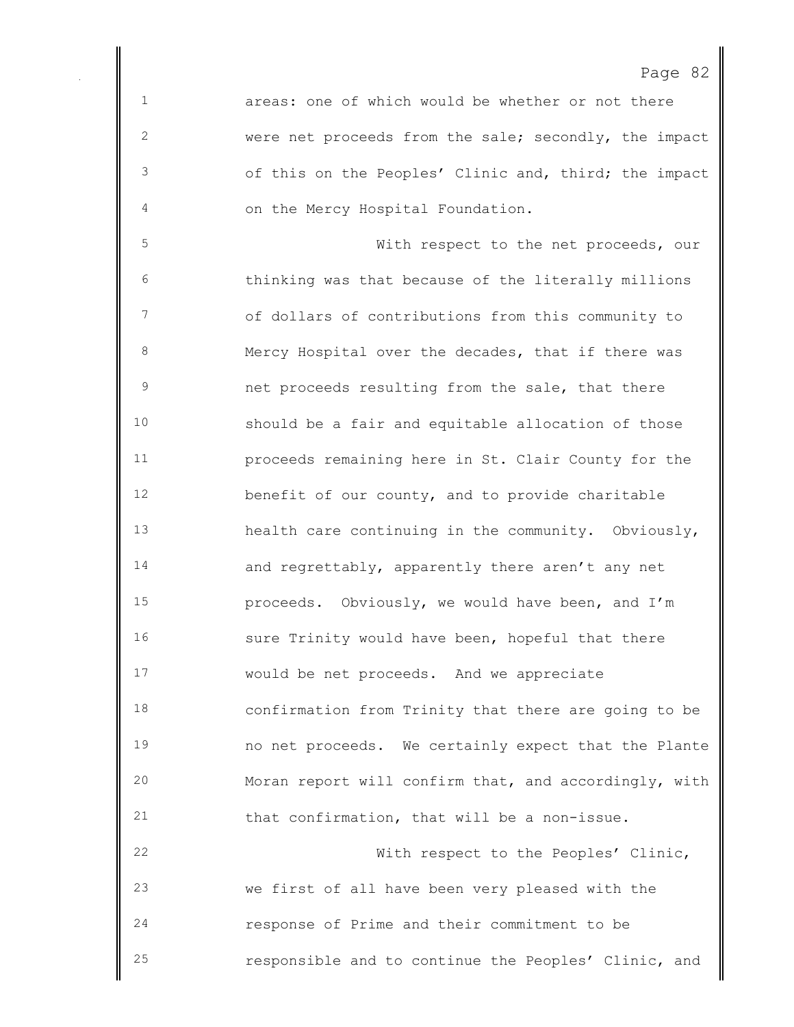areas: one of which would be whether or not there were net proceeds from the sale; secondly, the impact of this on the Peoples' Clinic and, third; the impact on the Mercy Hospital Foundation.

With respect to the net proceeds, our thinking was that because of the literally millions of dollars of contributions from this community to Mercy Hospital over the decades, that if there was net proceeds resulting from the sale, that there should be a fair and equitable allocation of those proceeds remaining here in St. Clair County for the benefit of our county, and to provide charitable health care continuing in the community. Obviously, and regrettably, apparently there aren't any net proceeds. Obviously, we would have been, and I'm sure Trinity would have been, hopeful that there would be net proceeds. And we appreciate confirmation from Trinity that there are going to be no net proceeds. We certainly expect that the Plante Moran report will confirm that, and accordingly, with that confirmation, that will be a non-issue.

With respect to the Peoples' Clinic, we first of all have been very pleased with the response of Prime and their commitment to be responsible and to continue the Peoples' Clinic, and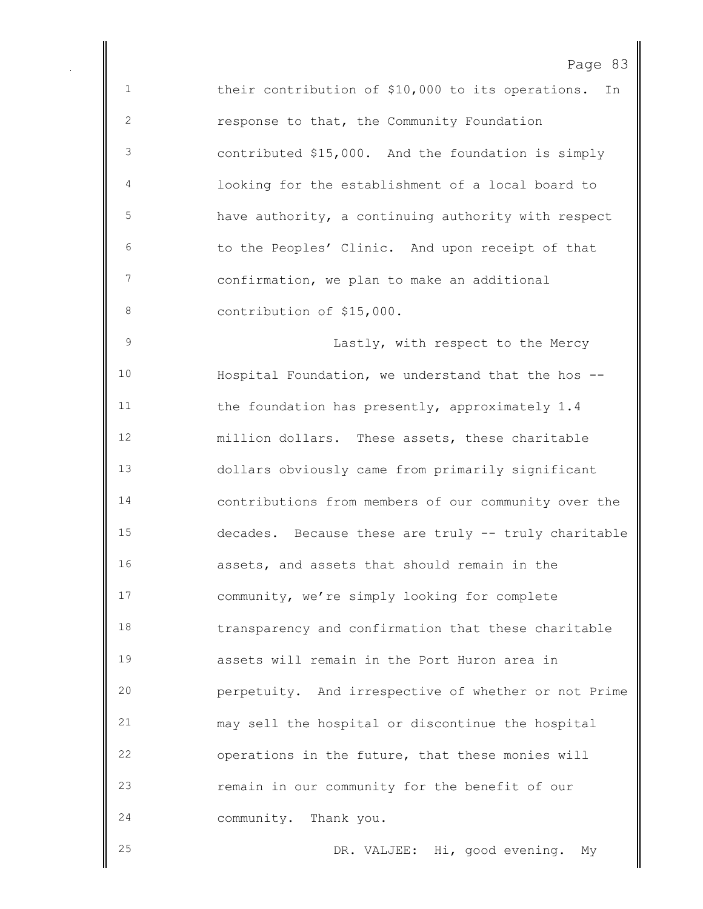their contribution of $10,000 to its operations. In response to that, the Community Foundation contributed $15,000. And the foundation is simply looking for the establishment of a local board to have authority, a continuing authority with respect to the Peoples' Clinic. And upon receipt of that confirmation, we plan to make an additional contribution of $15,000.

Lastly, with respect to the Mercy Hospital Foundation, we understand that the hos -- the foundation has presently, approximately 1.4 million dollars. These assets, these charitable dollars obviously came from primarily significant contributions from members of our community over the decades. Because these are truly -- truly charitable assets, and assets that should remain in the community, we're simply looking for complete transparency and confirmation that these charitable assets will remain in the Port Huron area in perpetuity. And irrespective of whether or not Prime may sell the hospital or discontinue the hospital operations in the future, that these monies will remain in our community for the benefit of our community. Thank you.

DR. VALJEE: Hi, good evening. My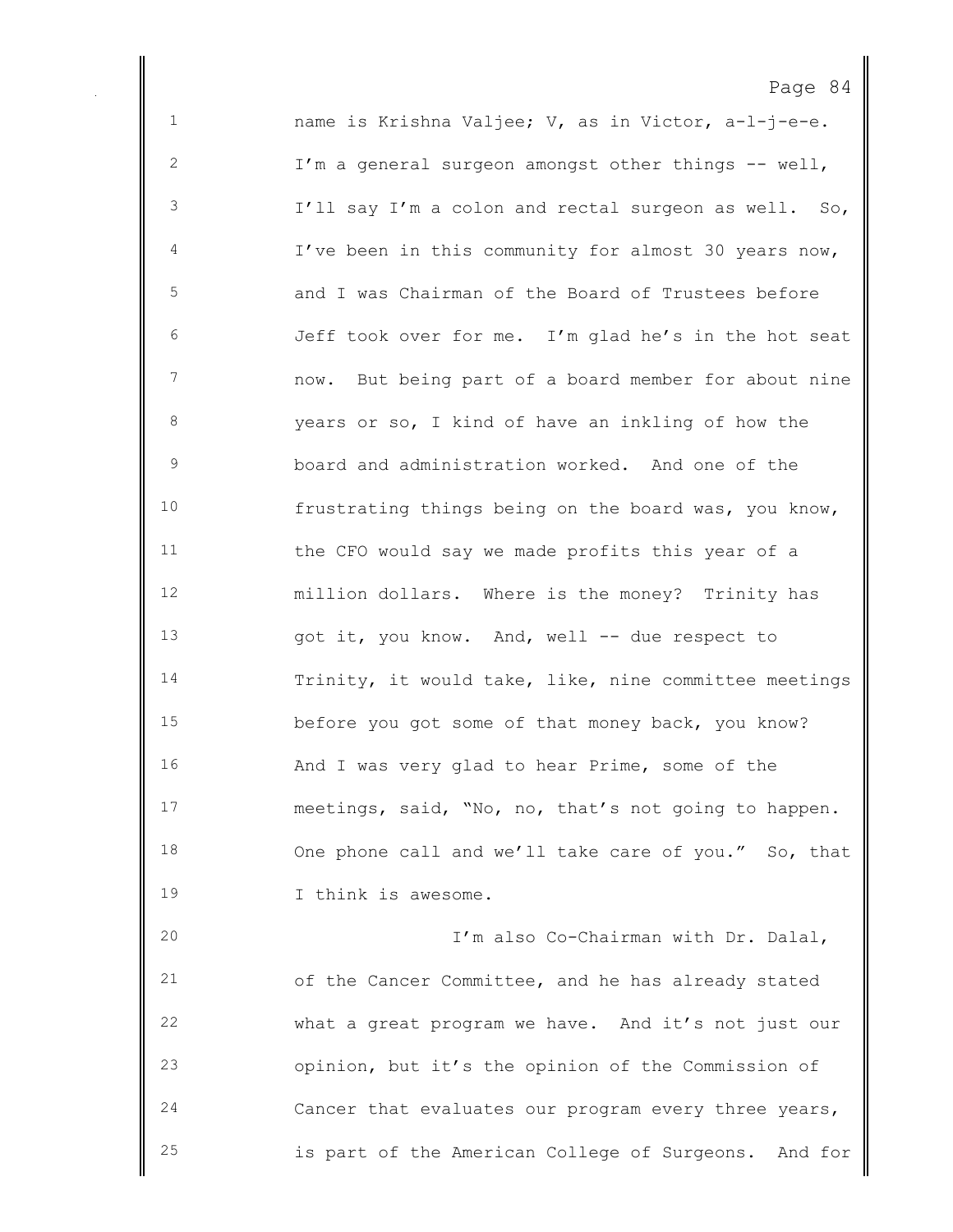name is Krishna Valjee; V, as in Victor, a-l-j-e-e. I'm a general surgeon amongst other things -- well, I'll say I'm a colon and rectal surgeon as well. So, I've been in this community for almost 30 years now, and I was Chairman of the Board of Trustees before Jeff took over for me. I'm glad he's in the hot seat now. But being part of a board member for about nine years or so, I kind of have an inkling of how the board and administration worked. And one of the frustrating things being on the board was, you know, the CFO would say we made profits this year of a million dollars. Where is the money? Trinity has got it, you know. And, well -- due respect to Trinity, it would take, like, nine committee meetings before you got some of that money back, you know? And I was very glad to hear Prime, some of the meetings, said, "No, no, that's not going to happen. One phone call and we'll take care of you." So, that I think is awesome.

I'm also Co-Chairman with Dr. Dalal, of the Cancer Committee, and he has already stated what a great program we have. And it's not just our opinion, but it's the opinion of the Commission of Cancer that evaluates our program every three years, is part of the American College of Surgeons. And for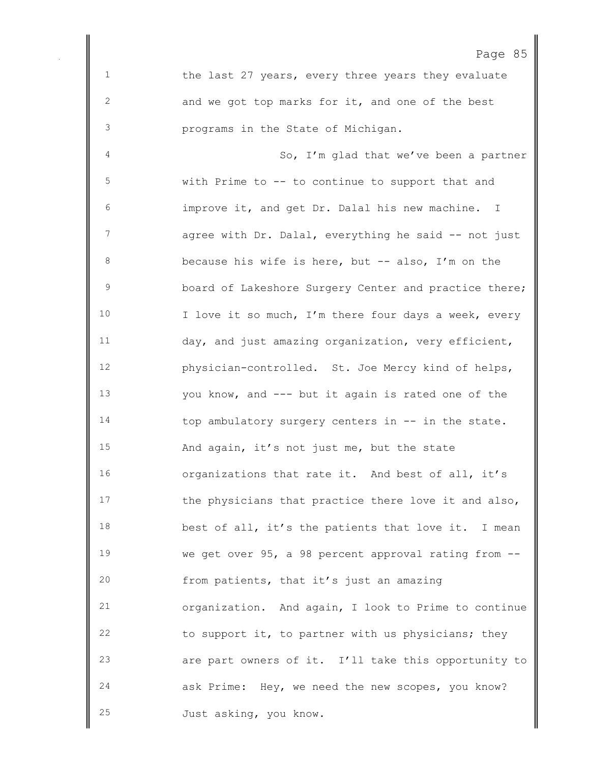the last 27 years, every three years they evaluate and we got top marks for it, and one of the best programs in the State of Michigan.

So, I'm glad that we've been a partner with Prime to -- to continue to support that and improve it, and get Dr. Dalal his new machine. I agree with Dr. Dalal, everything he said -- not just because his wife is here, but -- also, I'm on the board of Lakeshore Surgery Center and practice there; I love it so much, I'm there four days a week, every day, and just amazing organization, very efficient, physician-controlled. St. Joe Mercy kind of helps, you know, and --- but it again is rated one of the top ambulatory surgery centers in -- in the state. And again, it's not just me, but the state organizations that rate it. And best of all, it's the physicians that practice there love it and also, best of all, it's the patients that love it. I mean we get over 95, a 98 percent approval rating from -- from patients, that it's just an amazing organization. And again, I look to Prime to continue to support it, to partner with us physicians; they are part owners of it. I'll take this opportunity to ask Prime: Hey, we need the new scopes, you know? Just asking, you know.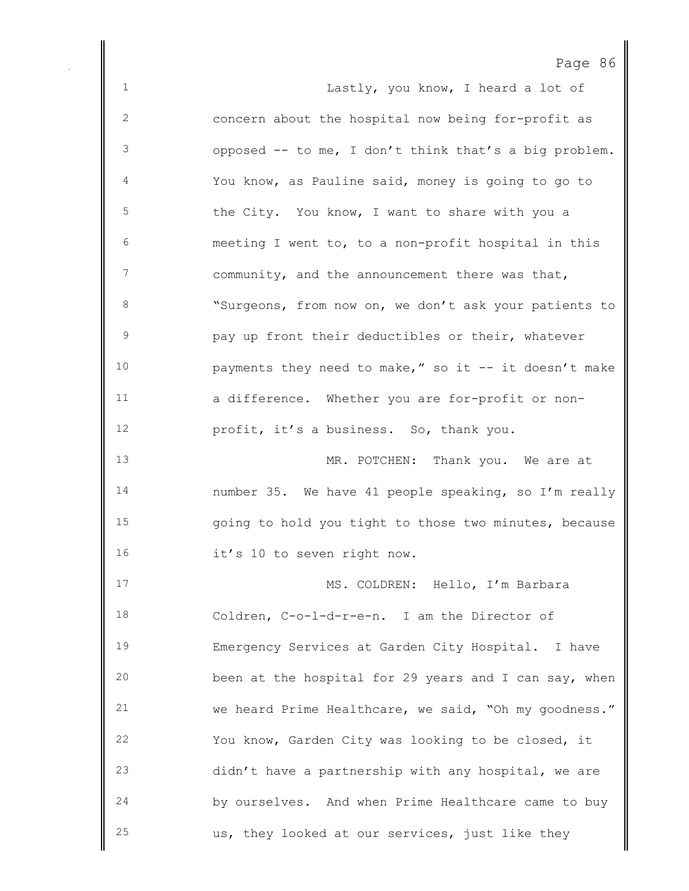Lastly, you know, I heard a lot of concern about the hospital now being for-profit as opposed -- to me, I don't think that's a big problem. You know, as Pauline said, money is going to go to the City. You know, I want to share with you a meeting I went to, to a non-profit hospital in this community, and the announcement there was that, "Surgeons, from now on, we don't ask your patients to pay up front their deductibles or their, whatever payments they need to make," so it -- it doesn't make a difference. Whether you are for-profit or non-profit, it's a business. So, thank you.

MR. POTCHEN: Thank you. We are at number 35. We have 41 people speaking, so I'm really going to hold you tight to those two minutes, because it's 10 to seven right now.

MS. COLDREN: Hello, I'm Barbara Coldren, C-o-l-d-r-e-n. I am the Director of Emergency Services at Garden City Hospital. I have been at the hospital for 29 years and I can say, when we heard Prime Healthcare, we said, "Oh my goodness." You know, Garden City was looking to be closed, it didn't have a partnership with any hospital, we are by ourselves. And when Prime Healthcare came to buy us, they looked at our services, just like they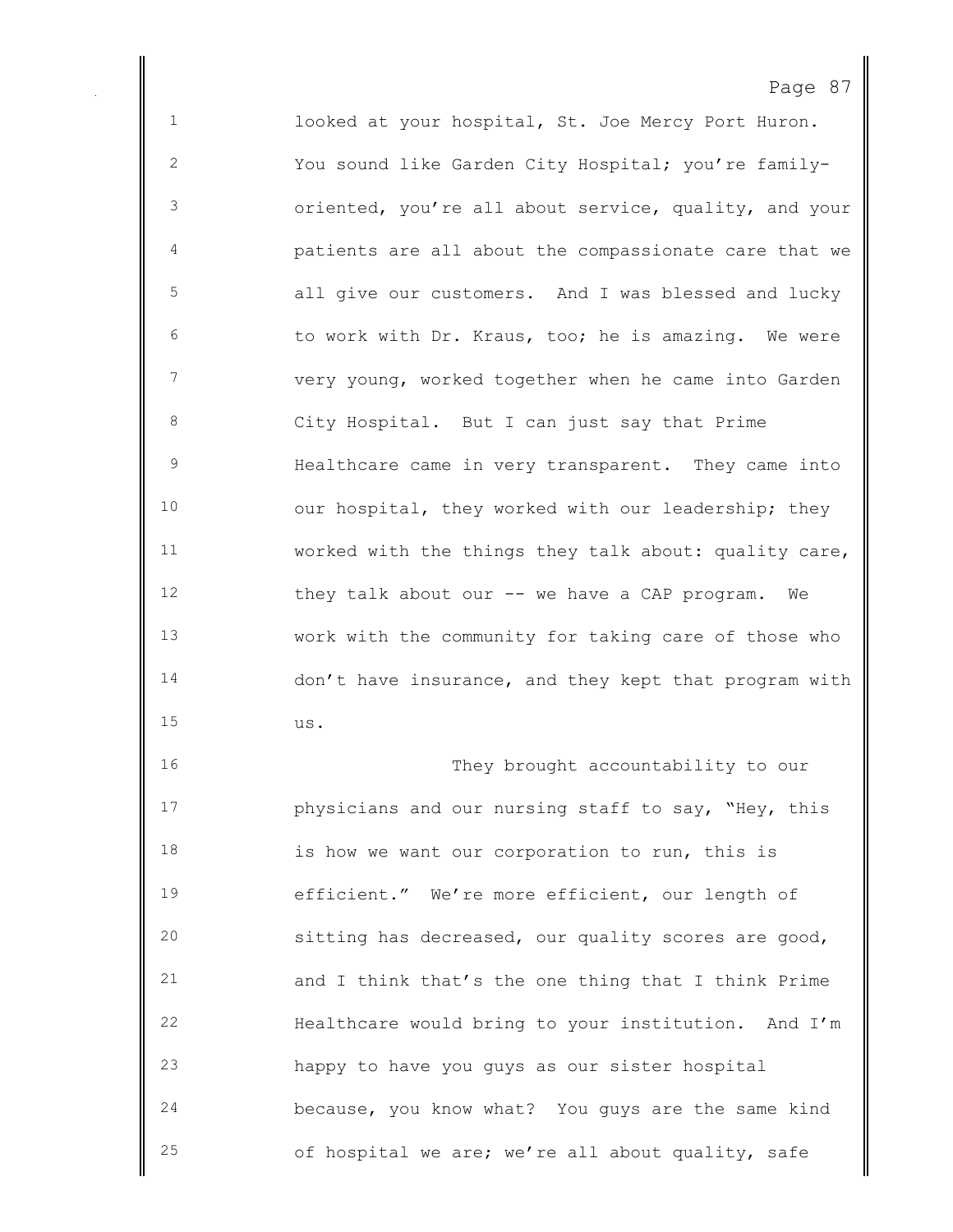looked at your hospital, St. Joe Mercy Port Huron. You sound like Garden City Hospital; you're family-oriented, you're all about service, quality, and your patients are all about the compassionate care that we all give our customers. And I was blessed and lucky to work with Dr. Kraus, too; he is amazing. We were very young, worked together when he came into Garden City Hospital. But I can just say that Prime Healthcare came in very transparent. They came into our hospital, they worked with our leadership; they worked with the things they talk about: quality care, they talk about our -- we have a CAP program. We work with the community for taking care of those who don't have insurance, and they kept that program with us.

They brought accountability to our physicians and our nursing staff to say, "Hey, this is how we want our corporation to run, this is efficient." We're more efficient, our length of sitting has decreased, our quality scores are good, and I think that's the one thing that I think Prime Healthcare would bring to your institution. And I'm happy to have you guys as our sister hospital because, you know what? You guys are the same kind of hospital we are; we're all about quality, safe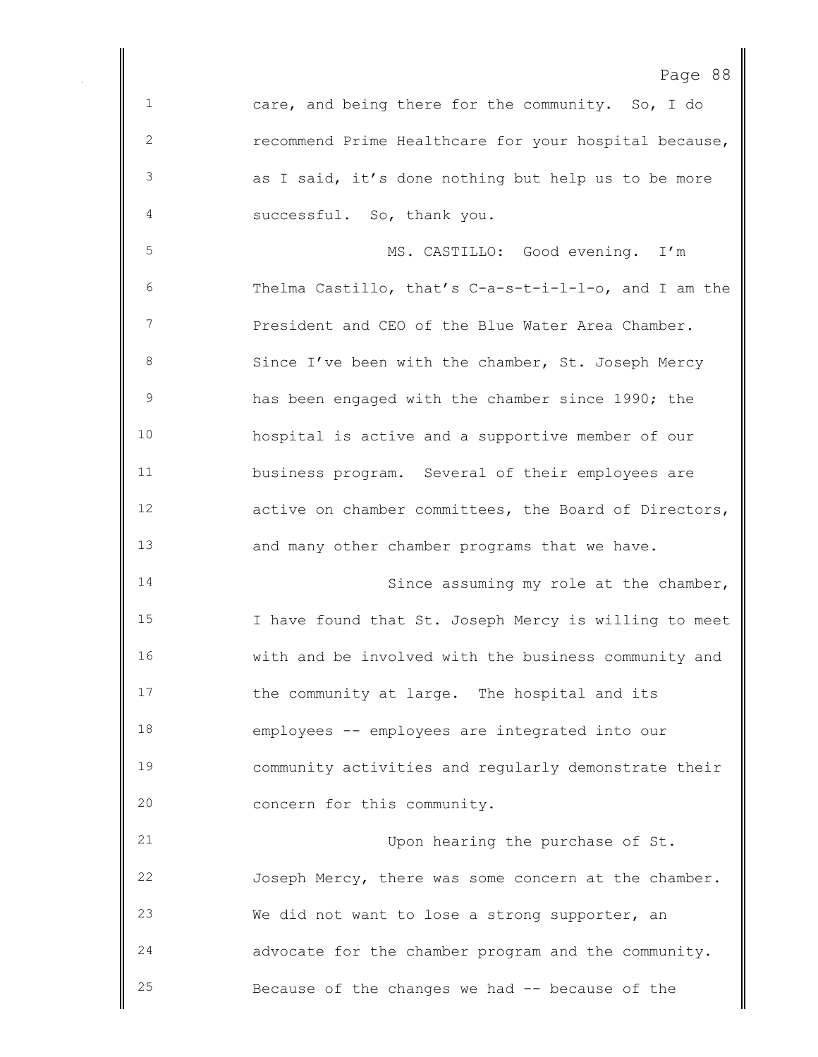care, and being there for the community. So, I do recommend Prime Healthcare for your hospital because, as I said, it's done nothing but help us to be more successful. So, thank you.

MS. CASTILLO: Good evening. I'm Thelma Castillo, that's C-a-s-t-i-l-l-o, and I am the President and CEO of the Blue Water Area Chamber. Since I've been with the chamber, St. Joseph Mercy has been engaged with the chamber since 1990; the hospital is active and a supportive member of our business program. Several of their employees are active on chamber committees, the Board of Directors, and many other chamber programs that we have.

Since assuming my role at the chamber, I have found that St. Joseph Mercy is willing to meet with and be involved with the business community and the community at large. The hospital and its employees -- employees are integrated into our community activities and regularly demonstrate their concern for this community.

Upon hearing the purchase of St. Joseph Mercy, there was some concern at the chamber. We did not want to lose a strong supporter, an advocate for the chamber program and the community. Because of the changes we had -- because of the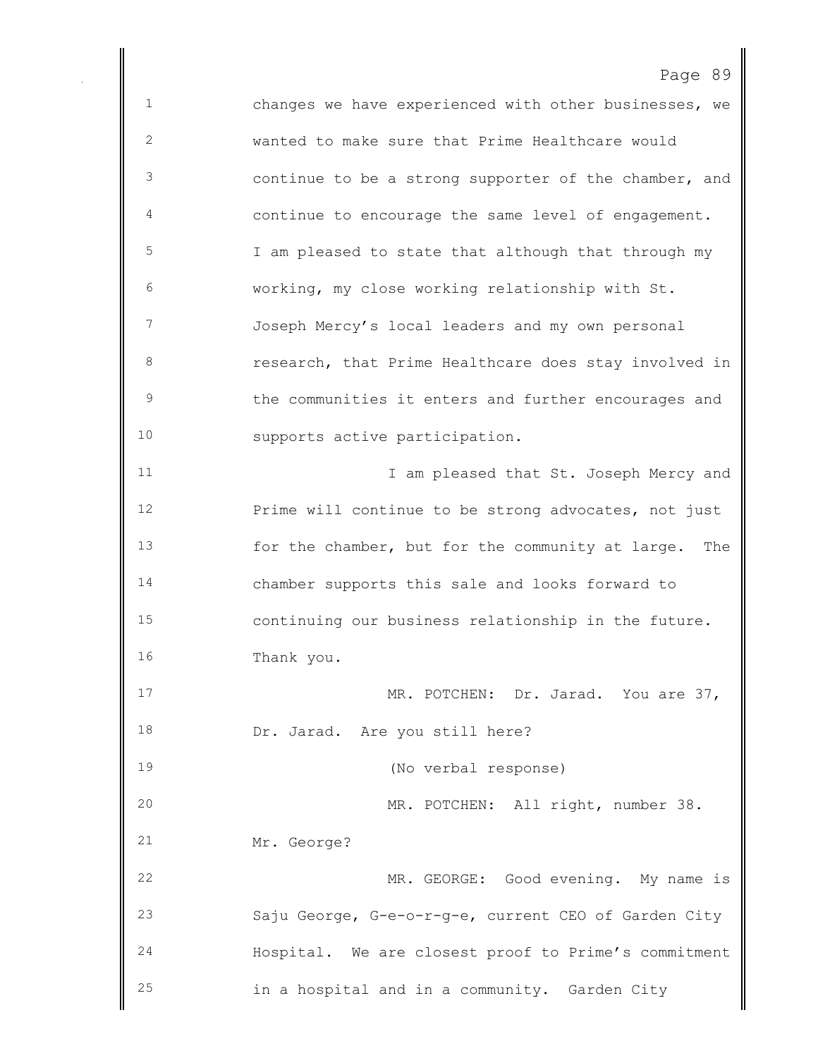changes we have experienced with other businesses, we wanted to make sure that Prime Healthcare would continue to be a strong supporter of the chamber, and continue to encourage the same level of engagement. I am pleased to state that although that through my working, my close working relationship with St. Joseph Mercy's local leaders and my own personal research, that Prime Healthcare does stay involved in the communities it enters and further encourages and supports active participation.

I am pleased that St. Joseph Mercy and Prime will continue to be strong advocates, not just for the chamber, but for the community at large. The chamber supports this sale and looks forward to continuing our business relationship in the future. Thank you.

MR. POTCHEN: Dr. Jarad. You are 37, Dr. Jarad. Are you still here?

(No verbal response)

MR. POTCHEN: All right, number 38. Mr. George?

MR. GEORGE: Good evening. My name is Saju George, G-e-o-r-g-e, current CEO of Garden City Hospital. We are closest proof to Prime's commitment in a hospital and in a community. Garden City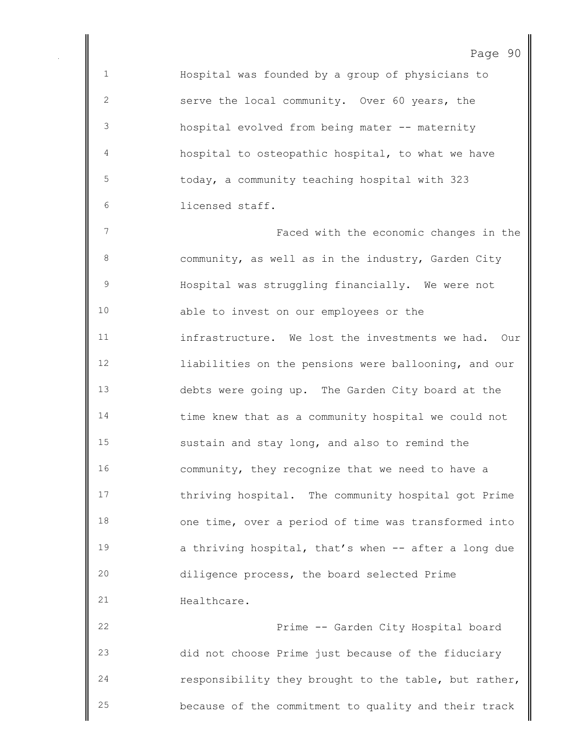Hospital was founded by a group of physicians to serve the local community. Over 60 years, the hospital evolved from being mater -- maternity hospital to osteopathic hospital, to what we have today, a community teaching hospital with 323 licensed staff.

Faced with the economic changes in the community, as well as in the industry, Garden City Hospital was struggling financially. We were not able to invest on our employees or the infrastructure. We lost the investments we had. Our liabilities on the pensions were ballooning, and our debts were going up. The Garden City board at the time knew that as a community hospital we could not sustain and stay long, and also to remind the community, they recognize that we need to have a thriving hospital. The community hospital got Prime one time, over a period of time was transformed into a thriving hospital, that's when -- after a long due diligence process, the board selected Prime Healthcare.

Prime -- Garden City Hospital board did not choose Prime just because of the fiduciary responsibility they brought to the table, but rather, because of the commitment to quality and their track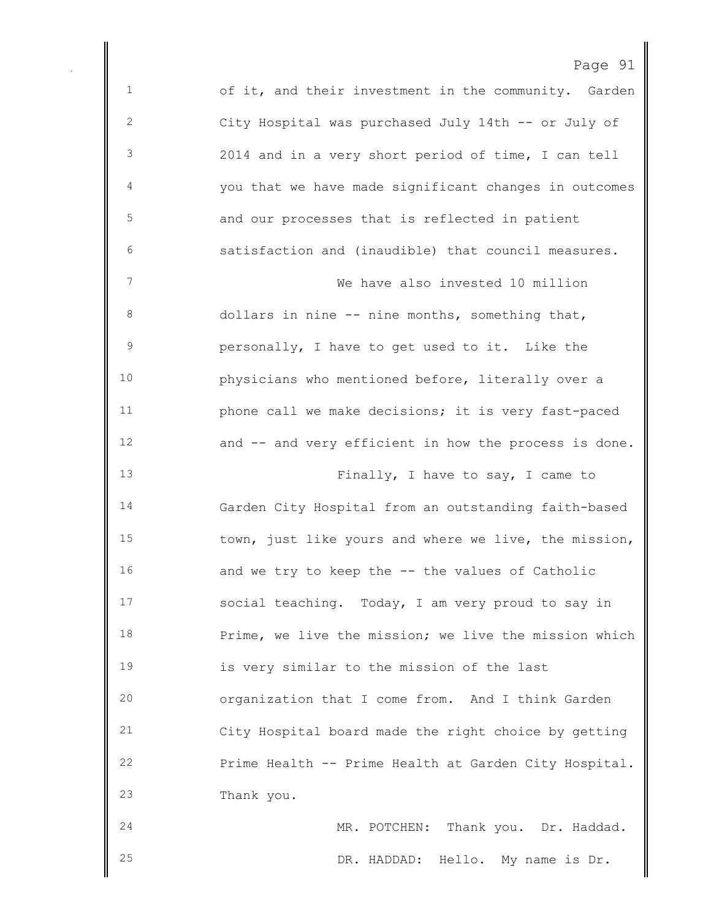of it, and their investment in the community. Garden City Hospital was purchased July 14th -- or July of 2014 and in a very short period of time, I can tell you that we have made significant changes in outcomes and our processes that is reflected in patient satisfaction and (inaudible) that council measures.

We have also invested 10 million dollars in nine -- nine months, something that, personally, I have to get used to it. Like the physicians who mentioned before, literally over a phone call we make decisions; it is very fast-paced and -- and very efficient in how the process is done.

Finally, I have to say, I came to Garden City Hospital from an outstanding faith-based town, just like yours and where we live, the mission, and we try to keep the -- the values of Catholic social teaching. Today, I am very proud to say in Prime, we live the mission; we live the mission which is very similar to the mission of the last organization that I come from. And I think Garden City Hospital board made the right choice by getting Prime Health -- Prime Health at Garden City Hospital. Thank you.

MR. POTCHEN: Thank you. Dr. Haddad.

DR. HADDAD: Hello. My name is Dr.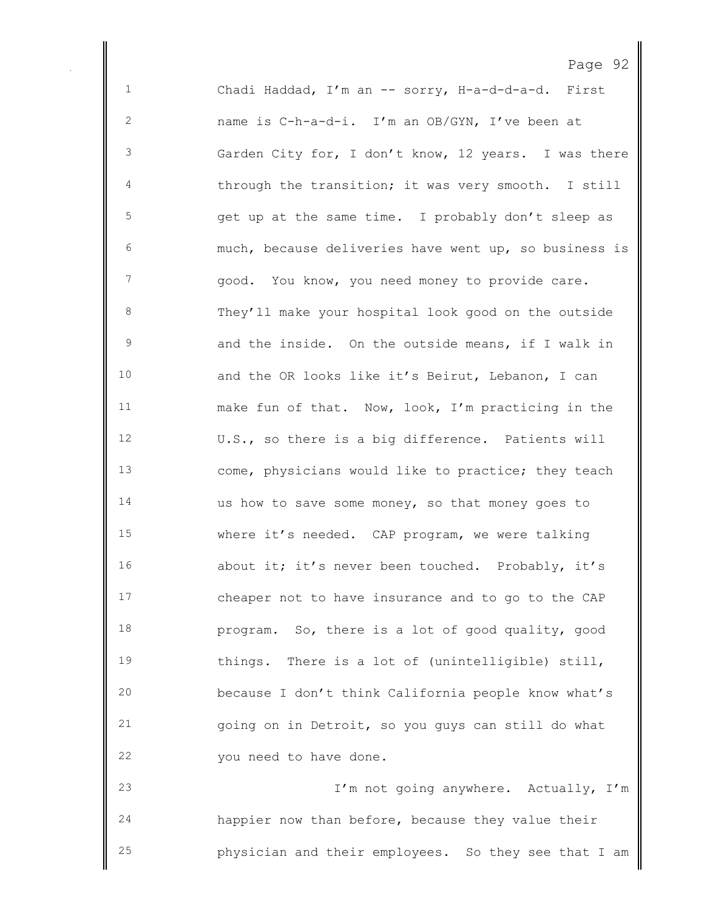Chadi Haddad, I'm an -- sorry, H-a-d-d-a-d. First name is C-h-a-d-i. I'm an OB/GYN, I've been at Garden City for, I don't know, 12 years. I was there through the transition; it was very smooth. I still get up at the same time. I probably don't sleep as much, because deliveries have went up, so business is good. You know, you need money to provide care. They'll make your hospital look good on the outside and the inside. On the outside means, if I walk in and the OR looks like it's Beirut, Lebanon, I can make fun of that. Now, look, I'm practicing in the U.S., so there is a big difference. Patients will come, physicians would like to practice; they teach us how to save some money, so that money goes to where it's needed. CAP program, we were talking about it; it's never been touched. Probably, it's cheaper not to have insurance and to go to the CAP program. So, there is a lot of good quality, good things. There is a lot of (unintelligible) still, because I don't think California people know what's going on in Detroit, so you guys can still do what you need to have done.

I'm not going anywhere. Actually, I'm happier now than before, because they value their physician and their employees. So they see that I am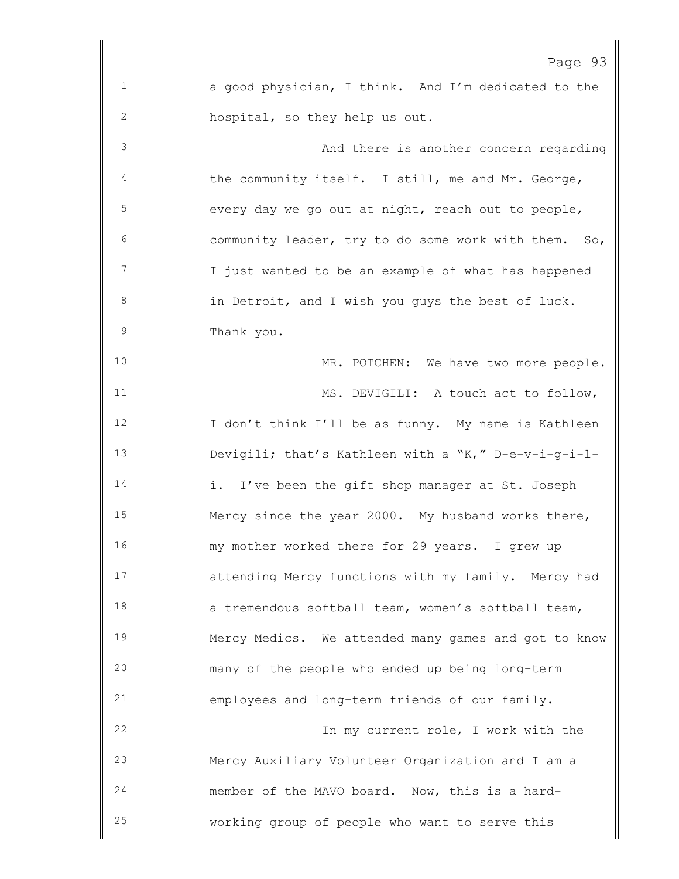a good physician, I think. And I'm dedicated to the hospital, so they help us out.

And there is another concern regarding the community itself. I still, me and Mr. George, every day we go out at night, reach out to people, community leader, try to do some work with them. So, I just wanted to be an example of what has happened in Detroit, and I wish you guys the best of luck. Thank you.

MR. POTCHEN: We have two more people.

MS. DEVIGILI: A touch act to follow, I don't think I'll be as funny. My name is Kathleen Devigili; that's Kathleen with a "K," D-e-v-i-g-i-l-i. I've been the gift shop manager at St. Joseph Mercy since the year 2000. My husband works there, my mother worked there for 29 years. I grew up attending Mercy functions with my family. Mercy had a tremendous softball team, women's softball team, Mercy Medics. We attended many games and got to know many of the people who ended up being long-term employees and long-term friends of our family.

In my current role, I work with the Mercy Auxiliary Volunteer Organization and I am a member of the MAVO board. Now, this is a hard-working group of people who want to serve this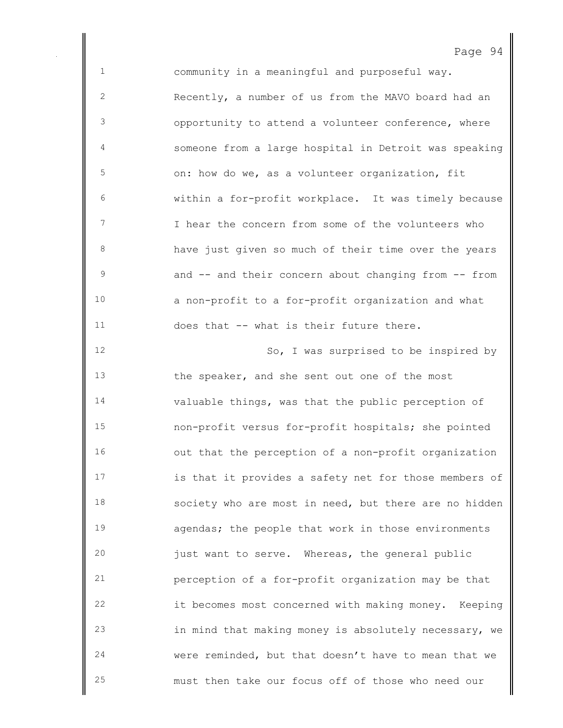community in a meaningful and purposeful way. Recently, a number of us from the MAVO board had an opportunity to attend a volunteer conference, where someone from a large hospital in Detroit was speaking on: how do we, as a volunteer organization, fit within a for-profit workplace. It was timely because I hear the concern from some of the volunteers who have just given so much of their time over the years and -- and their concern about changing from -- from a non-profit to a for-profit organization and what does that -- what is their future there.

So, I was surprised to be inspired by the speaker, and she sent out one of the most valuable things, was that the public perception of non-profit versus for-profit hospitals; she pointed out that the perception of a non-profit organization is that it provides a safety net for those members of society who are most in need, but there are no hidden agendas; the people that work in those environments just want to serve. Whereas, the general public perception of a for-profit organization may be that it becomes most concerned with making money. Keeping in mind that making money is absolutely necessary, we were reminded, but that doesn't have to mean that we must then take our focus off of those who need our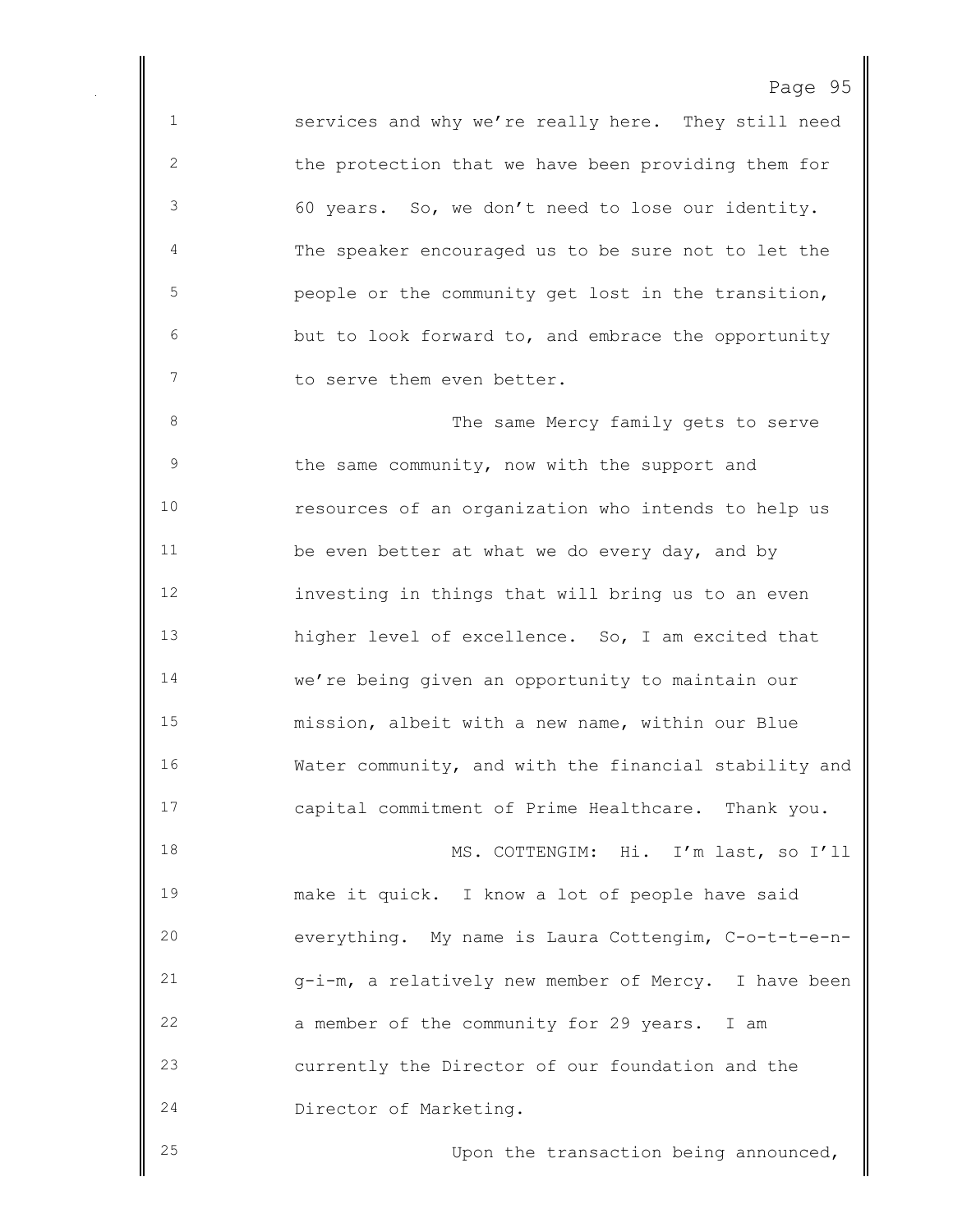services and why we're really here. They still need the protection that we have been providing them for 60 years. So, we don't need to lose our identity. The speaker encouraged us to be sure not to let the people or the community get lost in the transition, but to look forward to, and embrace the opportunity to serve them even better.

The same Mercy family gets to serve the same community, now with the support and resources of an organization who intends to help us be even better at what we do every day, and by investing in things that will bring us to an even higher level of excellence. So, I am excited that we're being given an opportunity to maintain our mission, albeit with a new name, within our Blue Water community, and with the financial stability and capital commitment of Prime Healthcare. Thank you.

MS. COTTENGIM: Hi. I'm last, so I'll make it quick. I know a lot of people have said everything. My name is Laura Cottengim, C-o-t-t-e-n-g-i-m, a relatively new member of Mercy. I have been a member of the community for 29 years. I am currently the Director of our foundation and the Director of Marketing.

Upon the transaction being announced,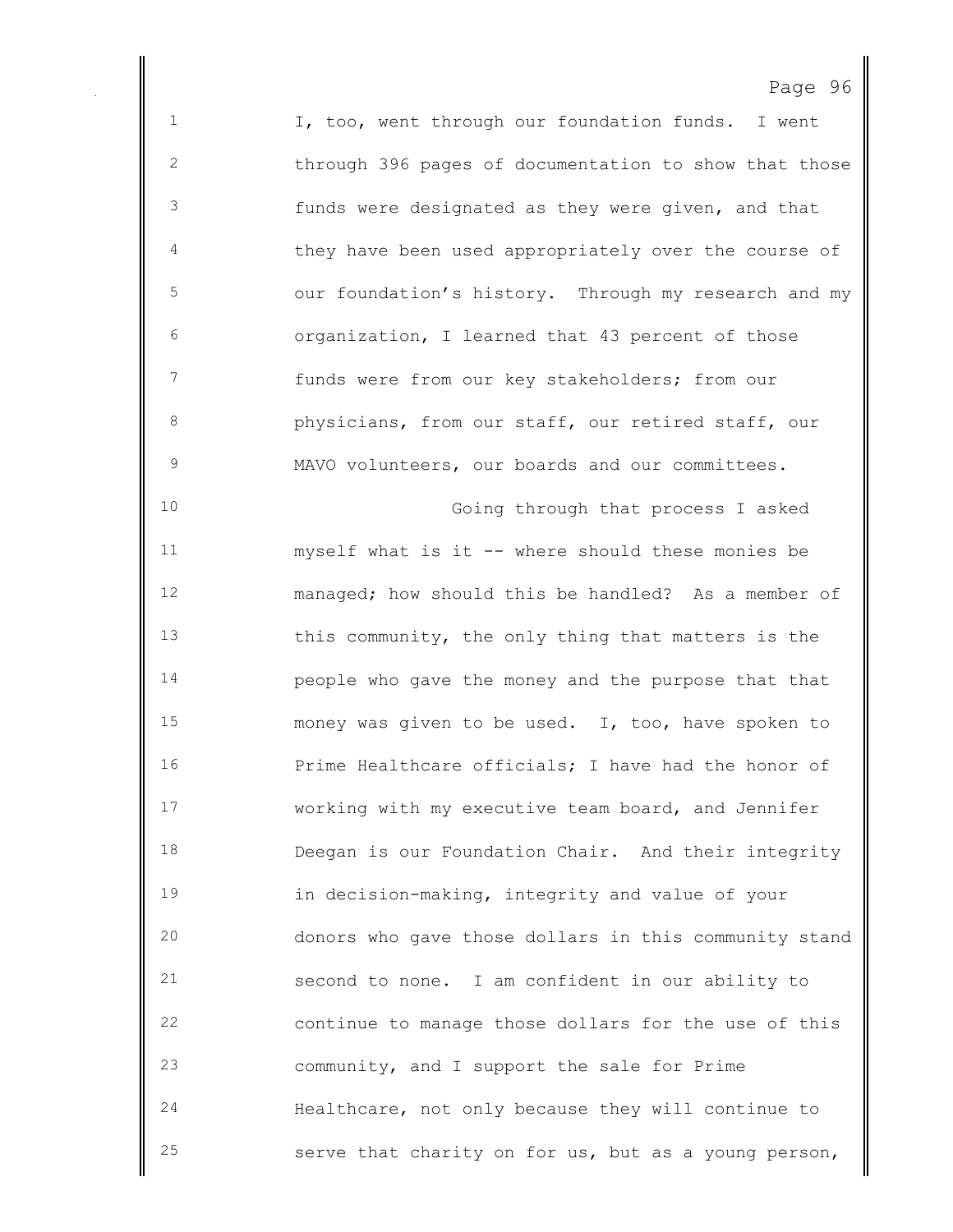I, too, went through our foundation funds. I went through 396 pages of documentation to show that those funds were designated as they were given, and that they have been used appropriately over the course of our foundation's history. Through my research and my organization, I learned that 43 percent of those funds were from our key stakeholders; from our physicians, from our staff, our retired staff, our MAVO volunteers, our boards and our committees.

Going through that process I asked myself what is it -- where should these monies be managed; how should this be handled? As a member of this community, the only thing that matters is the people who gave the money and the purpose that that money was given to be used. I, too, have spoken to Prime Healthcare officials; I have had the honor of working with my executive team board, and Jennifer Deegan is our Foundation Chair. And their integrity in decision-making, integrity and value of your donors who gave those dollars in this community stand second to none. I am confident in our ability to continue to manage those dollars for the use of this community, and I support the sale for Prime Healthcare, not only because they will continue to serve that charity on for us, but as a young person,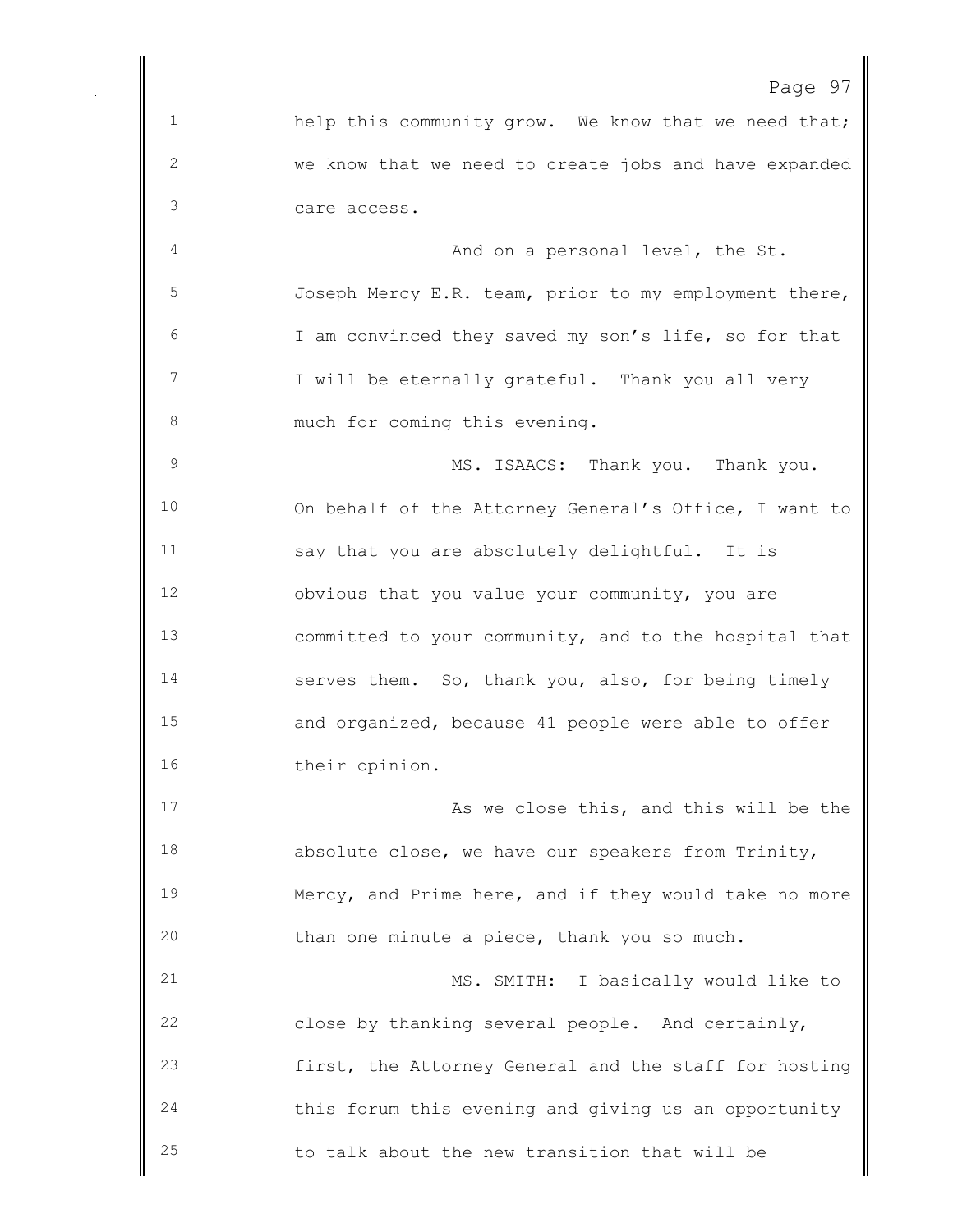help this community grow. We know that we need that; we know that we need to create jobs and have expanded care access.

And on a personal level, the St. Joseph Mercy E.R. team, prior to my employment there, I am convinced they saved my son's life, so for that I will be eternally grateful. Thank you all very much for coming this evening.

MS. ISAACS: Thank you. Thank you. On behalf of the Attorney General's Office, I want to say that you are absolutely delightful. It is obvious that you value your community, you are committed to your community, and to the hospital that serves them. So, thank you, also, for being timely and organized, because 41 people were able to offer their opinion.

As we close this, and this will be the absolute close, we have our speakers from Trinity, Mercy, and Prime here, and if they would take no more than one minute a piece, thank you so much.

MS. SMITH: I basically would like to close by thanking several people. And certainly, first, the Attorney General and the staff for hosting this forum this evening and giving us an opportunity to talk about the new transition that will be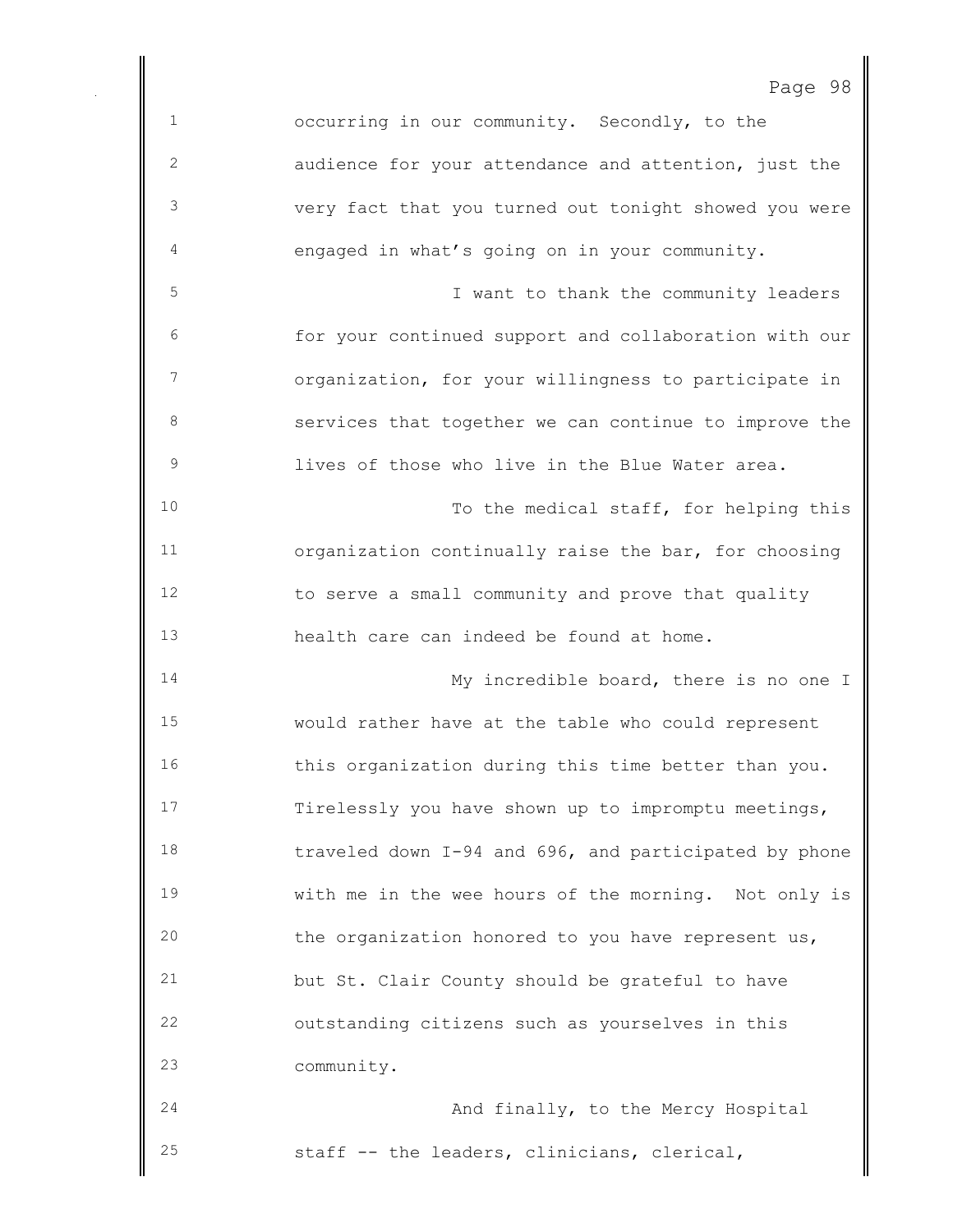occurring in our community. Secondly, to the audience for your attendance and attention, just the very fact that you turned out tonight showed you were engaged in what's going on in your community.

I want to thank the community leaders for your continued support and collaboration with our organization, for your willingness to participate in services that together we can continue to improve the lives of those who live in the Blue Water area.

To the medical staff, for helping this organization continually raise the bar, for choosing to serve a small community and prove that quality health care can indeed be found at home.

My incredible board, there is no one I would rather have at the table who could represent this organization during this time better than you. Tirelessly you have shown up to impromptu meetings, traveled down I-94 and 696, and participated by phone with me in the wee hours of the morning. Not only is the organization honored to you have represent us, but St. Clair County should be grateful to have outstanding citizens such as yourselves in this community.

And finally, to the Mercy Hospital staff -- the leaders, clinicians, clerical,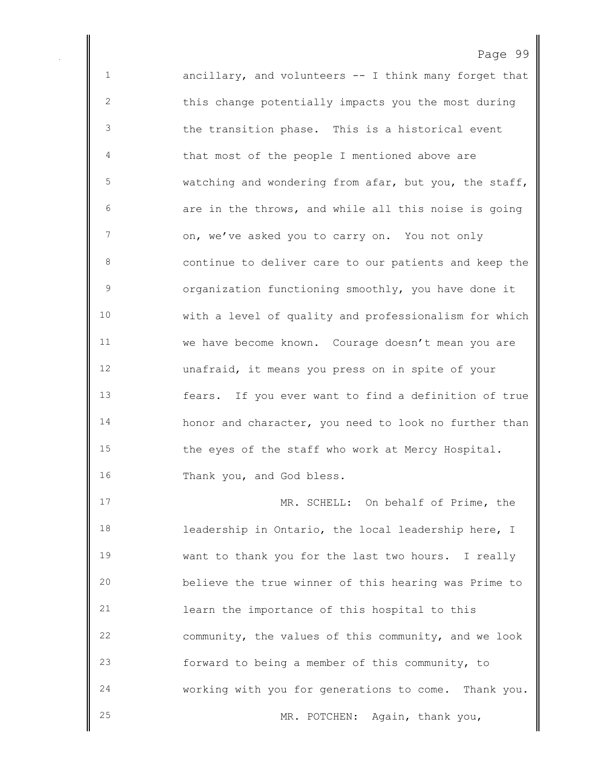ancillary, and volunteers -- I think many forget that this change potentially impacts you the most during the transition phase. This is a historical event that most of the people I mentioned above are watching and wondering from afar, but you, the staff, are in the throws, and while all this noise is going on, we've asked you to carry on. You not only continue to deliver care to our patients and keep the organization functioning smoothly, you have done it with a level of quality and professionalism for which we have become known. Courage doesn't mean you are unafraid, it means you press on in spite of your fears. If you ever want to find a definition of true honor and character, you need to look no further than the eyes of the staff who work at Mercy Hospital. Thank you, and God bless.

MR. SCHELL: On behalf of Prime, the leadership in Ontario, the local leadership here, I want to thank you for the last two hours. I really believe the true winner of this hearing was Prime to learn the importance of this hospital to this community, the values of this community, and we look forward to being a member of this community, to working with you for generations to come. Thank you.

MR. POTCHEN: Again, thank you,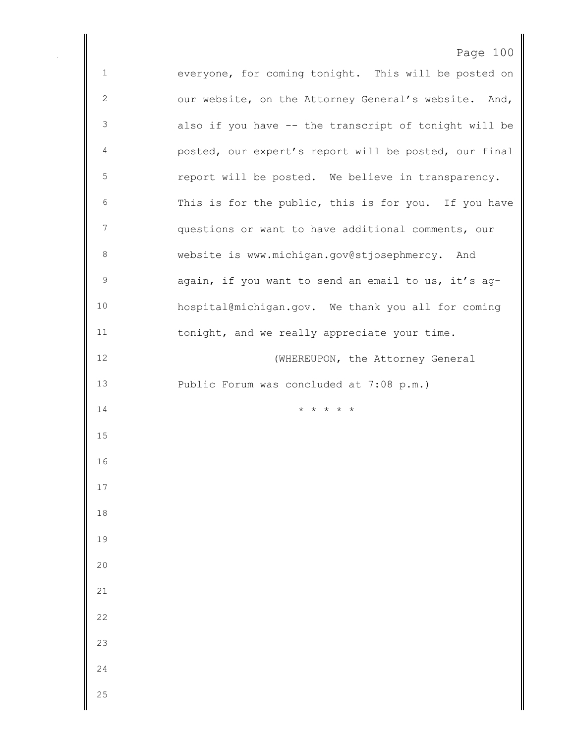everyone, for coming tonight. This will be posted on our website, on the Attorney General's website. And, also if you have -- the transcript of tonight will be posted, our expert's report will be posted, our final report will be posted. We believe in transparency. This is for the public, this is for you. If you have questions or want to have additional comments, our website is www.michigan.gov@stjosephmercy. And again, if you want to send an email to us, it's ag-hospital@michigan.gov. We thank you all for coming tonight, and we really appreciate your time.

(WHEREUPON, the Attorney General Public Forum was concluded at 7:08 p.m.)

\* \* \* \* \*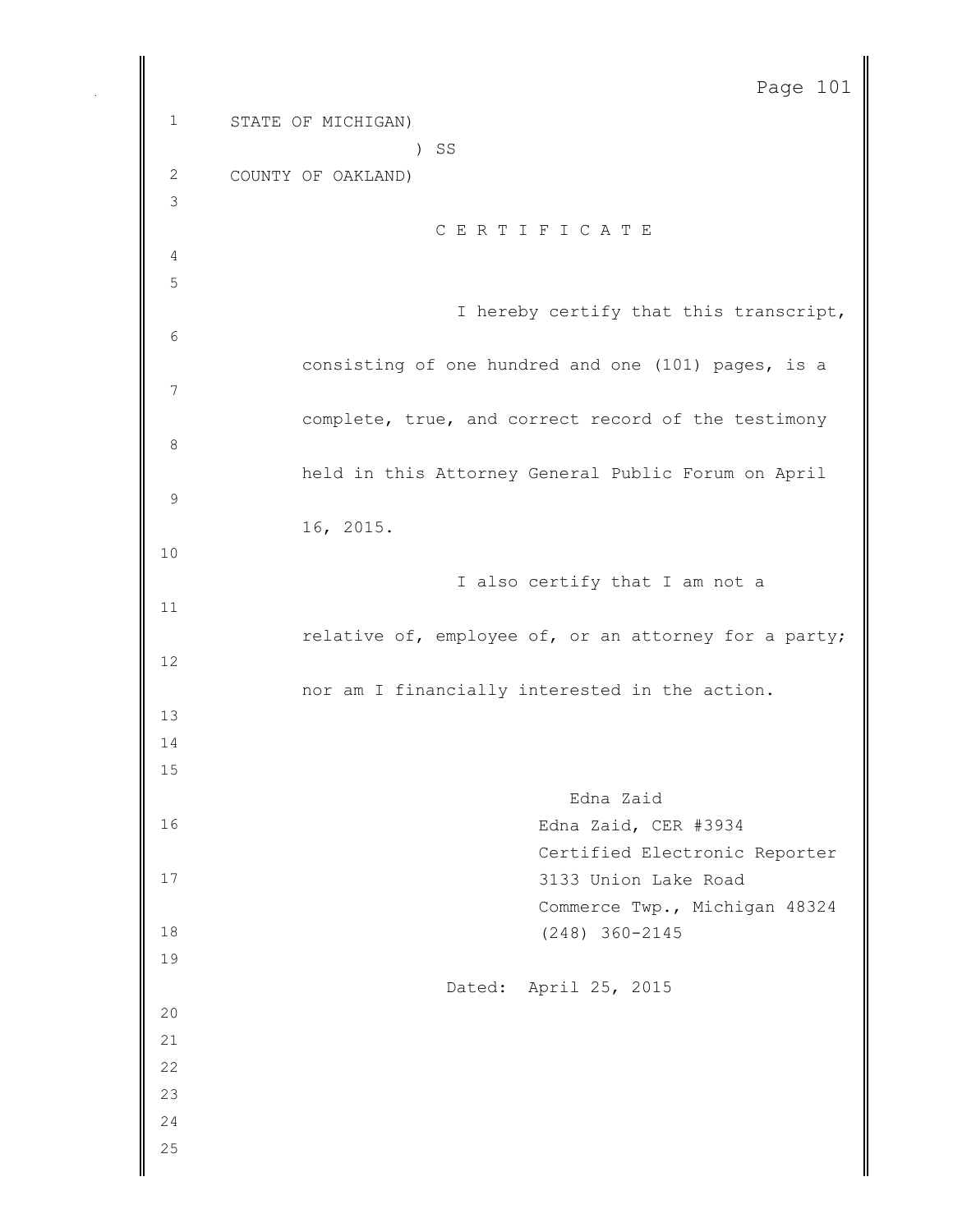STATE OF MICHIGAN)
                    ) SS
COUNTY OF OAKLAND)

C E R T I F I C A T E

I hereby certify that this transcript, consisting of one hundred and one (101) pages, is a complete, true, and correct record of the testimony held in this Attorney General Public Forum on April 16, 2015.

I also certify that I am not a relative of, employee of, or an attorney for a party; nor am I financially interested in the action.

Edna Zaid
Edna Zaid, CER #3934
Certified Electronic Reporter
3133 Union Lake Road
Commerce Twp., Michigan 48324
(248) 360-2145

Dated: April 25, 2015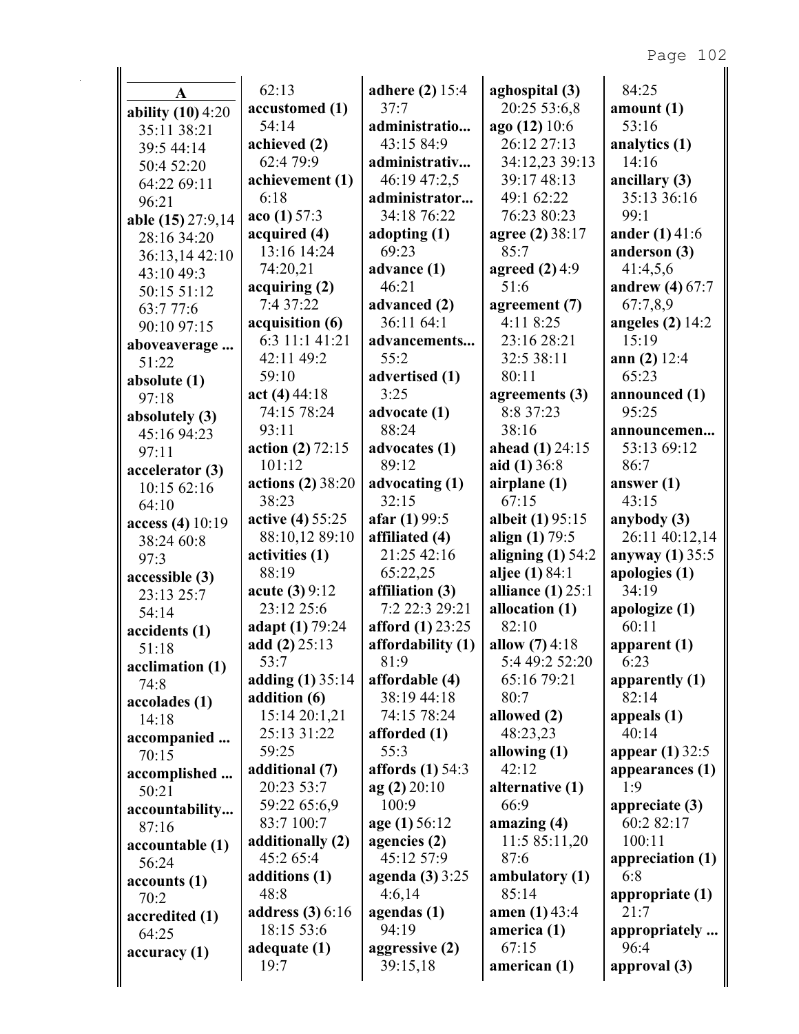**A**

**ability (10)** 4:20 35:11 38:21 39:5 44:14 50:4 52:20 64:22 69:11 96:21
**able (15)** 27:9,14 28:16 34:20 36:13,14 42:10 43:10 49:3 50:15 51:12 63:7 77:6 90:10 97:15
**aboveaverage ...** 51:22
**absolute (1)** 97:18
**absolutely (3)** 45:16 94:23 97:11
**accelerator (3)** 10:15 62:16 64:10
**access (4)** 10:19 38:24 60:8 97:3
**accessible (3)** 23:13 25:7 54:14
**accidents (1)** 51:18
**acclimation (1)** 74:8
**accolades (1)** 14:18
**accompanied ...** 70:15
**accomplished ...** 50:21
**accountability...** 87:16
**accountable (1)** 56:24
**accounts (1)** 70:2
**accredited (1)** 64:25
**accuracy (1)** 62:13
**accustomed (1)** 54:14
**achieved (2)** 62:4 79:9
**achievement (1)** 6:18
**aco (1)** 57:3
**acquired (4)** 13:16 14:24 74:20,21
**acquiring (2)** 7:4 37:22
**acquisition (6)** 6:3 11:1 41:21 42:11 49:2 59:10
**act (4)** 44:18 74:15 78:24 93:11
**action (2)** 72:15 101:12
**actions (2)** 38:20 38:23
**active (4)** 55:25 88:10,12 89:10
**activities (1)** 88:19
**acute (3)** 9:12 23:12 25:6
**adapt (1)** 79:24
**add (2)** 25:13 53:7
**adding (1)** 35:14
**addition (6)** 15:14 20:1,21 25:13 31:22 59:25
**additional (7)** 20:23 53:7 59:22 65:6,9 83:7 100:7
**additionally (2)** 45:2 65:4
**additions (1)** 48:8
**address (3)** 6:16 18:15 53:6
**adequate (1)** 19:7
**adhere (2)** 15:4 37:7
**administratio...** 43:15 84:9
**administrativ...** 46:19 47:2,5
**administrator...** 34:18 76:22
**adopting (1)** 69:23
**advance (1)** 46:21
**advanced (2)** 36:11 64:1
**advancements...** 55:2
**advertised (1)** 3:25
**advocate (1)** 88:24
**advocates (1)** 89:12
**advocating (1)** 32:15
**afar (1)** 99:5
**affiliated (4)** 21:25 42:16 65:22,25
**affiliation (3)** 7:2 22:3 29:21
**afford (1)** 23:25
**affordability (1)** 81:9
**affordable (4)** 38:19 44:18 74:15 78:24
**afforded (1)** 55:3
**affords (1)** 54:3
**ag (2)** 20:10 100:9
**age (1)** 56:12
**agencies (2)** 45:12 57:9
**agenda (3)** 3:25 4:6,14
**agendas (1)** 94:19
**aggressive (2)** 39:15,18
**aghospital (3)** 20:25 53:6,8
**ago (12)** 10:6 26:12 27:13 34:12,23 39:13 39:17 48:13 49:1 62:22 76:23 80:23
**agree (2)** 38:17 85:7
**agreed (2)** 4:9 51:6
**agreement (7)** 4:11 8:25 23:16 28:21 32:5 38:11 80:11
**agreements (3)** 8:8 37:23 38:16
**ahead (1)** 24:15
**aid (1)** 36:8
**airplane (1)** 67:15
**albeit (1)** 95:15
**align (1)** 79:5
**aligning (1)** 54:2
**aljee (1)** 84:1
**alliance (1)** 25:1
**allocation (1)** 82:10
**allow (7)** 4:18 5:4 49:2 52:20 65:16 79:21 80:7
**allowed (2)** 48:23,23
**allowing (1)** 42:12
**alternative (1)** 66:9
**amazing (4)** 11:5 85:11,20 87:6
**ambulatory (1)** 85:14
**amen (1)** 43:4
**america (1)** 67:15
**american (1)** 84:25
**amount (1)** 53:16
**analytics (1)** 14:16
**ancillary (3)** 35:13 36:16 99:1
**ander (1)** 41:6
**anderson (3)** 41:4,5,6
**andrew (4)** 67:7 67:7,8,9
**angeles (2)** 14:2 15:19
**ann (2)** 12:4 65:23
**announced (1)** 95:25
**announcemen...** 53:13 69:12 86:7
**answer (1)** 43:15
**anybody (3)** 26:11 40:12,14
**anyway (1)** 35:5
**apologies (1)** 34:19
**apologize (1)** 60:11
**apparent (1)** 6:23
**apparently (1)** 82:14
**appeals (1)** 40:14
**appear (1)** 32:5
**appearances (1)** 1:9
**appreciate (3)** 60:2 82:17 100:11
**appreciation (1)** 6:8
**appropriate (1)** 21:7
**appropriately ...** 96:4
**approval (3)**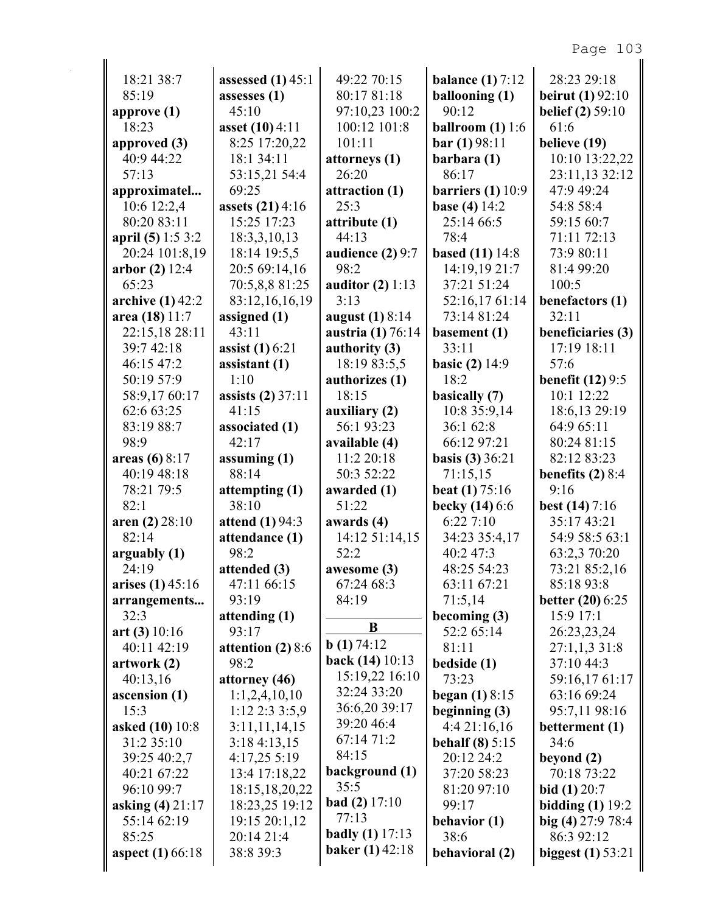18:21 38:7
85:19
**approve (1)**
18:23
**approved (3)**
40:9 44:22
57:13
**approximatel...**
10:6 12:2,4
80:20 83:11
**april (5)** 1:5 3:2
20:24 101:8,19
**arbor (2)** 12:4
65:23
**archive (1)** 42:2
**area (18)** 11:7
22:15,18 28:11
39:7 42:18
46:15 47:2
50:19 57:9
58:9,17 60:17
62:6 63:25
83:19 88:7
98:9
**areas (6)** 8:17
40:19 48:18
78:21 79:5
82:1
**aren (2)** 28:10
82:14
**arguably (1)**
24:19
**arises (1)** 45:16
**arrangements...**
32:3
**art (3)** 10:16
40:11 42:19
**artwork (2)**
40:13,16
**ascension (1)**
15:3
**asked (10)** 10:8
31:2 35:10
39:25 40:2,7
40:21 67:22
96:10 99:7
**asking (4)** 21:17
55:14 62:19
85:25
**aspect (1)** 66:18

**assessed (1)** 45:1
**assesses (1)**
45:10
**asset (10)** 4:11
8:25 17:20,22
18:1 34:11
53:15,21 54:4
69:25
**assets (21)** 4:16
15:25 17:23
18:3,3,10,13
18:14 19:5,5
20:5 69:14,16
70:5,8,8 81:25
83:12,16,16,19
**assigned (1)**
43:11
**assist (1)** 6:21
**assistant (1)**
1:10
**assists (2)** 37:11
41:15
**associated (1)**
42:17
**assuming (1)**
88:14
**attempting (1)**
38:10
**attend (1)** 94:3
**attendance (1)**
98:2
**attended (3)**
47:11 66:15
93:19
**attending (1)**
93:17
**attention (2)** 8:6
98:2
**attorney (46)**
1:1,2,4,10,10
1:12 2:3 3:5,9
3:11,11,14,15
3:18 4:13,15
4:17,25 5:19
13:4 17:18,22
18:15,18,20,22
18:23,25 19:12
19:15 20:1,12
20:14 21:4
38:8 39:3

49:22 70:15
80:17 81:18
97:10,23 100:2
100:12 101:8
101:11
**attorneys (1)**
26:20
**attraction (1)**
25:3
**attribute (1)**
44:13
**audience (2)** 9:7
98:2
**auditor (2)** 1:13
3:13
**august (1)** 8:14
**austria (1)** 76:14
**authority (3)**
18:19 83:5,5
**authorizes (1)**
18:15
**auxiliary (2)**
56:1 93:23
**available (4)**
11:2 20:18
50:3 52:22
**awarded (1)**
51:22
**awards (4)**
14:12 51:14,15
52:2
**awesome (3)**
67:24 68:3
84:19

**B**

**b (1)** 74:12
**back (14)** 10:13
15:19,22 16:10
32:24 33:20
36:6,20 39:17
39:20 46:4
67:14 71:2
84:15
**background (1)**
35:5
**bad (2)** 17:10
77:13
**badly (1)** 17:13
**baker (1)** 42:18

**balance (1)** 7:12
**ballooning (1)**
90:12
**ballroom (1)** 1:6
**bar (1)** 98:11
**barbara (1)**
86:17
**barriers (1)** 10:9
**base (4)** 14:2
25:14 66:5
78:4
**based (11)** 14:8
14:19,19 21:7
37:21 51:24
52:16,17 61:14
73:14 81:24
**basement (1)**
33:11
**basic (2)** 14:9
18:2
**basically (7)**
10:8 35:9,14
36:1 62:8
66:12 97:21
**basis (3)** 36:21
71:15,15
**beat (1)** 75:16
**becky (14)** 6:6
6:22 7:10
34:23 35:4,17
40:2 47:3
48:25 54:23
63:11 67:21
71:5,14
**becoming (3)**
52:2 65:14
81:11
**bedside (1)**
73:23
**began (1)** 8:15
**beginning (3)**
4:4 21:16,16
**behalf (8)** 5:15
20:12 24:2
37:20 58:23
81:20 97:10
99:17
**behavior (1)**
38:6
**behavioral (2)**

28:23 29:18
**beirut (1)** 92:10
**belief (2)** 59:10
61:6
**believe (19)**
10:10 13:22,22
23:11,13 32:12
47:9 49:24
54:8 58:4
59:15 60:7
71:11 72:13
73:9 80:11
81:4 99:20
100:5
**benefactors (1)**
32:11
**beneficiaries (3)**
17:19 18:11
57:6
**benefit (12)** 9:5
10:1 12:22
18:6,13 29:19
64:9 65:11
80:24 81:15
82:12 83:23
**benefits (2)** 8:4
9:16
**best (14)** 7:16
35:17 43:21
54:9 58:5 63:1
63:2,3 70:20
73:21 85:2,16
85:18 93:8
**better (20)** 6:25
15:9 17:1
26:23,23,24
27:1,1,3 31:8
37:10 44:3
59:16,17 61:17
63:16 69:24
95:7,11 98:16
**betterment (1)**
34:6
**beyond (2)**
70:18 73:22
**bid (1)** 20:7
**bidding (1)** 19:2
**big (4)** 27:9 78:4
86:3 92:12
**biggest (1)** 53:21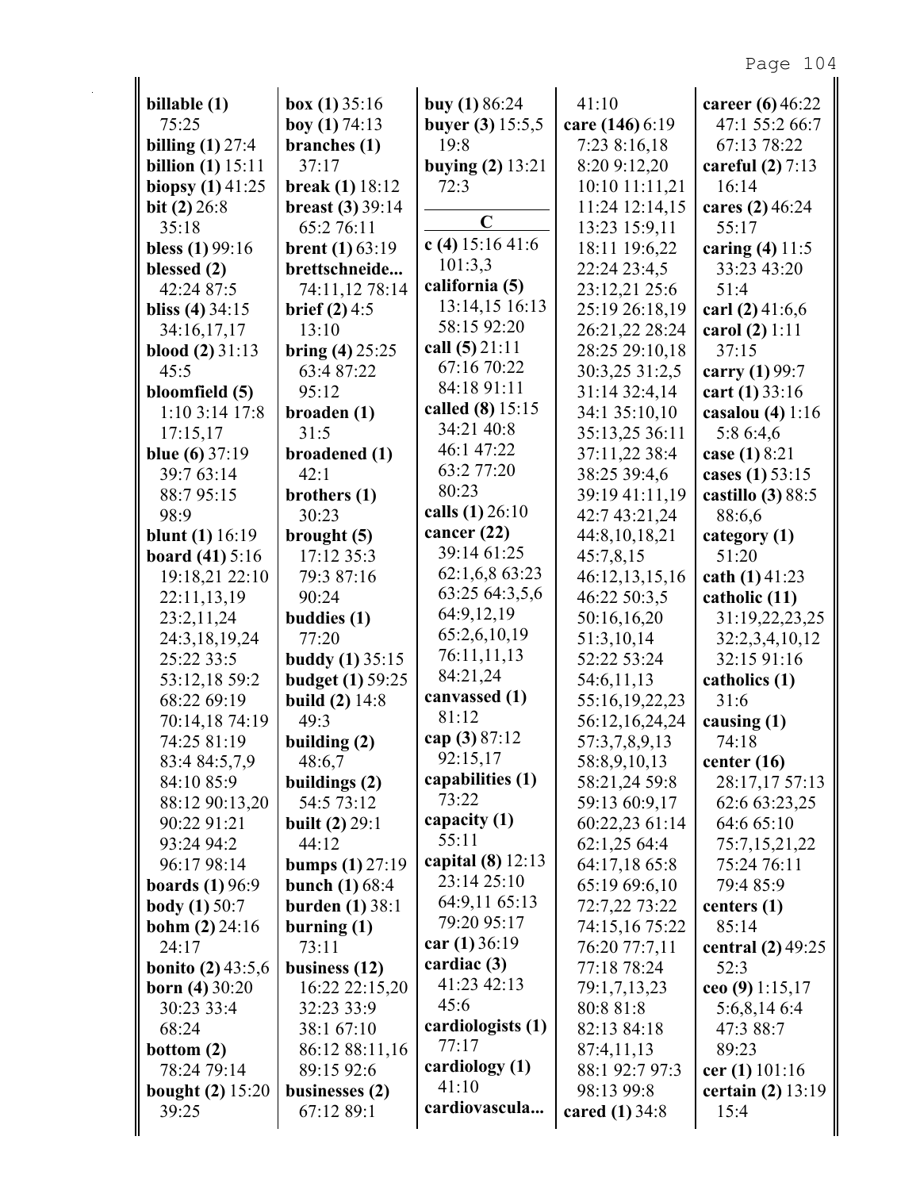**billable (1)** 75:25
**billing (1)** 27:4
**billion (1)** 15:11
**biopsy (1)** 41:25
**bit (2)** 26:8 35:18
**bless (1)** 99:16
**blessed (2)** 42:24 87:5
**bliss (4)** 34:15 34:16,17,17
**blood (2)** 31:13 45:5
**bloomfield (5)** 1:10 3:14 17:8 17:15,17
**blue (6)** 37:19 39:7 63:14 88:7 95:15 98:9
**blunt (1)** 16:19
**board (41)** 5:16 19:18,21 22:10 22:11,13,19 23:2,11,24 24:3,18,19,24 25:22 33:5 53:12,18 59:2 68:22 69:19 70:14,18 74:19 74:25 81:19 83:4 84:5,7,9 84:10 85:9 88:12 90:13,20 90:22 91:21 93:24 94:2 96:17 98:14
**boards (1)** 96:9
**body (1)** 50:7
**bohm (2)** 24:16 24:17
**bonito (2)** 43:5,6
**born (4)** 30:20 30:23 33:4 68:24
**bottom (2)** 78:24 79:14
**bought (2)** 15:20 39:25

**box (1)** 35:16
**boy (1)** 74:13
**branches (1)** 37:17
**break (1)** 18:12
**breast (3)** 39:14 65:2 76:11
**brent (1)** 63:19
**brettschneide...** 74:11,12 78:14
**brief (2)** 4:5 13:10
**bring (4)** 25:25 63:4 87:22 95:12
**broaden (1)** 31:5
**broadened (1)** 42:1
**brothers (1)** 30:23
**brought (5)** 17:12 35:3 79:3 87:16 90:24
**buddies (1)** 77:20
**buddy (1)** 35:15
**budget (1)** 59:25
**build (2)** 14:8 49:3
**building (2)** 48:6,7
**buildings (2)** 54:5 73:12
**built (2)** 29:1 44:12
**bumps (1)** 27:19
**bunch (1)** 68:4
**burden (1)** 38:1
**burning (1)** 73:11
**business (12)** 16:22 22:15,20 32:23 33:9 38:1 67:10 86:12 88:11,16 89:15 92:6
**businesses (2)** 67:12 89:1

**buy (1)** 86:24
**buyer (3)** 15:5,5 19:8
**buying (2)** 13:21 72:3

## C

**c (4)** 15:16 41:6 101:3,3
**california (5)** 13:14,15 16:13 58:15 92:20
**call (5)** 21:11 67:16 70:22 84:18 91:11
**called (8)** 15:15 34:21 40:8 46:1 47:22 63:2 77:20 80:23
**calls (1)** 26:10
**cancer (22)** 39:14 61:25 62:1,6,8 63:23 63:25 64:3,5,6 64:9,12,19 65:2,6,10,19 76:11,11,13 84:21,24
**canvassed (1)** 81:12
**cap (3)** 87:12 92:15,17
**capabilities (1)** 73:22
**capacity (1)** 55:11
**capital (8)** 12:13 23:14 25:10 64:9,11 65:13 79:20 95:17
**car (1)** 36:19
**cardiac (3)** 41:23 42:13 45:6
**cardiologists (1)** 77:17
**cardiology (1)** 41:10
**cardiovascula...** 41:10

**care (146)** 6:19 7:23 8:16,18 8:20 9:12,20 10:10 11:11,21 11:24 12:14,15 13:23 15:9,11 18:11 19:6,22 22:24 23:4,5 23:12,21 25:6 25:19 26:18,19 26:21,22 28:24 28:25 29:10,18 30:3,25 31:2,5 31:14 32:4,14 34:1 35:10,10 35:13,25 36:11 37:11,22 38:4 38:25 39:4,6 39:19 41:11,19 42:7 43:21,24 44:8,10,18,21 45:7,8,15 46:12,13,15,16 46:22 50:3,5 50:16,16,20 51:3,10,14 52:22 53:24 54:6,11,13 55:16,19,22,23 56:12,16,24,24 57:3,7,8,9,13 58:8,9,10,13 58:21,24 59:8 59:13 60:9,17 60:22,23 61:14 62:1,25 64:4 64:17,18 65:8 65:19 69:6,10 72:7,22 73:22 74:15,16 75:22 76:20 77:7,11 77:18 78:24 79:1,7,13,23 80:8 81:8 82:13 84:18 87:4,11,13 88:1 92:7 97:3 98:13 99:8
**cared (1)** 34:8

**career (6)** 46:22 47:1 55:2 66:7 67:13 78:22
**careful (2)** 7:13 16:14
**cares (2)** 46:24 55:17
**caring (4)** 11:5 33:23 43:20 51:4
**carl (2)** 41:6,6
**carol (2)** 1:11 37:15
**carry (1)** 99:7
**cart (1)** 33:16
**casalou (4)** 1:16 5:8 6:4,6
**case (1)** 8:21
**cases (1)** 53:15
**castillo (3)** 88:5 88:6,6
**category (1)** 51:20
**cath (1)** 41:23
**catholic (11)** 31:19,22,23,25 32:2,3,4,10,12 32:15 91:16
**catholics (1)** 31:6
**causing (1)** 74:18
**center (16)** 28:17,17 57:13 62:6 63:23,25 64:6 65:10 75:7,15,21,22 75:24 76:11 79:4 85:9
**centers (1)** 85:14
**central (2)** 49:25 52:3
**ceo (9)** 1:15,17 5:6,8,14 6:4 47:3 88:7 89:23
**cer (1)** 101:16
**certain (2)** 13:19 15:4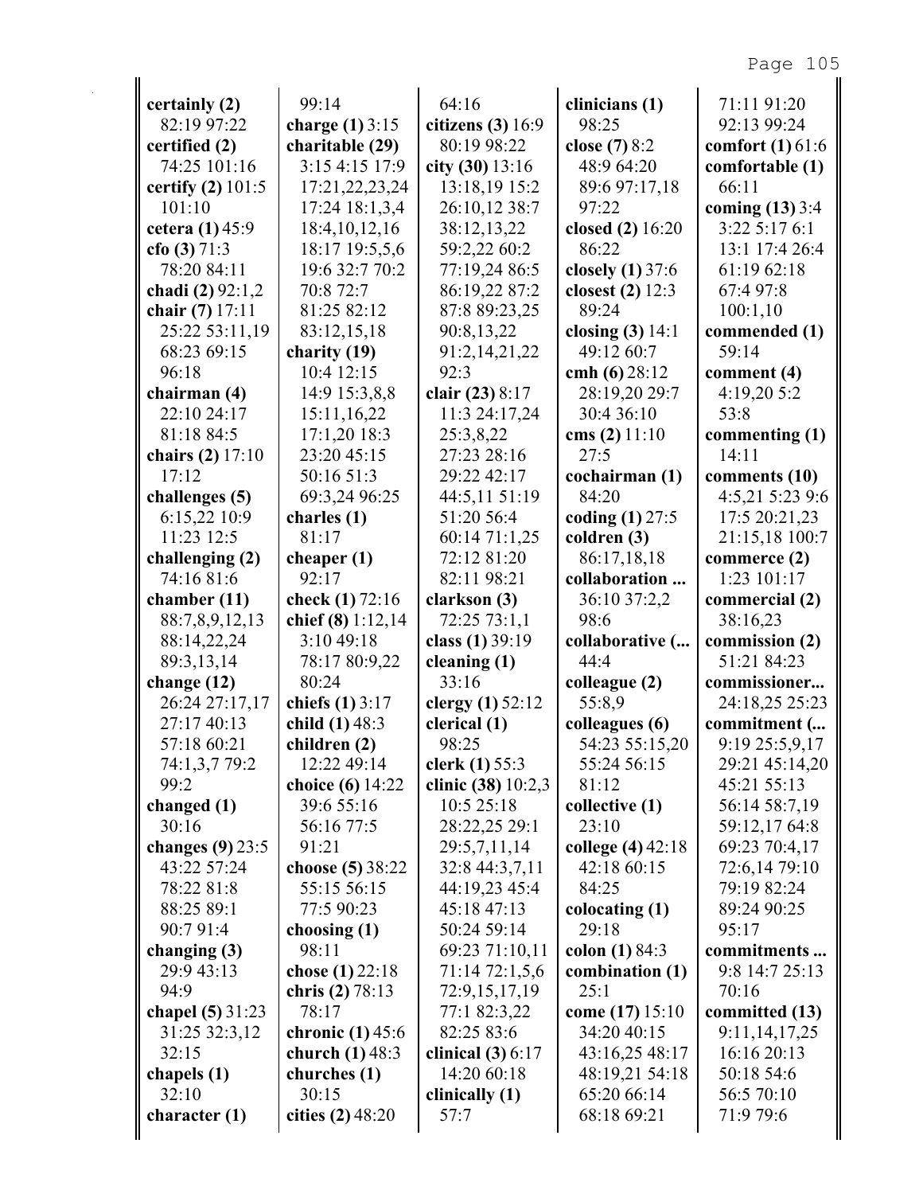**certainly (2)** 82:19 97:22
**certified (2)** 74:25 101:16
**certify (2)** 101:5 101:10
**cetera (1)** 45:9
**cfo (3)** 71:3 78:20 84:11
**chadi (2)** 92:1,2
**chair (7)** 17:11 25:22 53:11,19 68:23 69:15 96:18
**chairman (4)** 22:10 24:17 81:18 84:5
**chairs (2)** 17:10 17:12
**challenges (5)** 6:15,22 10:9 11:23 12:5
**challenging (2)** 74:16 81:6
**chamber (11)** 88:7,8,9,12,13 88:14,22,24 89:3,13,14
**change (12)** 26:24 27:17,17 27:17 40:13 57:18 60:21 74:1,3,7 79:2 99:2
**changed (1)** 30:16
**changes (9)** 23:5 43:22 57:24 78:22 81:8 88:25 89:1 90:7 91:4
**changing (3)** 29:9 43:13 94:9
**chapel (5)** 31:23 31:25 32:3,12 32:15
**chapels (1)** 32:10
**character (1)** 99:14
**charge (1)** 3:15
**charitable (29)** 3:15 4:15 17:9 17:21,22,23,24 17:24 18:1,3,4 18:4,10,12,16 18:17 19:5,5,6 19:6 32:7 70:2 70:8 72:7 81:25 82:12 83:12,15,18
**charity (19)** 10:4 12:15 14:9 15:3,8,8 15:11,16,22 17:1,20 18:3 23:20 45:15 50:16 51:3 69:3,24 96:25
**charles (1)** 81:17
**cheaper (1)** 92:17
**check (1)** 72:16
**chief (8)** 1:12,14 3:10 49:18 78:17 80:9,22 80:24
**chiefs (1)** 3:17
**child (1)** 48:3
**children (2)** 12:22 49:14
**choice (6)** 14:22 39:6 55:16 56:16 77:5 91:21
**choose (5)** 38:22 55:15 56:15 77:5 90:23
**choosing (1)** 98:11
**chose (1)** 22:18
**chris (2)** 78:13 78:17
**chronic (1)** 45:6
**church (1)** 48:3
**churches (1)** 30:15
**cities (2)** 48:20 64:16
**citizens (3)** 16:9 80:19 98:22
**city (30)** 13:16 13:18,19 15:2 26:10,12 38:7 38:12,13,22 59:2,22 60:2 77:19,24 86:5 86:19,22 87:2 87:8 89:23,25 90:8,13,22 91:2,14,21,22 92:3
**clair (23)** 8:17 11:3 24:17,24 25:3,8,22 27:23 28:16 29:22 42:17 44:5,11 51:19 51:20 56:4 60:14 71:1,25 72:12 81:20 82:11 98:21
**clarkson (3)** 72:25 73:1,1
**class (1)** 39:19
**cleaning (1)** 33:16
**clergy (1)** 52:12
**clerical (1)** 98:25
**clerk (1)** 55:3
**clinic (38)** 10:2,3 10:5 25:18 28:22,25 29:1 29:5,7,11,14 32:8 44:3,7,11 44:19,23 45:4 45:18 47:13 50:24 59:14 69:23 71:10,11 71:14 72:1,5,6 72:9,15,17,19 77:1 82:3,22 82:25 83:6
**clinical (3)** 6:17 14:20 60:18
**clinically (1)** 57:7
**clinicians (1)** 98:25
**close (7)** 8:2 48:9 64:20 89:6 97:17,18 97:22
**closed (2)** 16:20 86:22
**closely (1)** 37:6
**closest (2)** 12:3 89:24
**closing (3)** 14:1 49:12 60:7
**cmh (6)** 28:12 28:19,20 29:7 30:4 36:10
**cms (2)** 11:10 27:5
**cochairman (1)** 84:20
**coding (1)** 27:5
**coldren (3)** 86:17,18,18
**collaboration ...** 36:10 37:2,2 98:6
**collaborative (...** 44:4
**colleague (2)** 55:8,9
**colleagues (6)** 54:23 55:15,20 55:24 56:15 81:12
**collective (1)** 23:10
**college (4)** 42:18 42:18 60:15 84:25
**colocating (1)** 29:18
**colon (1)** 84:3
**combination (1)** 25:1
**come (17)** 15:10 34:20 40:15 43:16,25 48:17 48:19,21 54:18 65:20 66:14 68:18 69:21 71:11 91:20 92:13 99:24
**comfort (1)** 61:6
**comfortable (1)** 66:11
**coming (13)** 3:4 3:22 5:17 6:1 13:1 17:4 26:4 61:19 62:18 67:4 97:8 100:1,10
**commended (1)** 59:14
**comment (4)** 4:19,20 5:2 53:8
**commenting (1)** 14:11
**comments (10)** 4:5,21 5:23 9:6 17:5 20:21,23 21:15,18 100:7
**commerce (2)** 1:23 101:17
**commercial (2)** 38:16,23
**commission (2)** 51:21 84:23
**commissioner...** 24:18,25 25:23
**commitment (...** 9:19 25:5,9,17 29:21 45:14,20 45:21 55:13 56:14 58:7,19 59:12,17 64:8 69:23 70:4,17 72:6,14 79:10 79:19 82:24 89:24 90:25 95:17
**commitments ...** 9:8 14:7 25:13 70:16
**committed (13)** 9:11,14,17,25 16:16 20:13 50:18 54:6 56:5 70:10 71:9 79:6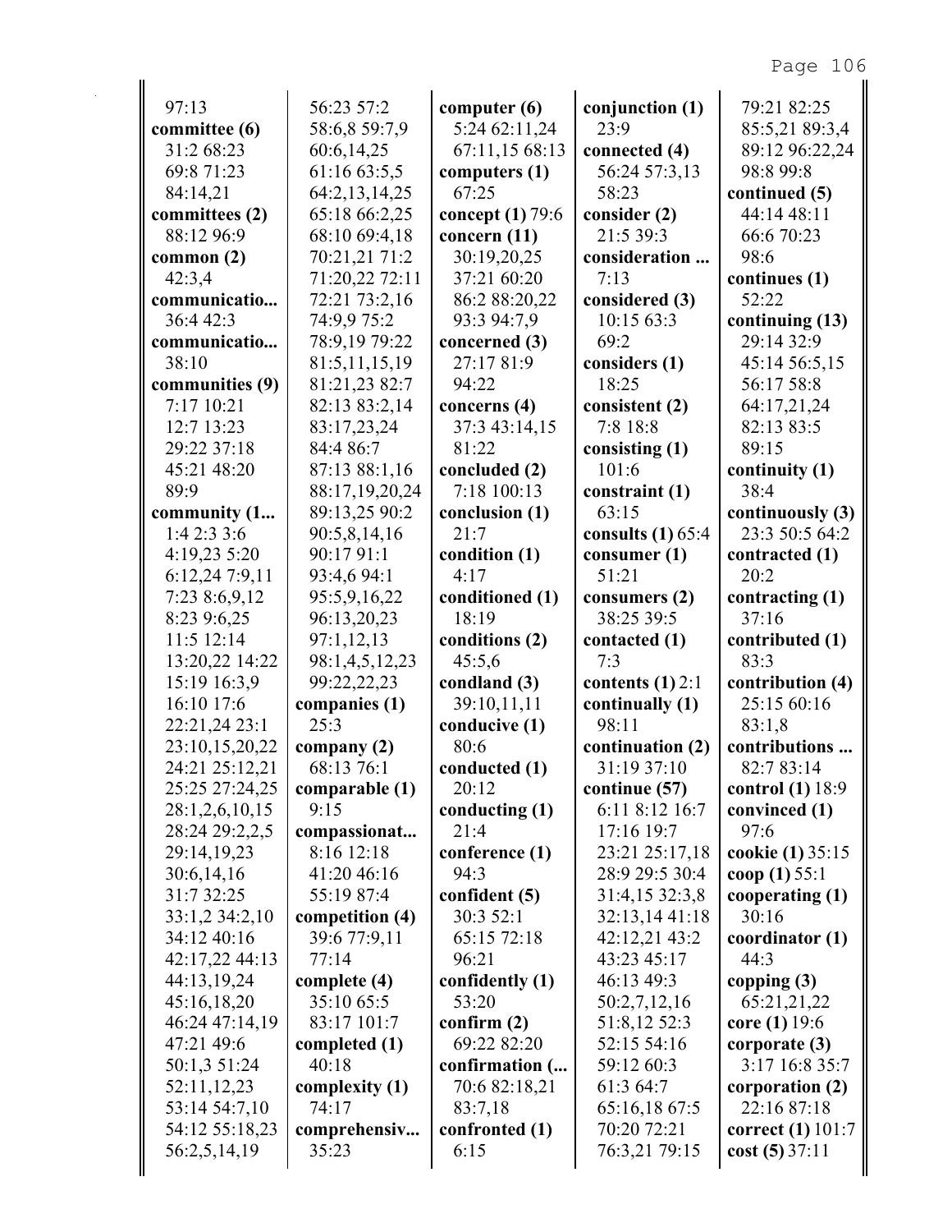97:13
**committee (6)**
31:2 68:23
69:8 71:23
84:14,21
**committees (2)**
88:12 96:9
**common (2)**
42:3,4
**communicatio...**
36:4 42:3
**communicatio...**
38:10
**communities (9)**
7:17 10:21
12:7 13:23
29:22 37:18
45:21 48:20
89:9
**community (1...**
1:4 2:3 3:6
4:19,23 5:20
6:12,24 7:9,11
7:23 8:6,9,12
8:23 9:6,25
11:5 12:14
13:20,22 14:22
15:19 16:3,9
16:10 17:6
22:21,24 23:1
23:10,15,20,22
24:21 25:12,21
25:25 27:24,25
28:1,2,6,10,15
28:24 29:2,2,5
29:14,19,23
30:6,14,16
31:7 32:25
33:1,2 34:2,10
34:12 40:16
42:17,22 44:13
44:13,19,24
45:16,18,20
46:24 47:14,19
47:21 49:6
50:1,3 51:24
52:11,12,23
53:14 54:7,10
54:12 55:18,23
56:2,5,14,19
56:23 57:2
58:6,8 59:7,9
60:6,14,25
61:16 63:5,5
64:2,13,14,25
65:18 66:2,25
68:10 69:4,18
70:21,21 71:2
71:20,22 72:11
72:21 73:2,16
74:9,9 75:2
78:9,19 79:22
81:5,11,15,19
81:21,23 82:7
82:13 83:2,14
83:17,23,24
84:4 86:7
87:13 88:1,16
88:17,19,20,24
89:13,25 90:2
90:5,8,14,16
90:17 91:1
93:4,6 94:1
95:5,9,16,22
96:13,20,23
97:1,12,13
98:1,4,5,12,23
99:22,22,23
**companies (1)**
25:3
**company (2)**
68:13 76:1
**comparable (1)**
9:15
**compassionat...**
8:16 12:18
41:20 46:16
55:19 87:4
**competition (4)**
39:6 77:9,11
77:14
**complete (4)**
35:10 65:5
83:17 101:7
**completed (1)**
40:18
**complexity (1)**
74:17
**comprehensiv...**
35:23
**computer (6)**
5:24 62:11,24
67:11,15 68:13
**computers (1)**
67:25
**concept (1)** 79:6
**concern (11)**
30:19,20,25
37:21 60:20
86:2 88:20,22
93:3 94:7,9
**concerned (3)**
27:17 81:9
94:22
**concerns (4)**
37:3 43:14,15
81:22
**concluded (2)**
7:18 100:13
**conclusion (1)**
21:7
**condition (1)**
4:17
**conditioned (1)**
18:19
**conditions (2)**
45:5,6
**condland (3)**
39:10,11,11
**conducive (1)**
80:6
**conducted (1)**
20:12
**conducting (1)**
21:4
**conference (1)**
94:3
**confident (5)**
30:3 52:1
65:15 72:18
96:21
**confidently (1)**
53:20
**confirm (2)**
69:22 82:20
**confirmation (...**
70:6 82:18,21
83:7,18
**confronted (1)**
6:15
**conjunction (1)**
23:9
**connected (4)**
56:24 57:3,13
58:23
**consider (2)**
21:5 39:3
**consideration ...**
7:13
**considered (3)**
10:15 63:3
69:2
**considers (1)**
18:25
**consistent (2)**
7:8 18:8
**consisting (1)**
101:6
**constraint (1)**
63:15
**consults (1)** 65:4
**consumer (1)**
51:21
**consumers (2)**
38:25 39:5
**contacted (1)**
7:3
**contents (1)** 2:1
**continually (1)**
98:11
**continuation (2)**
31:19 37:10
**continue (57)**
6:11 8:12 16:7
17:16 19:7
23:21 25:17,18
28:9 29:5 30:4
31:4,15 32:3,8
32:13,14 41:18
42:12,21 43:2
43:23 45:17
46:13 49:3
50:2,7,12,16
51:8,12 52:3
52:15 54:16
59:12 60:3
61:3 64:7
65:16,18 67:5
70:20 72:21
76:3,21 79:15
79:21 82:25
85:5,21 89:3,4
89:12 96:22,24
98:8 99:8
**continued (5)**
44:14 48:11
66:6 70:23
98:6
**continues (1)**
52:22
**continuing (13)**
29:14 32:9
45:14 56:5,15
56:17 58:8
64:17,21,24
82:13 83:5
89:15
**continuity (1)**
38:4
**continuously (3)**
23:3 50:5 64:2
**contracted (1)**
20:2
**contracting (1)**
37:16
**contributed (1)**
83:3
**contribution (4)**
25:15 60:16
83:1,8
**contributions ...**
82:7 83:14
**control (1)** 18:9
**convinced (1)**
97:6
**cookie (1)** 35:15
**coop (1)** 55:1
**cooperating (1)**
30:16
**coordinator (1)**
44:3
**copping (3)**
65:21,21,22
**core (1)** 19:6
**corporate (3)**
3:17 16:8 35:7
**corporation (2)**
22:16 87:18
**correct (1)** 101:7
**cost (5)** 37:11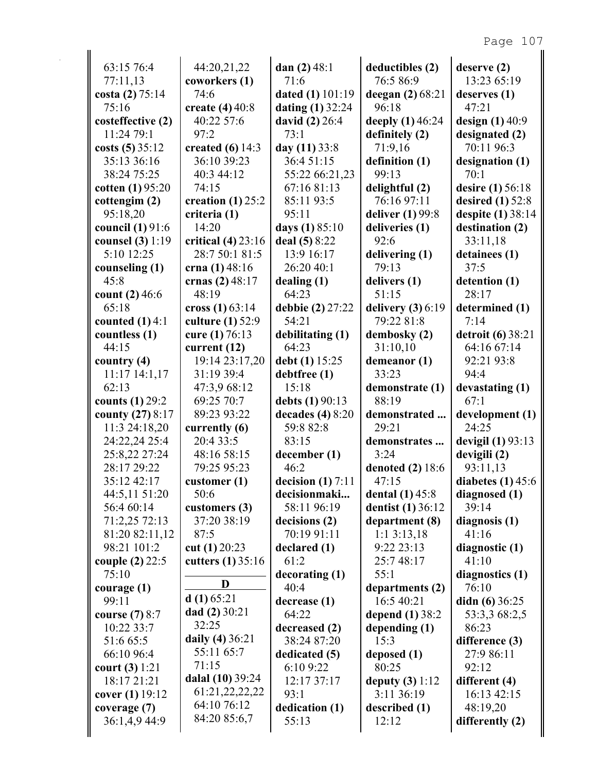63:15 76:4
77:11,13
**costa (2)** 75:14
75:16
**costeffective (2)**
11:24 79:1
**costs (5)** 35:12
35:13 36:16
38:24 75:25
**cotten (1)** 95:20
**cottengim (2)**
95:18,20
**council (1)** 91:6
**counsel (3)** 1:19
5:10 12:25
**counseling (1)**
45:8
**count (2)** 46:6
65:18
**counted (1)** 4:1
**countless (1)**
44:15
**country (4)**
11:17 14:1,17
62:13
**counts (1)** 29:2
**county (27)** 8:17
11:3 24:18,20
24:22,24 25:4
25:8,22 27:24
28:17 29:22
35:12 42:17
44:5,11 51:20
56:4 60:14
71:2,25 72:13
81:20 82:11,12
98:21 101:2
**couple (2)** 22:5
75:10
**courage (1)**
99:11
**course (7)** 8:7
10:22 33:7
51:6 65:5
66:10 96:4
**court (3)** 1:21
18:17 21:21
**cover (1)** 19:12
**coverage (7)**
36:1,4,9 44:9
44:20,21,22
**coworkers (1)**
74:6
**create (4)** 40:8
40:22 57:6
97:2
**created (6)** 14:3
36:10 39:23
40:3 44:12
74:15
**creation (1)** 25:2
**criteria (1)**
14:20
**critical (4)** 23:16
28:7 50:1 81:5
**crna (1)** 48:16
**crnas (2)** 48:17
48:19
**cross (1)** 63:14
**culture (1)** 52:9
**cure (1)** 76:13
**current (12)**
19:14 23:17,20
31:19 39:4
47:3,9 68:12
69:25 70:7
89:23 93:22
**currently (6)**
20:4 33:5
48:16 58:15
79:25 95:23
**customer (1)**
50:6
**customers (3)**
37:20 38:19
87:5
**cut (1)** 20:23
**cutters (1)** 35:16

## D

**d (1)** 65:21
**dad (2)** 30:21
32:25
**daily (4)** 36:21
55:11 65:7
71:15
**dalal (10)** 39:24
61:21,22,22,22
64:10 76:12
84:20 85:6,7
**dan (2)** 48:1
71:6
**dated (1)** 101:19
**dating (1)** 32:24
**david (2)** 26:4
73:1
**day (11)** 33:8
36:4 51:15
55:22 66:21,23
67:16 81:13
85:11 93:5
95:11
**days (1)** 85:10
**deal (5)** 8:22
13:9 16:17
26:20 40:1
**dealing (1)**
64:23
**debbie (2)** 27:22
54:21
**debilitating (1)**
64:23
**debt (1)** 15:25
**debtfree (1)**
15:18
**debts (1)** 90:13
**decades (4)** 8:20
59:8 82:8
83:15
**december (1)**
46:2
**decision (1)** 7:11
**decisionmaki...**
58:11 96:19
**decisions (2)**
70:19 91:11
**declared (1)**
61:2
**decorating (1)**
40:4
**decrease (1)**
64:22
**decreased (2)**
38:24 87:20
**dedicated (5)**
6:10 9:22
12:17 37:17
93:1
**dedication (1)**
55:13
**deductibles (2)**
76:5 86:9
**deegan (2)** 68:21
96:18
**deeply (1)** 46:24
**definitely (2)**
71:9,16
**definition (1)**
99:13
**delightful (2)**
76:16 97:11
**deliver (1)** 99:8
**deliveries (1)**
92:6
**delivering (1)**
79:13
**delivers (1)**
51:15
**delivery (3)** 6:19
79:22 81:8
**dembosky (2)**
31:10,10
**demeanor (1)**
33:23
**demonstrate (1)**
88:19
**demonstrated ...**
29:21
**demonstrates ...**
3:24
**denoted (2)** 18:6
47:15
**dental (1)** 45:8
**dentist (1)** 36:12
**department (8)**
1:1 3:13,18
9:22 23:13
25:7 48:17
55:1
**departments (2)**
16:5 40:21
**depend (1)** 38:2
**depending (1)**
15:3
**deposed (1)**
80:25
**deputy (3)** 1:12
3:11 36:19
**described (1)**
12:12
**deserve (2)**
13:23 65:19
**deserves (1)**
47:21
**design (1)** 40:9
**designated (2)**
70:11 96:3
**designation (1)**
70:1
**desire (1)** 56:18
**desired (1)** 52:8
**despite (1)** 38:14
**destination (2)**
33:11,18
**detainees (1)**
37:5
**detention (1)**
28:17
**determined (1)**
7:14
**detroit (6)** 38:21
64:16 67:14
92:21 93:8
94:4
**devastating (1)**
67:1
**development (1)**
24:25
**devigil (1)** 93:13
**devigili (2)**
93:11,13
**diabetes (1)** 45:6
**diagnosed (1)**
39:14
**diagnosis (1)**
41:16
**diagnostic (1)**
41:10
**diagnostics (1)**
76:10
**didn (6)** 36:25
53:3,3 68:2,5
86:23
**difference (3)**
27:9 86:11
92:12
**different (4)**
16:13 42:15
48:19,20
**differently (2)**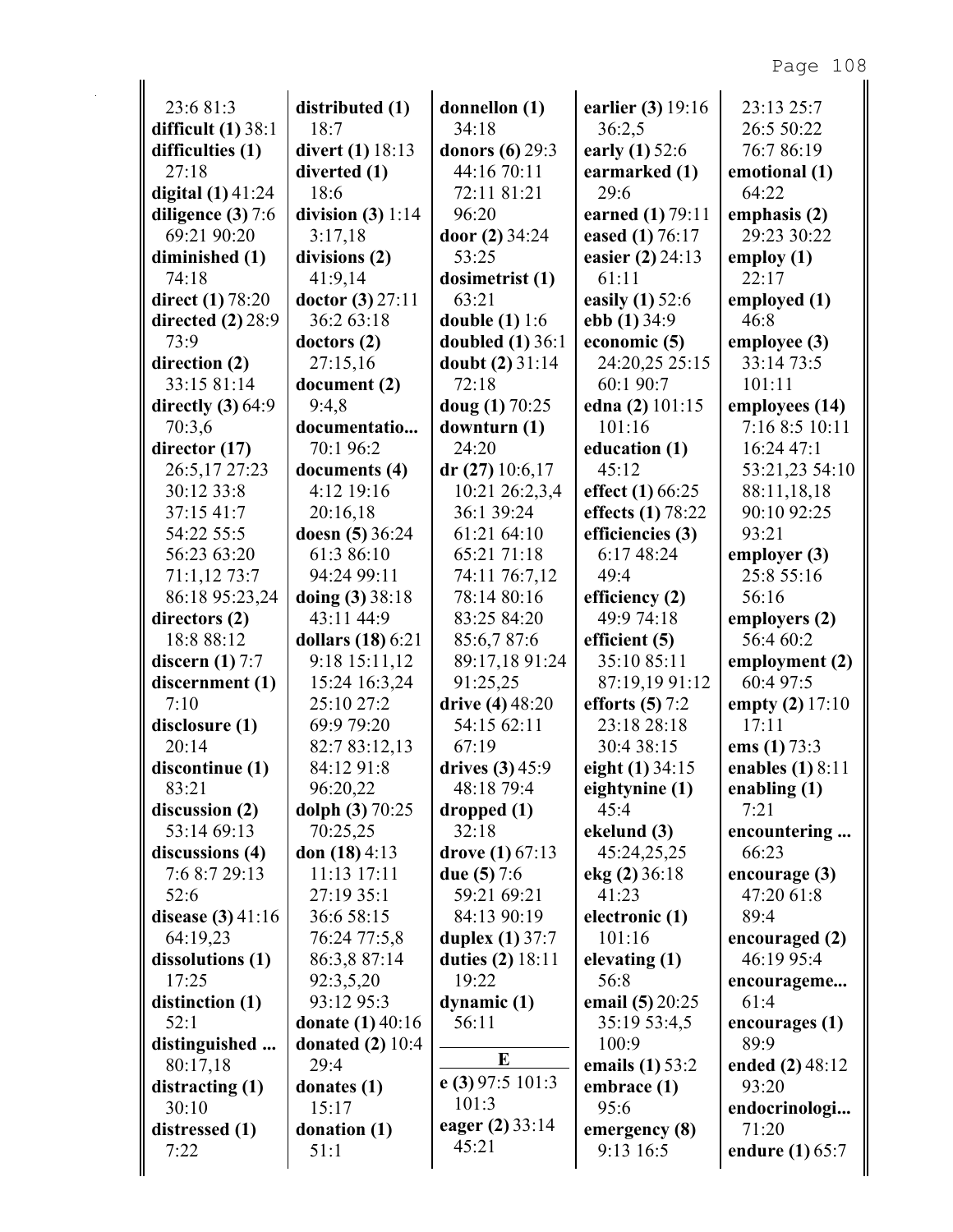23:6 81:3
**difficult (1)** 38:1
**difficulties (1)** 27:18
**digital (1)** 41:24
**diligence (3)** 7:6 69:21 90:20
**diminished (1)** 74:18
**direct (1)** 78:20
**directed (2)** 28:9 73:9
**direction (2)** 33:15 81:14
**directly (3)** 64:9 70:3,6
**director (17)** 26:5,17 27:23 30:12 33:8 37:15 41:7 54:22 55:5 56:23 63:20 71:1,12 73:7 86:18 95:23,24
**directors (2)** 18:8 88:12
**discern (1)** 7:7
**discernment (1)** 7:10
**disclosure (1)** 20:14
**discontinue (1)** 83:21
**discussion (2)** 53:14 69:13
**discussions (4)** 7:6 8:7 29:13 52:6
**disease (3)** 41:16 64:19,23
**dissolutions (1)** 17:25
**distinction (1)** 52:1
**distinguished ...** 80:17,18
**distracting (1)** 30:10
**distressed (1)** 7:22

**distributed (1)** 18:7
**divert (1)** 18:13
**diverted (1)** 18:6
**division (3)** 1:14 3:17,18
**divisions (2)** 41:9,14
**doctor (3)** 27:11 36:2 63:18
**doctors (2)** 27:15,16
**document (2)** 9:4,8
**documentatio...** 70:1 96:2
**documents (4)** 4:12 19:16 20:16,18
**doesn (5)** 36:24 61:3 86:10 94:24 99:11
**doing (3)** 38:18 43:11 44:9
**dollars (18)** 6:21 9:18 15:11,12 15:24 16:3,24 25:10 27:2 69:9 79:20 82:7 83:12,13 84:12 91:8 96:20,22
**dolph (3)** 70:25 70:25,25
**don (18)** 4:13 11:13 17:11 27:19 35:1 36:6 58:15 76:24 77:5,8 86:3,8 87:14 92:3,5,20 93:12 95:3
**donate (1)** 40:16
**donated (2)** 10:4 29:4
**donates (1)** 15:17
**donation (1)** 51:1

**donnellon (1)** 34:18
**donors (6)** 29:3 44:16 70:11 72:11 81:21 96:20
**door (2)** 34:24 53:25
**dosimetrist (1)** 63:21
**double (1)** 1:6
**doubled (1)** 36:1
**doubt (2)** 31:14 72:18
**doug (1)** 70:25
**downturn (1)** 24:20
**dr (27)** 10:6,17 10:21 26:2,3,4 36:1 39:24 61:21 64:10 65:21 71:18 74:11 76:7,12 78:14 80:16 83:25 84:20 85:6,7 87:6 89:17,18 91:24 91:25,25
**drive (4)** 48:20 54:15 62:11 67:19
**drives (3)** 45:9 48:18 79:4
**dropped (1)** 32:18
**drove (1)** 67:13
**due (5)** 7:6 59:21 69:21 84:13 90:19
**duplex (1)** 37:7
**duties (2)** 18:11 19:22
**dynamic (1)** 56:11

**E**

**e (3)** 97:5 101:3 101:3
**eager (2)** 33:14 45:21

**earlier (3)** 19:16 36:2,5
**early (1)** 52:6
**earmarked (1)** 29:6
**earned (1)** 79:11
**eased (1)** 76:17
**easier (2)** 24:13 61:11
**easily (1)** 52:6
**ebb (1)** 34:9
**economic (5)** 24:20,25 25:15 60:1 90:7
**edna (2)** 101:15 101:16
**education (1)** 45:12
**effect (1)** 66:25
**effects (1)** 78:22
**efficiencies (3)** 6:17 48:24 49:4
**efficiency (2)** 49:9 74:18
**efficient (5)** 35:10 85:11 87:19,19 91:12
**efforts (5)** 7:2 23:18 28:18 30:4 38:15
**eight (1)** 34:15
**eightynine (1)** 45:4
**ekelund (3)** 45:24,25,25
**ekg (2)** 36:18 41:23
**electronic (1)** 101:16
**elevating (1)** 56:8
**email (5)** 20:25 35:19 53:4,5 100:9
**emails (1)** 53:2
**embrace (1)** 95:6
**emergency (8)** 9:13 16:5

23:13 25:7 26:5 50:22 76:7 86:19
**emotional (1)** 64:22
**emphasis (2)** 29:23 30:22
**employ (1)** 22:17
**employed (1)** 46:8
**employee (3)** 33:14 73:5 101:11
**employees (14)** 7:16 8:5 10:11 16:24 47:1 53:21,23 54:10 88:11,18,18 90:10 92:25 93:21
**employer (3)** 25:8 55:16 56:16
**employers (2)** 56:4 60:2
**employment (2)** 60:4 97:5
**empty (2)** 17:10 17:11
**ems (1)** 73:3
**enables (1)** 8:11
**enabling (1)** 7:21
**encountering ...** 66:23
**encourage (3)** 47:20 61:8 89:4
**encouraged (2)** 46:19 95:4
**encourageme...** 61:4
**encourages (1)** 89:9
**ended (2)** 48:12 93:20
**endocrinologi...** 71:20
**endure (1)** 65:7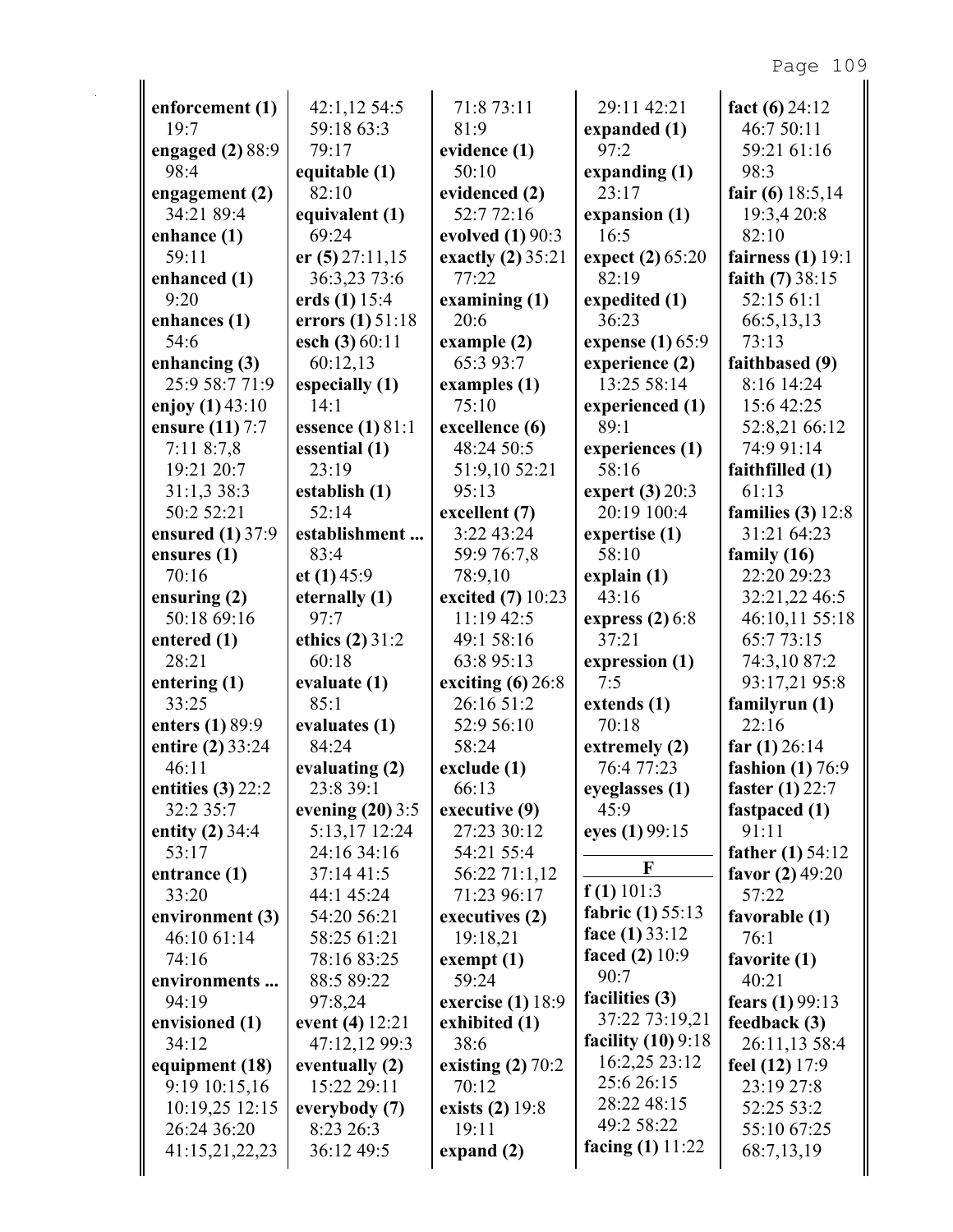**enforcement (1)** 19:7
**engaged (2)** 88:9 98:4
**engagement (2)** 34:21 89:4
**enhance (1)** 59:11
**enhanced (1)** 9:20
**enhances (1)** 54:6
**enhancing (3)** 25:9 58:7 71:9
**enjoy (1)** 43:10
**ensure (11)** 7:7 7:11 8:7,8 19:21 20:7 31:1,3 38:3 50:2 52:21
**ensured (1)** 37:9
**ensures (1)** 70:16
**ensuring (2)** 50:18 69:16
**entered (1)** 28:21
**entering (1)** 33:25
**enters (1)** 89:9
**entire (2)** 33:24 46:11
**entities (3)** 22:2 32:2 35:7
**entity (2)** 34:4 53:17
**entrance (1)** 33:20
**environment (3)** 46:10 61:14 74:16
**environments ...** 94:19
**envisioned (1)** 34:12
**equipment (18)** 9:19 10:15,16 10:19,25 12:15 26:24 36:20 41:15,21,22,23 42:1,12 54:5 59:18 63:3 79:17
**equitable (1)** 82:10
**equivalent (1)** 69:24
**er (5)** 27:11,15 36:3,23 73:6
**erds (1)** 15:4
**errors (1)** 51:18
**esch (3)** 60:11 60:12,13
**especially (1)** 14:1
**essence (1)** 81:1
**essential (1)** 23:19
**establish (1)** 52:14
**establishment ...** 83:4
**et (1)** 45:9
**eternally (1)** 97:7
**ethics (2)** 31:2 60:18
**evaluate (1)** 85:1
**evaluates (1)** 84:24
**evaluating (2)** 23:8 39:1
**evening (20)** 3:5 5:13,17 12:24 24:16 34:16 37:14 41:5 44:1 45:24 54:20 56:21 58:25 61:21 78:16 83:25 88:5 89:22 97:8,24
**event (4)** 12:21 47:12,12 99:3
**eventually (2)** 15:22 29:11
**everybody (7)** 8:23 26:3 36:12 49:5 71:8 73:11 81:9
**evidence (1)** 50:10
**evidenced (2)** 52:7 72:16
**evolved (1)** 90:3
**exactly (2)** 35:21 77:22
**examining (1)** 20:6
**example (2)** 65:3 93:7
**examples (1)** 75:10
**excellence (6)** 48:24 50:5 51:9,10 52:21 95:13
**excellent (7)** 3:22 43:24 59:9 76:7,8 78:9,10
**excited (7)** 10:23 11:19 42:5 49:1 58:16 63:8 95:13
**exciting (6)** 26:8 26:16 51:2 52:9 56:10 58:24
**exclude (1)** 66:13
**executive (9)** 27:23 30:12 54:21 55:4 56:22 71:1,12 71:23 96:17
**executives (2)** 19:18,21
**exempt (1)** 59:24
**exercise (1)** 18:9
**exhibited (1)** 38:6
**existing (2)** 70:2 70:12
**exists (2)** 19:8 19:11
**expand (2)** 29:11 42:21
**expanded (1)** 97:2
**expanding (1)** 23:17
**expansion (1)** 16:5
**expect (2)** 65:20 82:19
**expedited (1)** 36:23
**expense (1)** 65:9
**experience (2)** 13:25 58:14
**experienced (1)** 89:1
**experiences (1)** 58:16
**expert (3)** 20:3 20:19 100:4
**expertise (1)** 58:10
**explain (1)** 43:16
**express (2)** 6:8 37:21
**expression (1)** 7:5
**extends (1)** 70:18
**extremely (2)** 76:4 77:23
**eyeglasses (1)** 45:9
**eyes (1)** 99:15

## F

**f (1)** 101:3
**fabric (1)** 55:13
**face (1)** 33:12
**faced (2)** 10:9 90:7
**facilities (3)** 37:22 73:19,21
**facility (10)** 9:18 16:2,25 23:12 25:6 26:15 28:22 48:15 49:2 58:22
**facing (1)** 11:22
**fact (6)** 24:12 46:7 50:11 59:21 61:16 98:3
**fair (6)** 18:5,14 19:3,4 20:8 82:10
**fairness (1)** 19:1
**faith (7)** 38:15 52:15 61:1 66:5,13,13 73:13
**faithbased (9)** 8:16 14:24 15:6 42:25 52:8,21 66:12 74:9 91:14
**faithfilled (1)** 61:13
**families (3)** 12:8 31:21 64:23
**family (16)** 22:20 29:23 32:21,22 46:5 46:10,11 55:18 65:7 73:15 74:3,10 87:2 93:17,21 95:8
**familyrun (1)** 22:16
**far (1)** 26:14
**fashion (1)** 76:9
**faster (1)** 22:7
**fastpaced (1)** 91:11
**father (1)** 54:12
**favor (2)** 49:20 57:22
**favorable (1)** 76:1
**favorite (1)** 40:21
**fears (1)** 99:13
**feedback (3)** 26:11,13 58:4
**feel (12)** 17:9 23:19 27:8 52:25 53:2 55:10 67:25 68:7,13,19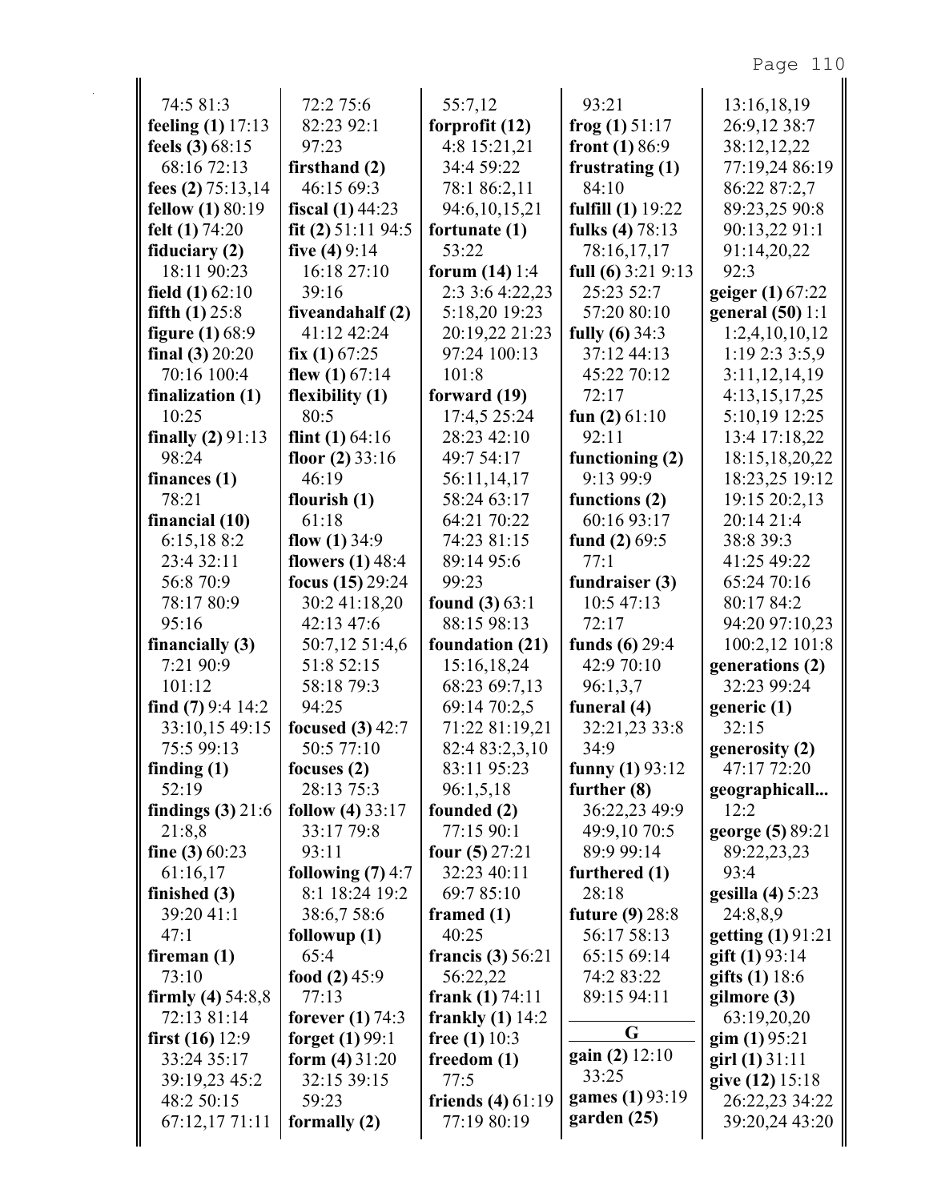74:5 81:3
**feeling (1)** 17:13
**feels (3)** 68:15
68:16 72:13
**fees (2)** 75:13,14
**fellow (1)** 80:19
**felt (1)** 74:20
**fiduciary (2)**
18:11 90:23
**field (1)** 62:10
**fifth (1)** 25:8
**figure (1)** 68:9
**final (3)** 20:20
70:16 100:4
**finalization (1)**
10:25
**finally (2)** 91:13
98:24
**finances (1)**
78:21
**financial (10)**
6:15,18 8:2
23:4 32:11
56:8 70:9
78:17 80:9
95:16
**financially (3)**
7:21 90:9
101:12
**find (7)** 9:4 14:2
33:10,15 49:15
75:5 99:13
**finding (1)**
52:19
**findings (3)** 21:6
21:8,8
**fine (3)** 60:23
61:16,17
**finished (3)**
39:20 41:1
47:1
**fireman (1)**
73:10
**firmly (4)** 54:8,8
72:13 81:14
**first (16)** 12:9
33:24 35:17
39:19,23 45:2
48:2 50:15
67:12,17 71:11
72:2 75:6
82:23 92:1
97:23
**firsthand (2)**
46:15 69:3
**fiscal (1)** 44:23
**fit (2)** 51:11 94:5
**five (4)** 9:14
16:18 27:10
39:16
**fiveandahalf (2)**
41:12 42:24
**fix (1)** 67:25
**flew (1)** 67:14
**flexibility (1)**
80:5
**flint (1)** 64:16
**floor (2)** 33:16
46:19
**flourish (1)**
61:18
**flow (1)** 34:9
**flowers (1)** 48:4
**focus (15)** 29:24
30:2 41:18,20
42:13 47:6
50:7,12 51:4,6
51:8 52:15
58:18 79:3
94:25
**focused (3)** 42:7
50:5 77:10
**focuses (2)**
28:13 75:3
**follow (4)** 33:17
33:17 79:8
93:11
**following (7)** 4:7
8:1 18:24 19:2
38:6,7 58:6
**followup (1)**
65:4
**food (2)** 45:9
77:13
**forever (1)** 74:3
**forget (1)** 99:1
**form (4)** 31:20
32:15 39:15
59:23
**formally (2)**
55:7,12
**forprofit (12)**
4:8 15:21,21
34:4 59:22
78:1 86:2,11
94:6,10,15,21
**fortunate (1)**
53:22
**forum (14)** 1:4
2:3 3:6 4:22,23
5:18,20 19:23
20:19,22 21:23
97:24 100:13
101:8
**forward (19)**
17:4,5 25:24
28:23 42:10
49:7 54:17
56:11,14,17
58:24 63:17
64:21 70:22
74:23 81:15
89:14 95:6
99:23
**found (3)** 63:1
88:15 98:13
**foundation (21)**
15:16,18,24
68:23 69:7,13
69:14 70:2,5
71:22 81:19,21
82:4 83:2,3,10
83:11 95:23
96:1,5,18
**founded (2)**
77:15 90:1
**four (5)** 27:21
32:23 40:11
69:7 85:10
**framed (1)**
40:25
**francis (3)** 56:21
56:22,22
**frank (1)** 74:11
**frankly (1)** 14:2
**free (1)** 10:3
**freedom (1)**
77:5
**friends (4)** 61:19
77:19 80:19
93:21
**frog (1)** 51:17
**front (1)** 86:9
**frustrating (1)**
84:10
**fulfill (1)** 19:22
**fulks (4)** 78:13
78:16,17,17
**full (6)** 3:21 9:13
25:23 52:7
57:20 80:10
**fully (6)** 34:3
37:12 44:13
45:22 70:12
72:17
**fun (2)** 61:10
92:11
**functioning (2)**
9:13 99:9
**functions (2)**
60:16 93:17
**fund (2)** 69:5
77:1
**fundraiser (3)**
10:5 47:13
72:17
**funds (6)** 29:4
42:9 70:10
96:1,3,7
**funeral (4)**
32:21,23 33:8
34:9
**funny (1)** 93:12
**further (8)**
36:22,23 49:9
49:9,10 70:5
89:9 99:14
**furthered (1)**
28:18
**future (9)** 28:8
56:17 58:13
65:15 69:14
74:2 83:22
89:15 94:11

## G

**gain (2)** 12:10
33:25
**games (1)** 93:19
**garden (25)**
13:16,18,19
26:9,12 38:7
38:12,12,22
77:19,24 86:19
86:22 87:2,7
89:23,25 90:8
90:13,22 91:1
91:14,20,22
92:3
**geiger (1)** 67:22
**general (50)** 1:1
1:2,4,10,10,12
1:19 2:3 3:5,9
3:11,12,14,19
4:13,15,17,25
5:10,19 12:25
13:4 17:18,22
18:15,18,20,22
18:23,25 19:12
19:15 20:2,13
20:14 21:4
38:8 39:3
41:25 49:22
65:24 70:16
80:17 84:2
94:20 97:10,23
100:2,12 101:8
**generations (2)**
32:23 99:24
**generic (1)**
32:15
**generosity (2)**
47:17 72:20
**geographicall...**
12:2
**george (5)** 89:21
89:22,23,23
93:4
**gesilla (4)** 5:23
24:8,8,9
**getting (1)** 91:21
**gift (1)** 93:14
**gifts (1)** 18:6
**gilmore (3)**
63:19,20,20
**gim (1)** 95:21
**girl (1)** 31:11
**give (12)** 15:18
26:22,23 34:22
39:20,24 43:20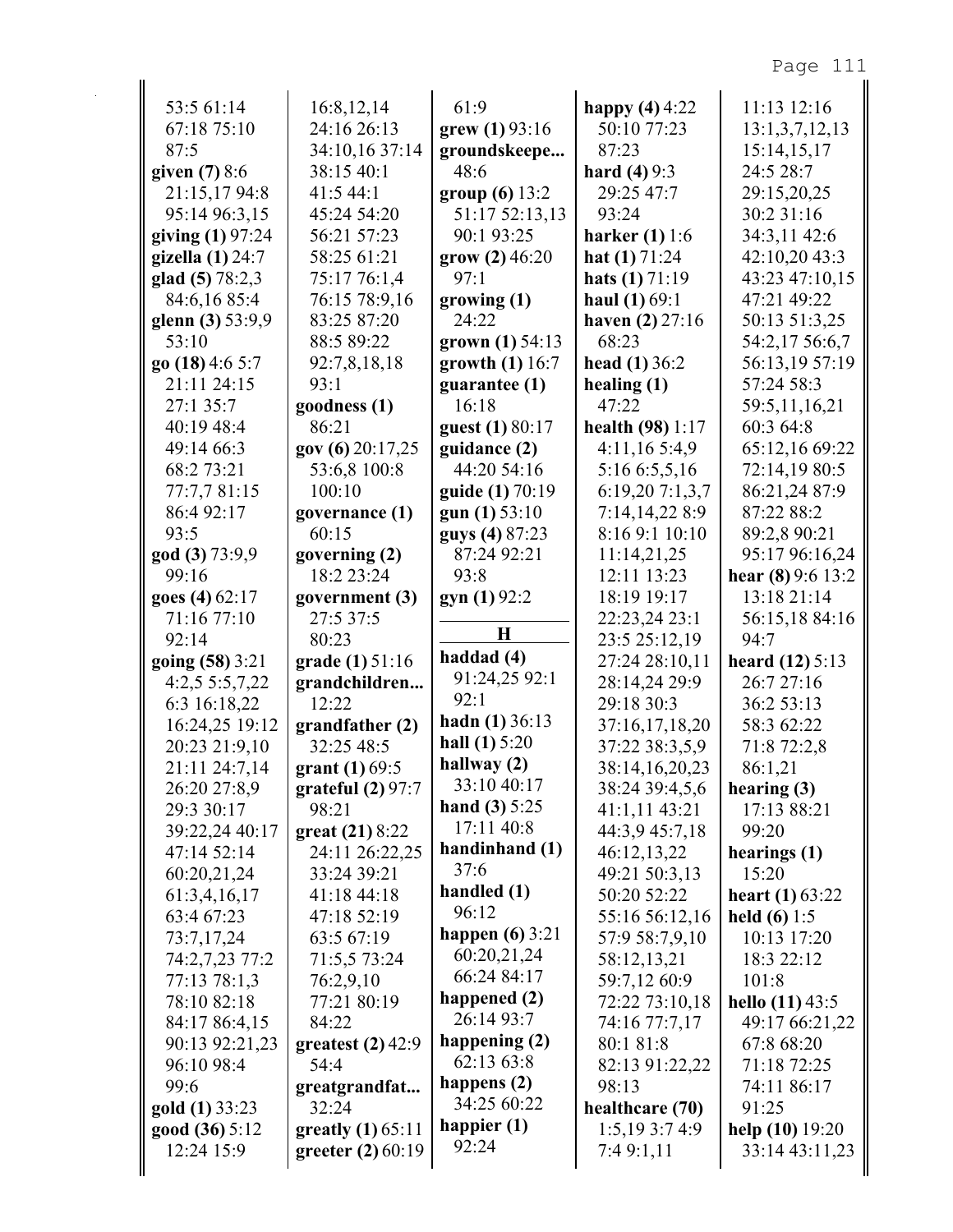53:5 61:14
67:18 75:10
87:5
**given (7)** 8:6
21:15,17 94:8
95:14 96:3,15
**giving (1)** 97:24
**gizella (1)** 24:7
**glad (5)** 78:2,3
84:6,16 85:4
**glenn (3)** 53:9,9
53:10
**go (18)** 4:6 5:7
21:11 24:15
27:1 35:7
40:19 48:4
49:14 66:3
68:2 73:21
77:7,7 81:15
86:4 92:17
93:5
**god (3)** 73:9,9
99:16
**goes (4)** 62:17
71:16 77:10
92:14
**going (58)** 3:21
4:2,5 5:5,7,22
6:3 16:18,22
16:24,25 19:12
20:23 21:9,10
21:11 24:7,14
26:20 27:8,9
29:3 30:17
39:22,24 40:17
47:14 52:14
60:20,21,24
61:3,4,16,17
63:4 67:23
73:7,17,24
74:2,7,23 77:2
77:13 78:1,3
78:10 82:18
84:17 86:4,15
90:13 92:21,23
96:10 98:4
99:6
**gold (1)** 33:23
**good (36)** 5:12
12:24 15:9
16:8,12,14
24:16 26:13
34:10,16 37:14
38:15 40:1
41:5 44:1
45:24 54:20
56:21 57:23
58:25 61:21
75:17 76:1,4
76:15 78:9,16
83:25 87:20
88:5 89:22
92:7,8,18,18
93:1
**goodness (1)**
86:21
**gov (6)** 20:17,25
53:6,8 100:8
100:10
**governance (1)**
60:15
**governing (2)**
18:2 23:24
**government (3)**
27:5 37:5
80:23
**grade (1)** 51:16
**grandchildren...**
12:22
**grandfather (2)**
32:25 48:5
**grant (1)** 69:5
**grateful (2)** 97:7
98:21
**great (21)** 8:22
24:11 26:22,25
33:24 39:21
41:18 44:18
47:18 52:19
63:5 67:19
71:5,5 73:24
76:2,9,10
77:21 80:19
84:22
**greatest (2)** 42:9
54:4
**greatgrandfat...**
32:24
**greatly (1)** 65:11
**greeter (2)** 60:19
61:9
**grew (1)** 93:16
**groundskeepe...**
48:6
**group (6)** 13:2
51:17 52:13,13
90:1 93:25
**grow (2)** 46:20
97:1
**growing (1)**
24:22
**grown (1)** 54:13
**growth (1)** 16:7
**guarantee (1)**
16:18
**guest (1)** 80:17
**guidance (2)**
44:20 54:16
**guide (1)** 70:19
**gun (1)** 53:10
**guys (4)** 87:23
87:24 92:21
93:8
**gyn (1)** 92:2

**H**

**haddad (4)**
91:24,25 92:1
92:1
**hadn (1)** 36:13
**hall (1)** 5:20
**hallway (2)**
33:10 40:17
**hand (3)** 5:25
17:11 40:8
**handinhand (1)**
37:6
**handled (1)**
96:12
**happen (6)** 3:21
60:20,21,24
66:24 84:17
**happened (2)**
26:14 93:7
**happening (2)**
62:13 63:8
**happens (2)**
34:25 60:22
**happier (1)**
92:24
**happy (4)** 4:22
50:10 77:23
87:23
**hard (4)** 9:3
29:25 47:7
93:24
**harker (1)** 1:6
**hat (1)** 71:24
**hats (1)** 71:19
**haul (1)** 69:1
**haven (2)** 27:16
68:23
**head (1)** 36:2
**healing (1)**
47:22
**health (98)** 1:17
4:11,16 5:4,9
5:16 6:5,5,16
6:19,20 7:1,3,7
7:14,14,22 8:9
8:16 9:1 10:10
11:14,21,25
12:11 13:23
18:19 19:17
22:23,24 23:1
23:5 25:12,19
27:24 28:10,11
28:14,24 29:9
29:18 30:3
37:16,17,18,20
37:22 38:3,5,9
38:14,16,20,23
38:24 39:4,5,6
41:1,11 43:21
44:3,9 45:7,18
46:12,13,22
49:21 50:3,13
50:20 52:22
55:16 56:12,16
57:9 58:7,9,10
58:12,13,21
59:7,12 60:9
72:22 73:10,18
74:16 77:7,17
80:1 81:8
82:13 91:22,22
98:13
**healthcare (70)**
1:5,19 3:7 4:9
7:4 9:1,11
11:13 12:16
13:1,3,7,12,13
15:14,15,17
24:5 28:7
29:15,20,25
30:2 31:16
34:3,11 42:6
42:10,20 43:3
43:23 47:10,15
47:21 49:22
50:13 51:3,25
54:2,17 56:6,7
56:13,19 57:19
57:24 58:3
59:5,11,16,21
60:3 64:8
65:12,16 69:22
72:14,19 80:5
86:21,24 87:9
87:22 88:2
89:2,8 90:21
95:17 96:16,24
**hear (8)** 9:6 13:2
13:18 21:14
56:15,18 84:16
94:7
**heard (12)** 5:13
26:7 27:16
36:2 53:13
58:3 62:22
71:8 72:2,8
86:1,21
**hearing (3)**
17:13 88:21
99:20
**hearings (1)**
15:20
**heart (1)** 63:22
**held (6)** 1:5
10:13 17:20
18:3 22:12
101:8
**hello (11)** 43:5
49:17 66:21,22
67:8 68:20
71:18 72:25
74:11 86:17
91:25
**help (10)** 19:20
33:14 43:11,23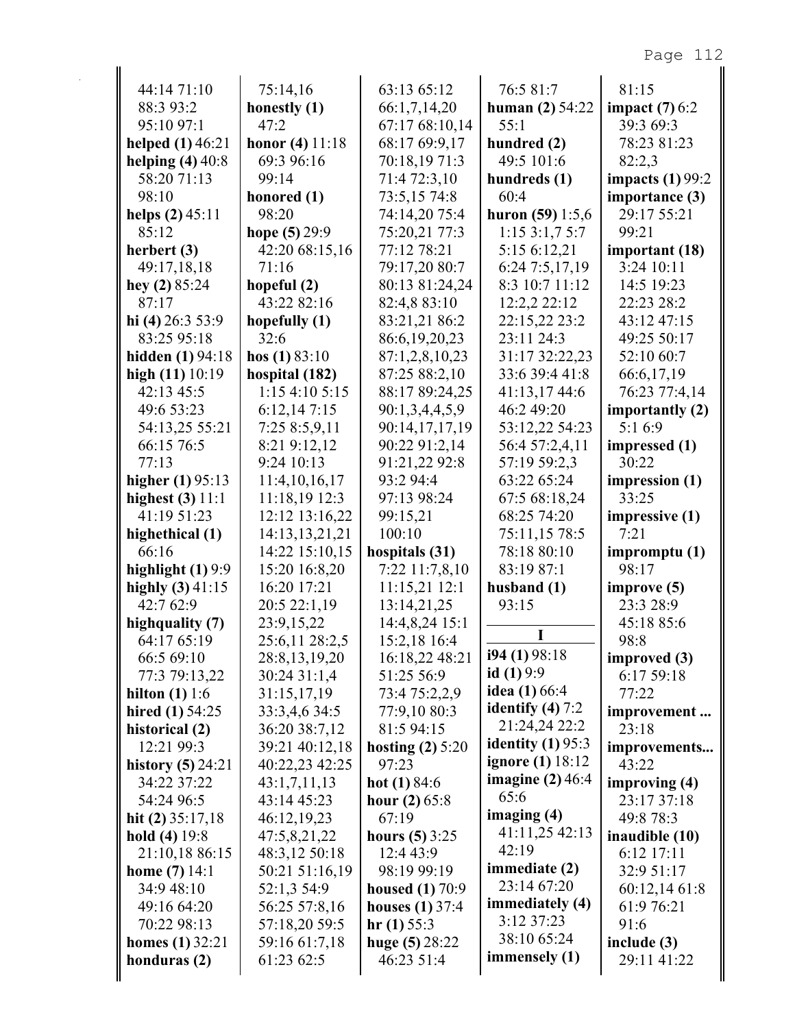44:14 71:10
88:3 93:2
95:10 97:1

**helped (1)** 46:21

**helping (4)** 40:8
58:20 71:13
98:10

**helps (2)** 45:11
85:12

**herbert (3)**
49:17,18,18

**hey (2)** 85:24
87:17

**hi (4)** 26:3 53:9
83:25 95:18

**hidden (1)** 94:18

**high (11)** 10:19
42:13 45:5
49:6 53:23
54:13,25 55:21
66:15 76:5
77:13

**higher (1)** 95:13

**highest (3)** 11:1
41:19 51:23

**highethical (1)**
66:16

**highlight (1)** 9:9

**highly (3)** 41:15
42:7 62:9

**highquality (7)**
64:17 65:19
66:5 69:10
77:3 79:13,22

**hilton (1)** 1:6

**hired (1)** 54:25

**historical (2)**
12:21 99:3

**history (5)** 24:21
34:22 37:22
54:24 96:5

**hit (2)** 35:17,18

**hold (4)** 19:8
21:10,18 86:15

**home (7)** 14:1
34:9 48:10
49:16 64:20
70:22 98:13

**homes (1)** 32:21

**honduras (2)**
75:14,16

**honestly (1)**
47:2

**honor (4)** 11:18
69:3 96:16
99:14

**honored (1)**
98:20

**hope (5)** 29:9
42:20 68:15,16
71:16

**hopeful (2)**
43:22 82:16

**hopefully (1)**
32:6

**hos (1)** 83:10

**hospital (182)**
1:15 4:10 5:15
6:12,14 7:15
7:25 8:5,9,11
8:21 9:12,12
9:24 10:13
11:4,10,16,17
11:18,19 12:3
12:12 13:16,22
14:13,13,21,21
14:22 15:10,15
15:20 16:8,20
16:20 17:21
20:5 22:1,19
23:9,15,22
25:6,11 28:2,5
28:8,13,19,20
30:24 31:1,4
31:15,17,19
33:3,4,6 34:5
36:20 38:7,12
39:21 40:12,18
40:22,23 42:25
43:1,7,11,13
43:14 45:23
46:12,19,23
47:5,8,21,22
48:3,12 50:18
50:21 51:16,19
52:1,3 54:9
56:25 57:8,16
57:18,20 59:5
59:16 61:7,18
61:23 62:5
63:13 65:12
66:1,7,14,20
67:17 68:10,14
68:17 69:9,17
70:18,19 71:3
71:4 72:3,10
73:5,15 74:8
74:14,20 75:4
75:20,21 77:3
77:12 78:21
79:17,20 80:7
80:13 81:24,24
82:4,8 83:10
83:21,21 86:2
86:6,19,20,23
87:1,2,8,10,23
87:25 88:2,10
88:17 89:24,25
90:1,3,4,4,5,9
90:14,17,17,19
90:22 91:2,14
91:21,22 92:8
93:2 94:4
97:13 98:24
99:15,21
100:10

**hospitals (31)**
7:22 11:7,8,10
11:15,21 12:1
13:14,21,25
14:4,8,24 15:1
15:2,18 16:4
16:18,22 48:21
51:25 56:9
73:4 75:2,2,9
77:9,10 80:3
81:5 94:15

**hosting (2)** 5:20
97:23

**hot (1)** 84:6

**hour (2)** 65:8
67:19

**hours (5)** 3:25
12:4 43:9
98:19 99:19

**housed (1)** 70:9

**houses (1)** 37:4

**hr (1)** 55:3

**huge (5)** 28:22
46:23 51:4
76:5 81:7

**human (2)** 54:22
55:1

**hundred (2)**
49:5 101:6

**hundreds (1)**
60:4

**huron (59)** 1:5,6
1:15 3:1,7 5:7
5:15 6:12,21
6:24 7:5,17,19
8:3 10:7 11:12
12:2,2 22:12
22:15,22 23:2
23:11 24:3
31:17 32:22,23
33:6 39:4 41:8
41:13,17 44:6
46:2 49:20
53:12,22 54:23
56:4 57:2,4,11
57:19 59:2,3
63:22 65:24
67:5 68:18,24
68:25 74:20
75:11,15 78:5
78:18 80:10
83:19 87:1

**husband (1)**
93:15

**I**

**i94 (1)** 98:18

**id (1)** 9:9

**idea (1)** 66:4

**identify (4)** 7:2
21:24,24 22:2

**identity (1)** 95:3

**ignore (1)** 18:12

**imagine (2)** 46:4
65:6

**imaging (4)**
41:11,25 42:13
42:19

**immediate (2)**
23:14 67:20

**immediately (4)**
3:12 37:23
38:10 65:24

**immensely (1)**
81:15

**impact (7)** 6:2
39:3 69:3
78:23 81:23
82:2,3

**impacts (1)** 99:2

**importance (3)**
29:17 55:21
99:21

**important (18)**
3:24 10:11
14:5 19:23
22:23 28:2
43:12 47:15
49:25 50:17
52:10 60:7
66:6,17,19
76:23 77:4,14

**importantly (2)**
5:1 6:9

**impressed (1)**
30:22

**impression (1)**
33:25

**impressive (1)**
7:21

**impromptu (1)**
98:17

**improve (5)**
23:3 28:9
45:18 85:6
98:8

**improved (3)**
6:17 59:18
77:22

**improvement ...**
23:18

**improvements...**
43:22

**improving (4)**
23:17 37:18
49:8 78:3

**inaudible (10)**
6:12 17:11
32:9 51:17
60:12,14 61:8
61:9 76:21
91:6

**include (3)**
29:11 41:22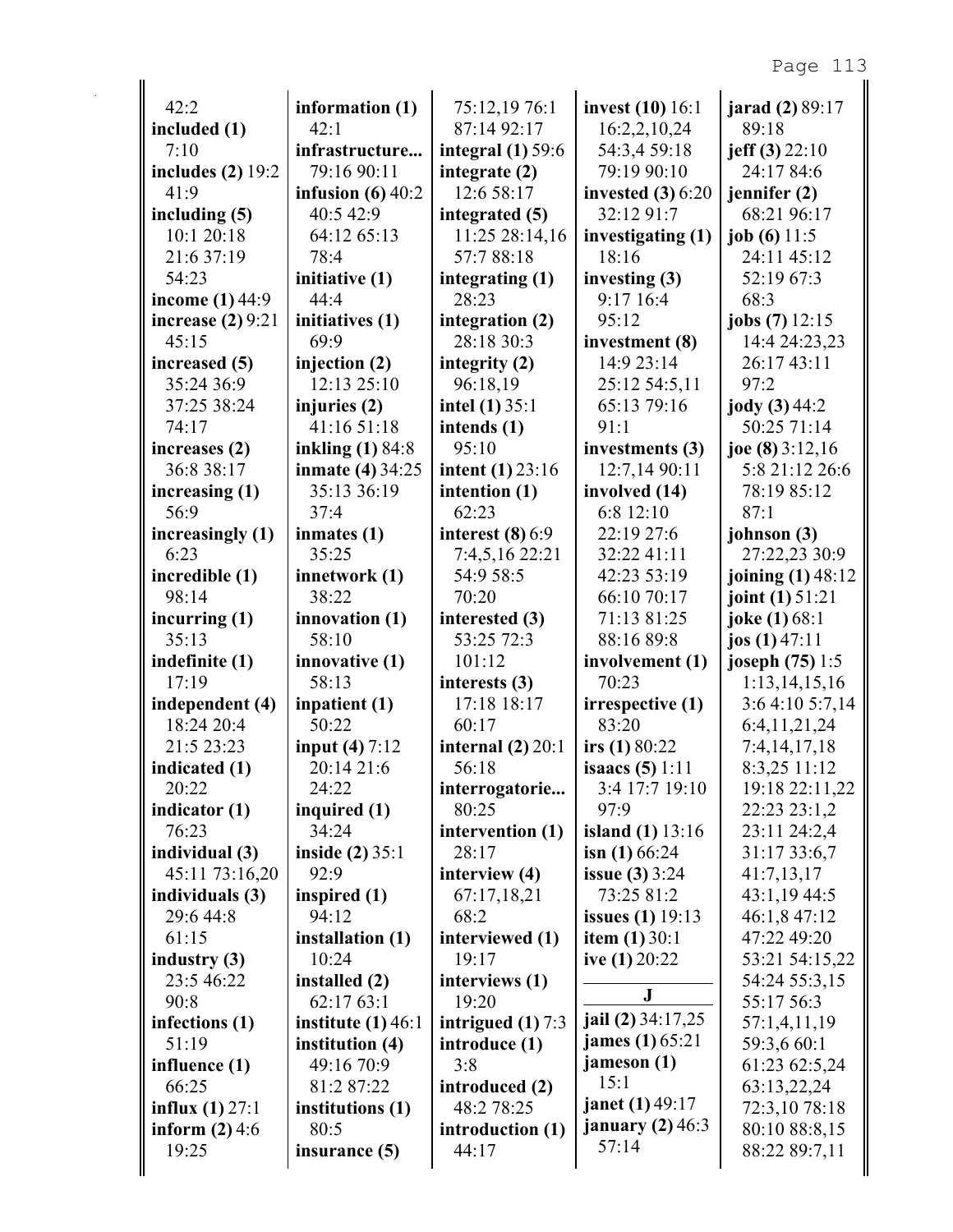42:2
**included (1)** 7:10
**includes (2)** 19:2 41:9
**including (5)** 10:1 20:18 21:6 37:19 54:23
**income (1)** 44:9
**increase (2)** 9:21 45:15
**increased (5)** 35:24 36:9 37:25 38:24 74:17
**increases (2)** 36:8 38:17
**increasing (1)** 56:9
**increasingly (1)** 6:23
**incredible (1)** 98:14
**incurring (1)** 35:13
**indefinite (1)** 17:19
**independent (4)** 18:24 20:4 21:5 23:23
**indicated (1)** 20:22
**indicator (1)** 76:23
**individual (3)** 45:11 73:16,20
**individuals (3)** 29:6 44:8 61:15
**industry (3)** 23:5 46:22 90:8
**infections (1)** 51:19
**influence (1)** 66:25
**influx (1)** 27:1
**inform (2)** 4:6 19:25
**information (1)** 42:1
**infrastructure...** 79:16 90:11
**infusion (6)** 40:2 40:5 42:9 64:12 65:13 78:4
**initiative (1)** 44:4
**initiatives (1)** 69:9
**injection (2)** 12:13 25:10
**injuries (2)** 41:16 51:18
**inkling (1)** 84:8
**inmate (4)** 34:25 35:13 36:19 37:4
**inmates (1)** 35:25
**innetwork (1)** 38:22
**innovation (1)** 58:10
**innovative (1)** 58:13
**inpatient (1)** 50:22
**input (4)** 7:12 20:14 21:6 24:22
**inquired (1)** 34:24
**inside (2)** 35:1 92:9
**inspired (1)** 94:12
**installation (1)** 10:24
**installed (2)** 62:17 63:1
**institute (1)** 46:1
**institution (4)** 49:16 70:9 81:2 87:22
**institutions (1)** 80:5
**insurance (5)**
75:12,19 76:1 87:14 92:17
**integral (1)** 59:6
**integrate (2)** 12:6 58:17
**integrated (5)** 11:25 28:14,16 57:7 88:18
**integrating (1)** 28:23
**integration (2)** 28:18 30:3
**integrity (2)** 96:18,19
**intel (1)** 35:1
**intends (1)** 95:10
**intent (1)** 23:16
**intention (1)** 62:23
**interest (8)** 6:9 7:4,5,16 22:21 54:9 58:5 70:20
**interested (3)** 53:25 72:3 101:12
**interests (3)** 17:18 18:17 60:17
**internal (2)** 20:1 56:18
**interrogatorie...** 80:25
**intervention (1)** 28:17
**interview (4)** 67:17,18,21 68:2
**interviewed (1)** 19:17
**interviews (1)** 19:20
**intrigued (1)** 7:3
**introduce (1)** 3:8
**introduced (2)** 48:2 78:25
**introduction (1)** 44:17
**invest (10)** 16:1 16:2,2,10,24 54:3,4 59:18 79:19 90:10
**invested (3)** 6:20 32:12 91:7
**investigating (1)** 18:16
**investing (3)** 9:17 16:4 95:12
**investment (8)** 14:9 23:14 25:12 54:5,11 65:13 79:16 91:1
**investments (3)** 12:7,14 90:11
**involved (14)** 6:8 12:10 22:19 27:6 32:22 41:11 42:23 53:19 66:10 70:17 71:13 81:25 88:16 89:8
**involvement (1)** 70:23
**irrespective (1)** 83:20
**irs (1)** 80:22
**isaacs (5)** 1:11 3:4 17:7 19:10 97:9
**island (1)** 13:16
**isn (1)** 66:24
**issue (3)** 3:24 73:25 81:2
**issues (1)** 19:13
**item (1)** 30:1
**ive (1)** 20:22

## J

**jail (2)** 34:17,25
**james (1)** 65:21
**jameson (1)** 15:1
**janet (1)** 49:17
**january (2)** 46:3 57:14
**jarad (2)** 89:17 89:18
**jeff (3)** 22:10 24:17 84:6
**jennifer (2)** 68:21 96:17
**job (6)** 11:5 24:11 45:12 52:19 67:3 68:3
**jobs (7)** 12:15 14:4 24:23,23 26:17 43:11 97:2
**jody (3)** 44:2 50:25 71:14
**joe (8)** 3:12,16 5:8 21:12 26:6 78:19 85:12 87:1
**johnson (3)** 27:22,23 30:9
**joining (1)** 48:12
**joint (1)** 51:21
**joke (1)** 68:1
**jos (1)** 47:11
**joseph (75)** 1:5 1:13,14,15,16 3:6 4:10 5:7,14 6:4,11,21,24 7:4,14,17,18 8:3,25 11:12 19:18 22:11,22 22:23 23:1,2 23:11 24:2,4 31:17 33:6,7 41:7,13,17 43:1,19 44:5 46:1,8 47:12 47:22 49:20 53:21 54:15,22 54:24 55:3,15 55:17 56:3 57:1,4,11,19 59:3,6 60:1 61:23 62:5,24 63:13,22,24 72:3,10 78:18 80:10 88:8,15 88:22 89:7,11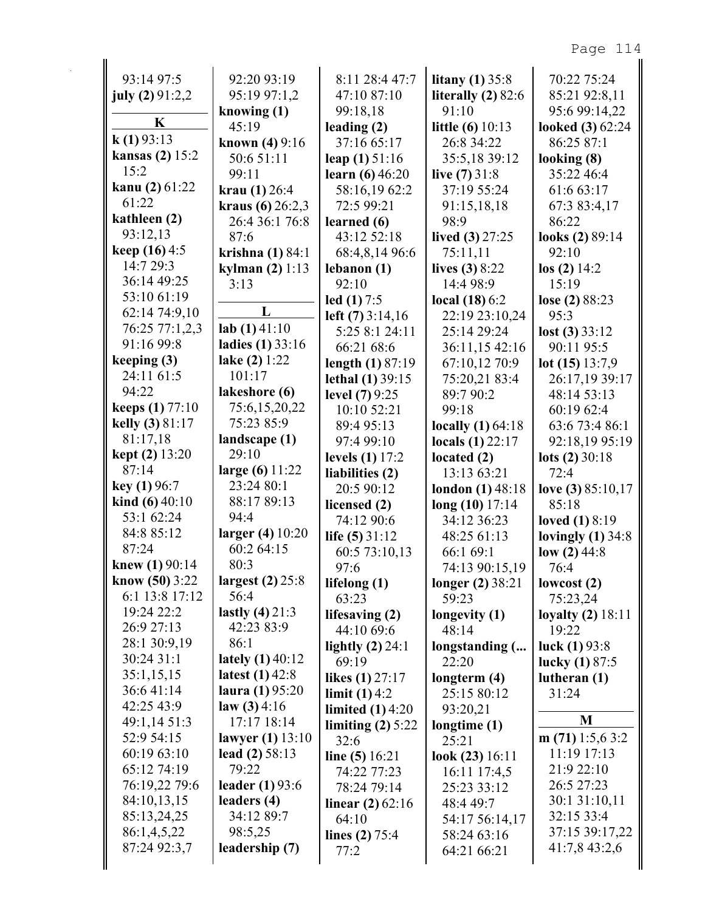93:14 97:5
**july (2)** 91:2,2

**K**

**k (1)** 93:13
**kansas (2)** 15:2 15:2
**kanu (2)** 61:22 61:22
**kathleen (2)** 93:12,13
**keep (16)** 4:5 14:7 29:3 36:14 49:25 53:10 61:19 62:14 74:9,10 76:25 77:1,2,3 91:16 99:8
**keeping (3)** 24:11 61:5 94:22
**keeps (1)** 77:10
**kelly (3)** 81:17 81:17,18
**kept (2)** 13:20 87:14
**key (1)** 96:7
**kind (6)** 40:10 53:1 62:24 84:8 85:12 87:24
**knew (1)** 90:14
**know (50)** 3:22 6:1 13:8 17:12 19:24 22:2 26:9 27:13 28:1 30:9,19 30:24 31:1 35:1,15,15 36:6 41:14 42:25 43:9 49:1,14 51:3 52:9 54:15 60:19 63:10 65:12 74:19 76:19,22 79:6 84:10,13,15 85:13,24,25 86:1,4,5,22 87:24 92:3,7 92:20 93:19 95:19 97:1,2
**knowing (1)** 45:19
**known (4)** 9:16 50:6 51:11 99:11
**krau (1)** 26:4
**kraus (6)** 26:2,3 26:4 36:1 76:8 87:6
**krishna (1)** 84:1
**kylman (2)** 1:13 3:13

**L**

**lab (1)** 41:10
**ladies (1)** 33:16
**lake (2)** 1:22 101:17
**lakeshore (6)** 75:6,15,20,22 75:23 85:9
**landscape (1)** 29:10
**large (6)** 11:22 23:24 80:1 88:17 89:13 94:4
**larger (4)** 10:20 60:2 64:15 80:3
**largest (2)** 25:8 56:4
**lastly (4)** 21:3 42:23 83:9 86:1
**lately (1)** 40:12
**latest (1)** 42:8
**laura (1)** 95:20
**law (3)** 4:16 17:17 18:14
**lawyer (1)** 13:10
**lead (2)** 58:13 79:22
**leader (1)** 93:6
**leaders (4)** 34:12 89:7 98:5,25
**leadership (7)** 8:11 28:4 47:7 47:10 87:10 99:18,18
**leading (2)** 37:16 65:17
**leap (1)** 51:16
**learn (6)** 46:20 58:16,19 62:2 72:5 99:21
**learned (6)** 43:12 52:18 68:4,8,14 96:6
**lebanon (1)** 92:10
**led (1)** 7:5
**left (7)** 3:14,16 5:25 8:1 24:11 66:21 68:6
**length (1)** 87:19
**lethal (1)** 39:15
**level (7)** 9:25 10:10 52:21 89:4 95:13 97:4 99:10
**levels (1)** 17:2
**liabilities (2)** 20:5 90:12
**licensed (2)** 74:12 90:6
**life (5)** 31:12 60:5 73:10,13 97:6
**lifelong (1)** 63:23
**lifesaving (2)** 44:10 69:6
**lightly (2)** 24:1 69:19
**likes (1)** 27:17
**limit (1)** 4:2
**limited (1)** 4:20
**limiting (2)** 5:22 32:6
**line (5)** 16:21 74:22 77:23 78:24 79:14
**linear (2)** 62:16 64:10
**lines (2)** 75:4 77:2
**litany (1)** 35:8
**literally (2)** 82:6 91:10
**little (6)** 10:13 26:8 34:22 35:5,18 39:12
**live (7)** 31:8 37:19 55:24 91:15,18,18 98:9
**lived (3)** 27:25 75:11,11
**lives (3)** 8:22 14:4 98:9
**local (18)** 6:2 22:19 23:10,24 25:14 29:24 36:11,15 42:16 67:10,12 70:9 75:20,21 83:4 89:7 90:2 99:18
**locally (1)** 64:18
**locals (1)** 22:17
**located (2)** 13:13 63:21
**london (1)** 48:18
**long (10)** 17:14 34:12 36:23 48:25 61:13 66:1 69:1 74:13 90:15,19
**longer (2)** 38:21 59:23
**longevity (1)** 48:14
**longstanding (...** 22:20
**longterm (4)** 25:15 80:12 93:20,21
**longtime (1)** 25:21
**look (23)** 16:11 16:11 17:4,5 25:23 33:12 48:4 49:7 54:17 56:14,17 58:24 63:16 64:21 66:21 70:22 75:24 85:21 92:8,11 95:6 99:14,22
**looked (3)** 62:24 86:25 87:1
**looking (8)** 35:22 46:4 61:6 63:17 67:3 83:4,17 86:22
**looks (2)** 89:14 92:10
**los (2)** 14:2 15:19
**lose (2)** 88:23 95:3
**lost (3)** 33:12 90:11 95:5
**lot (15)** 13:7,9 26:17,19 39:17 48:14 53:13 60:19 62:4 63:6 73:4 86:1 92:18,19 95:19
**lots (2)** 30:18 72:4
**love (3)** 85:10,17 85:18
**loved (1)** 8:19
**lovingly (1)** 34:8
**low (2)** 44:8 76:4
**lowcost (2)** 75:23,24
**loyalty (2)** 18:11 19:22
**luck (1)** 93:8
**lucky (1)** 87:5
**lutheran (1)** 31:24

**M**

**m (71)** 1:5,6 3:2 11:19 17:13 21:9 22:10 26:5 27:23 30:1 31:10,11 32:15 33:4 37:15 39:17,22 41:7,8 43:2,6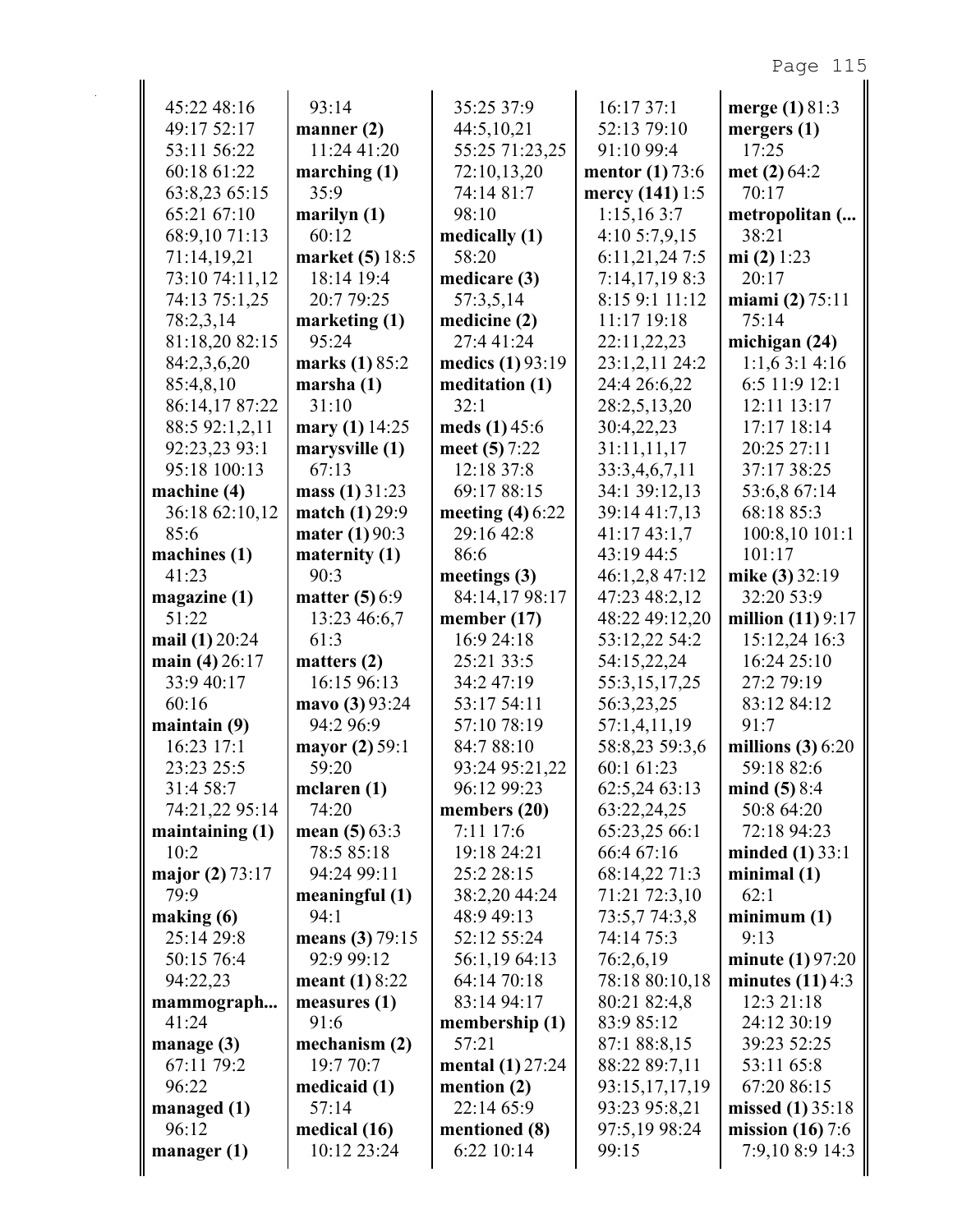45:22 48:16
49:17 52:17
53:11 56:22
60:18 61:22
63:8,23 65:15
65:21 67:10
68:9,10 71:13
71:14,19,21
73:10 74:11,12
74:13 75:1,25
78:2,3,14
81:18,20 82:15
84:2,3,6,20
85:4,8,10
86:14,17 87:22
88:5 92:1,2,11
92:23,23 93:1
95:18 100:13

**machine (4)**
36:18 62:10,12
85:6

**machines (1)**
41:23

**magazine (1)**
51:22

**mail (1)** 20:24

**main (4)** 26:17
33:9 40:17
60:16

**maintain (9)**
16:23 17:1
23:23 25:5
31:4 58:7
74:21,22 95:14

**maintaining (1)**
10:2

**major (2)** 73:17
79:9

**making (6)**
25:14 29:8
50:15 76:4
94:22,23

**mammograph...**
41:24

**manage (3)**
67:11 79:2
96:22

**managed (1)**
96:12

**manager (1)**
93:14

**manner (2)**
11:24 41:20

**marching (1)**
35:9

**marilyn (1)**
60:12

**market (5)** 18:5
18:14 19:4
20:7 79:25

**marketing (1)**
95:24

**marks (1)** 85:2

**marsha (1)**
31:10

**mary (1)** 14:25

**marysville (1)**
67:13

**mass (1)** 31:23

**match (1)** 29:9

**mater (1)** 90:3

**maternity (1)**
90:3

**matter (5)** 6:9
13:23 46:6,7
61:3

**matters (2)**
16:15 96:13

**mavo (3)** 93:24
94:2 96:9

**mayor (2)** 59:1
59:20

**mclaren (1)**
74:20

**mean (5)** 63:3
78:5 85:18
94:24 99:11

**meaningful (1)**
94:1

**means (3)** 79:15
92:9 99:12

**meant (1)** 8:22

**measures (1)**
91:6

**mechanism (2)**
19:7 70:7

**medicaid (1)**
57:14

**medical (16)**
10:12 23:24
35:25 37:9
44:5,10,21
55:25 71:23,25
72:10,13,20
74:14 81:7
98:10

**medically (1)**
58:20

**medicare (3)**
57:3,5,14

**medicine (2)**
27:4 41:24

**medics (1)** 93:19

**meditation (1)**
32:1

**meds (1)** 45:6

**meet (5)** 7:22
12:18 37:8
69:17 88:15

**meeting (4)** 6:22
29:16 42:8
86:6

**meetings (3)**
84:14,17 98:17

**member (17)**
16:9 24:18
25:21 33:5
34:2 47:19
53:17 54:11
57:10 78:19
84:7 88:10
93:24 95:21,22
96:12 99:23

**members (20)**
7:11 17:6
19:18 24:21
25:2 28:15
38:2,20 44:24
48:9 49:13
52:12 55:24
56:1,19 64:13
64:14 70:18
83:14 94:17

**membership (1)**
57:21

**mental (1)** 27:24

**mention (2)**
22:14 65:9

**mentioned (8)**
6:22 10:14
16:17 37:1
52:13 79:10
91:10 99:4

**mentor (1)** 73:6

**mercy (141)** 1:5
1:15,16 3:7
4:10 5:7,9,15
6:11,21,24 7:5
7:14,17,19 8:3
8:15 9:1 11:12
11:17 19:18
22:11,22,23
23:1,2,11 24:2
24:4 26:6,22
28:2,5,13,20
30:4,22,23
31:11,11,17
33:3,4,6,7,11
34:1 39:12,13
39:14 41:7,13
41:17 43:1,7
43:19 44:5
46:1,2,8 47:12
47:23 48:2,12
48:22 49:12,20
53:12,22 54:2
54:15,22,24
55:3,15,17,25
56:3,23,25
57:1,4,11,19
58:8,23 59:3,6
60:1 61:23
62:5,24 63:13
63:22,24,25
65:23,25 66:1
66:4 67:16
68:14,22 71:3
71:21 72:3,10
73:5,7 74:3,8
74:14 75:3
76:2,6,19
78:18 80:10,18
80:21 82:4,8
83:9 85:12
87:1 88:8,15
88:22 89:7,11
93:15,17,17,19
93:23 95:8,21
97:5,19 98:24
99:15

**merge (1)** 81:3

**mergers (1)**
17:25

**met (2)** 64:2
70:17

**metropolitan (...**
38:21

**mi (2)** 1:23
20:17

**miami (2)** 75:11
75:14

**michigan (24)**
1:1,6 3:1 4:16
6:5 11:9 12:1
12:11 13:17
17:17 18:14
20:25 27:11
37:17 38:25
53:6,8 67:14
68:18 85:3
100:8,10 101:1
101:17

**mike (3)** 32:19
32:20 53:9

**million (11)** 9:17
15:12,24 16:3
16:24 25:10
27:2 79:19
83:12 84:12
91:7

**millions (3)** 6:20
59:18 82:6

**mind (5)** 8:4
50:8 64:20
72:18 94:23

**minded (1)** 33:1

**minimal (1)**
62:1

**minimum (1)**
9:13

**minute (1)** 97:20

**minutes (11)** 4:3
12:3 21:18
24:12 30:19
39:23 52:25
53:11 65:8
67:20 86:15

**missed (1)** 35:18

**mission (16)** 7:6
7:9,10 8:9 14:3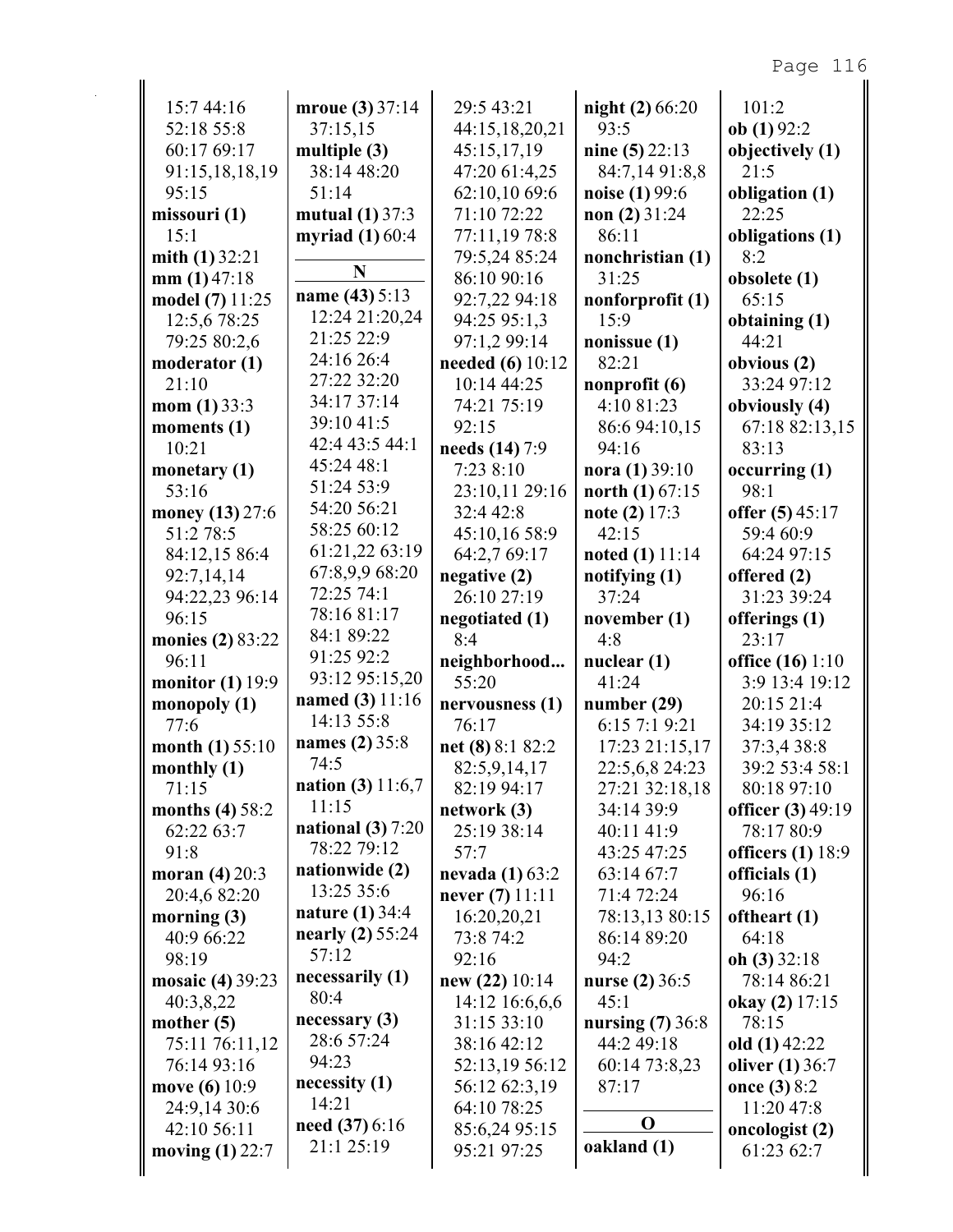15:7 44:16
52:18 55:8
60:17 69:17
91:15,18,18,19
95:15
**missouri (1)**
15:1
**mith (1)** 32:21
**mm (1)** 47:18
**model (7)** 11:25
12:5,6 78:25
79:25 80:2,6
**moderator (1)**
21:10
**mom (1)** 33:3
**moments (1)**
10:21
**monetary (1)**
53:16
**money (13)** 27:6
51:2 78:5
84:12,15 86:4
92:7,14,14
94:22,23 96:14
96:15
**monies (2)** 83:22
96:11
**monitor (1)** 19:9
**monopoly (1)**
77:6
**month (1)** 55:10
**monthly (1)**
71:15
**months (4)** 58:2
62:22 63:7
91:8
**moran (4)** 20:3
20:4,6 82:20
**morning (3)**
40:9 66:22
98:19
**mosaic (4)** 39:23
40:3,8,22
**mother (5)**
75:11 76:11,12
76:14 93:16
**move (6)** 10:9
24:9,14 30:6
42:10 56:11
**moving (1)** 22:7

**mroue (3)** 37:14
37:15,15
**multiple (3)**
38:14 48:20
51:14
**mutual (1)** 37:3
**myriad (1)** 60:4

**N**

**name (43)** 5:13
12:24 21:20,24
21:25 22:9
24:16 26:4
27:22 32:20
34:17 37:14
39:10 41:5
42:4 43:5 44:1
45:24 48:1
51:24 53:9
54:20 56:21
58:25 60:12
61:21,22 63:19
67:8,9,9 68:20
72:25 74:1
78:16 81:17
84:1 89:22
91:25 92:2
93:12 95:15,20
**named (3)** 11:16
14:13 55:8
**names (2)** 35:8
74:5
**nation (3)** 11:6,7
11:15
**national (3)** 7:20
78:22 79:12
**nationwide (2)**
13:25 35:6
**nature (1)** 34:4
**nearly (2)** 55:24
57:12
**necessarily (1)**
80:4
**necessary (3)**
28:6 57:24
94:23
**necessity (1)**
14:21
**need (37)** 6:16
21:1 25:19

29:5 43:21
44:15,18,20,21
45:15,17,19
47:20 61:4,25
62:10,10 69:6
71:10 72:22
77:11,19 78:8
79:5,24 85:24
86:10 90:16
92:7,22 94:18
94:25 95:1,3
97:1,2 99:14
**needed (6)** 10:12
10:14 44:25
74:21 75:19
92:15
**needs (14)** 7:9
7:23 8:10
23:10,11 29:16
32:4 42:8
45:10,16 58:9
64:2,7 69:17
**negative (2)**
26:10 27:19
**negotiated (1)**
8:4
**neighborhood...**
55:20
**nervousness (1)**
76:17
**net (8)** 8:1 82:2
82:5,9,14,17
82:19 94:17
**network (3)**
25:19 38:14
57:7
**nevada (1)** 63:2
**never (7)** 11:11
16:20,20,21
73:8 74:2
92:16
**new (22)** 10:14
14:12 16:6,6,6
31:15 33:10
38:16 42:12
52:13,19 56:12
56:12 62:3,19
64:10 78:25
85:6,24 95:15
95:21 97:25

**night (2)** 66:20
93:5
**nine (5)** 22:13
84:7,14 91:8,8
**noise (1)** 99:6
**non (2)** 31:24
86:11
**nonchristian (1)**
31:25
**nonforprofit (1)**
15:9
**nonissue (1)**
82:21
**nonprofit (6)**
4:10 81:23
86:6 94:10,15
94:16
**nora (1)** 39:10
**north (1)** 67:15
**note (2)** 17:3
42:15
**noted (1)** 11:14
**notifying (1)**
37:24
**november (1)**
4:8
**nuclear (1)**
41:24
**number (29)**
6:15 7:1 9:21
17:23 21:15,17
22:5,6,8 24:23
27:21 32:18,18
34:14 39:9
40:11 41:9
43:25 47:25
63:14 67:7
71:4 72:24
78:13,13 80:15
86:14 89:20
94:2
**nurse (2)** 36:5
45:1
**nursing (7)** 36:8
44:2 49:18
60:14 73:8,23
87:17

**O**

**oakland (1)**

101:2
**ob (1)** 92:2
**objectively (1)**
21:5
**obligation (1)**
22:25
**obligations (1)**
8:2
**obsolete (1)**
65:15
**obtaining (1)**
44:21
**obvious (2)**
33:24 97:12
**obviously (4)**
67:18 82:13,15
83:13
**occurring (1)**
98:1
**offer (5)** 45:17
59:4 60:9
64:24 97:15
**offered (2)**
31:23 39:24
**offerings (1)**
23:17
**office (16)** 1:10
3:9 13:4 19:12
20:15 21:4
34:19 35:12
37:3,4 38:8
39:2 53:4 58:1
80:18 97:10
**officer (3)** 49:19
78:17 80:9
**officers (1)** 18:9
**officials (1)**
96:16
**oftheart (1)**
64:18
**oh (3)** 32:18
78:14 86:21
**okay (2)** 17:15
78:15
**old (1)** 42:22
**oliver (1)** 36:7
**once (3)** 8:2
11:20 47:8
**oncologist (2)**
61:23 62:7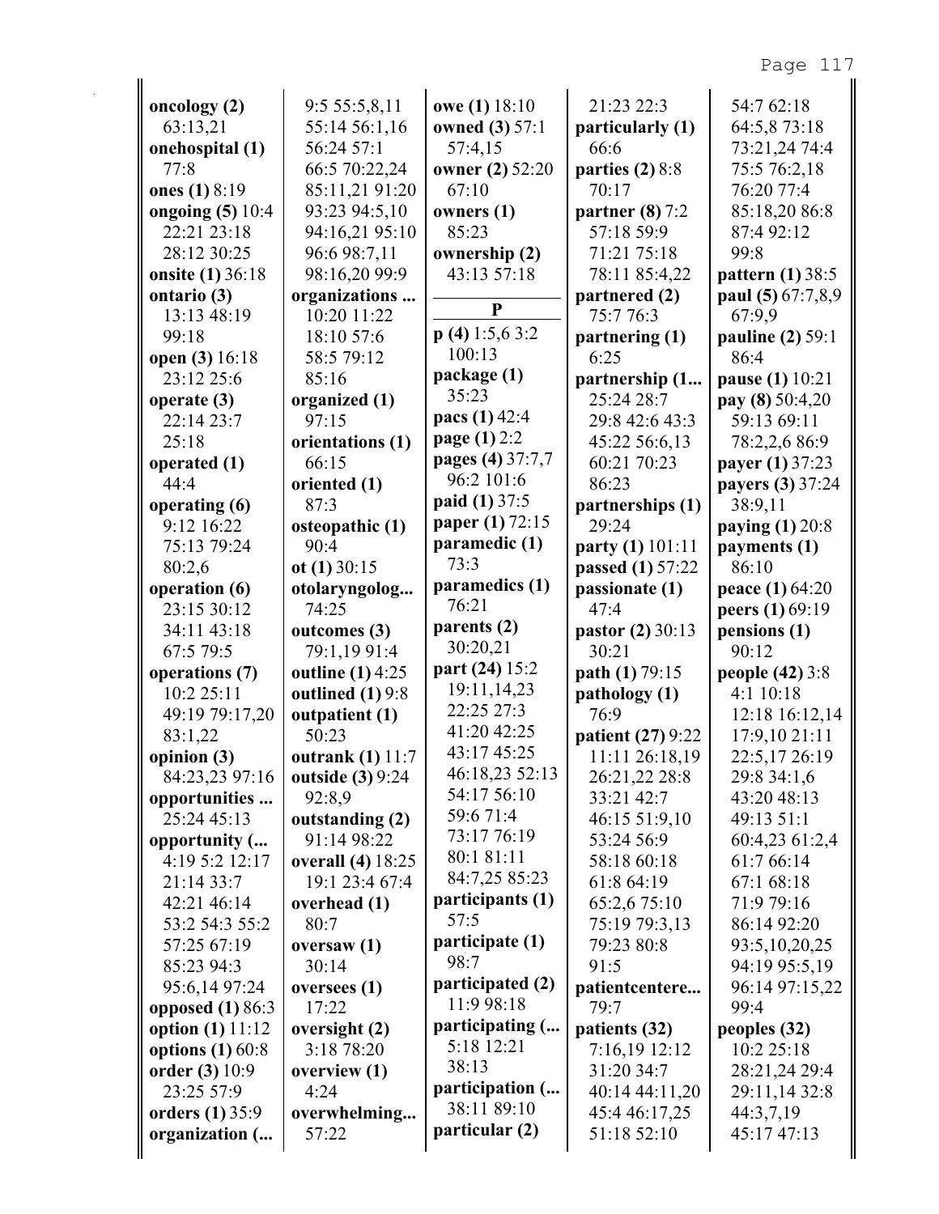**oncology (2)** 63:13,21
**onehospital (1)** 77:8
**ones (1)** 8:19
**ongoing (5)** 10:4 22:21 23:18 28:12 30:25
**onsite (1)** 36:18
**ontario (3)** 13:13 48:19 99:18
**open (3)** 16:18 23:12 25:6
**operate (3)** 22:14 23:7 25:18
**operated (1)** 44:4
**operating (6)** 9:12 16:22 75:13 79:24 80:2,6
**operation (6)** 23:15 30:12 34:11 43:18 67:5 79:5
**operations (7)** 10:2 25:11 49:19 79:17,20 83:1,22
**opinion (3)** 84:23,23 97:16
**opportunities ...** 25:24 45:13
**opportunity (...** 4:19 5:2 12:17 21:14 33:7 42:21 46:14 53:2 54:3 55:2 57:25 67:19 85:23 94:3 95:6,14 97:24
**opposed (1)** 86:3
**option (1)** 11:12
**options (1)** 60:8
**order (3)** 10:9 23:25 57:9
**orders (1)** 35:9
**organization (...** 9:5 55:5,8,11 55:14 56:1,16 56:24 57:1 66:5 70:22,24 85:11,21 91:20 93:23 94:5,10 94:16,21 95:10 96:6 98:7,11 98:16,20 99:9
**organizations ...** 10:20 11:22 18:10 57:6 58:5 79:12 85:16
**organized (1)** 97:15
**orientations (1)** 66:15
**oriented (1)** 87:3
**osteopathic (1)** 90:4
**ot (1)** 30:15
**otolaryngolog...** 74:25
**outcomes (3)** 79:1,19 91:4
**outline (1)** 4:25
**outlined (1)** 9:8
**outpatient (1)** 50:23
**outrank (1)** 11:7
**outside (3)** 9:24 92:8,9
**outstanding (2)** 91:14 98:22
**overall (4)** 18:25 19:1 23:4 67:4
**overhead (1)** 80:7
**oversaw (1)** 30:14
**oversees (1)** 17:22
**oversight (2)** 3:18 78:20
**overview (1)** 4:24
**overwhelming...** 57:22
**owe (1)** 18:10
**owned (3)** 57:1 57:4,15
**owner (2)** 52:20 67:10
**owners (1)** 85:23
**ownership (2)** 43:13 57:18

## P

**p (4)** 1:5,6 3:2 100:13
**package (1)** 35:23
**pacs (1)** 42:4
**page (1)** 2:2
**pages (4)** 37:7,7 96:2 101:6
**paid (1)** 37:5
**paper (1)** 72:15
**paramedic (1)** 73:3
**paramedics (1)** 76:21
**parents (2)** 30:20,21
**part (24)** 15:2 19:11,14,23 22:25 27:3 41:20 42:25 43:17 45:25 46:18,23 52:13 54:17 56:10 59:6 71:4 73:17 76:19 80:1 81:11 84:7,25 85:23
**participants (1)** 57:5
**participate (1)** 98:7
**participated (2)** 11:9 98:18
**participating (...** 5:18 12:21 38:13
**participation (...** 38:11 89:10
**particular (2)** 21:23 22:3
**particularly (1)** 66:6
**parties (2)** 8:8 70:17
**partner (8)** 7:2 57:18 59:9 71:21 75:18 78:11 85:4,22
**partnered (2)** 75:7 76:3
**partnering (1)** 6:25
**partnership (1...** 25:24 28:7 29:8 42:6 43:3 45:22 56:6,13 60:21 70:23 86:23
**partnerships (1)** 29:24
**party (1)** 101:11
**passed (1)** 57:22
**passionate (1)** 47:4
**pastor (2)** 30:13 30:21
**path (1)** 79:15
**pathology (1)** 76:9
**patient (27)** 9:22 11:11 26:18,19 26:21,22 28:8 33:21 42:7 46:15 51:9,10 53:24 56:9 58:18 60:18 61:8 64:19 65:2,6 75:10 75:19 79:3,13 79:23 80:8 91:5
**patientcentere...** 79:7
**patients (32)** 7:16,19 12:12 31:20 34:7 40:14 44:11,20 45:4 46:17,25 51:18 52:10 54:7 62:18 64:5,8 73:18 73:21,24 74:4 75:5 76:2,18 76:20 77:4 85:18,20 86:8 87:4 92:12 99:8
**pattern (1)** 38:5
**paul (5)** 67:7,8,9 67:9,9
**pauline (2)** 59:1 86:4
**pause (1)** 10:21
**pay (8)** 50:4,20 59:13 69:11 78:2,2,6 86:9
**payer (1)** 37:23
**payers (3)** 37:24 38:9,11
**paying (1)** 20:8
**payments (1)** 86:10
**peace (1)** 64:20
**peers (1)** 69:19
**pensions (1)** 90:12
**people (42)** 3:8 4:1 10:18 12:18 16:12,14 17:9,10 21:11 22:5,17 26:19 29:8 34:1,6 43:20 48:13 49:13 51:1 60:4,23 61:2,4 61:7 66:14 67:1 68:18 71:9 79:16 86:14 92:20 93:5,10,20,25 94:19 95:5,19 96:14 97:15,22 99:4
**peoples (32)** 10:2 25:18 28:21,24 29:4 29:11,14 32:8 44:3,7,19 45:17 47:13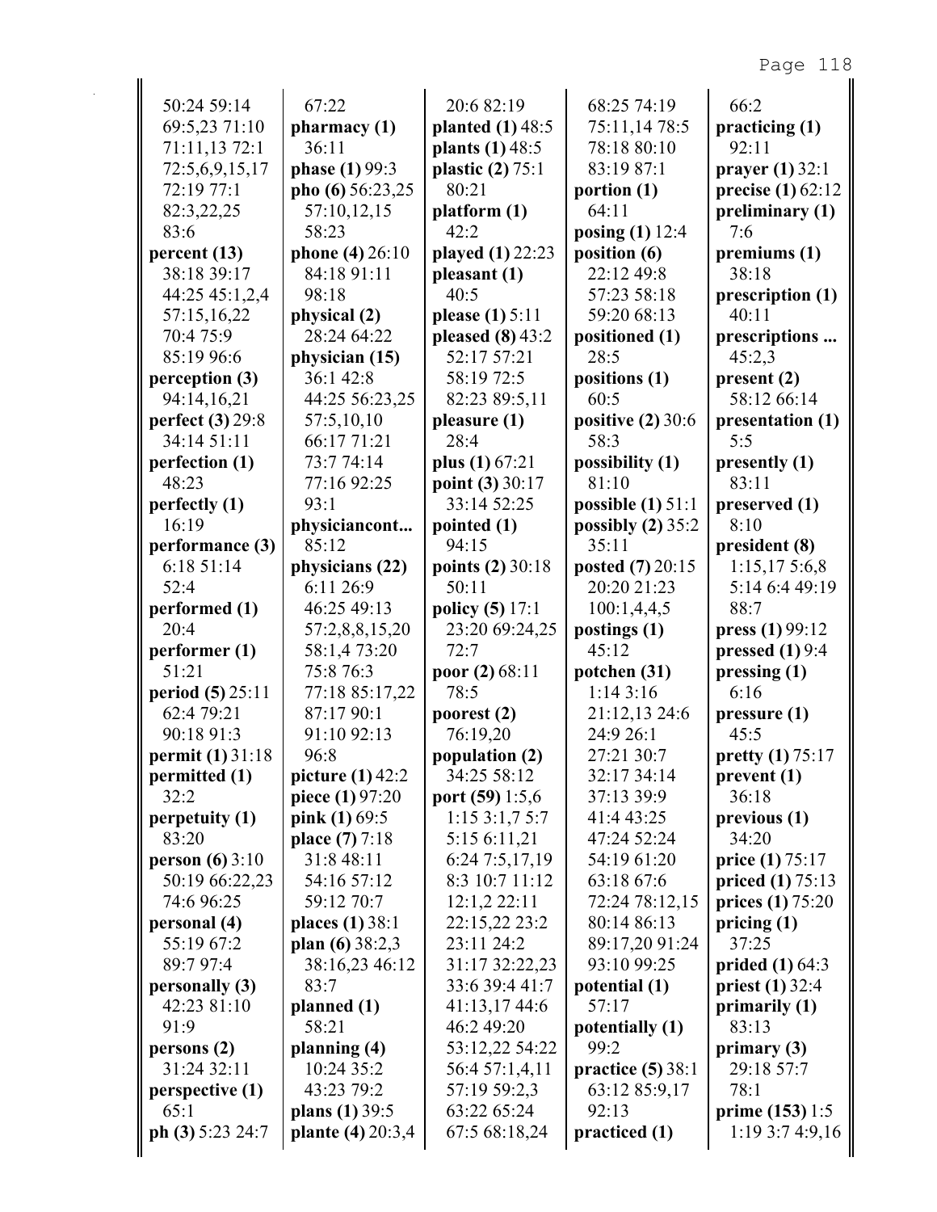50:24 59:14
69:5,23 71:10
71:11,13 72:1
72:5,6,9,15,17
72:19 77:1
82:3,22,25
83:6
**percent (13)**
38:18 39:17
44:25 45:1,2,4
57:15,16,22
70:4 75:9
85:19 96:6
**perception (3)**
94:14,16,21
**perfect (3)** 29:8
34:14 51:11
**perfection (1)**
48:23
**perfectly (1)**
16:19
**performance (3)**
6:18 51:14
52:4
**performed (1)**
20:4
**performer (1)**
51:21
**period (5)** 25:11
62:4 79:21
90:18 91:3
**permit (1)** 31:18
**permitted (1)**
32:2
**perpetuity (1)**
83:20
**person (6)** 3:10
50:19 66:22,23
74:6 96:25
**personal (4)**
55:19 67:2
89:7 97:4
**personally (3)**
42:23 81:10
91:9
**persons (2)**
31:24 32:11
**perspective (1)**
65:1
**ph (3)** 5:23 24:7

67:22
**pharmacy (1)**
36:11
**phase (1)** 99:3
**pho (6)** 56:23,25
57:10,12,15
58:23
**phone (4)** 26:10
84:18 91:11
98:18
**physical (2)**
28:24 64:22
**physician (15)**
36:1 42:8
44:25 56:23,25
57:5,10,10
66:17 71:21
73:7 74:14
77:16 92:25
93:1
**physiciancont...**
85:12
**physicians (22)**
6:11 26:9
46:25 49:13
57:2,8,8,15,20
58:1,4 73:20
75:8 76:3
77:18 85:17,22
87:17 90:1
91:10 92:13
96:8
**picture (1)** 42:2
**piece (1)** 97:20
**pink (1)** 69:5
**place (7)** 7:18
31:8 48:11
54:16 57:12
59:12 70:7
**places (1)** 38:1
**plan (6)** 38:2,3
38:16,23 46:12
83:7
**planned (1)**
58:21
**planning (4)**
10:24 35:2
43:23 79:2
**plans (1)** 39:5
**plante (4)** 20:3,4

20:6 82:19
**planted (1)** 48:5
**plants (1)** 48:5
**plastic (2)** 75:1
80:21
**platform (1)**
42:2
**played (1)** 22:23
**pleasant (1)**
40:5
**please (1)** 5:11
**pleased (8)** 43:2
52:17 57:21
58:19 72:5
82:23 89:5,11
**pleasure (1)**
28:4
**plus (1)** 67:21
**point (3)** 30:17
33:14 52:25
**pointed (1)**
94:15
**points (2)** 30:18
50:11
**policy (5)** 17:1
23:20 69:24,25
72:7
**poor (2)** 68:11
78:5
**poorest (2)**
76:19,20
**population (2)**
34:25 58:12
**port (59)** 1:5,6
1:15 3:1,7 5:7
5:15 6:11,21
6:24 7:5,17,19
8:3 10:7 11:12
12:1,2 22:11
22:15,22 23:2
23:11 24:2
31:17 32:22,23
33:6 39:4 41:7
41:13,17 44:6
46:2 49:20
53:12,22 54:22
56:4 57:1,4,11
57:19 59:2,3
63:22 65:24
67:5 68:18,24

68:25 74:19
75:11,14 78:5
78:18 80:10
83:19 87:1
**portion (1)**
64:11
**posing (1)** 12:4
**position (6)**
22:12 49:8
57:23 58:18
59:20 68:13
**positioned (1)**
28:5
**positions (1)**
60:5
**positive (2)** 30:6
58:3
**possibility (1)**
81:10
**possible (1)** 51:1
**possibly (2)** 35:2
35:11
**posted (7)** 20:15
20:20 21:23
100:1,4,4,5
**postings (1)**
45:12
**potchen (31)**
1:14 3:16
21:12,13 24:6
24:9 26:1
27:21 30:7
32:17 34:14
37:13 39:9
41:4 43:25
47:24 52:24
54:19 61:20
63:18 67:6
72:24 78:12,15
80:14 86:13
89:17,20 91:24
93:10 99:25
**potential (1)**
57:17
**potentially (1)**
99:2
**practice (5)** 38:1
63:12 85:9,17
92:13
**practiced (1)**

66:2
**practicing (1)**
92:11
**prayer (1)** 32:1
**precise (1)** 62:12
**preliminary (1)**
7:6
**premiums (1)**
38:18
**prescription (1)**
40:11
**prescriptions ...**
45:2,3
**present (2)**
58:12 66:14
**presentation (1)**
5:5
**presently (1)**
83:11
**preserved (1)**
8:10
**president (8)**
1:15,17 5:6,8
5:14 6:4 49:19
88:7
**press (1)** 99:12
**pressed (1)** 9:4
**pressing (1)**
6:16
**pressure (1)**
45:5
**pretty (1)** 75:17
**prevent (1)**
36:18
**previous (1)**
34:20
**price (1)** 75:17
**priced (1)** 75:13
**prices (1)** 75:20
**pricing (1)**
37:25
**prided (1)** 64:3
**priest (1)** 32:4
**primarily (1)**
83:13
**primary (3)**
29:18 57:7
78:1
**prime (153)** 1:5
1:19 3:7 4:9,16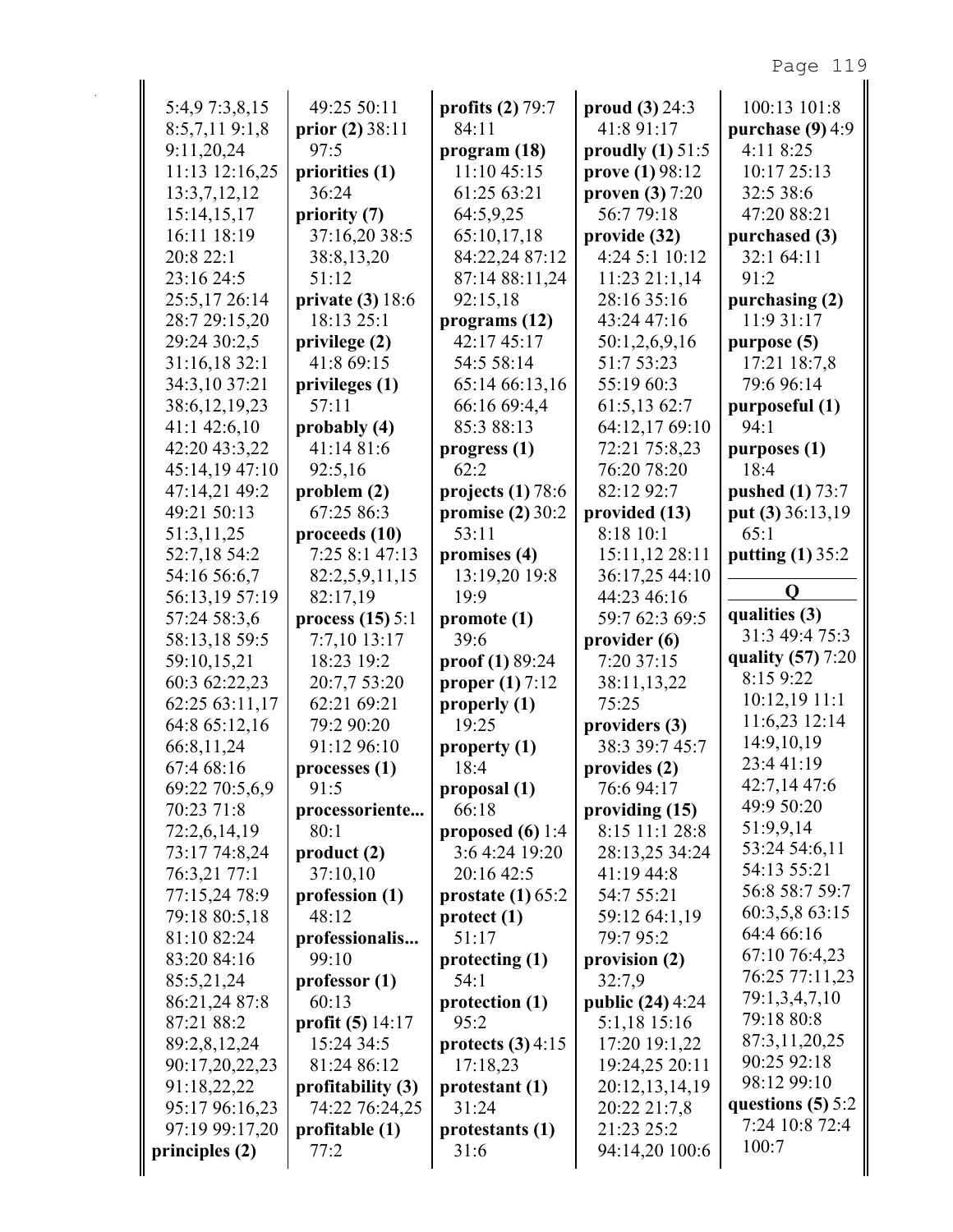5:4,9 7:3,8,15
8:5,7,11 9:1,8
9:11,20,24
11:13 12:16,25
13:3,7,12,12
15:14,15,17
16:11 18:19
20:8 22:1
23:16 24:5
25:5,17 26:14
28:7 29:15,20
29:24 30:2,5
31:16,18 32:1
34:3,10 37:21
38:6,12,19,23
41:1 42:6,10
42:20 43:3,22
45:14,19 47:10
47:14,21 49:2
49:21 50:13
51:3,11,25
52:7,18 54:2
54:16 56:6,7
56:13,19 57:19
57:24 58:3,6
58:13,18 59:5
59:10,15,21
60:3 62:22,23
62:25 63:11,17
64:8 65:12,16
66:8,11,24
67:4 68:16
69:22 70:5,6,9
70:23 71:8
72:2,6,14,19
73:17 74:8,24
76:3,21 77:1
77:15,24 78:9
79:18 80:5,18
81:10 82:24
83:20 84:16
85:5,21,24
86:21,24 87:8
87:21 88:2
89:2,8,12,24
90:17,20,22,23
91:18,22,22
95:17 96:16,23
97:19 99:17,20

**principles (2)** 49:25 50:11

**prior (2)** 38:11 97:5

**priorities (1)** 36:24

**priority (7)** 37:16,20 38:5 38:8,13,20 51:12

**private (3)** 18:6 18:13 25:1

**privilege (2)** 41:8 69:15

**privileges (1)** 57:11

**probably (4)** 41:14 81:6 92:5,16

**problem (2)** 67:25 86:3

**proceeds (10)** 7:25 8:1 47:13 82:2,5,9,11,15 82:17,19

**process (15)** 5:1 7:7,10 13:17 18:23 19:2 20:7,7 53:20 62:21 69:21 79:2 90:20 91:12 96:10

**processes (1)** 91:5

**processoriente...** 80:1

**product (2)** 37:10,10

**profession (1)** 48:12

**professionalis...** 99:10

**professor (1)** 60:13

**profit (5)** 14:17 15:24 34:5 81:24 86:12

**profitability (3)** 74:22 76:24,25

**profitable (1)** 77:2

**profits (2)** 79:7 84:11

**program (18)** 11:10 45:15 61:25 63:21 64:5,9,25 65:10,17,18 84:22,24 87:12 87:14 88:11,24 92:15,18

**programs (12)** 42:17 45:17 54:5 58:14 65:14 66:13,16 66:16 69:4,4 85:3 88:13

**progress (1)** 62:2

**projects (1)** 78:6

**promise (2)** 30:2 53:11

**promises (4)** 13:19,20 19:8 19:9

**promote (1)** 39:6

**proof (1)** 89:24

**proper (1)** 7:12

**properly (1)** 19:25

**property (1)** 18:4

**proposal (1)** 66:18

**proposed (6)** 1:4 3:6 4:24 19:20 20:16 42:5

**prostate (1)** 65:2

**protect (1)** 51:17

**protecting (1)** 54:1

**protection (1)** 95:2

**protects (3)** 4:15 17:18,23

**protestant (1)** 31:24

**protestants (1)** 31:6

**proud (3)** 24:3 41:8 91:17

**proudly (1)** 51:5

**prove (1)** 98:12

**proven (3)** 7:20 56:7 79:18

**provide (32)** 4:24 5:1 10:12 11:23 21:1,14 28:16 35:16 43:24 47:16 50:1,2,6,9,16 51:7 53:23 55:19 60:3 61:5,13 62:7 64:12,17 69:10 72:21 75:8,23 76:20 78:20 82:12 92:7

**provided (13)** 8:18 10:1 15:11,12 28:11 36:17,25 44:10 44:23 46:16 59:7 62:3 69:5

**provider (6)** 7:20 37:15 38:11,13,22 75:25

**providers (3)** 38:3 39:7 45:7

**provides (2)** 76:6 94:17

**providing (15)** 8:15 11:1 28:8 28:13,25 34:24 41:19 44:8 54:7 55:21 59:12 64:1,19 79:7 95:2

**provision (2)** 32:7,9

**public (24)** 4:24 5:1,18 15:16 17:20 19:1,22 19:24,25 20:11 20:12,13,14,19 20:22 21:7,8 21:23 25:2 94:14,20 100:6 100:13 101:8

**purchase (9)** 4:9 4:11 8:25 10:17 25:13 32:5 38:6 47:20 88:21

**purchased (3)** 32:1 64:11 91:2

**purchasing (2)** 11:9 31:17

**purpose (5)** 17:21 18:7,8 79:6 96:14

**purposeful (1)** 94:1

**purposes (1)** 18:4

**pushed (1)** 73:7

**put (3)** 36:13,19 65:1

**putting (1)** 35:2

## Q

**qualities (3)** 31:3 49:4 75:3

**quality (57)** 7:20 8:15 9:22 10:12,19 11:1 11:6,23 12:14 14:9,10,19 23:4 41:19 42:7,14 47:6 49:9 50:20 51:9,9,14 53:24 54:6,11 54:13 55:21 56:8 58:7 59:7 60:3,5,8 63:15 64:4 66:16 67:10 76:4,23 76:25 77:11,23 79:1,3,4,7,10 79:18 80:8 87:3,11,20,25 90:25 92:18 98:12 99:10

**questions (5)** 5:2 7:24 10:8 72:4 100:7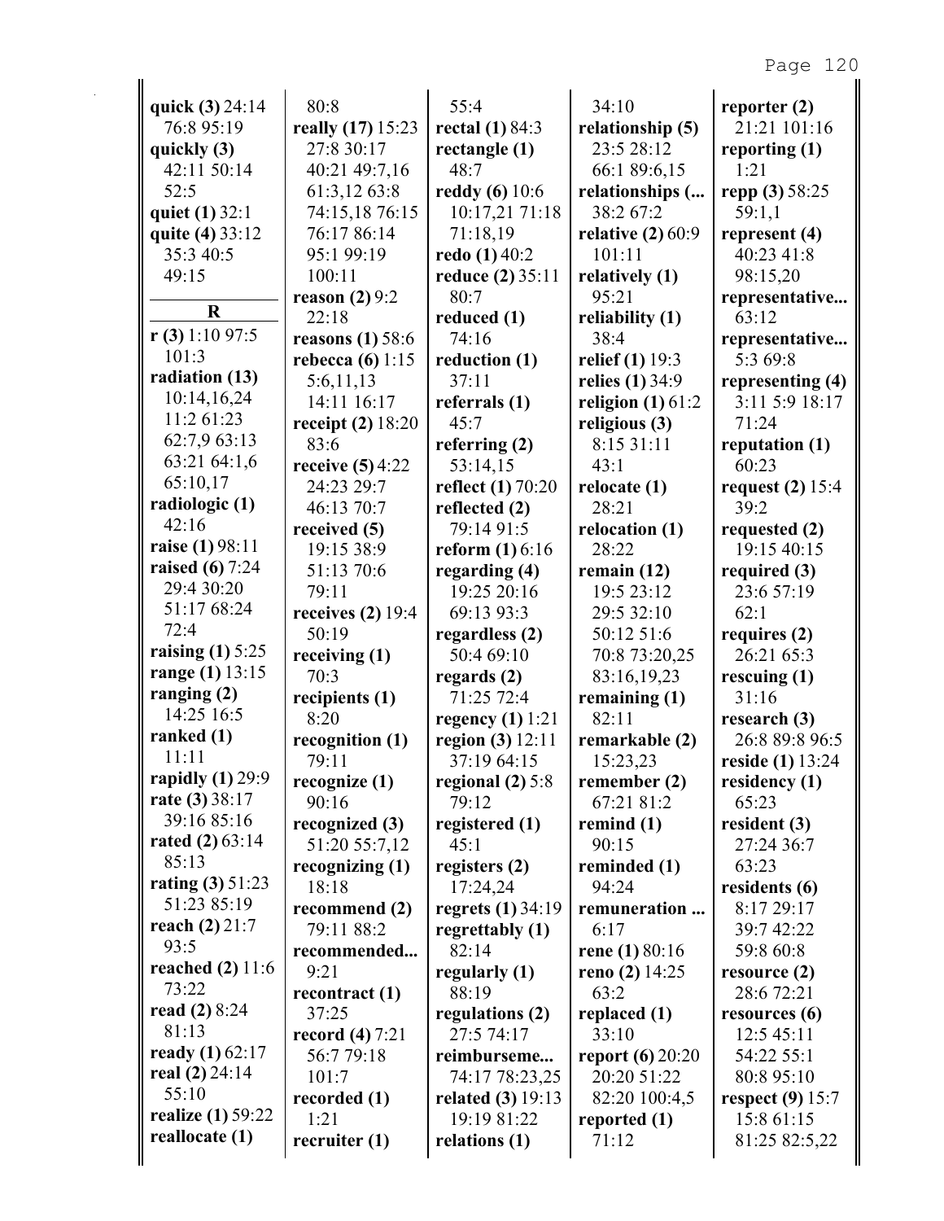**quick (3)** 24:14 76:8 95:19
**quickly (3)** 42:11 50:14 52:5
**quiet (1)** 32:1
**quite (4)** 33:12 35:3 40:5 49:15

## R

**r (3)** 1:10 97:5 101:3
**radiation (13)** 10:14,16,24 11:2 61:23 62:7,9 63:13 63:21 64:1,6 65:10,17
**radiologic (1)** 42:16
**raise (1)** 98:11
**raised (6)** 7:24 29:4 30:20 51:17 68:24 72:4
**raising (1)** 5:25
**range (1)** 13:15
**ranging (2)** 14:25 16:5
**ranked (1)** 11:11
**rapidly (1)** 29:9
**rate (3)** 38:17 39:16 85:16
**rated (2)** 63:14 85:13
**rating (3)** 51:23 51:23 85:19
**reach (2)** 21:7 93:5
**reached (2)** 11:6 73:22
**read (2)** 8:24 81:13
**ready (1)** 62:17
**real (2)** 24:14 55:10
**realize (1)** 59:22
**reallocate (1)** 80:8
**really (17)** 15:23 27:8 30:17 40:21 49:7,16 61:3,12 63:8 74:15,18 76:15 76:17 86:14 95:1 99:19 100:11
**reason (2)** 9:2 22:18
**reasons (1)** 58:6
**rebecca (6)** 1:15 5:6,11,13 14:11 16:17
**receipt (2)** 18:20 83:6
**receive (5)** 4:22 24:23 29:7 46:13 70:7
**received (5)** 19:15 38:9 51:13 70:6 79:11
**receives (2)** 19:4 50:19
**receiving (1)** 70:3
**recipients (1)** 8:20
**recognition (1)** 79:11
**recognize (1)** 90:16
**recognized (3)** 51:20 55:7,12
**recognizing (1)** 18:18
**recommend (2)** 79:11 88:2
**recommended...** 9:21
**recontract (1)** 37:25
**record (4)** 7:21 56:7 79:18 101:7
**recorded (1)** 1:21
**recruiter (1)** 55:4
**rectal (1)** 84:3
**rectangle (1)** 48:7
**reddy (6)** 10:6 10:17,21 71:18 71:18,19
**redo (1)** 40:2
**reduce (2)** 35:11 80:7
**reduced (1)** 74:16
**reduction (1)** 37:11
**referrals (1)** 45:7
**referring (2)** 53:14,15
**reflect (1)** 70:20
**reflected (2)** 79:14 91:5
**reform (1)** 6:16
**regarding (4)** 19:25 20:16 69:13 93:3
**regardless (2)** 50:4 69:10
**regards (2)** 71:25 72:4
**regency (1)** 1:21
**region (3)** 12:11 37:19 64:15
**regional (2)** 5:8 79:12
**registered (1)** 45:1
**registers (2)** 17:24,24
**regrets (1)** 34:19
**regrettably (1)** 82:14
**regularly (1)** 88:19
**regulations (2)** 27:5 74:17
**reimburseme...** 74:17 78:23,25
**related (3)** 19:13 19:19 81:22
**relations (1)** 34:10
**relationship (5)** 23:5 28:12 66:1 89:6,15
**relationships (...** 38:2 67:2
**relative (2)** 60:9 101:11
**relatively (1)** 95:21
**reliability (1)** 38:4
**relief (1)** 19:3
**relies (1)** 34:9
**religion (1)** 61:2
**religious (3)** 8:15 31:11 43:1
**relocate (1)** 28:21
**relocation (1)** 28:22
**remain (12)** 19:5 23:12 29:5 32:10 50:12 51:6 70:8 73:20,25 83:16,19,23
**remaining (1)** 82:11
**remarkable (2)** 15:23,23
**remember (2)** 67:21 81:2
**remind (1)** 90:15
**reminded (1)** 94:24
**remuneration ...** 6:17
**rene (1)** 80:16
**reno (2)** 14:25 63:2
**replaced (1)** 33:10
**report (6)** 20:20 20:20 51:22 82:20 100:4,5
**reported (1)** 71:12
**reporter (2)** 21:21 101:16
**reporting (1)** 1:21
**repp (3)** 58:25 59:1,1
**represent (4)** 40:23 41:8 98:15,20
**representative...** 63:12
**representative...** 5:3 69:8
**representing (4)** 3:11 5:9 18:17 71:24
**reputation (1)** 60:23
**request (2)** 15:4 39:2
**requested (2)** 19:15 40:15
**required (3)** 23:6 57:19 62:1
**requires (2)** 26:21 65:3
**rescuing (1)** 31:16
**research (3)** 26:8 89:8 96:5
**reside (1)** 13:24
**residency (1)** 65:23
**resident (3)** 27:24 36:7 63:23
**residents (6)** 8:17 29:17 39:7 42:22 59:8 60:8
**resource (2)** 28:6 72:21
**resources (6)** 12:5 45:11 54:22 55:1 80:8 95:10
**respect (9)** 15:7 15:8 61:15 81:25 82:5,22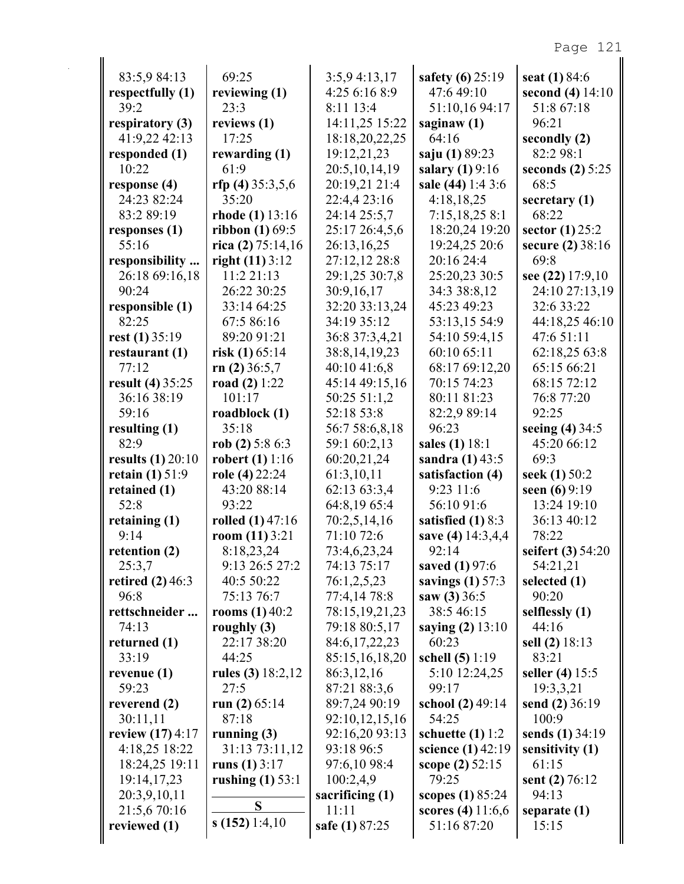83:5,9 84:13
**respectfully (1)** 39:2
**respiratory (3)** 41:9,22 42:13
**responded (1)** 10:22
**response (4)** 24:23 82:24 83:2 89:19
**responses (1)** 55:16
**responsibility ...** 26:18 69:16,18 90:24
**responsible (1)** 82:25
**rest (1)** 35:19
**restaurant (1)** 77:12
**result (4)** 35:25 36:16 38:19 59:16
**resulting (1)** 82:9
**results (1)** 20:10
**retain (1)** 51:9
**retained (1)** 52:8
**retaining (1)** 9:14
**retention (2)** 25:3,7
**retired (2)** 46:3 96:8
**rettschneider ...** 74:13
**returned (1)** 33:19
**revenue (1)** 59:23
**reverend (2)** 30:11,11
**review (17)** 4:17 4:18,25 18:22 18:24,25 19:11 19:14,17,23 20:3,9,10,11 21:5,6 70:16
**reviewed (1)** 69:25
**reviewing (1)** 23:3
**reviews (1)** 17:25
**rewarding (1)** 61:9
**rfp (4)** 35:3,5,6 35:20
**rhode (1)** 13:16
**ribbon (1)** 69:5
**rica (2)** 75:14,16
**right (11)** 3:12 11:2 21:13 26:22 30:25 33:14 64:25 67:5 86:16 89:20 91:21
**risk (1)** 65:14
**rn (2)** 36:5,7
**road (2)** 1:22 101:17
**roadblock (1)** 35:18
**rob (2)** 5:8 6:3
**robert (1)** 1:16
**role (4)** 22:24 43:20 88:14 93:22
**rolled (1)** 47:16
**room (11)** 3:21 8:18,23,24 9:13 26:5 27:2 40:5 50:22 75:13 76:7
**rooms (1)** 40:2
**roughly (3)** 22:17 38:20 44:25
**rules (3)** 18:2,12 27:5
**run (2)** 65:14 87:18
**running (3)** 31:13 73:11,12
**runs (1)** 3:17
**rushing (1)** 53:1

## S

**s (152)** 1:4,10 3:5,9 4:13,17 4:25 6:16 8:9 8:11 13:4 14:11,25 15:22 18:18,20,22,25 19:12,21,23 20:5,10,14,19 20:19,21 21:4 22:4,4 23:16 24:14 25:5,7 25:17 26:4,5,6 26:13,16,25 27:12,12 28:8 29:1,25 30:7,8 30:9,16,17 32:20 33:13,24 34:19 35:12 36:8 37:3,4,21 38:8,14,19,23 40:10 41:6,8 45:14 49:15,16 50:25 51:1,2 52:18 53:8 56:7 58:6,8,18 59:1 60:2,13 60:20,21,24 61:3,10,11 62:13 63:3,4 64:8,19 65:4 70:2,5,14,16 71:10 72:6 73:4,6,23,24 74:13 75:17 76:1,2,5,23 77:4,14 78:8 78:15,19,21,23 79:18 80:5,17 84:6,17,22,23 85:15,16,18,20 86:3,12,16 87:21 88:3,6 89:7,24 90:19 92:10,12,15,16 92:16,20 93:13 93:18 96:5 97:6,10 98:4 100:2,4,9
**sacrificing (1)** 11:11
**safe (1)** 87:25
**safety (6)** 25:19 47:6 49:10 51:10,16 94:17
**saginaw (1)** 64:16
**saju (1)** 89:23
**salary (1)** 9:16
**sale (44)** 1:4 3:6 4:18,18,25 7:15,18,25 8:1 18:20,24 19:20 19:24,25 20:6 20:16 24:4 25:20,23 30:5 34:3 38:8,12 45:23 49:23 53:13,15 54:9 54:10 59:4,15 60:10 65:11 68:17 69:12,20 70:15 74:23 80:11 81:23 82:2,9 89:14 96:23
**sales (1)** 18:1
**sandra (1)** 43:5
**satisfaction (4)** 9:23 11:6 56:10 91:6
**satisfied (1)** 8:3
**save (4)** 14:3,4,4 92:14
**saved (1)** 97:6
**savings (1)** 57:3
**saw (3)** 36:5 38:5 46:15
**saying (2)** 13:10 60:23
**schell (5)** 1:19 5:10 12:24,25 99:17
**school (2)** 49:14 54:25
**schuette (1)** 1:2
**science (1)** 42:19
**scope (2)** 52:15 79:25
**scopes (1)** 85:24
**scores (4)** 11:6,6 51:16 87:20
**seat (1)** 84:6
**second (4)** 14:10 51:8 67:18 96:21
**secondly (2)** 82:2 98:1
**seconds (2)** 5:25 68:5
**secretary (1)** 68:22
**sector (1)** 25:2
**secure (2)** 38:16 69:8
**see (22)** 17:9,10 24:10 27:13,19 32:6 33:22 44:18,25 46:10 47:6 51:11 62:18,25 63:8 65:15 66:21 68:15 72:12 76:8 77:20 92:25
**seeing (4)** 34:5 45:20 66:12 69:3
**seek (1)** 50:2
**seen (6)** 9:19 13:24 19:10 36:13 40:12 78:22
**seifert (3)** 54:20 54:21,21
**selected (1)** 90:20
**selflessly (1)** 44:16
**sell (2)** 18:13 83:21
**seller (4)** 15:5 19:3,3,21
**send (2)** 36:19 100:9
**sends (1)** 34:19
**sensitivity (1)** 61:15
**sent (2)** 76:12 94:13
**separate (1)** 15:15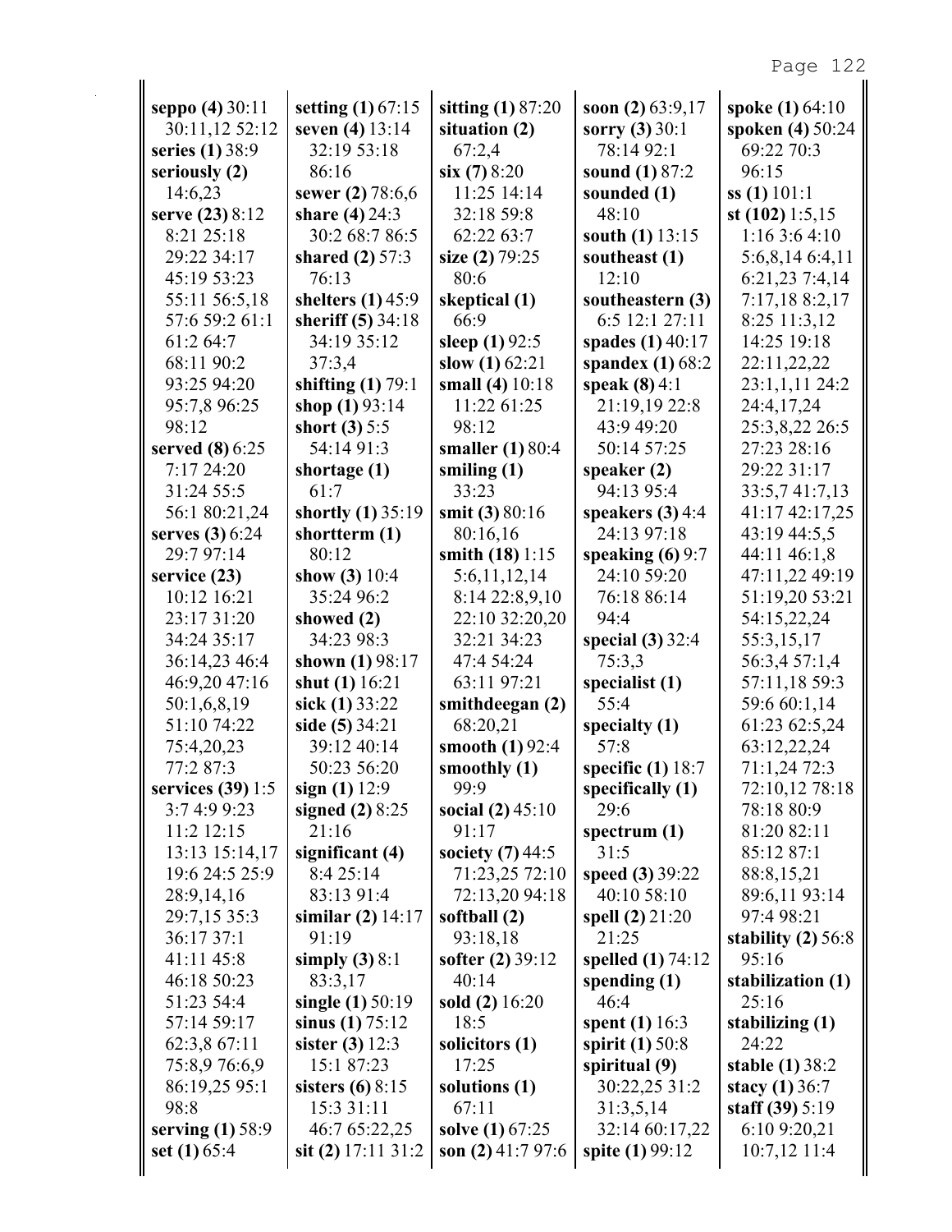**seppo (4)** 30:11 30:11,12 52:12
**series (1)** 38:9
**seriously (2)** 14:6,23
**serve (23)** 8:12 8:21 25:18 29:22 34:17 45:19 53:23 55:11 56:5,18 57:6 59:2 61:1 61:2 64:7 68:11 90:2 93:25 94:20 95:7,8 96:25 98:12
**served (8)** 6:25 7:17 24:20 31:24 55:5 56:1 80:21,24
**serves (3)** 6:24 29:7 97:14
**service (23)** 10:12 16:21 23:17 31:20 34:24 35:17 36:14,23 46:4 46:9,20 47:16 50:1,6,8,19 51:10 74:22 75:4,20,23 77:2 87:3
**services (39)** 1:5 3:7 4:9 9:23 11:2 12:15 13:13 15:14,17 19:6 24:5 25:9 28:9,14,16 29:7,15 35:3 36:17 37:1 41:11 45:8 46:18 50:23 51:23 54:4 57:14 59:17 62:3,8 67:11 75:8,9 76:6,9 86:19,25 95:1 98:8
**serving (1)** 58:9
**set (1)** 65:4
**setting (1)** 67:15
**seven (4)** 13:14 32:19 53:18 86:16
**sewer (2)** 78:6,6
**share (4)** 24:3 30:2 68:7 86:5
**shared (2)** 57:3 76:13
**shelters (1)** 45:9
**sheriff (5)** 34:18 34:19 35:12 37:3,4
**shifting (1)** 79:1
**shop (1)** 93:14
**short (3)** 5:5 54:14 91:3
**shortage (1)** 61:7
**shortly (1)** 35:19
**shortterm (1)** 80:12
**show (3)** 10:4 35:24 96:2
**showed (2)** 34:23 98:3
**shown (1)** 98:17
**shut (1)** 16:21
**sick (1)** 33:22
**side (5)** 34:21 39:12 40:14 50:23 56:20
**sign (1)** 12:9
**signed (2)** 8:25 21:16
**significant (4)** 8:4 25:14 83:13 91:4
**similar (2)** 14:17 91:19
**simply (3)** 8:1 83:3,17
**single (1)** 50:19
**sinus (1)** 75:12
**sister (3)** 12:3 15:1 87:23
**sisters (6)** 8:15 15:3 31:11 46:7 65:22,25
**sit (2)** 17:11 31:2
**sitting (1)** 87:20
**situation (2)** 67:2,4
**six (7)** 8:20 11:25 14:14 32:18 59:8 62:22 63:7
**size (2)** 79:25 80:6
**skeptical (1)** 66:9
**sleep (1)** 92:5
**slow (1)** 62:21
**small (4)** 10:18 11:22 61:25 98:12
**smaller (1)** 80:4
**smiling (1)** 33:23
**smit (3)** 80:16 80:16,16
**smith (18)** 1:15 5:6,11,12,14 8:14 22:8,9,10 22:10 32:20,20 32:21 34:23 47:4 54:24 63:11 97:21
**smithdeegan (2)** 68:20,21
**smooth (1)** 92:4
**smoothly (1)** 99:9
**social (2)** 45:10 91:17
**society (7)** 44:5 71:23,25 72:10 72:13,20 94:18
**softball (2)** 93:18,18
**softer (2)** 39:12 40:14
**sold (2)** 16:20 18:5
**solicitors (1)** 17:25
**solutions (1)** 67:11
**solve (1)** 67:25
**son (2)** 41:7 97:6
**soon (2)** 63:9,17
**sorry (3)** 30:1 78:14 92:1
**sound (1)** 87:2
**sounded (1)** 48:10
**south (1)** 13:15
**southeast (1)** 12:10
**southeastern (3)** 6:5 12:1 27:11
**spades (1)** 40:17
**spandex (1)** 68:2
**speak (8)** 4:1 21:19,19 22:8 43:9 49:20 50:14 57:25
**speaker (2)** 94:13 95:4
**speakers (3)** 4:4 24:13 97:18
**speaking (6)** 9:7 24:10 59:20 76:18 86:14 94:4
**special (3)** 32:4 75:3,3
**specialist (1)** 55:4
**specialty (1)** 57:8
**specific (1)** 18:7
**specifically (1)** 29:6
**spectrum (1)** 31:5
**speed (3)** 39:22 40:10 58:10
**spell (2)** 21:20 21:25
**spelled (1)** 74:12
**spending (1)** 46:4
**spent (1)** 16:3
**spirit (1)** 50:8
**spiritual (9)** 30:22,25 31:2 31:3,5,14 32:14 60:17,22
**spite (1)** 99:12
**spoke (1)** 64:10
**spoken (4)** 50:24 69:22 70:3 96:15
**ss (1)** 101:1
**st (102)** 1:5,15 1:16 3:6 4:10 5:6,8,14 6:4,11 6:21,23 7:4,14 7:17,18 8:2,17 8:25 11:3,12 14:25 19:18 22:11,22,22 23:1,1,11 24:2 24:4,17,24 25:3,8,22 26:5 27:23 28:16 29:22 31:17 33:5,7 41:7,13 41:17 42:17,25 43:19 44:5,5 44:11 46:1,8 47:11,22 49:19 51:19,20 53:21 54:15,22,24 55:3,15,17 56:3,4 57:1,4 57:11,18 59:3 59:6 60:1,14 61:23 62:5,24 63:12,22,24 71:1,24 72:3 72:10,12 78:18 78:18 80:9 81:20 82:11 85:12 87:1 88:8,15,21 89:6,11 93:14 97:4 98:21
**stability (2)** 56:8 95:16
**stabilization (1)** 25:16
**stabilizing (1)** 24:22
**stable (1)** 38:2
**stacy (1)** 36:7
**staff (39)** 5:19 6:10 9:20,21 10:7,12 11:4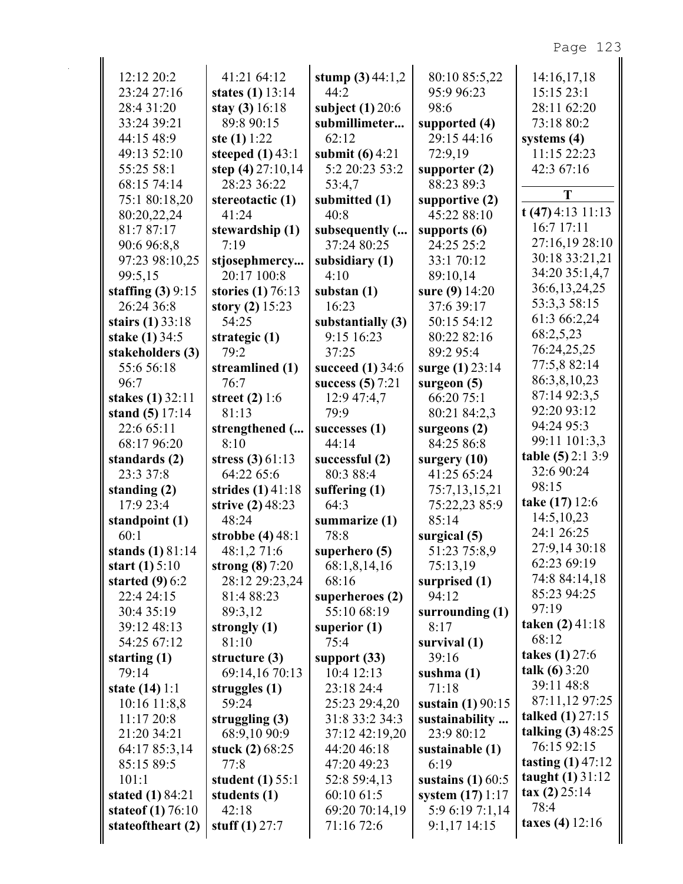12:12 20:2
23:24 27:16
28:4 31:20
33:24 39:21
44:15 48:9
49:13 52:10
55:25 58:1
68:15 74:14
75:1 80:18,20
80:20,22,24
81:7 87:17
90:6 96:8,8
97:23 98:10,25
99:5,15
**staffing (3)** 9:15
26:24 36:8
**stairs (1)** 33:18
**stake (1)** 34:5
**stakeholders (3)**
55:6 56:18
96:7
**stakes (1)** 32:11
**stand (5)** 17:14
22:6 65:11
68:17 96:20
**standards (2)**
23:3 37:8
**standing (2)**
17:9 23:4
**standpoint (1)**
60:1
**stands (1)** 81:14
**start (1)** 5:10
**started (9)** 6:2
22:4 24:15
30:4 35:19
39:12 48:13
54:25 67:12
**starting (1)**
79:14
**state (14)** 1:1
10:16 11:8,8
11:17 20:8
21:20 34:21
64:17 85:3,14
85:15 89:5
101:1
**stated (1)** 84:21
**stateof (1)** 76:10
**stateoftheart (2)**

41:21 64:12
**states (1)** 13:14
**stay (3)** 16:18
89:8 90:15
**ste (1)** 1:22
**steeped (1)** 43:1
**step (4)** 27:10,14
28:23 36:22
**stereotactic (1)**
41:24
**stewardship (1)**
7:19
**stjosephmercy...**
20:17 100:8
**stories (1)** 76:13
**story (2)** 15:23
54:25
**strategic (1)**
79:2
**streamlined (1)**
76:7
**street (2)** 1:6
81:13
**strengthened (...**
8:10
**stress (3)** 61:13
64:22 65:6
**strides (1)** 41:18
**strive (2)** 48:23
48:24
**strobbe (4)** 48:1
48:1,2 71:6
**strong (8)** 7:20
28:12 29:23,24
81:4 88:23
89:3,12
**strongly (1)**
81:10
**structure (3)**
69:14,16 70:13
**struggles (1)**
59:24
**struggling (3)**
68:9,10 90:9
**stuck (2)** 68:25
77:8
**student (1)** 55:1
**students (1)**
42:18
**stuff (1)** 27:7

**stump (3)** 44:1,2
44:2
**subject (1)** 20:6
**submillimeter...**
62:12
**submit (6)** 4:21
5:2 20:23 53:2
53:4,7
**submitted (1)**
40:8
**subsequently (...**
37:24 80:25
**subsidiary (1)**
4:10
**substan (1)**
16:23
**substantially (3)**
9:15 16:23
37:25
**succeed (1)** 34:6
**success (5)** 7:21
12:9 47:4,7
79:9
**successes (1)**
44:14
**successful (2)**
80:3 88:4
**suffering (1)**
64:3
**summarize (1)**
78:8
**superhero (5)**
68:1,8,14,16
68:16
**superheroes (2)**
55:10 68:19
**superior (1)**
75:4
**support (33)**
10:4 12:13
23:18 24:4
25:23 29:4,20
31:8 33:2 34:3
37:12 42:19,20
44:20 46:18
47:20 49:23
52:8 59:4,13
60:10 61:5
69:20 70:14,19
71:16 72:6

80:10 85:5,22
95:9 96:23
98:6
**supported (4)**
29:15 44:16
72:9,19
**supporter (2)**
88:23 89:3
**supportive (2)**
45:22 88:10
**supports (6)**
24:25 25:2
33:1 70:12
89:10,14
**sure (9)** 14:20
37:6 39:17
50:15 54:12
80:22 82:16
89:2 95:4
**surge (1)** 23:14
**surgeon (5)**
66:20 75:1
80:21 84:2,3
**surgeons (2)**
84:25 86:8
**surgery (10)**
41:25 65:24
75:7,13,15,21
75:22,23 85:9
85:14
**surgical (5)**
51:23 75:8,9
75:13,19
**surprised (1)**
94:12
**surrounding (1)**
8:17
**survival (1)**
39:16
**sushma (1)**
71:18
**sustain (1)** 90:15
**sustainability ...**
23:9 80:12
**sustainable (1)**
6:19
**sustains (1)** 60:5
**system (17)** 1:17
5:9 6:19 7:1,14
9:1,17 14:15

14:16,17,18
15:15 23:1
28:11 62:20
73:18 80:2
**systems (4)**
11:15 22:23
42:3 67:16

## T

**t (47)** 4:13 11:13
16:7 17:11
27:16,19 28:10
30:18 33:21,21
34:20 35:1,4,7
36:6,13,24,25
53:3,3 58:15
61:3 66:2,24
68:2,5,23
76:24,25,25
77:5,8 82:14
86:3,8,10,23
87:14 92:3,5
92:20 93:12
94:24 95:3
99:11 101:3,3
**table (5)** 2:1 3:9
32:6 90:24
98:15
**take (17)** 12:6
14:5,10,23
24:1 26:25
27:9,14 30:18
62:23 69:19
74:8 84:14,18
85:23 94:25
97:19
**taken (2)** 41:18
68:12
**takes (1)** 27:6
**talk (6)** 3:20
39:11 48:8
87:11,12 97:25
**talked (1)** 27:15
**talking (3)** 48:25
76:15 92:15
**tasting (1)** 47:12
**taught (1)** 31:12
**tax (2)** 25:14
78:4
**taxes (4)** 12:16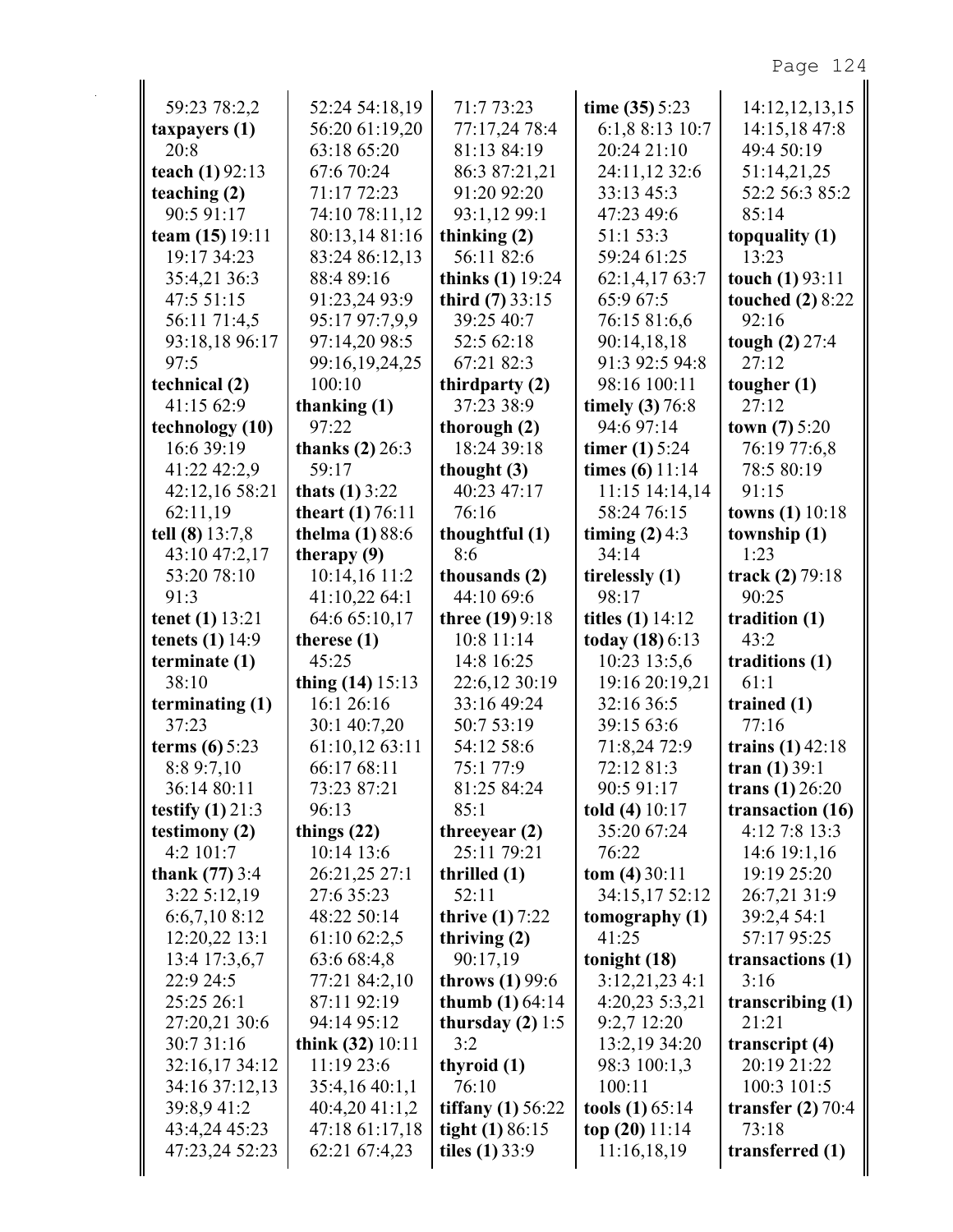59:23 78:2,2
**taxpayers (1)** 20:8
**teach (1)** 92:13
**teaching (2)** 90:5 91:17
**team (15)** 19:11 19:17 34:23 35:4,21 36:3 47:5 51:15 56:11 71:4,5 93:18,18 96:17 97:5
**technical (2)** 41:15 62:9
**technology (10)** 16:6 39:19 41:22 42:2,9 42:12,16 58:21 62:11,19
**tell (8)** 13:7,8 43:10 47:2,17 53:20 78:10 91:3
**tenet (1)** 13:21
**tenets (1)** 14:9
**terminate (1)** 38:10
**terminating (1)** 37:23
**terms (6)** 5:23 8:8 9:7,10 36:14 80:11
**testify (1)** 21:3
**testimony (2)** 4:2 101:7
**thank (77)** 3:4 3:22 5:12,19 6:6,7,10 8:12 12:20,22 13:1 13:4 17:3,6,7 22:9 24:5 25:25 26:1 27:20,21 30:6 30:7 31:16 32:16,17 34:12 34:16 37:12,13 39:8,9 41:2 43:4,24 45:23 47:23,24 52:23 52:24 54:18,19 56:20 61:19,20 63:18 65:20 67:6 70:24 71:17 72:23 74:10 78:11,12 80:13,14 81:16 83:24 86:12,13 88:4 89:16 91:23,24 93:9 95:17 97:7,9,9 97:14,20 98:5 99:16,19,24,25 100:10
**thanking (1)** 97:22
**thanks (2)** 26:3 59:17
**thats (1)** 3:22
**theart (1)** 76:11
**thelma (1)** 88:6
**therapy (9)** 10:14,16 11:2 41:10,22 64:1 64:6 65:10,17
**therese (1)** 45:25
**thing (14)** 15:13 16:1 26:16 30:1 40:7,20 61:10,12 63:11 66:17 68:11 73:23 87:21 96:13
**things (22)** 10:14 13:6 26:21,25 27:1 27:6 35:23 48:22 50:14 61:10 62:2,5 63:6 68:4,8 77:21 84:2,10 87:11 92:19 94:14 95:12
**think (32)** 10:11 11:19 23:6 35:4,16 40:1,1 40:4,20 41:1,2 47:18 61:17,18 62:21 67:4,23 71:7 73:23 77:17,24 78:4 81:13 84:19 86:3 87:21,21 91:20 92:20 93:1,12 99:1
**thinking (2)** 56:11 82:6
**thinks (1)** 19:24
**third (7)** 33:15 39:25 40:7 52:5 62:18 67:21 82:3
**thirdparty (2)** 37:23 38:9
**thorough (2)** 18:24 39:18
**thought (3)** 40:23 47:17 76:16
**thoughtful (1)** 8:6
**thousands (2)** 44:10 69:6
**three (19)** 9:18 10:8 11:14 14:8 16:25 22:6,12 30:19 33:16 49:24 50:7 53:19 54:12 58:6 75:1 77:9 81:25 84:24 85:1
**threeyear (2)** 25:11 79:21
**thrilled (1)** 52:11
**thrive (1)** 7:22
**thriving (2)** 90:17,19
**throws (1)** 99:6
**thumb (1)** 64:14
**thursday (2)** 1:5 3:2
**thyroid (1)** 76:10
**tiffany (1)** 56:22
**tight (1)** 86:15
**tiles (1)** 33:9
**time (35)** 5:23 6:1,8 8:13 10:7 20:24 21:10 24:11,12 32:6 33:13 45:3 47:23 49:6 51:1 53:3 59:24 61:25 62:1,4,17 63:7 65:9 67:5 76:15 81:6,6 90:14,18,18 91:3 92:5 94:8 98:16 100:11
**timely (3)** 76:8 94:6 97:14
**timer (1)** 5:24
**times (6)** 11:14 11:15 14:14,14 58:24 76:15
**timing (2)** 4:3 34:14
**tirelessly (1)** 98:17
**titles (1)** 14:12
**today (18)** 6:13 10:23 13:5,6 19:16 20:19,21 32:16 36:5 39:15 63:6 71:8,24 72:9 72:12 81:3 90:5 91:17
**told (4)** 10:17 35:20 67:24 76:22
**tom (4)** 30:11 34:15,17 52:12
**tomography (1)** 41:25
**tonight (18)** 3:12,21,23 4:1 4:20,23 5:3,21 9:2,7 12:20 13:2,19 34:20 98:3 100:1,3 100:11
**tools (1)** 65:14
**top (20)** 11:14 11:16,18,19 14:12,12,13,15 14:15,18 47:8 49:4 50:19 51:14,21,25 52:2 56:3 85:2 85:14
**topquality (1)** 13:23
**touch (1)** 93:11
**touched (2)** 8:22 92:16
**tough (2)** 27:4 27:12
**tougher (1)** 27:12
**town (7)** 5:20 76:19 77:6,8 78:5 80:19 91:15
**towns (1)** 10:18
**township (1)** 1:23
**track (2)** 79:18 90:25
**tradition (1)** 43:2
**traditions (1)** 61:1
**trained (1)** 77:16
**trains (1)** 42:18
**tran (1)** 39:1
**trans (1)** 26:20
**transaction (16)** 4:12 7:8 13:3 14:6 19:1,16 19:19 25:20 26:7,21 31:9 39:2,4 54:1 57:17 95:25
**transactions (1)** 3:16
**transcribing (1)** 21:21
**transcript (4)** 20:19 21:22 100:3 101:5
**transfer (2)** 70:4 73:18
**transferred (1)**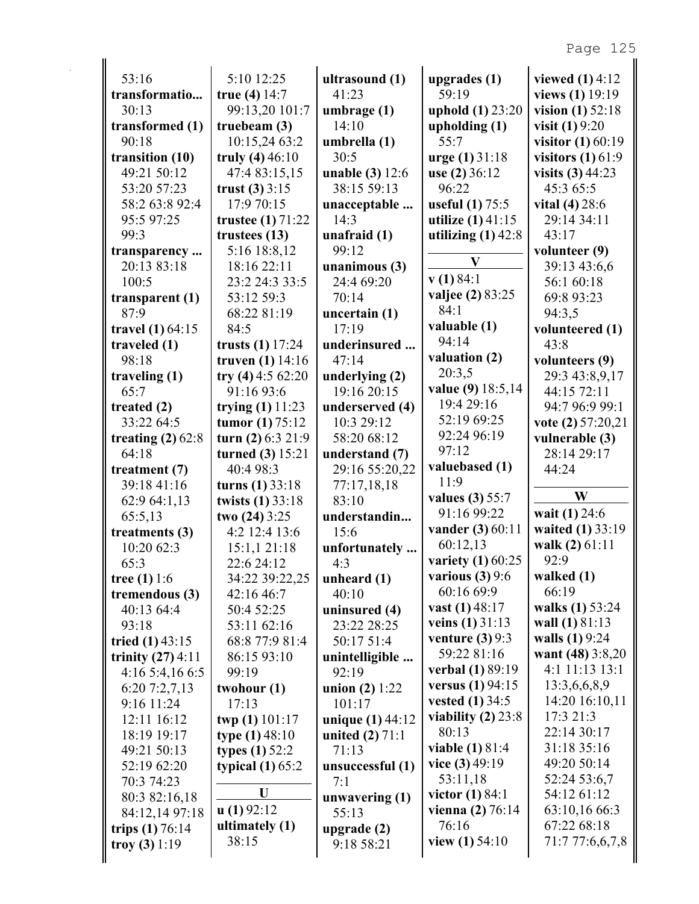53:16
**transformatio...**
30:13
**transformed (1)**
90:18
**transition (10)**
49:21 50:12
53:20 57:23
58:2 63:8 92:4
95:5 97:25
99:3
**transparency ...**
20:13 83:18
100:5
**transparent (1)**
87:9
**travel (1)** 64:15
**traveled (1)**
98:18
**traveling (1)**
65:7
**treated (2)**
33:22 64:5
**treating (2)** 62:8
64:18
**treatment (7)**
39:18 41:16
62:9 64:1,13
65:5,13
**treatments (3)**
10:20 62:3
65:3
**tree (1)** 1:6
**tremendous (3)**
40:13 64:4
93:18
**tried (1)** 43:15
**trinity (27)** 4:11
4:16 5:4,16 6:5
6:20 7:2,7,13
9:16 11:24
12:11 16:12
18:19 19:17
49:21 50:13
52:19 62:20
70:3 74:23
80:3 82:16,18
84:12,14 97:18
**trips (1)** 76:14
**troy (3)** 1:19
5:10 12:25
**true (4)** 14:7
99:13,20 101:7
**truebeam (3)**
10:15,24 63:2
**truly (4)** 46:10
47:4 83:15,15
**trust (3)** 3:15
17:9 70:15
**trustee (1)** 71:22
**trustees (13)**
5:16 18:8,12
18:16 22:11
23:2 24:3 33:5
53:12 59:3
68:22 81:19
84:5
**trusts (1)** 17:24
**truven (1)** 14:16
**try (4)** 4:5 62:20
91:16 93:6
**trying (1)** 11:23
**tumor (1)** 75:12
**turn (2)** 6:3 21:9
**turned (3)** 15:21
40:4 98:3
**turns (1)** 33:18
**twists (1)** 33:18
**two (24)** 3:25
4:2 12:4 13:6
15:1,1 21:18
22:6 24:12
34:22 39:22,25
42:16 46:7
50:4 52:25
53:11 62:16
68:8 77:9 81:4
86:15 93:10
99:19
**twohour (1)**
17:13
**twp (1)** 101:17
**type (1)** 48:10
**types (1)** 52:2
**typical (1)** 65:2

**U**

**u (1)** 92:12
**ultimately (1)**
38:15
**ultrasound (1)**
41:23
**umbrage (1)**
14:10
**umbrella (1)**
30:5
**unable (3)** 12:6
38:15 59:13
**unacceptable ...**
14:3
**unafraid (1)**
99:12
**unanimous (3)**
24:4 69:20
70:14
**uncertain (1)**
17:19
**underinsured ...**
47:14
**underlying (2)**
19:16 20:15
**underserved (4)**
10:3 29:12
58:20 68:12
**understand (7)**
29:16 55:20,22
77:17,18,18
83:10
**understandin...**
15:6
**unfortunately ...**
4:3
**unheard (1)**
40:10
**uninsured (4)**
23:22 28:25
50:17 51:4
**unintelligible ...**
92:19
**union (2)** 1:22
101:17
**unique (1)** 44:12
**united (2)** 71:1
71:13
**unsuccessful (1)**
7:1
**unwavering (1)**
55:13
**upgrade (2)**
9:18 58:21
**upgrades (1)**
59:19
**uphold (1)** 23:20
**upholding (1)**
55:7
**urge (1)** 31:18
**use (2)** 36:12
96:22
**useful (1)** 75:5
**utilize (1)** 41:15
**utilizing (1)** 42:8

**V**

**v (1)** 84:1
**valjee (2)** 83:25
84:1
**valuable (1)**
94:14
**valuation (2)**
20:3,5
**value (9)** 18:5,14
19:4 29:16
52:19 69:25
92:24 96:19
97:12
**valuebased (1)**
11:9
**values (3)** 55:7
91:16 99:22
**vander (3)** 60:11
60:12,13
**variety (1)** 60:25
**various (3)** 9:6
60:16 69:9
**vast (1)** 48:17
**veins (1)** 31:13
**venture (3)** 9:3
59:22 81:16
**verbal (1)** 89:19
**versus (1)** 94:15
**vested (1)** 34:5
**viability (2)** 23:8
80:13
**viable (1)** 81:4
**vice (3)** 49:19
53:11,18
**victor (1)** 84:1
**vienna (2)** 76:14
76:16
**view (1)** 54:10
**viewed (1)** 4:12
**views (1)** 19:19
**vision (1)** 52:18
**visit (1)** 9:20
**visitor (1)** 60:19
**visitors (1)** 61:9
**visits (3)** 44:23
45:3 65:5
**vital (4)** 28:6
29:14 34:11
43:17
**volunteer (9)**
39:13 43:6,6
56:1 60:18
69:8 93:23
94:3,5
**volunteered (1)**
43:8
**volunteers (9)**
29:3 43:8,9,17
44:15 72:11
94:7 96:9 99:1
**vote (2)** 57:20,21
**vulnerable (3)**
28:14 29:17
44:24

**W**

**wait (1)** 24:6
**waited (1)** 33:19
**walk (2)** 61:11
92:9
**walked (1)**
66:19
**walks (1)** 53:24
**wall (1)** 81:13
**walls (1)** 9:24
**want (48)** 3:8,20
4:1 11:13 13:1
13:3,6,6,8,9
14:20 16:10,11
17:3 21:3
22:14 30:17
31:18 35:16
49:20 50:14
52:24 53:6,7
54:12 61:12
63:10,16 66:3
67:22 68:18
71:7 77:6,6,7,8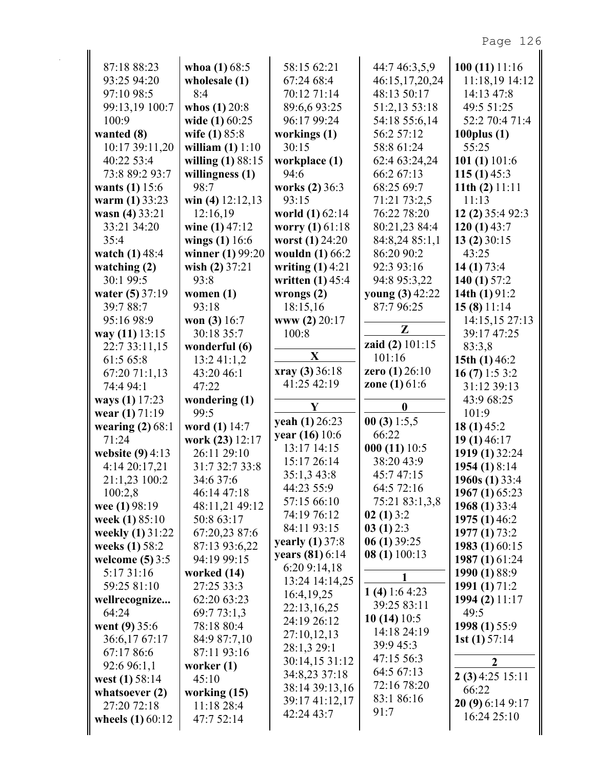87:18 88:23
93:25 94:20
97:10 98:5
99:13,19 100:7
100:9
**wanted (8)**
10:17 39:11,20
40:22 53:4
73:8 89:2 93:7
**wants (1)** 15:6
**warm (1)** 33:23
**wasn (4)** 33:21
33:21 34:20
35:4
**watch (1)** 48:4
**watching (2)**
30:1 99:5
**water (5)** 37:19
39:7 88:7
95:16 98:9
**way (11)** 13:15
22:7 33:11,15
61:5 65:8
67:20 71:1,13
74:4 94:1
**ways (1)** 17:23
**wear (1)** 71:19
**wearing (2)** 68:1
71:24
**website (9)** 4:13
4:14 20:17,21
21:1,23 100:2
100:2,8
**wee (1)** 98:19
**week (1)** 85:10
**weekly (1)** 31:22
**weeks (1)** 58:2
**welcome (5)** 3:5
5:17 31:16
59:25 81:10
**wellrecognize...**
64:24
**went (9)** 35:6
36:6,17 67:17
67:17 86:6
92:6 96:1,1
**west (1)** 58:14
**whatsoever (2)**
27:20 72:18
**wheels (1)** 60:12
**whoa (1)** 68:5
**wholesale (1)**
8:4
**whos (1)** 20:8
**wide (1)** 60:25
**wife (1)** 85:8
**william (1)** 1:10
**willing (1)** 88:15
**willingness (1)**
98:7
**win (4)** 12:12,13
12:16,19
**wine (1)** 47:12
**wings (1)** 16:6
**winner (1)** 99:20
**wish (2)** 37:21
93:8
**women (1)**
93:18
**won (3)** 16:7
30:18 35:7
**wonderful (6)**
13:2 41:1,2
43:20 46:1
47:22
**wondering (1)**
99:5
**word (1)** 14:7
**work (23)** 12:17
26:11 29:10
31:7 32:7 33:8
34:6 37:6
46:14 47:18
48:11,21 49:12
50:8 63:17
67:20,23 87:6
87:13 93:6,22
94:19 99:15
**worked (14)**
27:25 33:3
62:20 63:23
69:7 73:1,3
78:18 80:4
84:9 87:7,10
87:11 93:16
**worker (1)**
45:10
**working (15)**
11:18 28:4
47:7 52:14
58:15 62:21
67:24 68:4
70:12 71:14
89:6,6 93:25
96:17 99:24
**workings (1)**
30:15
**workplace (1)**
94:6
**works (2)** 36:3
93:15
**world (1)** 62:14
**worry (1)** 61:18
**worst (1)** 24:20
**wouldn (1)** 66:2
**writing (1)** 4:21
**written (1)** 45:4
**wrongs (2)**
18:15,16
**www (2)** 20:17
100:8

**X**

**xray (3)** 36:18
41:25 42:19

**Y**

**yeah (1)** 26:23
**year (16)** 10:6
13:17 14:15
15:17 26:14
35:1,3 43:8
44:23 55:9
57:15 66:10
74:19 76:12
84:11 93:15
**yearly (1)** 37:8
**years (81)** 6:14
6:20 9:14,18
13:24 14:14,25
16:4,19,25
22:13,16,25
24:19 26:12
27:10,12,13
28:1,3 29:1
30:14,15 31:12
34:8,23 37:18
38:14 39:13,16
39:17 41:12,17
42:24 43:7
44:7 46:3,5,9
46:15,17,20,24
48:13 50:17
51:2,13 53:18
54:18 55:6,14
56:2 57:12
58:8 61:24
62:4 63:24,24
66:2 67:13
68:25 69:7
71:21 73:2,5
76:22 78:20
80:21,23 84:4
84:8,24 85:1,1
86:20 90:2
92:3 93:16
94:8 95:3,22
**young (3)** 42:22
87:7 96:25

**Z**

**zaid (2)** 101:15
101:16
**zero (1)** 26:10
**zone (1)** 61:6

**0**

**00 (3)** 1:5,5
66:22
**000 (11)** 10:5
38:20 43:9
45:7 47:15
64:5 72:16
75:21 83:1,3,8
**02 (1)** 3:2
**03 (1)** 2:3
**06 (1)** 39:25
**08 (1)** 100:13

**1**

**1 (4)** 1:6 4:23
39:25 83:11
**10 (14)** 10:5
14:18 24:19
39:9 45:3
47:15 56:3
64:5 67:13
72:16 78:20
83:1 86:16
91:7
**100 (11)** 11:16
11:18,19 14:12
14:13 47:8
49:5 51:25
52:2 70:4 71:4
**100plus (1)**
55:25
**101 (1)** 101:6
**115 (1)** 45:3
**11th (2)** 11:11
11:13
**12 (2)** 35:4 92:3
**120 (1)** 43:7
**13 (2)** 30:15
43:25
**14 (1)** 73:4
**140 (1)** 57:2
**14th (1)** 91:2
**15 (8)** 11:14
14:15,15 27:13
39:17 47:25
83:3,8
**15th (1)** 46:2
**16 (7)** 1:5 3:2
31:12 39:13
43:9 68:25
101:9
**18 (1)** 45:2
**19 (1)** 46:17
**1919 (1)** 32:24
**1954 (1)** 8:14
**1960s (1)** 33:4
**1967 (1)** 65:23
**1968 (1)** 33:4
**1975 (1)** 46:2
**1977 (1)** 73:2
**1983 (1)** 60:15
**1987 (1)** 61:24
**1990 (1)** 88:9
**1991 (1)** 71:2
**1994 (2)** 11:17
49:5
**1998 (1)** 55:9
**1st (1)** 57:14

**2**

**2 (3)** 4:25 15:11
66:22
**20 (9)** 6:14 9:17
16:24 25:10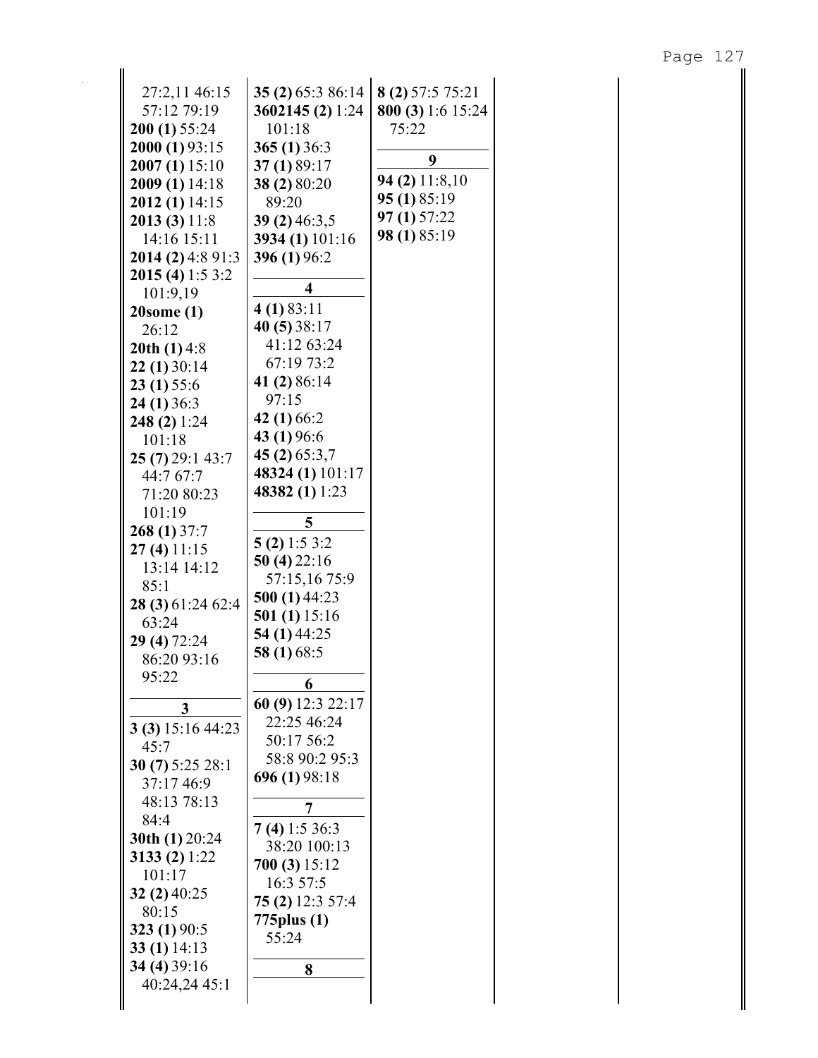27:2,11 46:15
57:12 79:19
**200 (1)** 55:24
**2000 (1)** 93:15
**2007 (1)** 15:10
**2009 (1)** 14:18
**2012 (1)** 14:15
**2013 (3)** 11:8
14:16 15:11
**2014 (2)** 4:8 91:3
**2015 (4)** 1:5 3:2
101:9,19
**20some (1)**
26:12
**20th (1)** 4:8
**22 (1)** 30:14
**23 (1)** 55:6
**24 (1)** 36:3
**248 (2)** 1:24
101:18
**25 (7)** 29:1 43:7
44:7 67:7
71:20 80:23
101:19
**268 (1)** 37:7
**27 (4)** 11:15
13:14 14:12
85:1
**28 (3)** 61:24 62:4
63:24
**29 (4)** 72:24
86:20 93:16
95:22

**3**

**3 (3)** 15:16 44:23
45:7
**30 (7)** 5:25 28:1
37:17 46:9
48:13 78:13
84:4
**30th (1)** 20:24
**3133 (2)** 1:22
101:17
**32 (2)** 40:25
80:15
**323 (1)** 90:5
**33 (1)** 14:13
**34 (4)** 39:16
40:24,24 45:1
**35 (2)** 65:3 86:14
**3602145 (2)** 1:24
101:18
**365 (1)** 36:3
**37 (1)** 89:17
**38 (2)** 80:20
89:20
**39 (2)** 46:3,5
**3934 (1)** 101:16
**396 (1)** 96:2

**4**

**4 (1)** 83:11
**40 (5)** 38:17
41:12 63:24
67:19 73:2
**41 (2)** 86:14
97:15
**42 (1)** 66:2
**43 (1)** 96:6
**45 (2)** 65:3,7
**48324 (1)** 101:17
**48382 (1)** 1:23

**5**

**5 (2)** 1:5 3:2
**50 (4)** 22:16
57:15,16 75:9
**500 (1)** 44:23
**501 (1)** 15:16
**54 (1)** 44:25
**58 (1)** 68:5

**6**

**60 (9)** 12:3 22:17
22:25 46:24
50:17 56:2
58:8 90:2 95:3
**696 (1)** 98:18

**7**

**7 (4)** 1:5 36:3
38:20 100:13
**700 (3)** 15:12
16:3 57:5
**75 (2)** 12:3 57:4
**775plus (1)**
55:24

**8**

**8 (2)** 57:5 75:21
**800 (3)** 1:6 15:24
75:22

**9**

**94 (2)** 11:8,10
**95 (1)** 85:19
**97 (1)** 57:22
**98 (1)** 85:19